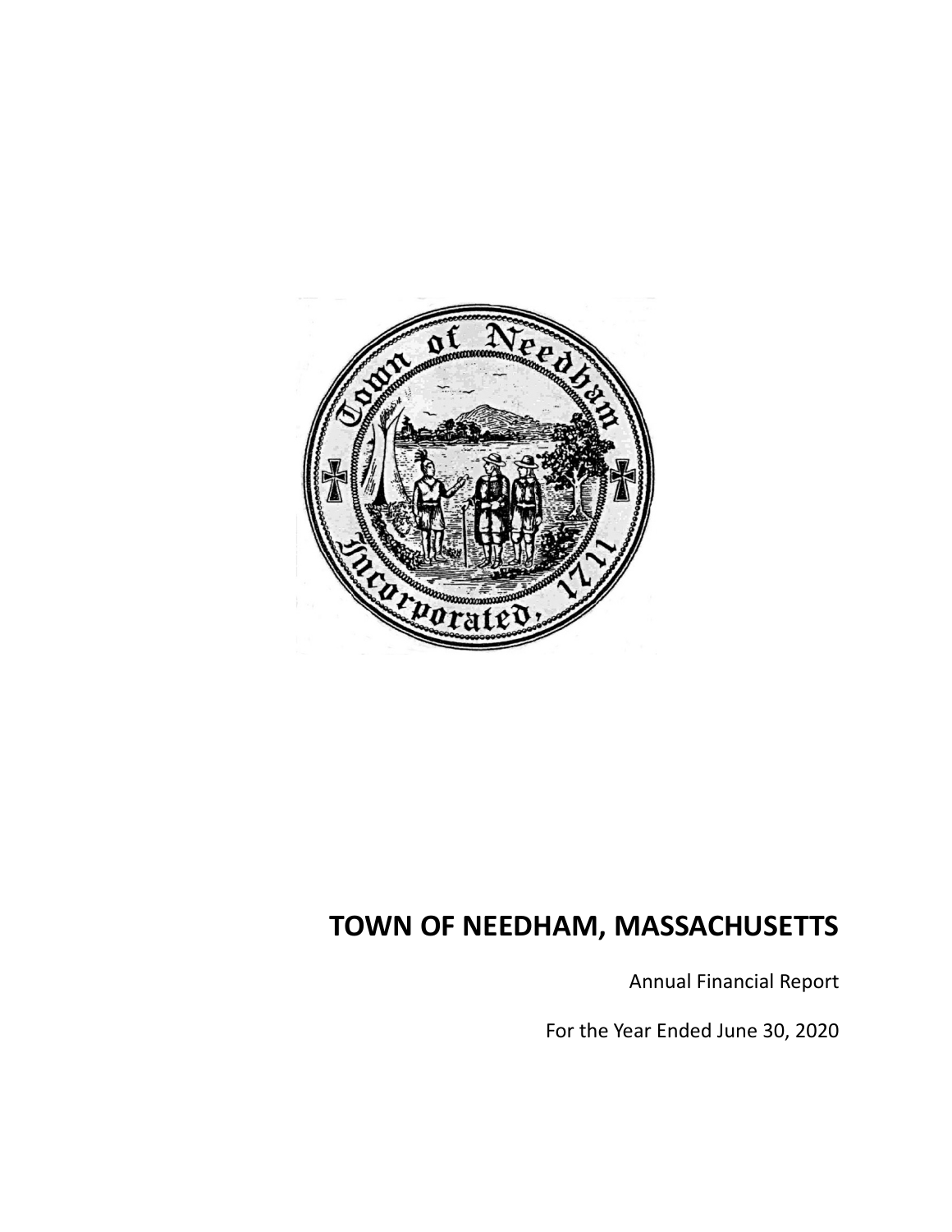# TOWN OF NEEDHAM, MASSACHUSETTS

Annual Financial Report

For the Year Ended June 30, 2020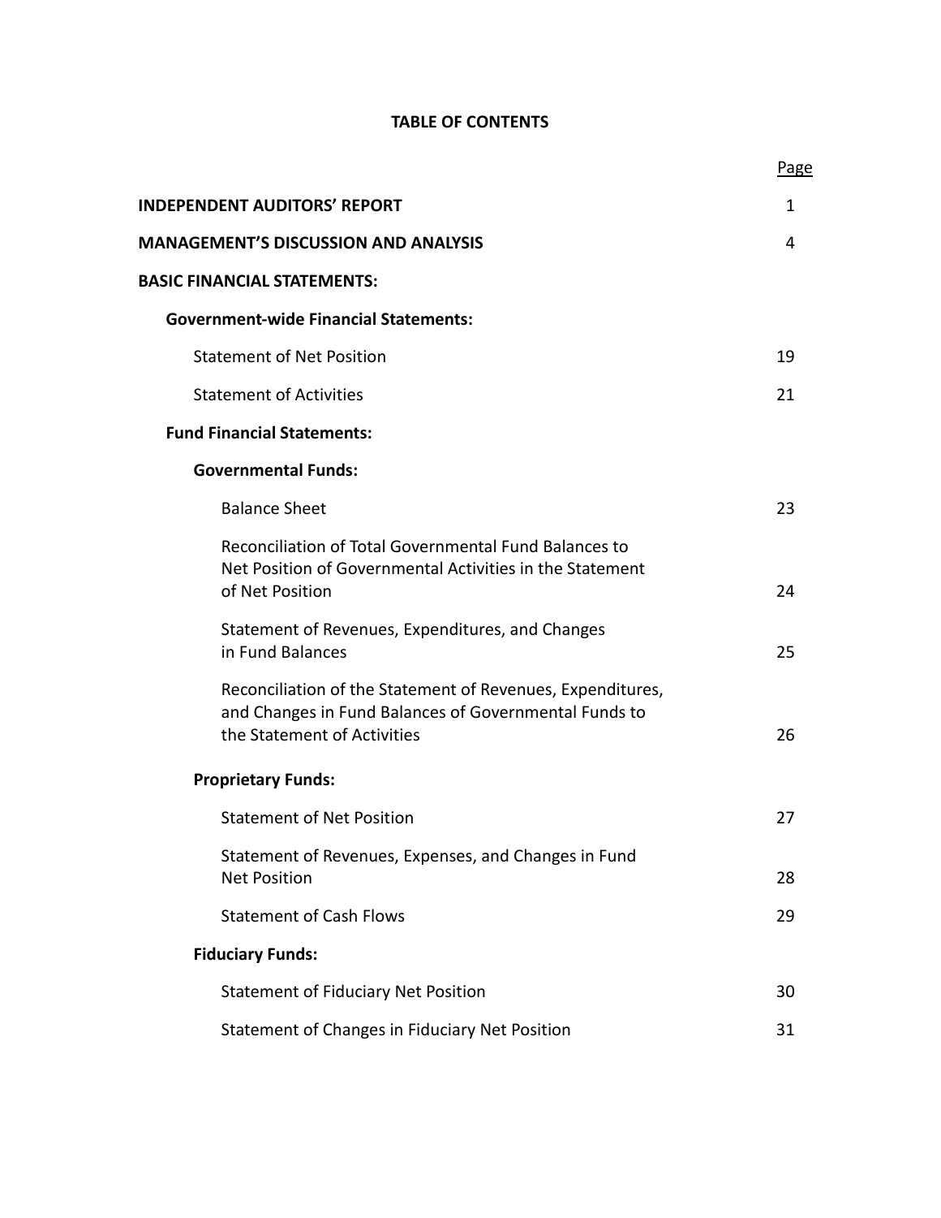# TABLE OF CONTENTS

| | Page |
|---|---|
| **INDEPENDENT AUDITORS' REPORT** | 1 |
| **MANAGEMENT'S DISCUSSION AND ANALYSIS** | 4 |
| **BASIC FINANCIAL STATEMENTS:** | |
| **Government-wide Financial Statements:** | |
| Statement of Net Position | 19 |
| Statement of Activities | 21 |
| **Fund Financial Statements:** | |
| **Governmental Funds:** | |
| Balance Sheet | 23 |
| Reconciliation of Total Governmental Fund Balances to Net Position of Governmental Activities in the Statement of Net Position | 24 |
| Statement of Revenues, Expenditures, and Changes in Fund Balances | 25 |
| Reconciliation of the Statement of Revenues, Expenditures, and Changes in Fund Balances of Governmental Funds to the Statement of Activities | 26 |
| **Proprietary Funds:** | |
| Statement of Net Position | 27 |
| Statement of Revenues, Expenses, and Changes in Fund Net Position | 28 |
| Statement of Cash Flows | 29 |
| **Fiduciary Funds:** | |
| Statement of Fiduciary Net Position | 30 |
| Statement of Changes in Fiduciary Net Position | 31 |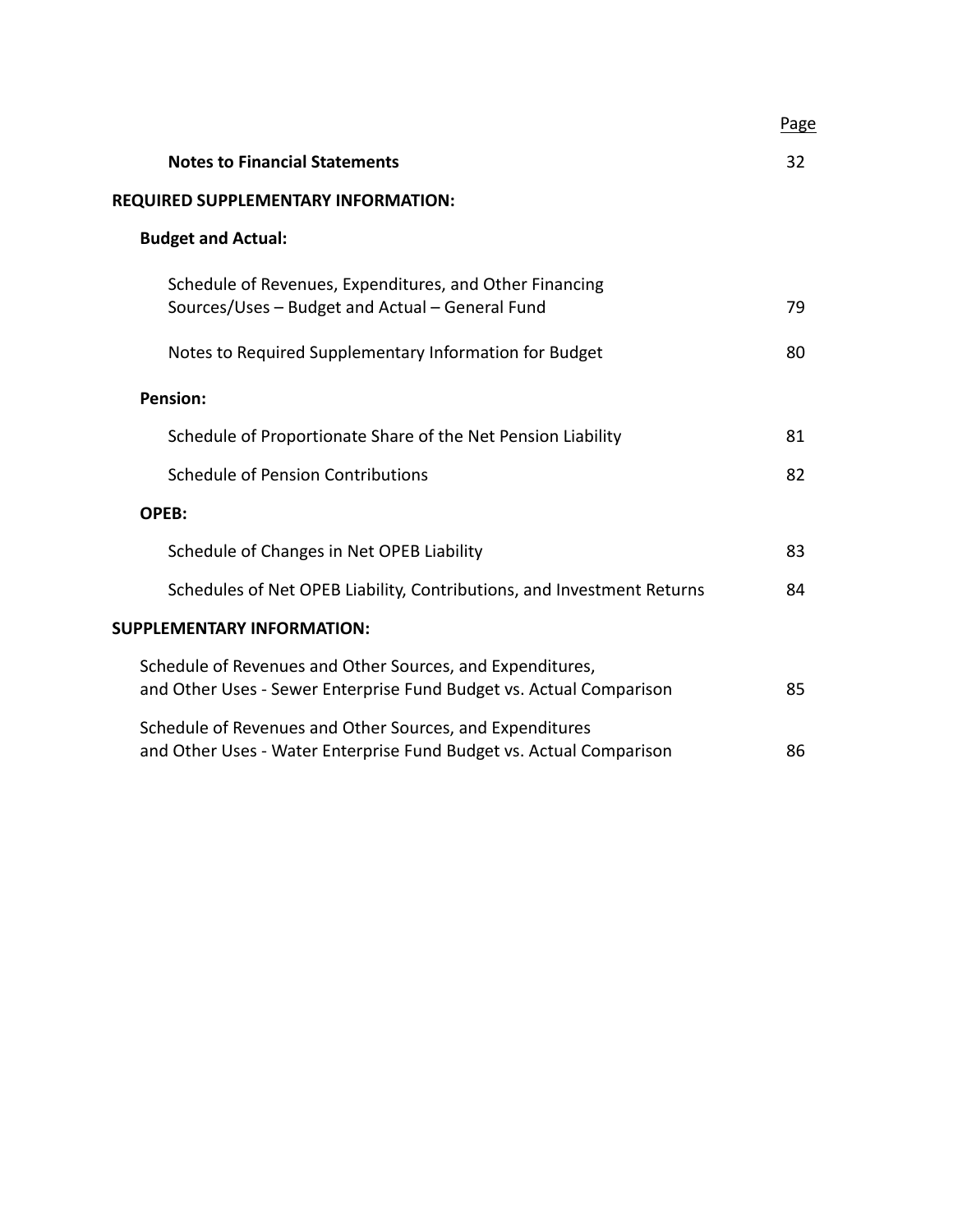| | Page |
|---|---|
| **Notes to Financial Statements** | 32 |
| **REQUIRED SUPPLEMENTARY INFORMATION:** | |
| **Budget and Actual:** | |
| Schedule of Revenues, Expenditures, and Other Financing Sources/Uses – Budget and Actual – General Fund | 79 |
| Notes to Required Supplementary Information for Budget | 80 |
| **Pension:** | |
| Schedule of Proportionate Share of the Net Pension Liability | 81 |
| Schedule of Pension Contributions | 82 |
| **OPEB:** | |
| Schedule of Changes in Net OPEB Liability | 83 |
| Schedules of Net OPEB Liability, Contributions, and Investment Returns | 84 |
| **SUPPLEMENTARY INFORMATION:** | |
| Schedule of Revenues and Other Sources, and Expenditures, and Other Uses - Sewer Enterprise Fund Budget vs. Actual Comparison | 85 |
| Schedule of Revenues and Other Sources, and Expenditures and Other Uses - Water Enterprise Fund Budget vs. Actual Comparison | 86 |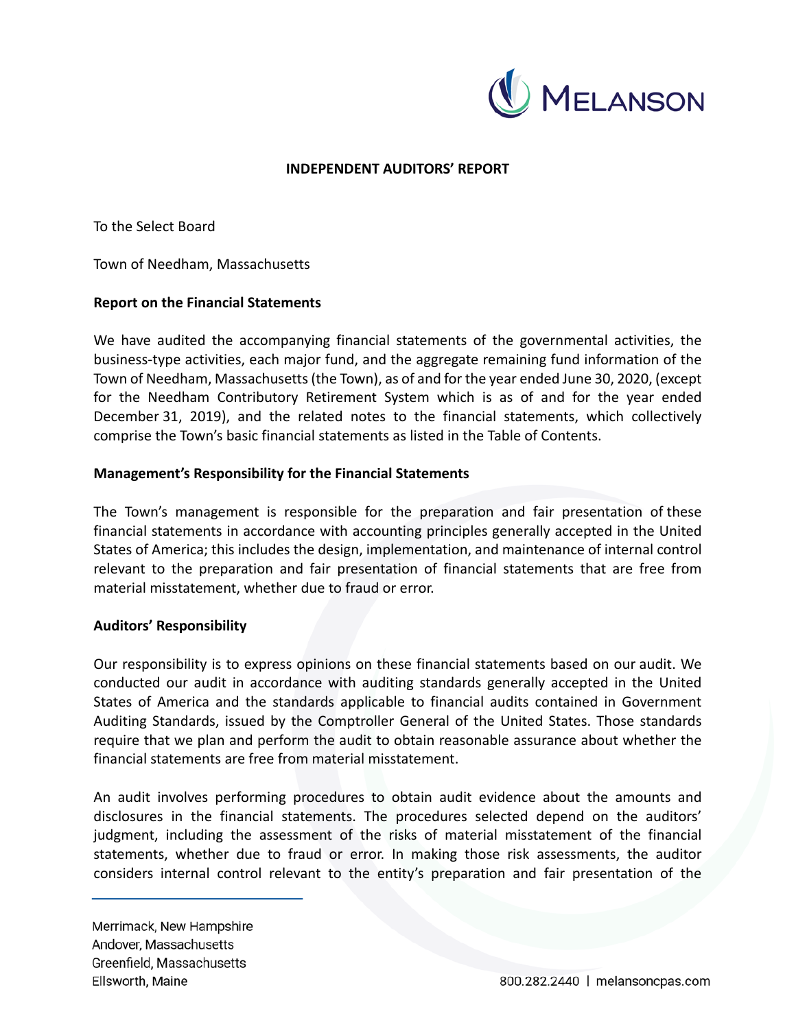**INDEPENDENT AUDITORS' REPORT**

To the Select Board

Town of Needham, Massachusetts

**Report on the Financial Statements**

We have audited the accompanying financial statements of the governmental activities, the business-type activities, each major fund, and the aggregate remaining fund information of the Town of Needham, Massachusetts (the Town), as of and for the year ended June 30, 2020, (except for the Needham Contributory Retirement System which is as of and for the year ended December 31, 2019), and the related notes to the financial statements, which collectively comprise the Town's basic financial statements as listed in the Table of Contents.

**Management's Responsibility for the Financial Statements**

The Town's management is responsible for the preparation and fair presentation of these financial statements in accordance with accounting principles generally accepted in the United States of America; this includes the design, implementation, and maintenance of internal control relevant to the preparation and fair presentation of financial statements that are free from material misstatement, whether due to fraud or error.

**Auditors' Responsibility**

Our responsibility is to express opinions on these financial statements based on our audit. We conducted our audit in accordance with auditing standards generally accepted in the United States of America and the standards applicable to financial audits contained in Government Auditing Standards, issued by the Comptroller General of the United States. Those standards require that we plan and perform the audit to obtain reasonable assurance about whether the financial statements are free from material misstatement.

An audit involves performing procedures to obtain audit evidence about the amounts and disclosures in the financial statements. The procedures selected depend on the auditors' judgment, including the assessment of the risks of material misstatement of the financial statements, whether due to fraud or error. In making those risk assessments, the auditor considers internal control relevant to the entity's preparation and fair presentation of the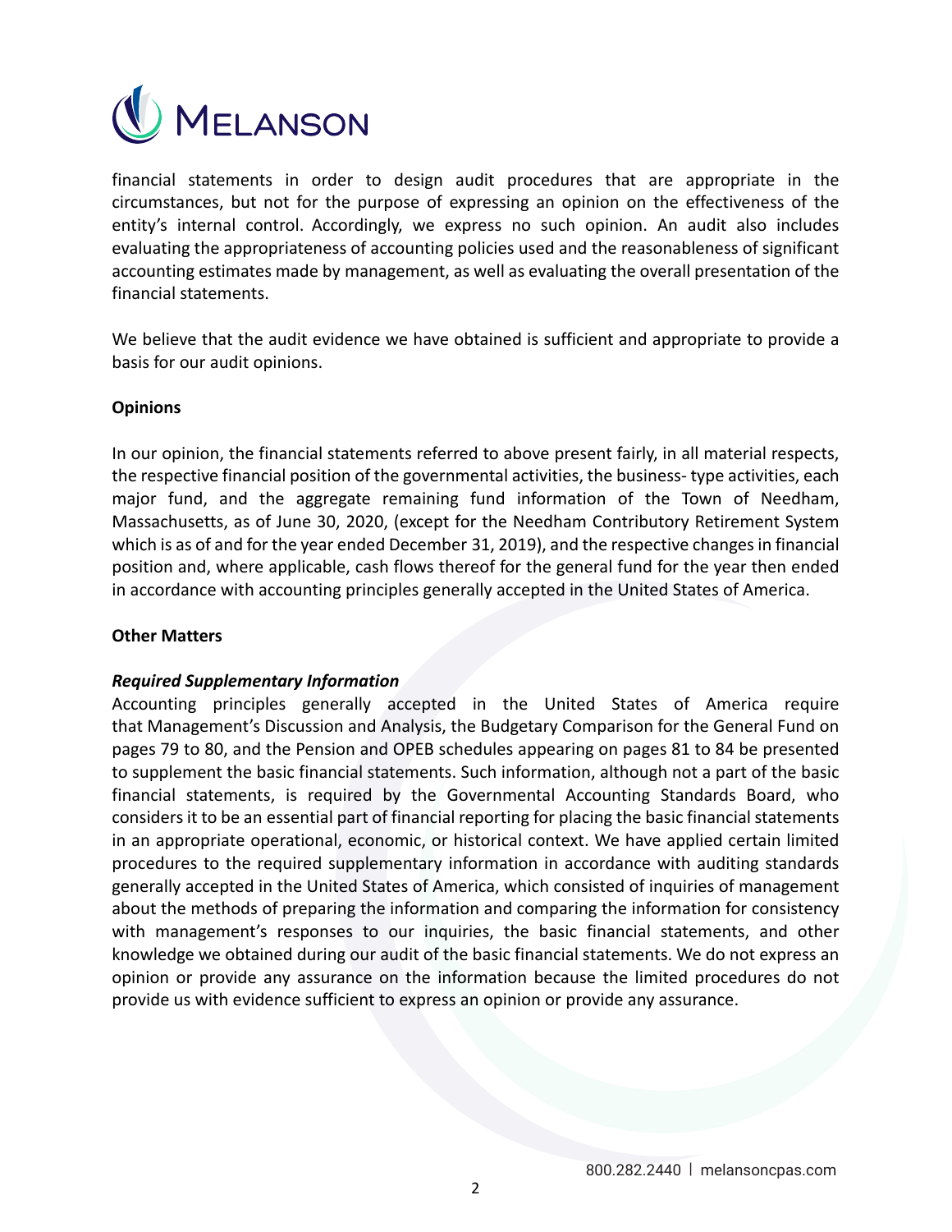financial statements in order to design audit procedures that are appropriate in the circumstances, but not for the purpose of expressing an opinion on the effectiveness of the entity's internal control. Accordingly, we express no such opinion. An audit also includes evaluating the appropriateness of accounting policies used and the reasonableness of significant accounting estimates made by management, as well as evaluating the overall presentation of the financial statements.

We believe that the audit evidence we have obtained is sufficient and appropriate to provide a basis for our audit opinions.

**Opinions**

In our opinion, the financial statements referred to above present fairly, in all material respects, the respective financial position of the governmental activities, the business- type activities, each major fund, and the aggregate remaining fund information of the Town of Needham, Massachusetts, as of June 30, 2020, (except for the Needham Contributory Retirement System which is as of and for the year ended December 31, 2019), and the respective changes in financial position and, where applicable, cash flows thereof for the general fund for the year then ended in accordance with accounting principles generally accepted in the United States of America.

**Other Matters**

***Required Supplementary Information***

Accounting principles generally accepted in the United States of America require that Management's Discussion and Analysis, the Budgetary Comparison for the General Fund on pages 79 to 80, and the Pension and OPEB schedules appearing on pages 81 to 84 be presented to supplement the basic financial statements. Such information, although not a part of the basic financial statements, is required by the Governmental Accounting Standards Board, who considers it to be an essential part of financial reporting for placing the basic financial statements in an appropriate operational, economic, or historical context. We have applied certain limited procedures to the required supplementary information in accordance with auditing standards generally accepted in the United States of America, which consisted of inquiries of management about the methods of preparing the information and comparing the information for consistency with management's responses to our inquiries, the basic financial statements, and other knowledge we obtained during our audit of the basic financial statements. We do not express an opinion or provide any assurance on the information because the limited procedures do not provide us with evidence sufficient to express an opinion or provide any assurance.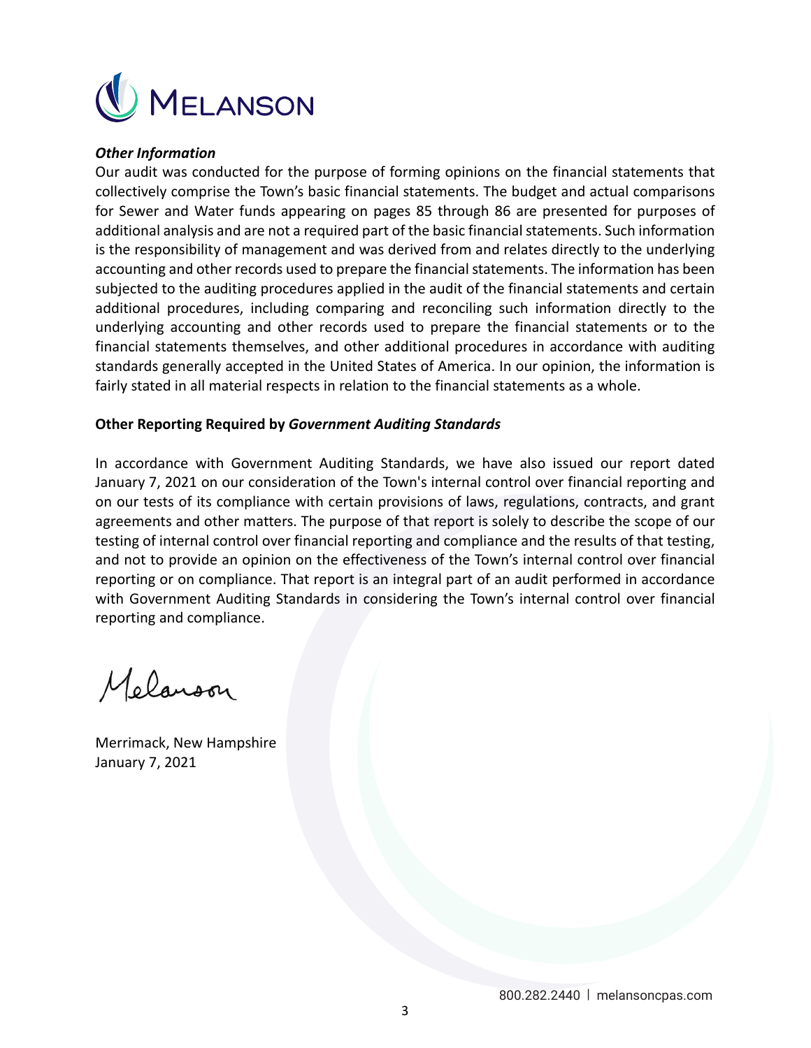### *Other Information*

Our audit was conducted for the purpose of forming opinions on the financial statements that collectively comprise the Town's basic financial statements. The budget and actual comparisons for Sewer and Water funds appearing on pages 85 through 86 are presented for purposes of additional analysis and are not a required part of the basic financial statements. Such information is the responsibility of management and was derived from and relates directly to the underlying accounting and other records used to prepare the financial statements. The information has been subjected to the auditing procedures applied in the audit of the financial statements and certain additional procedures, including comparing and reconciling such information directly to the underlying accounting and other records used to prepare the financial statements or to the financial statements themselves, and other additional procedures in accordance with auditing standards generally accepted in the United States of America. In our opinion, the information is fairly stated in all material respects in relation to the financial statements as a whole.

### Other Reporting Required by *Government Auditing Standards*

In accordance with Government Auditing Standards, we have also issued our report dated January 7, 2021 on our consideration of the Town's internal control over financial reporting and on our tests of its compliance with certain provisions of laws, regulations, contracts, and grant agreements and other matters. The purpose of that report is solely to describe the scope of our testing of internal control over financial reporting and compliance and the results of that testing, and not to provide an opinion on the effectiveness of the Town's internal control over financial reporting or on compliance. That report is an integral part of an audit performed in accordance with Government Auditing Standards in considering the Town's internal control over financial reporting and compliance.

Melanson

Merrimack, New Hampshire
January 7, 2021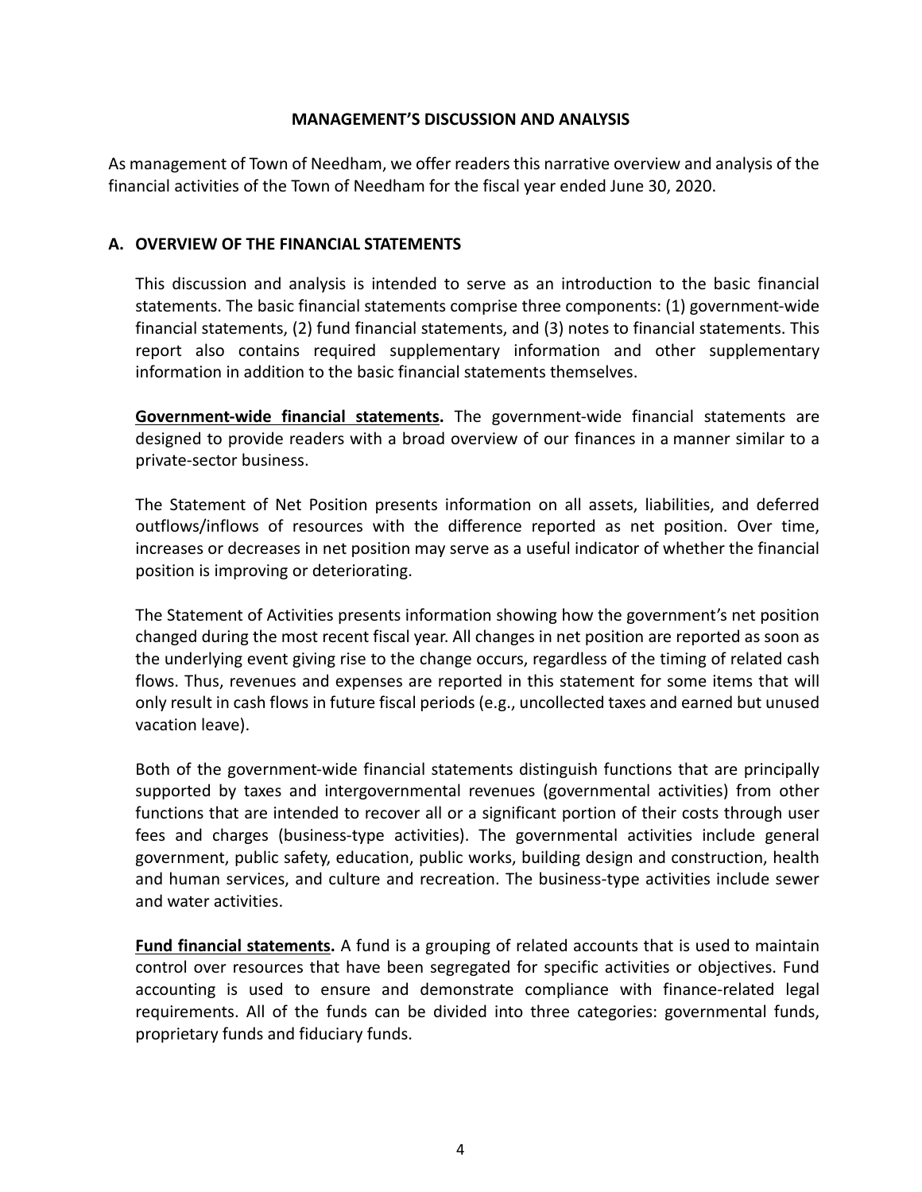# MANAGEMENT'S DISCUSSION AND ANALYSIS

As management of Town of Needham, we offer readers this narrative overview and analysis of the financial activities of the Town of Needham for the fiscal year ended June 30, 2020.

## A. OVERVIEW OF THE FINANCIAL STATEMENTS

This discussion and analysis is intended to serve as an introduction to the basic financial statements. The basic financial statements comprise three components: (1) government-wide financial statements, (2) fund financial statements, and (3) notes to financial statements. This report also contains required supplementary information and other supplementary information in addition to the basic financial statements themselves.

**Government-wide financial statements.** The government-wide financial statements are designed to provide readers with a broad overview of our finances in a manner similar to a private-sector business.

The Statement of Net Position presents information on all assets, liabilities, and deferred outflows/inflows of resources with the difference reported as net position. Over time, increases or decreases in net position may serve as a useful indicator of whether the financial position is improving or deteriorating.

The Statement of Activities presents information showing how the government's net position changed during the most recent fiscal year. All changes in net position are reported as soon as the underlying event giving rise to the change occurs, regardless of the timing of related cash flows. Thus, revenues and expenses are reported in this statement for some items that will only result in cash flows in future fiscal periods (e.g., uncollected taxes and earned but unused vacation leave).

Both of the government-wide financial statements distinguish functions that are principally supported by taxes and intergovernmental revenues (governmental activities) from other functions that are intended to recover all or a significant portion of their costs through user fees and charges (business-type activities). The governmental activities include general government, public safety, education, public works, building design and construction, health and human services, and culture and recreation. The business-type activities include sewer and water activities.

**Fund financial statements.** A fund is a grouping of related accounts that is used to maintain control over resources that have been segregated for specific activities or objectives. Fund accounting is used to ensure and demonstrate compliance with finance-related legal requirements. All of the funds can be divided into three categories: governmental funds, proprietary funds and fiduciary funds.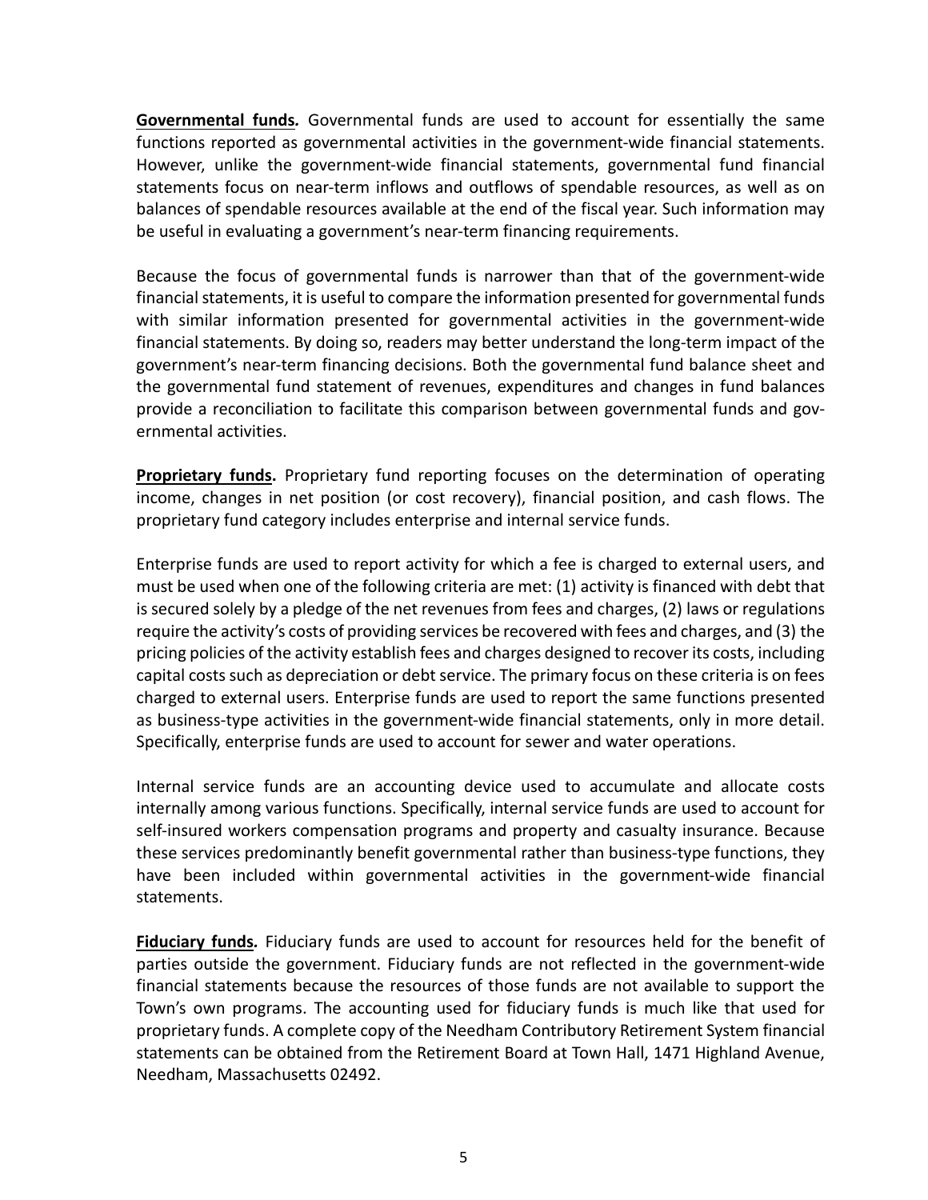**Governmental funds.** Governmental funds are used to account for essentially the same functions reported as governmental activities in the government-wide financial statements. However, unlike the government-wide financial statements, governmental fund financial statements focus on near-term inflows and outflows of spendable resources, as well as on balances of spendable resources available at the end of the fiscal year. Such information may be useful in evaluating a government's near-term financing requirements.

Because the focus of governmental funds is narrower than that of the government-wide financial statements, it is useful to compare the information presented for governmental funds with similar information presented for governmental activities in the government-wide financial statements. By doing so, readers may better understand the long-term impact of the government's near-term financing decisions. Both the governmental fund balance sheet and the governmental fund statement of revenues, expenditures and changes in fund balances provide a reconciliation to facilitate this comparison between governmental funds and governmental activities.

**Proprietary funds.** Proprietary fund reporting focuses on the determination of operating income, changes in net position (or cost recovery), financial position, and cash flows. The proprietary fund category includes enterprise and internal service funds.

Enterprise funds are used to report activity for which a fee is charged to external users, and must be used when one of the following criteria are met: (1) activity is financed with debt that is secured solely by a pledge of the net revenues from fees and charges, (2) laws or regulations require the activity's costs of providing services be recovered with fees and charges, and (3) the pricing policies of the activity establish fees and charges designed to recover its costs, including capital costs such as depreciation or debt service. The primary focus on these criteria is on fees charged to external users. Enterprise funds are used to report the same functions presented as business-type activities in the government-wide financial statements, only in more detail. Specifically, enterprise funds are used to account for sewer and water operations.

Internal service funds are an accounting device used to accumulate and allocate costs internally among various functions. Specifically, internal service funds are used to account for self-insured workers compensation programs and property and casualty insurance. Because these services predominantly benefit governmental rather than business-type functions, they have been included within governmental activities in the government-wide financial statements.

**Fiduciary funds.** Fiduciary funds are used to account for resources held for the benefit of parties outside the government. Fiduciary funds are not reflected in the government-wide financial statements because the resources of those funds are not available to support the Town's own programs. The accounting used for fiduciary funds is much like that used for proprietary funds. A complete copy of the Needham Contributory Retirement System financial statements can be obtained from the Retirement Board at Town Hall, 1471 Highland Avenue, Needham, Massachusetts 02492.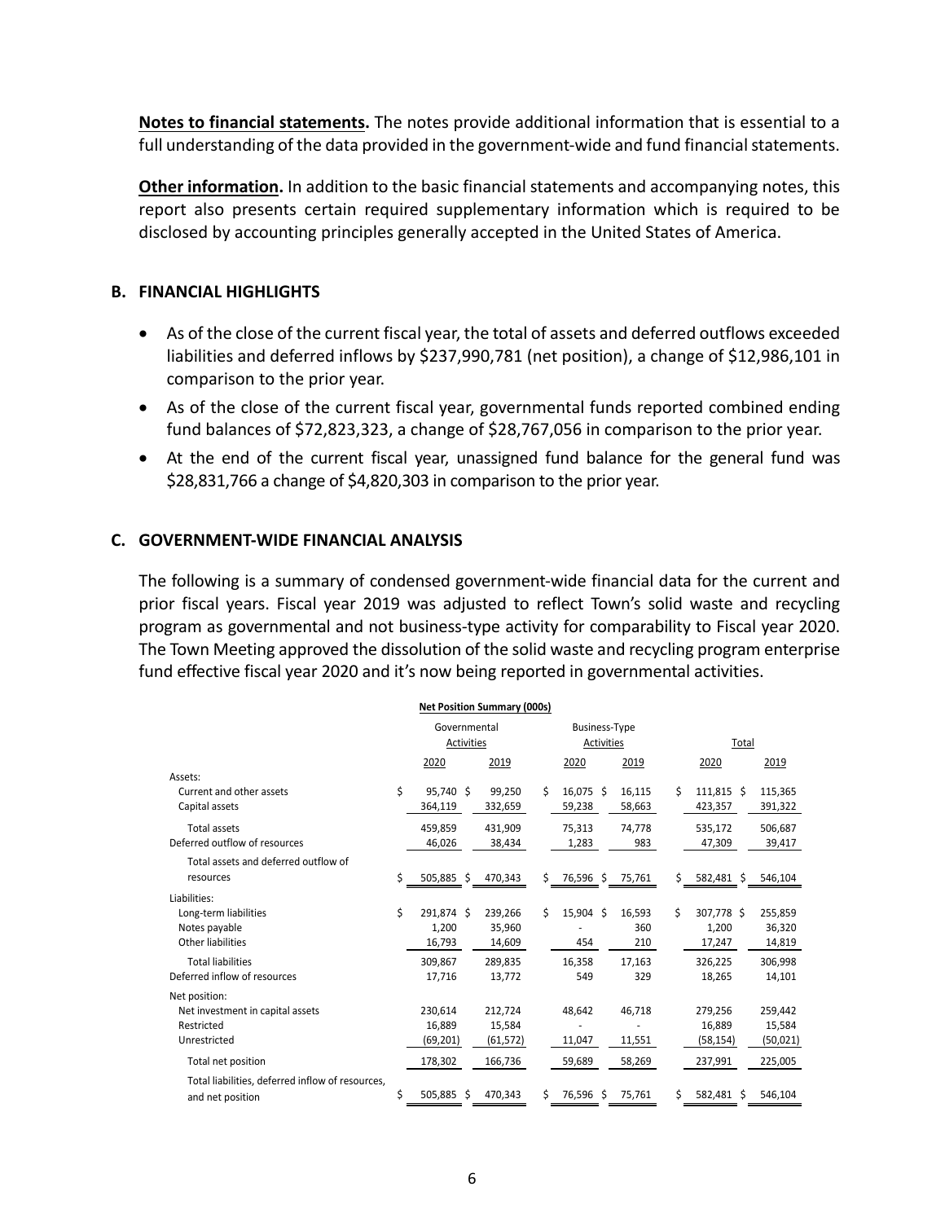**Notes to financial statements.** The notes provide additional information that is essential to a full understanding of the data provided in the government-wide and fund financial statements.

**Other information.** In addition to the basic financial statements and accompanying notes, this report also presents certain required supplementary information which is required to be disclosed by accounting principles generally accepted in the United States of America.

## B. FINANCIAL HIGHLIGHTS

- As of the close of the current fiscal year, the total of assets and deferred outflows exceeded liabilities and deferred inflows by $237,990,781 (net position), a change of $12,986,101 in comparison to the prior year.
- As of the close of the current fiscal year, governmental funds reported combined ending fund balances of $72,823,323, a change of $28,767,056 in comparison to the prior year.
- At the end of the current fiscal year, unassigned fund balance for the general fund was $28,831,766 a change of $4,820,303 in comparison to the prior year.

## C. GOVERNMENT-WIDE FINANCIAL ANALYSIS

The following is a summary of condensed government-wide financial data for the current and prior fiscal years. Fiscal year 2019 was adjusted to reflect Town's solid waste and recycling program as governmental and not business-type activity for comparability to Fiscal year 2020. The Town Meeting approved the dissolution of the solid waste and recycling program enterprise fund effective fiscal year 2020 and it's now being reported in governmental activities.

**Net Position Summary (000s)**

| | Governmental Activities | | Business-Type Activities | | Total | |
|---|---|---|---|---|---|---|
| | 2020 | 2019 | 2020 | 2019 | 2020 | 2019 |
| Assets: | | | | | | |
| Current and other assets | $ 95,740 | $ 99,250 | $ 16,075 | $ 16,115 | $ 111,815 | $ 115,365 |
| Capital assets | 364,119 | 332,659 | 59,238 | 58,663 | 423,357 | 391,322 |
| Total assets | 459,859 | 431,909 | 75,313 | 74,778 | 535,172 | 506,687 |
| Deferred outflow of resources | 46,026 | 38,434 | 1,283 | 983 | 47,309 | 39,417 |
| Total assets and deferred outflow of resources | $ 505,885 | $ 470,343 | $ 76,596 | $ 75,761 | $ 582,481 | $ 546,104 |
| Liabilities: | | | | | | |
| Long-term liabilities | $ 291,874 | $ 239,266 | $ 15,904 | $ 16,593 | $ 307,778 | $ 255,859 |
| Notes payable | 1,200 | 35,960 | - | 360 | 1,200 | 36,320 |
| Other liabilities | 16,793 | 14,609 | 454 | 210 | 17,247 | 14,819 |
| Total liabilities | 309,867 | 289,835 | 16,358 | 17,163 | 326,225 | 306,998 |
| Deferred inflow of resources | 17,716 | 13,772 | 549 | 329 | 18,265 | 14,101 |
| Net position: | | | | | | |
| Net investment in capital assets | 230,614 | 212,724 | 48,642 | 46,718 | 279,256 | 259,442 |
| Restricted | 16,889 | 15,584 | - | - | 16,889 | 15,584 |
| Unrestricted | (69,201) | (61,572) | 11,047 | 11,551 | (58,154) | (50,021) |
| Total net position | 178,302 | 166,736 | 59,689 | 58,269 | 237,991 | 225,005 |
| Total liabilities, deferred inflow of resources, and net position | $ 505,885 | $ 470,343 | $ 76,596 | $ 75,761 | $ 582,481 | $ 546,104 |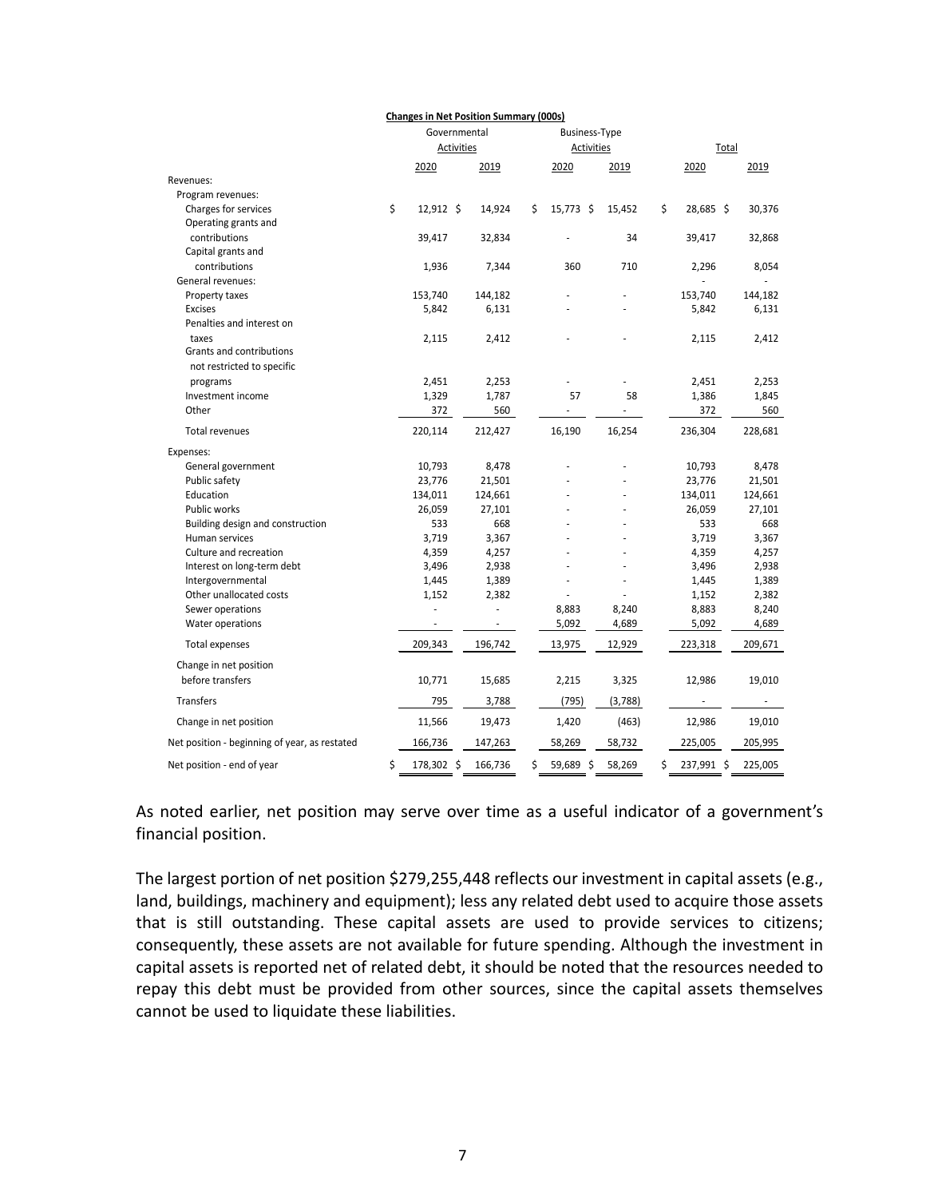**Changes in Net Position Summary (000s)**

| | Governmental Activities | | Business-Type Activities | | Total | |
|---|---|---|---|---|---|---|
| | 2020 | 2019 | 2020 | 2019 | 2020 | 2019 |
| Revenues: | | | | | | |
| Program revenues: | | | | | | |
| Charges for services | $ 12,912 | $ 14,924 | $ 15,773 | $ 15,452 | $ 28,685 | $ 30,376 |
| Operating grants and contributions | 39,417 | 32,834 | - | 34 | 39,417 | 32,868 |
| Capital grants and contributions | 1,936 | 7,344 | 360 | 710 | 2,296 | 8,054 |
| General revenues: | | | | | - | - |
| Property taxes | 153,740 | 144,182 | - | - | 153,740 | 144,182 |
| Excises | 5,842 | 6,131 | - | - | 5,842 | 6,131 |
| Penalties and interest on taxes | 2,115 | 2,412 | - | - | 2,115 | 2,412 |
| Grants and contributions not restricted to specific programs | 2,451 | 2,253 | - | - | 2,451 | 2,253 |
| Investment income | 1,329 | 1,787 | 57 | 58 | 1,386 | 1,845 |
| Other | 372 | 560 | - | - | 372 | 560 |
| Total revenues | 220,114 | 212,427 | 16,190 | 16,254 | 236,304 | 228,681 |
| Expenses: | | | | | | |
| General government | 10,793 | 8,478 | - | - | 10,793 | 8,478 |
| Public safety | 23,776 | 21,501 | - | - | 23,776 | 21,501 |
| Education | 134,011 | 124,661 | - | - | 134,011 | 124,661 |
| Public works | 26,059 | 27,101 | - | - | 26,059 | 27,101 |
| Building design and construction | 533 | 668 | - | - | 533 | 668 |
| Human services | 3,719 | 3,367 | - | - | 3,719 | 3,367 |
| Culture and recreation | 4,359 | 4,257 | - | - | 4,359 | 4,257 |
| Interest on long-term debt | 3,496 | 2,938 | - | - | 3,496 | 2,938 |
| Intergovernmental | 1,445 | 1,389 | - | - | 1,445 | 1,389 |
| Other unallocated costs | 1,152 | 2,382 | - | - | 1,152 | 2,382 |
| Sewer operations | - | - | 8,883 | 8,240 | 8,883 | 8,240 |
| Water operations | - | - | 5,092 | 4,689 | 5,092 | 4,689 |
| Total expenses | 209,343 | 196,742 | 13,975 | 12,929 | 223,318 | 209,671 |
| Change in net position before transfers | 10,771 | 15,685 | 2,215 | 3,325 | 12,986 | 19,010 |
| Transfers | 795 | 3,788 | (795) | (3,788) | - | - |
| Change in net position | 11,566 | 19,473 | 1,420 | (463) | 12,986 | 19,010 |
| Net position - beginning of year, as restated | 166,736 | 147,263 | 58,269 | 58,732 | 225,005 | 205,995 |
| Net position - end of year | $ 178,302 | $ 166,736 | $ 59,689 | $ 58,269 | $ 237,991 | $ 225,005 |

As noted earlier, net position may serve over time as a useful indicator of a government's financial position.

The largest portion of net position $279,255,448 reflects our investment in capital assets (e.g., land, buildings, machinery and equipment); less any related debt used to acquire those assets that is still outstanding. These capital assets are used to provide services to citizens; consequently, these assets are not available for future spending. Although the investment in capital assets is reported net of related debt, it should be noted that the resources needed to repay this debt must be provided from other sources, since the capital assets themselves cannot be used to liquidate these liabilities.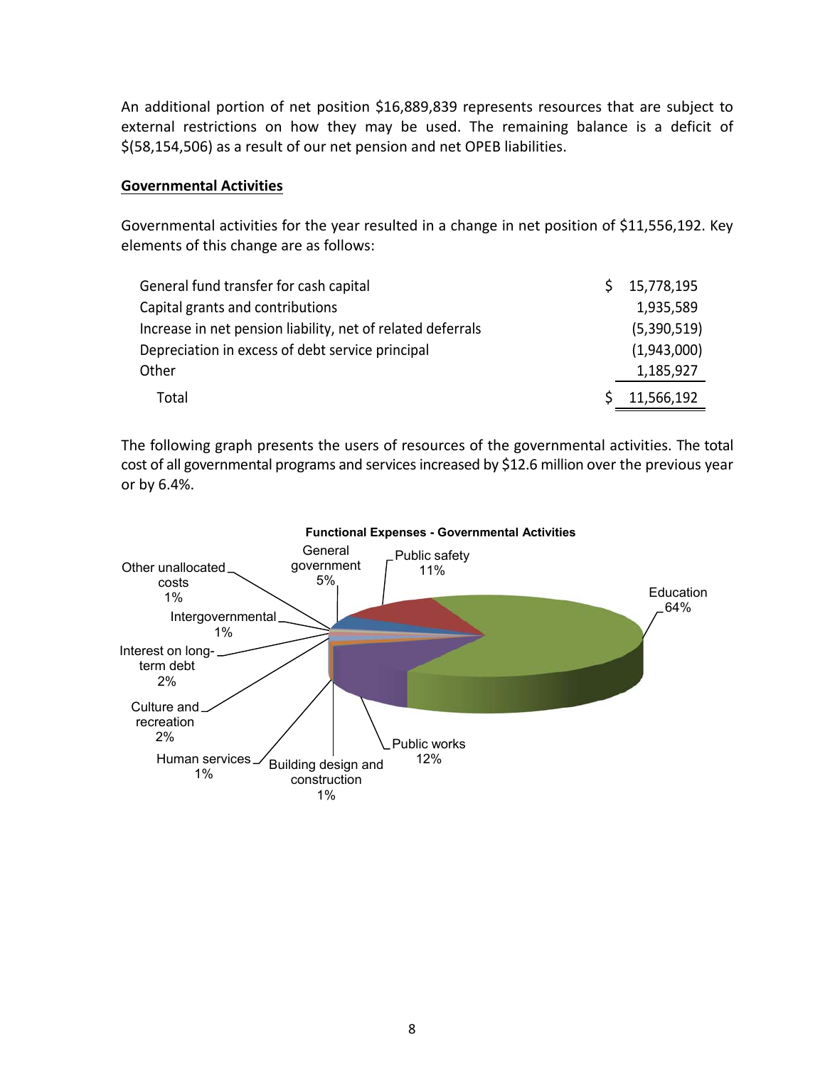An additional portion of net position $16,889,839 represents resources that are subject to external restrictions on how they may be used. The remaining balance is a deficit of $(58,154,506) as a result of our net pension and net OPEB liabilities.

**Governmental Activities**

Governmental activities for the year resulted in a change in net position of $11,556,192. Key elements of this change are as follows:

| | |
|---|---|
| General fund transfer for cash capital | $ 15,778,195 |
| Capital grants and contributions | 1,935,589 |
| Increase in net pension liability, net of related deferrals | (5,390,519) |
| Depreciation in excess of debt service principal | (1,943,000) |
| Other | 1,185,927 |
| Total | $ 11,566,192 |

The following graph presents the users of resources of the governmental activities. The total cost of all governmental programs and services increased by $12.6 million over the previous year or by 6.4%.

**Functional Expenses - Governmental Activities**

| Function | Percent |
|---|---|
| Education | 64% |
| Public works | 12% |
| Public safety | 11% |
| General government | 5% |
| Interest on long-term debt | 2% |
| Culture and recreation | 2% |
| Other unallocated costs | 1% |
| Intergovernmental | 1% |
| Human services | 1% |
| Building design and construction | 1% |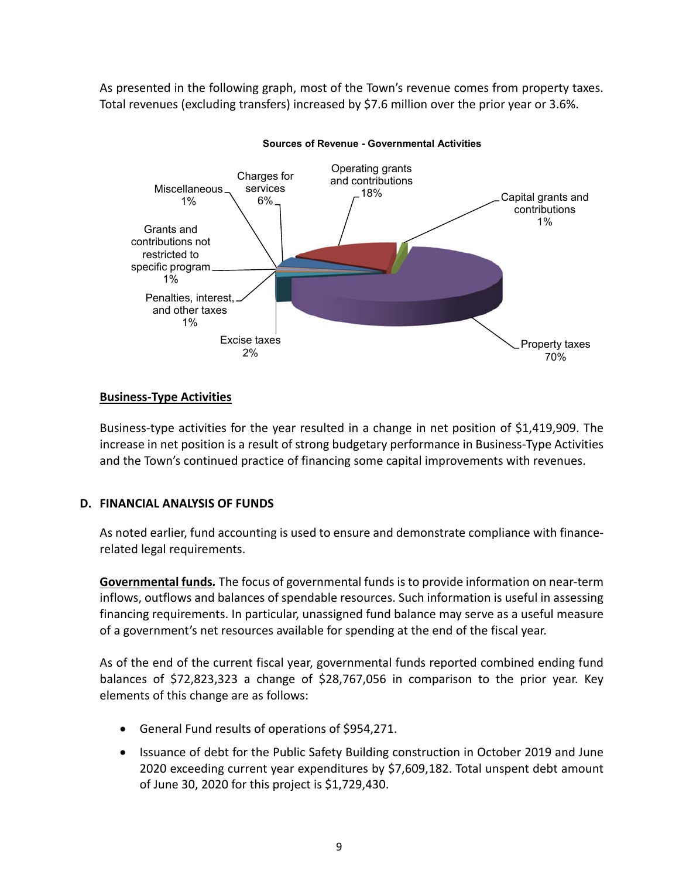As presented in the following graph, most of the Town's revenue comes from property taxes. Total revenues (excluding transfers) increased by $7.6 million over the prior year or 3.6%.

**Sources of Revenue - Governmental Activities**

| Source | Percentage |
| --- | --- |
| Property taxes | 70% |
| Operating grants and contributions | 18% |
| Charges for services | 6% |
| Excise taxes | 2% |
| Miscellaneous | 1% |
| Grants and contributions not restricted to specific program | 1% |
| Penalties, interest, and other taxes | 1% |
| Capital grants and contributions | 1% |

**Business-Type Activities**

Business-type activities for the year resulted in a change in net position of $1,419,909. The increase in net position is a result of strong budgetary performance in Business-Type Activities and the Town's continued practice of financing some capital improvements with revenues.

## D. FINANCIAL ANALYSIS OF FUNDS

As noted earlier, fund accounting is used to ensure and demonstrate compliance with finance-related legal requirements.

**Governmental funds.** The focus of governmental funds is to provide information on near-term inflows, outflows and balances of spendable resources. Such information is useful in assessing financing requirements. In particular, unassigned fund balance may serve as a useful measure of a government's net resources available for spending at the end of the fiscal year.

As of the end of the current fiscal year, governmental funds reported combined ending fund balances of $72,823,323 a change of $28,767,056 in comparison to the prior year. Key elements of this change are as follows:

- General Fund results of operations of $954,271.
- Issuance of debt for the Public Safety Building construction in October 2019 and June 2020 exceeding current year expenditures by $7,609,182. Total unspent debt amount of June 30, 2020 for this project is $1,729,430.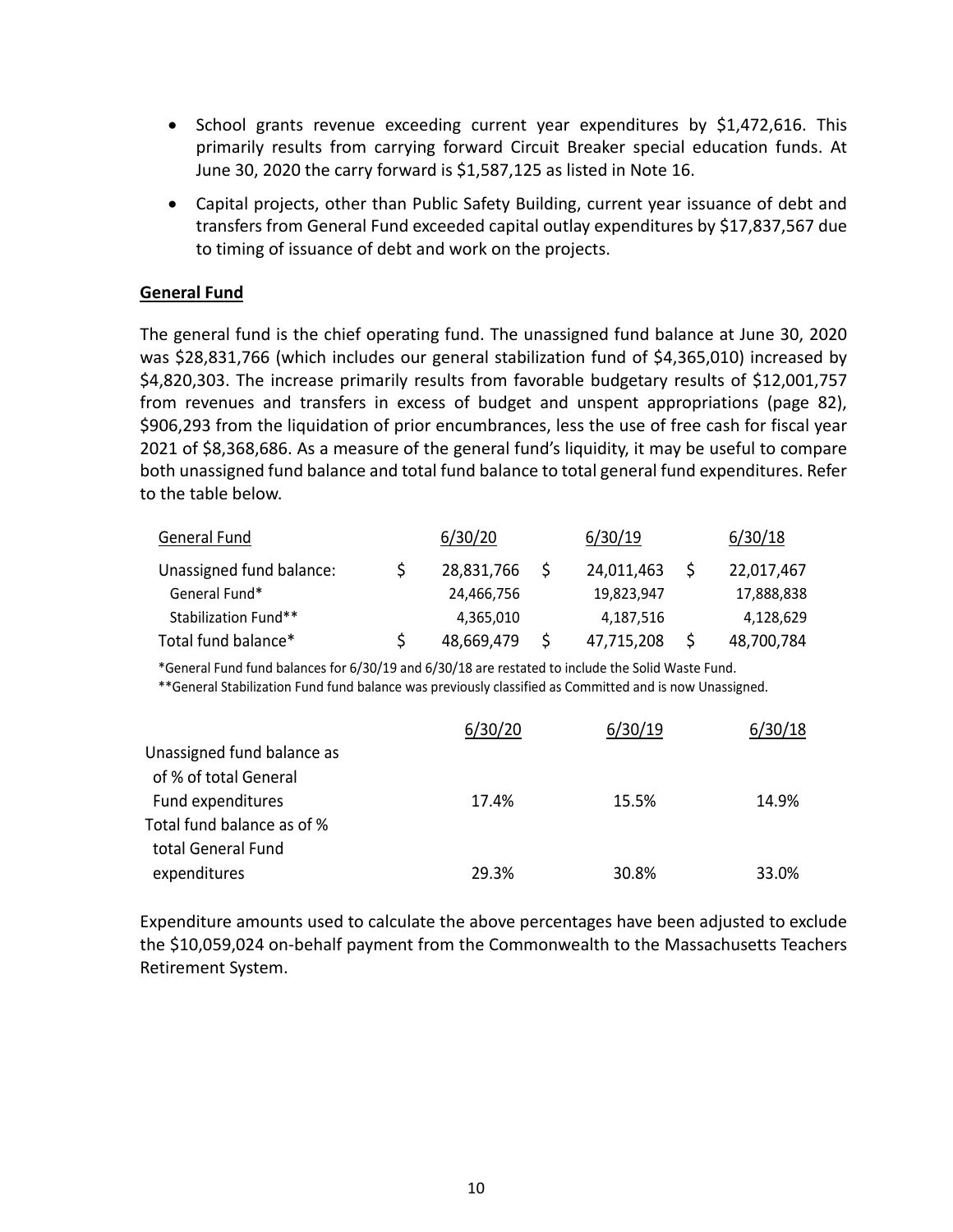- School grants revenue exceeding current year expenditures by $1,472,616. This primarily results from carrying forward Circuit Breaker special education funds. At June 30, 2020 the carry forward is $1,587,125 as listed in Note 16.
- Capital projects, other than Public Safety Building, current year issuance of debt and transfers from General Fund exceeded capital outlay expenditures by $17,837,567 due to timing of issuance of debt and work on the projects.

**General Fund**

The general fund is the chief operating fund. The unassigned fund balance at June 30, 2020 was $28,831,766 (which includes our general stabilization fund of $4,365,010) increased by $4,820,303. The increase primarily results from favorable budgetary results of $12,001,757 from revenues and transfers in excess of budget and unspent appropriations (page 82), $906,293 from the liquidation of prior encumbrances, less the use of free cash for fiscal year 2021 of $8,368,686. As a measure of the general fund's liquidity, it may be useful to compare both unassigned fund balance and total fund balance to total general fund expenditures. Refer to the table below.

| General Fund | 6/30/20 | 6/30/19 | 6/30/18 |
|---|---|---|---|
| Unassigned fund balance: | $ 28,831,766 | $ 24,011,463 | $ 22,017,467 |
| General Fund* | 24,466,756 | 19,823,947 | 17,888,838 |
| Stabilization Fund** | 4,365,010 | 4,187,516 | 4,128,629 |
| Total fund balance* | $ 48,669,479 | $ 47,715,208 | $ 48,700,784 |

*General Fund fund balances for 6/30/19 and 6/30/18 are restated to include the Solid Waste Fund.

**General Stabilization Fund fund balance was previously classified as Committed and is now Unassigned.

| | 6/30/20 | 6/30/19 | 6/30/18 |
|---|---|---|---|
| Unassigned fund balance as of % of total General Fund expenditures | 17.4% | 15.5% | 14.9% |
| Total fund balance as of % total General Fund expenditures | 29.3% | 30.8% | 33.0% |

Expenditure amounts used to calculate the above percentages have been adjusted to exclude the $10,059,024 on-behalf payment from the Commonwealth to the Massachusetts Teachers Retirement System.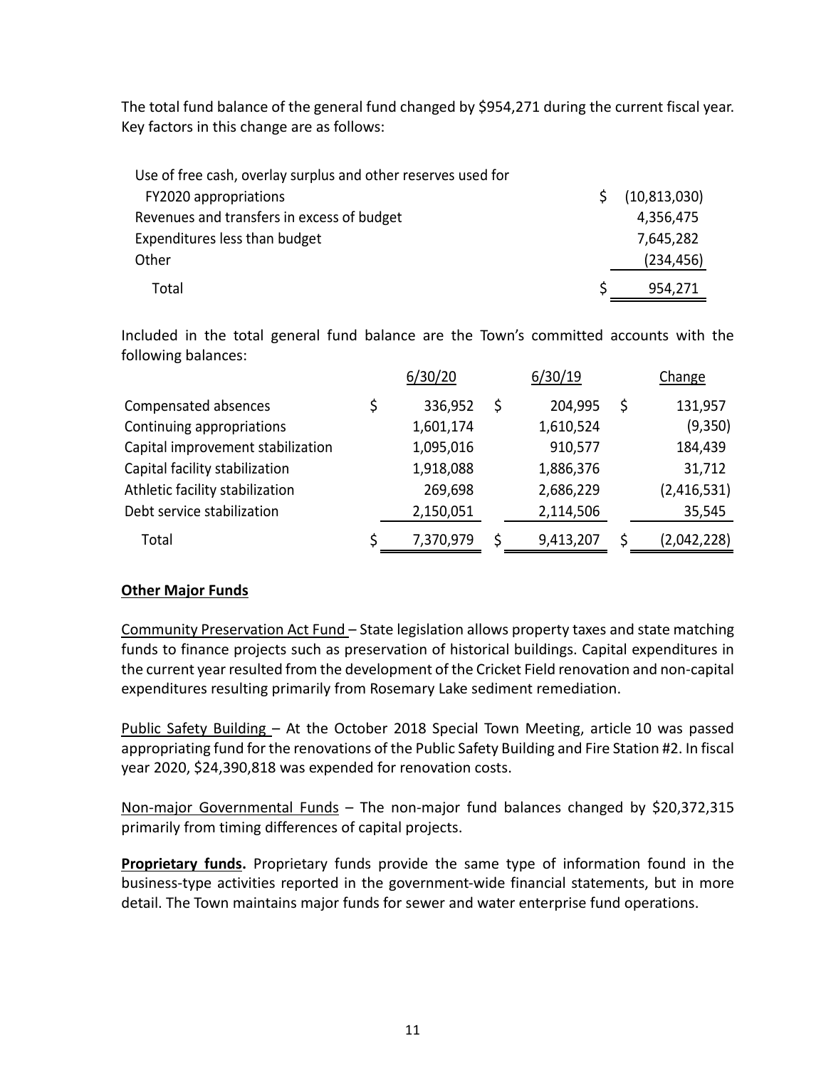The total fund balance of the general fund changed by $954,271 during the current fiscal year. Key factors in this change are as follows:

| | |
|---|---|
| Use of free cash, overlay surplus and other reserves used for FY2020 appropriations | $ (10,813,030) |
| Revenues and transfers in excess of budget | 4,356,475 |
| Expenditures less than budget | 7,645,282 |
| Other | (234,456) |
| Total | $ 954,271 |

Included in the total general fund balance are the Town's committed accounts with the following balances:

| | 6/30/20 | 6/30/19 | Change |
|---|---|---|---|
| Compensated absences | $ 336,952 | $ 204,995 | $ 131,957 |
| Continuing appropriations | 1,601,174 | 1,610,524 | (9,350) |
| Capital improvement stabilization | 1,095,016 | 910,577 | 184,439 |
| Capital facility stabilization | 1,918,088 | 1,886,376 | 31,712 |
| Athletic facility stabilization | 269,698 | 2,686,229 | (2,416,531) |
| Debt service stabilization | 2,150,051 | 2,114,506 | 35,545 |
| Total | $ 7,370,979 | $ 9,413,207 | $ (2,042,228) |

**Other Major Funds**

Community Preservation Act Fund – State legislation allows property taxes and state matching funds to finance projects such as preservation of historical buildings. Capital expenditures in the current year resulted from the development of the Cricket Field renovation and non-capital expenditures resulting primarily from Rosemary Lake sediment remediation.

Public Safety Building – At the October 2018 Special Town Meeting, article 10 was passed appropriating fund for the renovations of the Public Safety Building and Fire Station #2. In fiscal year 2020, $24,390,818 was expended for renovation costs.

Non-major Governmental Funds – The non-major fund balances changed by $20,372,315 primarily from timing differences of capital projects.

**Proprietary funds.** Proprietary funds provide the same type of information found in the business-type activities reported in the government-wide financial statements, but in more detail. The Town maintains major funds for sewer and water enterprise fund operations.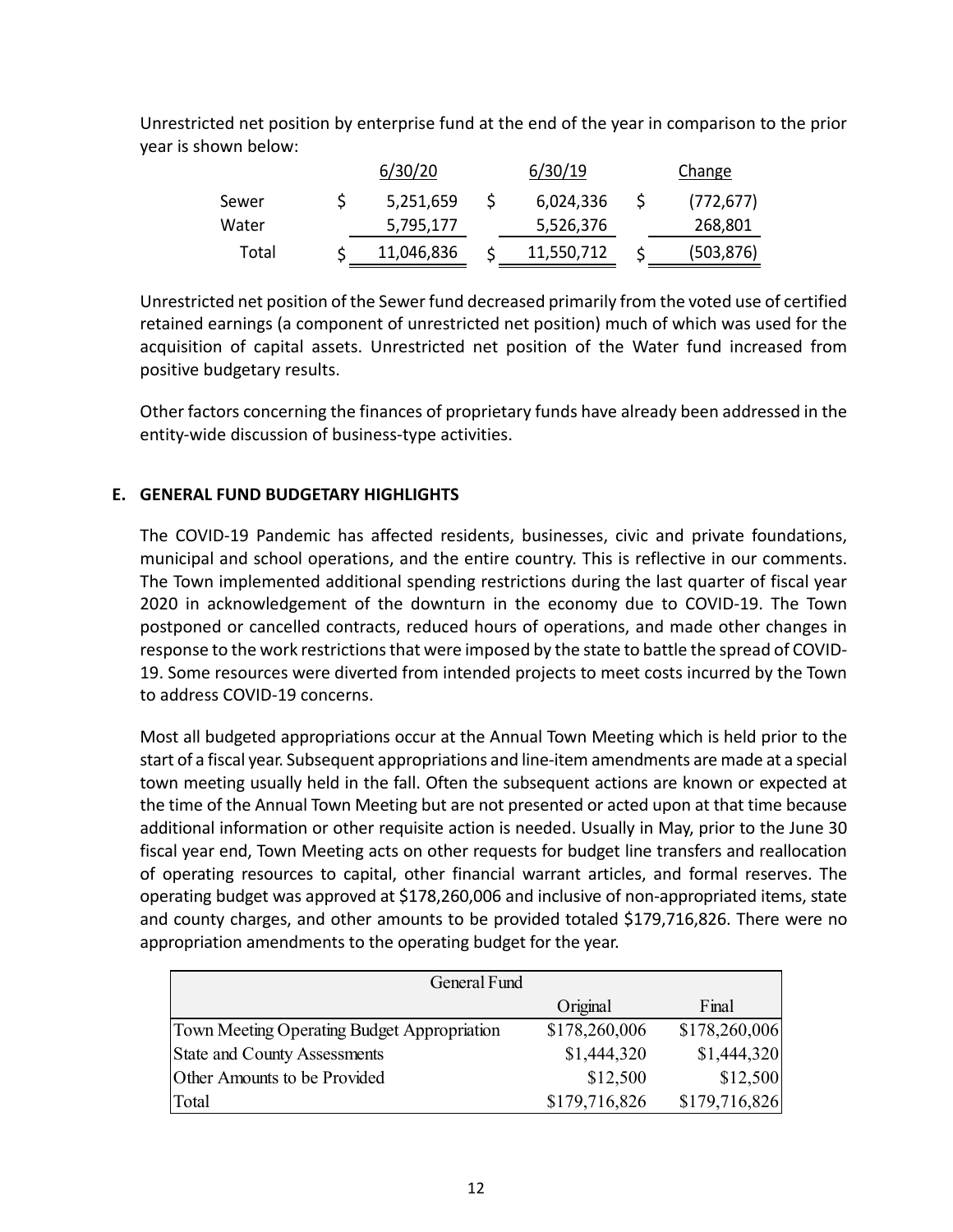Unrestricted net position by enterprise fund at the end of the year in comparison to the prior year is shown below:

| | 6/30/20 | 6/30/19 | Change |
|---|---|---|---|
| Sewer | $ 5,251,659 | $ 6,024,336 | $ (772,677) |
| Water | 5,795,177 | 5,526,376 | 268,801 |
| Total | $ 11,046,836 | $ 11,550,712 | $ (503,876) |

Unrestricted net position of the Sewer fund decreased primarily from the voted use of certified retained earnings (a component of unrestricted net position) much of which was used for the acquisition of capital assets. Unrestricted net position of the Water fund increased from positive budgetary results.

Other factors concerning the finances of proprietary funds have already been addressed in the entity-wide discussion of business-type activities.

## E. GENERAL FUND BUDGETARY HIGHLIGHTS

The COVID-19 Pandemic has affected residents, businesses, civic and private foundations, municipal and school operations, and the entire country. This is reflective in our comments. The Town implemented additional spending restrictions during the last quarter of fiscal year 2020 in acknowledgement of the downturn in the economy due to COVID-19. The Town postponed or cancelled contracts, reduced hours of operations, and made other changes in response to the work restrictions that were imposed by the state to battle the spread of COVID-19. Some resources were diverted from intended projects to meet costs incurred by the Town to address COVID-19 concerns.

Most all budgeted appropriations occur at the Annual Town Meeting which is held prior to the start of a fiscal year. Subsequent appropriations and line-item amendments are made at a special town meeting usually held in the fall. Often the subsequent actions are known or expected at the time of the Annual Town Meeting but are not presented or acted upon at that time because additional information or other requisite action is needed. Usually in May, prior to the June 30 fiscal year end, Town Meeting acts on other requests for budget line transfers and reallocation of operating resources to capital, other financial warrant articles, and formal reserves. The operating budget was approved at $178,260,006 and inclusive of non-appropriated items, state and county charges, and other amounts to be provided totaled $179,716,826. There were no appropriation amendments to the operating budget for the year.

| General Fund | Original | Final |
|---|---|---|
| Town Meeting Operating Budget Appropriation | $178,260,006 | $178,260,006 |
| State and County Assessments | $1,444,320 | $1,444,320 |
| Other Amounts to be Provided | $12,500 | $12,500 |
| Total | $179,716,826 | $179,716,826 |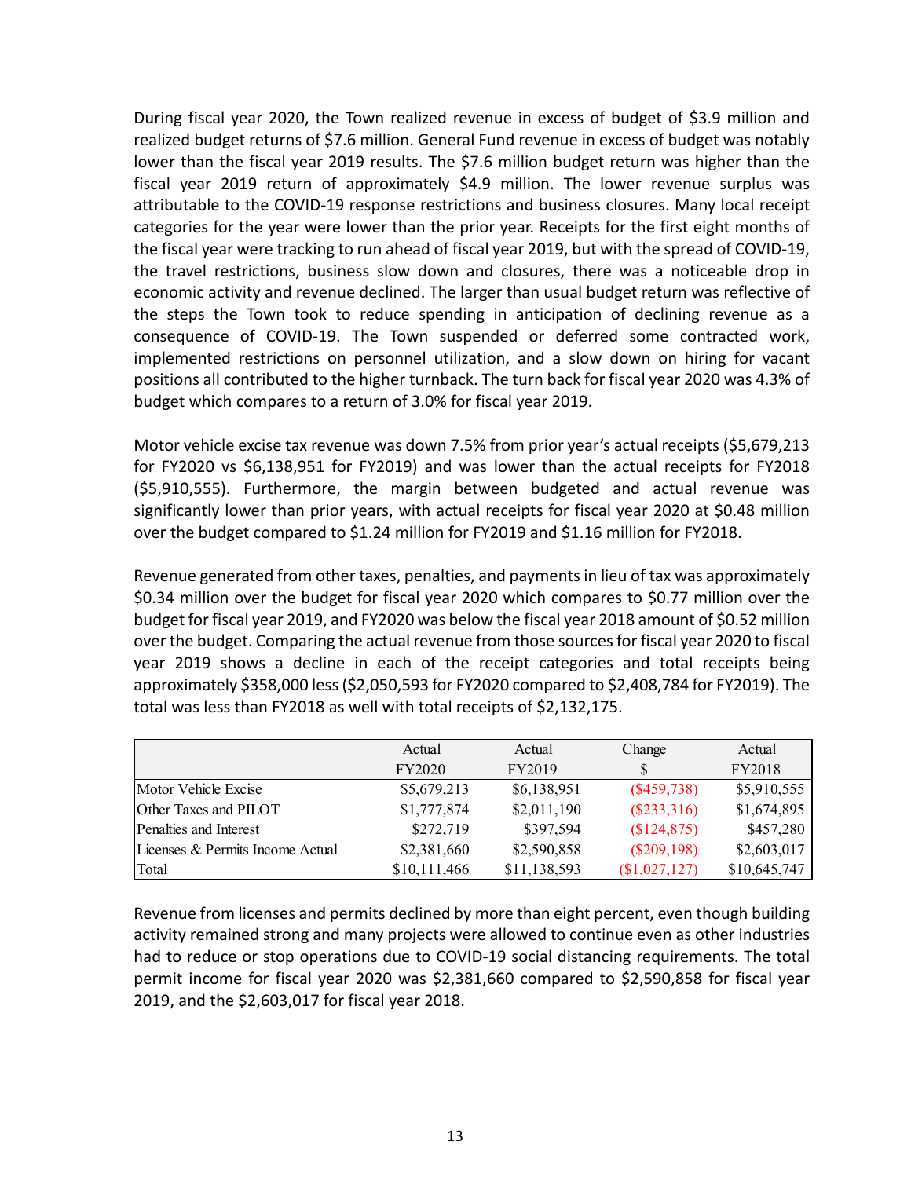During fiscal year 2020, the Town realized revenue in excess of budget of $3.9 million and realized budget returns of $7.6 million. General Fund revenue in excess of budget was notably lower than the fiscal year 2019 results. The $7.6 million budget return was higher than the fiscal year 2019 return of approximately $4.9 million. The lower revenue surplus was attributable to the COVID-19 response restrictions and business closures. Many local receipt categories for the year were lower than the prior year. Receipts for the first eight months of the fiscal year were tracking to run ahead of fiscal year 2019, but with the spread of COVID-19, the travel restrictions, business slow down and closures, there was a noticeable drop in economic activity and revenue declined. The larger than usual budget return was reflective of the steps the Town took to reduce spending in anticipation of declining revenue as a consequence of COVID-19. The Town suspended or deferred some contracted work, implemented restrictions on personnel utilization, and a slow down on hiring for vacant positions all contributed to the higher turnback. The turn back for fiscal year 2020 was 4.3% of budget which compares to a return of 3.0% for fiscal year 2019.

Motor vehicle excise tax revenue was down 7.5% from prior year's actual receipts ($5,679,213 for FY2020 vs $6,138,951 for FY2019) and was lower than the actual receipts for FY2018 ($5,910,555). Furthermore, the margin between budgeted and actual revenue was significantly lower than prior years, with actual receipts for fiscal year 2020 at $0.48 million over the budget compared to $1.24 million for FY2019 and $1.16 million for FY2018.

Revenue generated from other taxes, penalties, and payments in lieu of tax was approximately $0.34 million over the budget for fiscal year 2020 which compares to $0.77 million over the budget for fiscal year 2019, and FY2020 was below the fiscal year 2018 amount of $0.52 million over the budget. Comparing the actual revenue from those sources for fiscal year 2020 to fiscal year 2019 shows a decline in each of the receipt categories and total receipts being approximately $358,000 less ($2,050,593 for FY2020 compared to $2,408,784 for FY2019). The total was less than FY2018 as well with total receipts of $2,132,175.

| | Actual FY2020 | Actual FY2019 | Change $ | Actual FY2018 |
|---|---|---|---|---|
| Motor Vehicle Excise | $5,679,213 | $6,138,951 | ($459,738) | $5,910,555 |
| Other Taxes and PILOT | $1,777,874 | $2,011,190 | ($233,316) | $1,674,895 |
| Penalties and Interest | $272,719 | $397,594 | ($124,875) | $457,280 |
| Licenses & Permits Income Actual | $2,381,660 | $2,590,858 | ($209,198) | $2,603,017 |
| Total | $10,111,466 | $11,138,593 | ($1,027,127) | $10,645,747 |

Revenue from licenses and permits declined by more than eight percent, even though building activity remained strong and many projects were allowed to continue even as other industries had to reduce or stop operations due to COVID-19 social distancing requirements. The total permit income for fiscal year 2020 was $2,381,660 compared to $2,590,858 for fiscal year 2019, and the $2,603,017 for fiscal year 2018.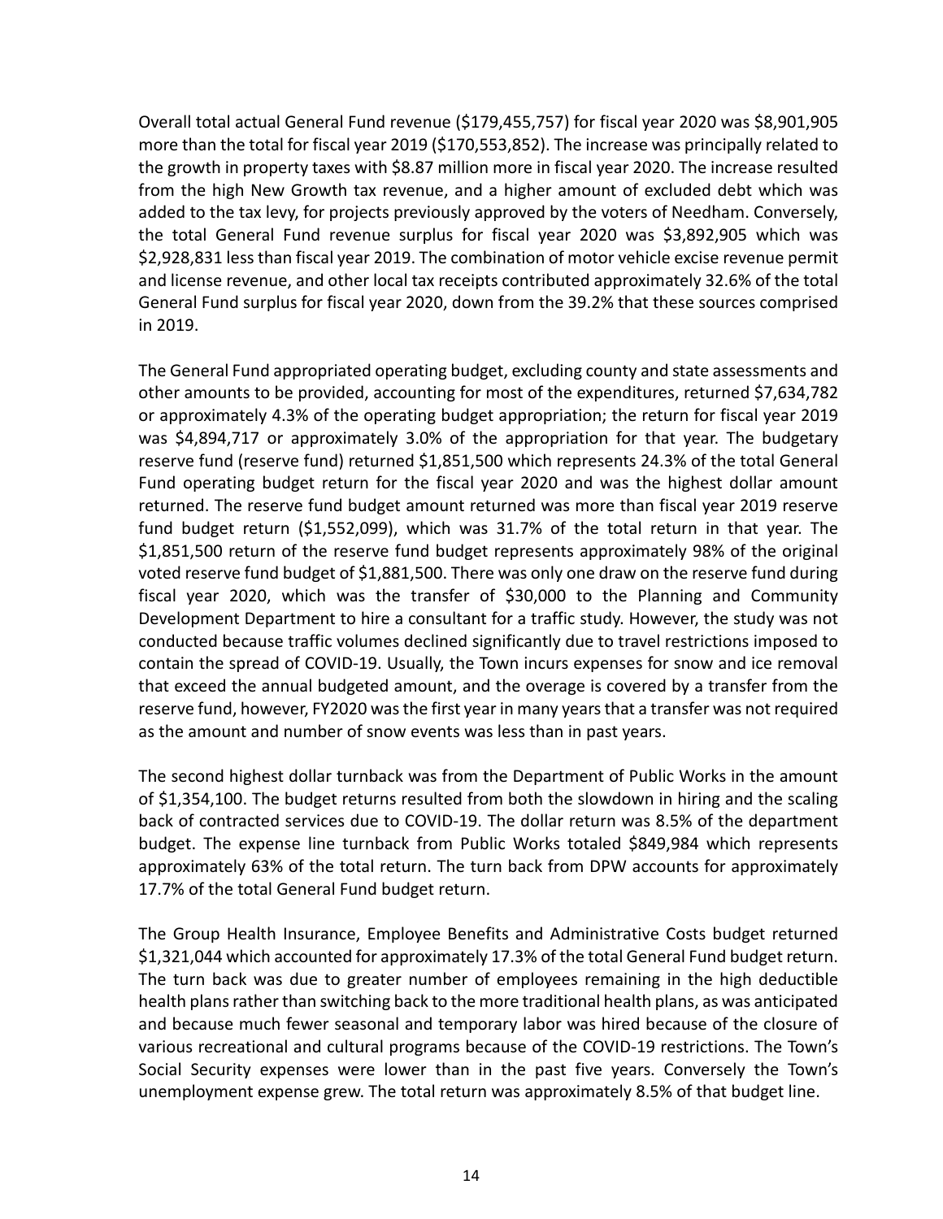Overall total actual General Fund revenue ($179,455,757) for fiscal year 2020 was $8,901,905 more than the total for fiscal year 2019 ($170,553,852). The increase was principally related to the growth in property taxes with $8.87 million more in fiscal year 2020. The increase resulted from the high New Growth tax revenue, and a higher amount of excluded debt which was added to the tax levy, for projects previously approved by the voters of Needham. Conversely, the total General Fund revenue surplus for fiscal year 2020 was $3,892,905 which was $2,928,831 less than fiscal year 2019. The combination of motor vehicle excise revenue permit and license revenue, and other local tax receipts contributed approximately 32.6% of the total General Fund surplus for fiscal year 2020, down from the 39.2% that these sources comprised in 2019.

The General Fund appropriated operating budget, excluding county and state assessments and other amounts to be provided, accounting for most of the expenditures, returned $7,634,782 or approximately 4.3% of the operating budget appropriation; the return for fiscal year 2019 was $4,894,717 or approximately 3.0% of the appropriation for that year. The budgetary reserve fund (reserve fund) returned $1,851,500 which represents 24.3% of the total General Fund operating budget return for the fiscal year 2020 and was the highest dollar amount returned. The reserve fund budget amount returned was more than fiscal year 2019 reserve fund budget return ($1,552,099), which was 31.7% of the total return in that year. The $1,851,500 return of the reserve fund budget represents approximately 98% of the original voted reserve fund budget of $1,881,500. There was only one draw on the reserve fund during fiscal year 2020, which was the transfer of $30,000 to the Planning and Community Development Department to hire a consultant for a traffic study. However, the study was not conducted because traffic volumes declined significantly due to travel restrictions imposed to contain the spread of COVID-19. Usually, the Town incurs expenses for snow and ice removal that exceed the annual budgeted amount, and the overage is covered by a transfer from the reserve fund, however, FY2020 was the first year in many years that a transfer was not required as the amount and number of snow events was less than in past years.

The second highest dollar turnback was from the Department of Public Works in the amount of $1,354,100. The budget returns resulted from both the slowdown in hiring and the scaling back of contracted services due to COVID-19. The dollar return was 8.5% of the department budget. The expense line turnback from Public Works totaled $849,984 which represents approximately 63% of the total return. The turn back from DPW accounts for approximately 17.7% of the total General Fund budget return.

The Group Health Insurance, Employee Benefits and Administrative Costs budget returned $1,321,044 which accounted for approximately 17.3% of the total General Fund budget return. The turn back was due to greater number of employees remaining in the high deductible health plans rather than switching back to the more traditional health plans, as was anticipated and because much fewer seasonal and temporary labor was hired because of the closure of various recreational and cultural programs because of the COVID-19 restrictions. The Town's Social Security expenses were lower than in the past five years. Conversely the Town's unemployment expense grew. The total return was approximately 8.5% of that budget line.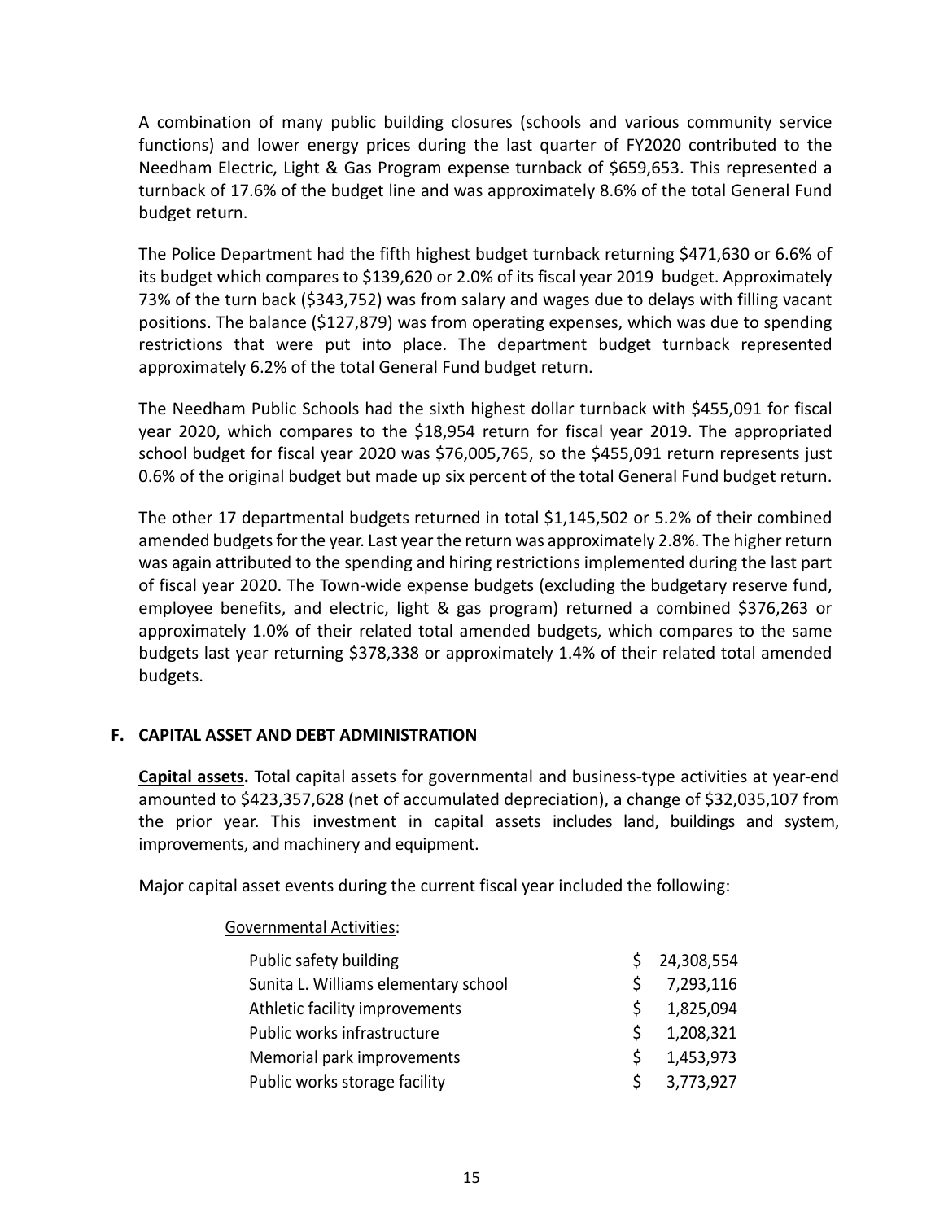A combination of many public building closures (schools and various community service functions) and lower energy prices during the last quarter of FY2020 contributed to the Needham Electric, Light & Gas Program expense turnback of $659,653. This represented a turnback of 17.6% of the budget line and was approximately 8.6% of the total General Fund budget return.

The Police Department had the fifth highest budget turnback returning $471,630 or 6.6% of its budget which compares to $139,620 or 2.0% of its fiscal year 2019 budget. Approximately 73% of the turn back ($343,752) was from salary and wages due to delays with filling vacant positions. The balance ($127,879) was from operating expenses, which was due to spending restrictions that were put into place. The department budget turnback represented approximately 6.2% of the total General Fund budget return.

The Needham Public Schools had the sixth highest dollar turnback with $455,091 for fiscal year 2020, which compares to the $18,954 return for fiscal year 2019. The appropriated school budget for fiscal year 2020 was $76,005,765, so the $455,091 return represents just 0.6% of the original budget but made up six percent of the total General Fund budget return.

The other 17 departmental budgets returned in total $1,145,502 or 5.2% of their combined amended budgets for the year. Last year the return was approximately 2.8%. The higher return was again attributed to the spending and hiring restrictions implemented during the last part of fiscal year 2020. The Town-wide expense budgets (excluding the budgetary reserve fund, employee benefits, and electric, light & gas program) returned a combined $376,263 or approximately 1.0% of their related total amended budgets, which compares to the same budgets last year returning $378,338 or approximately 1.4% of their related total amended budgets.

## F. CAPITAL ASSET AND DEBT ADMINISTRATION

**Capital assets.** Total capital assets for governmental and business-type activities at year-end amounted to $423,357,628 (net of accumulated depreciation), a change of $32,035,107 from the prior year. This investment in capital assets includes land, buildings and system, improvements, and machinery and equipment.

Major capital asset events during the current fiscal year included the following:

Governmental Activities:

| | |
|---|---|
| Public safety building | $ 24,308,554 |
| Sunita L. Williams elementary school | $ 7,293,116 |
| Athletic facility improvements | $ 1,825,094 |
| Public works infrastructure | $ 1,208,321 |
| Memorial park improvements | $ 1,453,973 |
| Public works storage facility | $ 3,773,927 |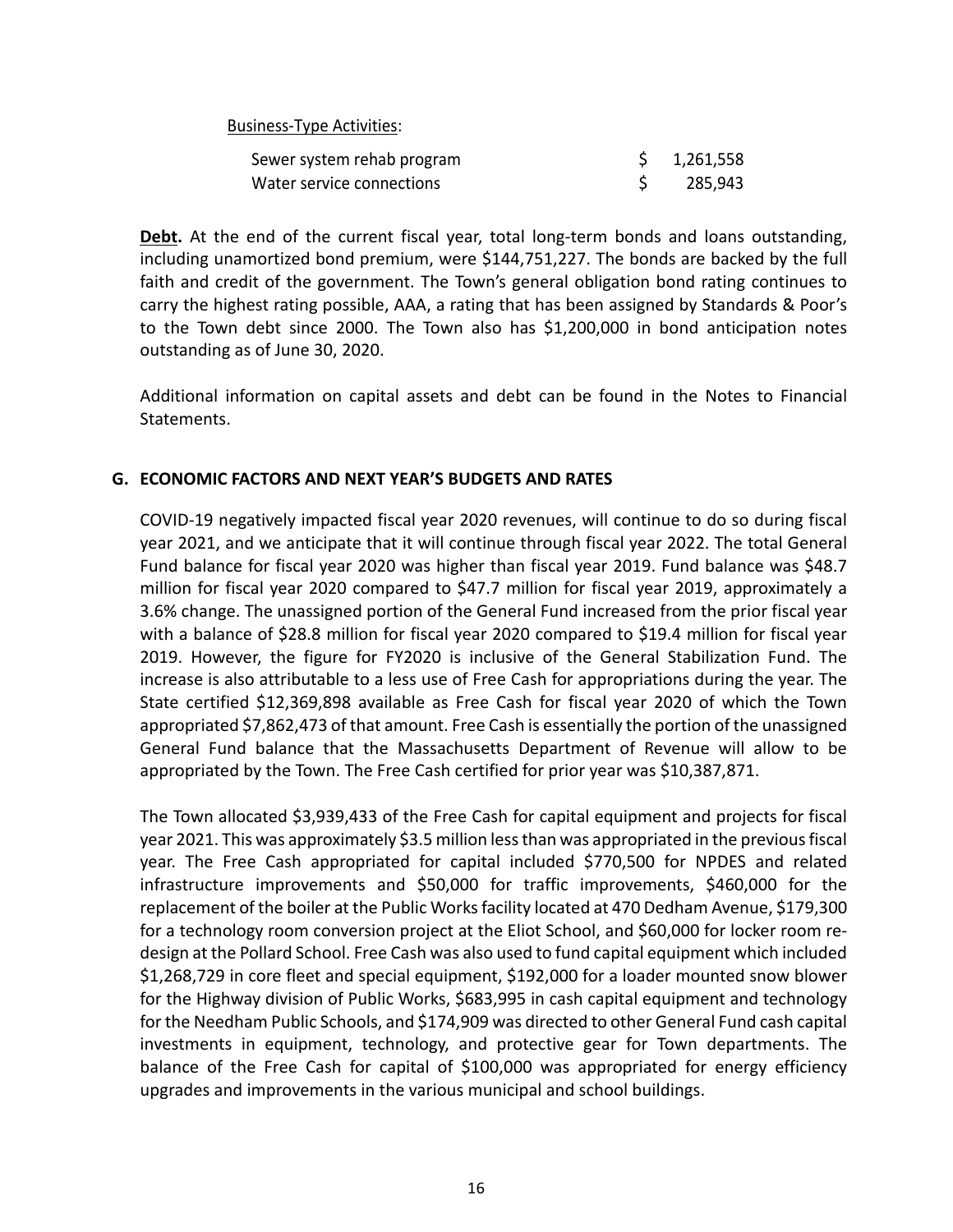Business-Type Activities:

| | |
|---|---|
| Sewer system rehab program | $ 1,261,558 |
| Water service connections | $ 285,943 |

**Debt.** At the end of the current fiscal year, total long-term bonds and loans outstanding, including unamortized bond premium, were $144,751,227. The bonds are backed by the full faith and credit of the government. The Town's general obligation bond rating continues to carry the highest rating possible, AAA, a rating that has been assigned by Standards & Poor's to the Town debt since 2000. The Town also has $1,200,000 in bond anticipation notes outstanding as of June 30, 2020.

Additional information on capital assets and debt can be found in the Notes to Financial Statements.

## G. ECONOMIC FACTORS AND NEXT YEAR'S BUDGETS AND RATES

COVID-19 negatively impacted fiscal year 2020 revenues, will continue to do so during fiscal year 2021, and we anticipate that it will continue through fiscal year 2022. The total General Fund balance for fiscal year 2020 was higher than fiscal year 2019. Fund balance was $48.7 million for fiscal year 2020 compared to $47.7 million for fiscal year 2019, approximately a 3.6% change. The unassigned portion of the General Fund increased from the prior fiscal year with a balance of $28.8 million for fiscal year 2020 compared to $19.4 million for fiscal year 2019. However, the figure for FY2020 is inclusive of the General Stabilization Fund. The increase is also attributable to a less use of Free Cash for appropriations during the year. The State certified $12,369,898 available as Free Cash for fiscal year 2020 of which the Town appropriated $7,862,473 of that amount. Free Cash is essentially the portion of the unassigned General Fund balance that the Massachusetts Department of Revenue will allow to be appropriated by the Town. The Free Cash certified for prior year was $10,387,871.

The Town allocated $3,939,433 of the Free Cash for capital equipment and projects for fiscal year 2021. This was approximately $3.5 million less than was appropriated in the previous fiscal year. The Free Cash appropriated for capital included $770,500 for NPDES and related infrastructure improvements and $50,000 for traffic improvements, $460,000 for the replacement of the boiler at the Public Works facility located at 470 Dedham Avenue, $179,300 for a technology room conversion project at the Eliot School, and $60,000 for locker room re-design at the Pollard School. Free Cash was also used to fund capital equipment which included $1,268,729 in core fleet and special equipment, $192,000 for a loader mounted snow blower for the Highway division of Public Works, $683,995 in cash capital equipment and technology for the Needham Public Schools, and $174,909 was directed to other General Fund cash capital investments in equipment, technology, and protective gear for Town departments. The balance of the Free Cash for capital of $100,000 was appropriated for energy efficiency upgrades and improvements in the various municipal and school buildings.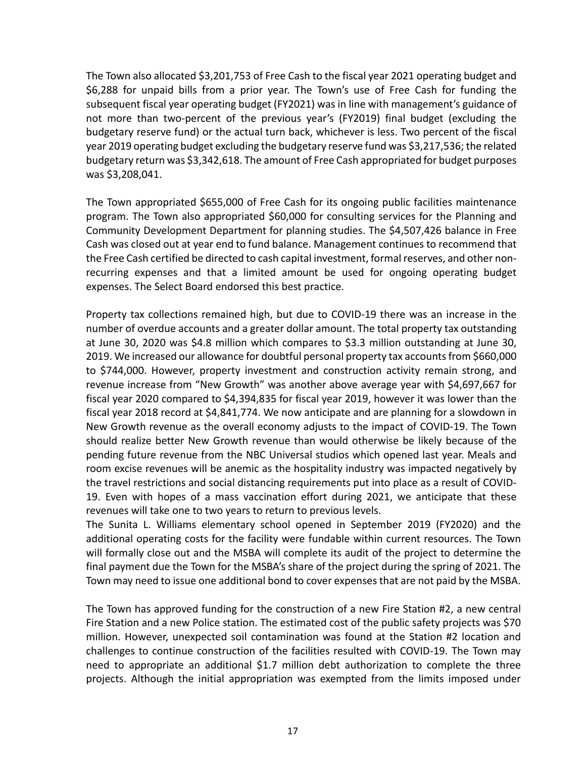The Town also allocated $3,201,753 of Free Cash to the fiscal year 2021 operating budget and $6,288 for unpaid bills from a prior year. The Town's use of Free Cash for funding the subsequent fiscal year operating budget (FY2021) was in line with management's guidance of not more than two-percent of the previous year's (FY2019) final budget (excluding the budgetary reserve fund) or the actual turn back, whichever is less. Two percent of the fiscal year 2019 operating budget excluding the budgetary reserve fund was $3,217,536; the related budgetary return was $3,342,618. The amount of Free Cash appropriated for budget purposes was $3,208,041.

The Town appropriated $655,000 of Free Cash for its ongoing public facilities maintenance program. The Town also appropriated $60,000 for consulting services for the Planning and Community Development Department for planning studies. The $4,507,426 balance in Free Cash was closed out at year end to fund balance. Management continues to recommend that the Free Cash certified be directed to cash capital investment, formal reserves, and other non-recurring expenses and that a limited amount be used for ongoing operating budget expenses. The Select Board endorsed this best practice.

Property tax collections remained high, but due to COVID-19 there was an increase in the number of overdue accounts and a greater dollar amount. The total property tax outstanding at June 30, 2020 was $4.8 million which compares to $3.3 million outstanding at June 30, 2019. We increased our allowance for doubtful personal property tax accounts from $660,000 to $744,000. However, property investment and construction activity remain strong, and revenue increase from "New Growth" was another above average year with $4,697,667 for fiscal year 2020 compared to $4,394,835 for fiscal year 2019, however it was lower than the fiscal year 2018 record at $4,841,774. We now anticipate and are planning for a slowdown in New Growth revenue as the overall economy adjusts to the impact of COVID-19. The Town should realize better New Growth revenue than would otherwise be likely because of the pending future revenue from the NBC Universal studios which opened last year. Meals and room excise revenues will be anemic as the hospitality industry was impacted negatively by the travel restrictions and social distancing requirements put into place as a result of COVID-19. Even with hopes of a mass vaccination effort during 2021, we anticipate that these revenues will take one to two years to return to previous levels.

The Sunita L. Williams elementary school opened in September 2019 (FY2020) and the additional operating costs for the facility were fundable within current resources. The Town will formally close out and the MSBA will complete its audit of the project to determine the final payment due the Town for the MSBA's share of the project during the spring of 2021. The Town may need to issue one additional bond to cover expenses that are not paid by the MSBA.

The Town has approved funding for the construction of a new Fire Station #2, a new central Fire Station and a new Police station. The estimated cost of the public safety projects was $70 million. However, unexpected soil contamination was found at the Station #2 location and challenges to continue construction of the facilities resulted with COVID-19. The Town may need to appropriate an additional $1.7 million debt authorization to complete the three projects. Although the initial appropriation was exempted from the limits imposed under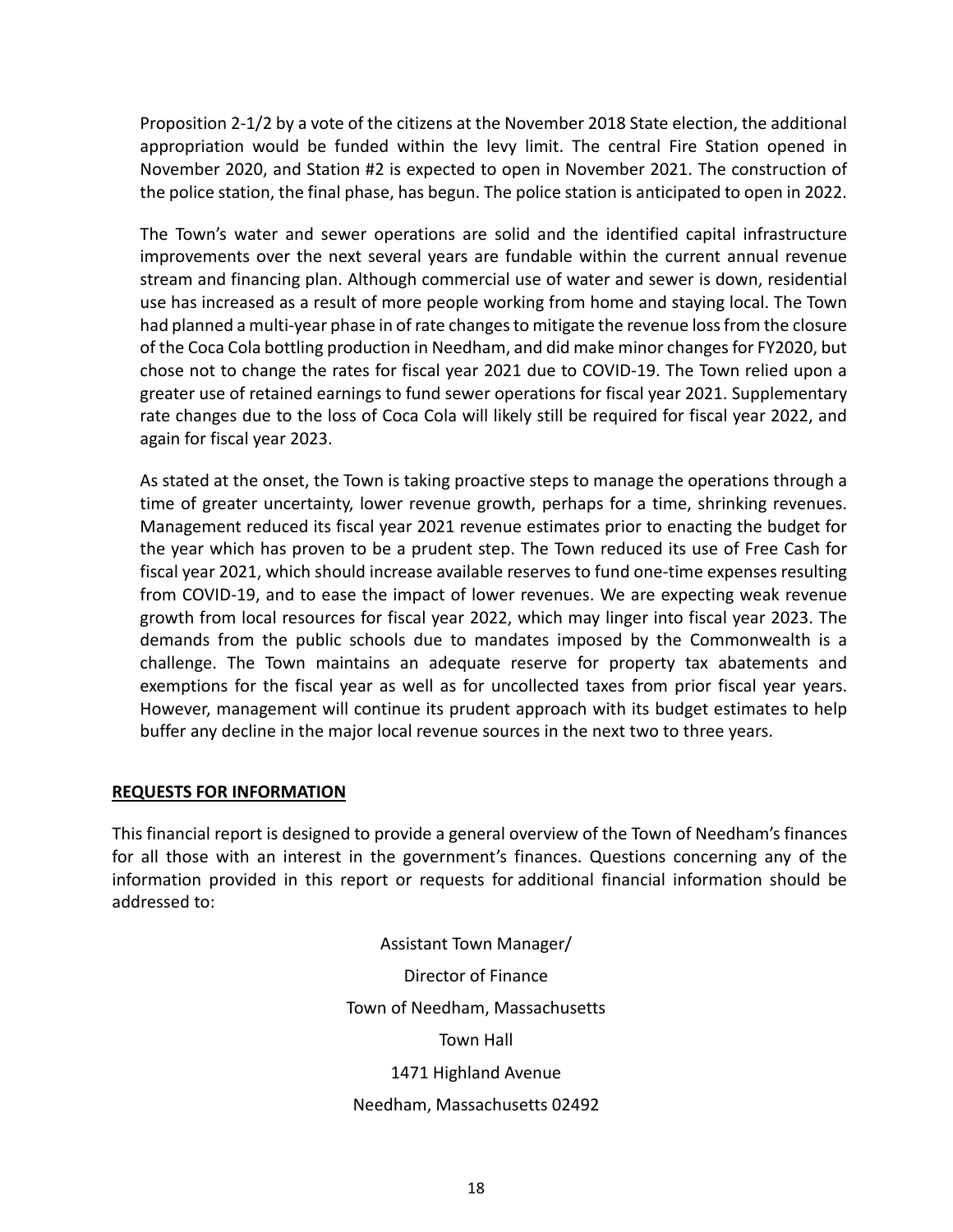Proposition 2-1/2 by a vote of the citizens at the November 2018 State election, the additional appropriation would be funded within the levy limit. The central Fire Station opened in November 2020, and Station #2 is expected to open in November 2021. The construction of the police station, the final phase, has begun. The police station is anticipated to open in 2022.

The Town's water and sewer operations are solid and the identified capital infrastructure improvements over the next several years are fundable within the current annual revenue stream and financing plan. Although commercial use of water and sewer is down, residential use has increased as a result of more people working from home and staying local. The Town had planned a multi-year phase in of rate changes to mitigate the revenue loss from the closure of the Coca Cola bottling production in Needham, and did make minor changes for FY2020, but chose not to change the rates for fiscal year 2021 due to COVID-19. The Town relied upon a greater use of retained earnings to fund sewer operations for fiscal year 2021. Supplementary rate changes due to the loss of Coca Cola will likely still be required for fiscal year 2022, and again for fiscal year 2023.

As stated at the onset, the Town is taking proactive steps to manage the operations through a time of greater uncertainty, lower revenue growth, perhaps for a time, shrinking revenues. Management reduced its fiscal year 2021 revenue estimates prior to enacting the budget for the year which has proven to be a prudent step. The Town reduced its use of Free Cash for fiscal year 2021, which should increase available reserves to fund one-time expenses resulting from COVID-19, and to ease the impact of lower revenues. We are expecting weak revenue growth from local resources for fiscal year 2022, which may linger into fiscal year 2023. The demands from the public schools due to mandates imposed by the Commonwealth is a challenge. The Town maintains an adequate reserve for property tax abatements and exemptions for the fiscal year as well as for uncollected taxes from prior fiscal year years. However, management will continue its prudent approach with its budget estimates to help buffer any decline in the major local revenue sources in the next two to three years.

## REQUESTS FOR INFORMATION

This financial report is designed to provide a general overview of the Town of Needham's finances for all those with an interest in the government's finances. Questions concerning any of the information provided in this report or requests for additional financial information should be addressed to:

Assistant Town Manager/
Director of Finance
Town of Needham, Massachusetts
Town Hall
1471 Highland Avenue
Needham, Massachusetts 02492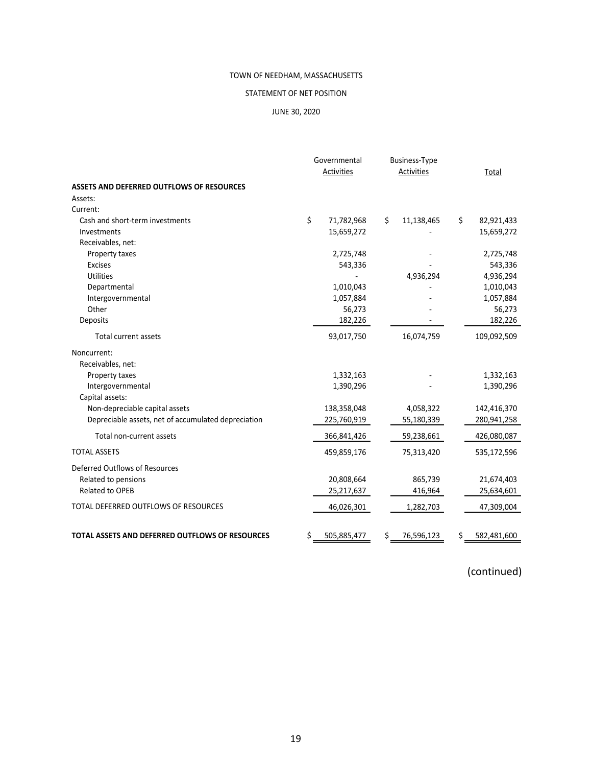TOWN OF NEEDHAM, MASSACHUSETTS

STATEMENT OF NET POSITION

JUNE 30, 2020

| | Governmental Activities | Business-Type Activities | Total |
|---|---|---|---|
| **ASSETS AND DEFERRED OUTFLOWS OF RESOURCES** | | | |
| Assets: | | | |
| Current: | | | |
| Cash and short-term investments | $ 71,782,968 | $ 11,138,465 | $ 82,921,433 |
| Investments | 15,659,272 | - | 15,659,272 |
| Receivables, net: | | | |
| Property taxes | 2,725,748 | - | 2,725,748 |
| Excises | 543,336 | - | 543,336 |
| Utilities | - | 4,936,294 | 4,936,294 |
| Departmental | 1,010,043 | - | 1,010,043 |
| Intergovernmental | 1,057,884 | - | 1,057,884 |
| Other | 56,273 | - | 56,273 |
| Deposits | 182,226 | - | 182,226 |
| Total current assets | 93,017,750 | 16,074,759 | 109,092,509 |
| Noncurrent: | | | |
| Receivables, net: | | | |
| Property taxes | 1,332,163 | - | 1,332,163 |
| Intergovernmental | 1,390,296 | - | 1,390,296 |
| Capital assets: | | | |
| Non-depreciable capital assets | 138,358,048 | 4,058,322 | 142,416,370 |
| Depreciable assets, net of accumulated depreciation | 225,760,919 | 55,180,339 | 280,941,258 |
| Total non-current assets | 366,841,426 | 59,238,661 | 426,080,087 |
| TOTAL ASSETS | 459,859,176 | 75,313,420 | 535,172,596 |
| Deferred Outflows of Resources | | | |
| Related to pensions | 20,808,664 | 865,739 | 21,674,403 |
| Related to OPEB | 25,217,637 | 416,964 | 25,634,601 |
| TOTAL DEFERRED OUTFLOWS OF RESOURCES | 46,026,301 | 1,282,703 | 47,309,004 |
| **TOTAL ASSETS AND DEFERRED OUTFLOWS OF RESOURCES** | $ 505,885,477 | $ 76,596,123 | $ 582,481,600 |

(continued)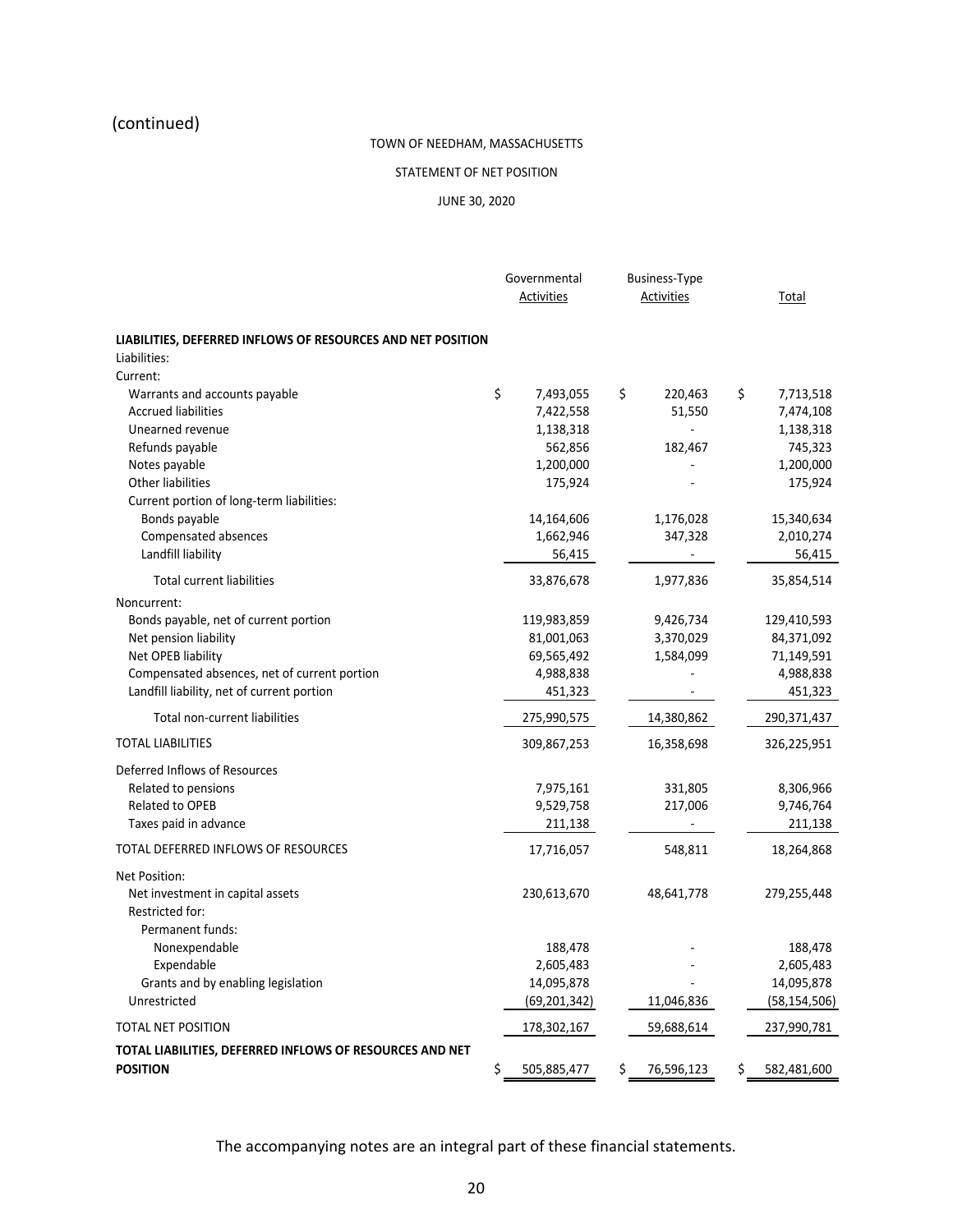(continued)

TOWN OF NEEDHAM, MASSACHUSETTS

STATEMENT OF NET POSITION

JUNE 30, 2020

| | Governmental Activities | Business-Type Activities | Total |
|---|---|---|---|
| **LIABILITIES, DEFERRED INFLOWS OF RESOURCES AND NET POSITION** | | | |
| Liabilities: | | | |
| Current: | | | |
| Warrants and accounts payable | $ 7,493,055 | $ 220,463 | $ 7,713,518 |
| Accrued liabilities | 7,422,558 | 51,550 | 7,474,108 |
| Unearned revenue | 1,138,318 | - | 1,138,318 |
| Refunds payable | 562,856 | 182,467 | 745,323 |
| Notes payable | 1,200,000 | - | 1,200,000 |
| Other liabilities | 175,924 | - | 175,924 |
| Current portion of long-term liabilities: | | | |
| Bonds payable | 14,164,606 | 1,176,028 | 15,340,634 |
| Compensated absences | 1,662,946 | 347,328 | 2,010,274 |
| Landfill liability | 56,415 | - | 56,415 |
| Total current liabilities | 33,876,678 | 1,977,836 | 35,854,514 |
| Noncurrent: | | | |
| Bonds payable, net of current portion | 119,983,859 | 9,426,734 | 129,410,593 |
| Net pension liability | 81,001,063 | 3,370,029 | 84,371,092 |
| Net OPEB liability | 69,565,492 | 1,584,099 | 71,149,591 |
| Compensated absences, net of current portion | 4,988,838 | - | 4,988,838 |
| Landfill liability, net of current portion | 451,323 | - | 451,323 |
| Total non-current liabilities | 275,990,575 | 14,380,862 | 290,371,437 |
| TOTAL LIABILITIES | 309,867,253 | 16,358,698 | 326,225,951 |
| Deferred Inflows of Resources | | | |
| Related to pensions | 7,975,161 | 331,805 | 8,306,966 |
| Related to OPEB | 9,529,758 | 217,006 | 9,746,764 |
| Taxes paid in advance | 211,138 | - | 211,138 |
| TOTAL DEFERRED INFLOWS OF RESOURCES | 17,716,057 | 548,811 | 18,264,868 |
| Net Position: | | | |
| Net investment in capital assets | 230,613,670 | 48,641,778 | 279,255,448 |
| Restricted for: | | | |
| Permanent funds: | | | |
| Nonexpendable | 188,478 | - | 188,478 |
| Expendable | 2,605,483 | - | 2,605,483 |
| Grants and by enabling legislation | 14,095,878 | - | 14,095,878 |
| Unrestricted | (69,201,342) | 11,046,836 | (58,154,506) |
| TOTAL NET POSITION | 178,302,167 | 59,688,614 | 237,990,781 |
| **TOTAL LIABILITIES, DEFERRED INFLOWS OF RESOURCES AND NET POSITION** | $ 505,885,477 | $ 76,596,123 | $ 582,481,600 |

The accompanying notes are an integral part of these financial statements.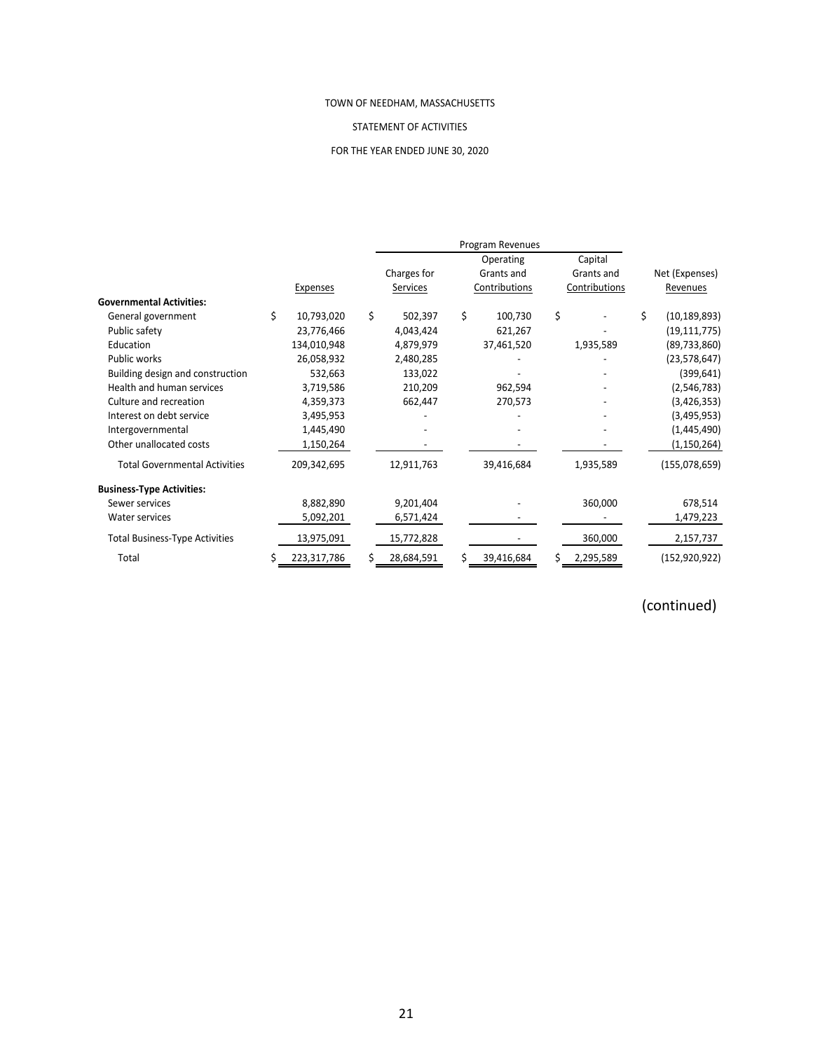TOWN OF NEEDHAM, MASSACHUSETTS

STATEMENT OF ACTIVITIES

FOR THE YEAR ENDED JUNE 30, 2020

| | | Program Revenues | | | |
|---|---|---|---|---|---|
| | Expenses | Charges for Services | Operating Grants and Contributions | Capital Grants and Contributions | Net (Expenses) Revenues |
| **Governmental Activities:** | | | | | |
| General government | $ 10,793,020 | $ 502,397 | $ 100,730 | $ - | $ (10,189,893) |
| Public safety | 23,776,466 | 4,043,424 | 621,267 | - | (19,111,775) |
| Education | 134,010,948 | 4,879,979 | 37,461,520 | 1,935,589 | (89,733,860) |
| Public works | 26,058,932 | 2,480,285 | - | - | (23,578,647) |
| Building design and construction | 532,663 | 133,022 | - | - | (399,641) |
| Health and human services | 3,719,586 | 210,209 | 962,594 | - | (2,546,783) |
| Culture and recreation | 4,359,373 | 662,447 | 270,573 | - | (3,426,353) |
| Interest on debt service | 3,495,953 | - | - | - | (3,495,953) |
| Intergovernmental | 1,445,490 | - | - | - | (1,445,490) |
| Other unallocated costs | 1,150,264 | - | - | - | (1,150,264) |
| Total Governmental Activities | 209,342,695 | 12,911,763 | 39,416,684 | 1,935,589 | (155,078,659) |
| **Business-Type Activities:** | | | | | |
| Sewer services | 8,882,890 | 9,201,404 | - | 360,000 | 678,514 |
| Water services | 5,092,201 | 6,571,424 | - | - | 1,479,223 |
| Total Business-Type Activities | 13,975,091 | 15,772,828 | - | 360,000 | 2,157,737 |
| Total | $ 223,317,786 | $ 28,684,591 | $ 39,416,684 | $ 2,295,589 | (152,920,922) |

(continued)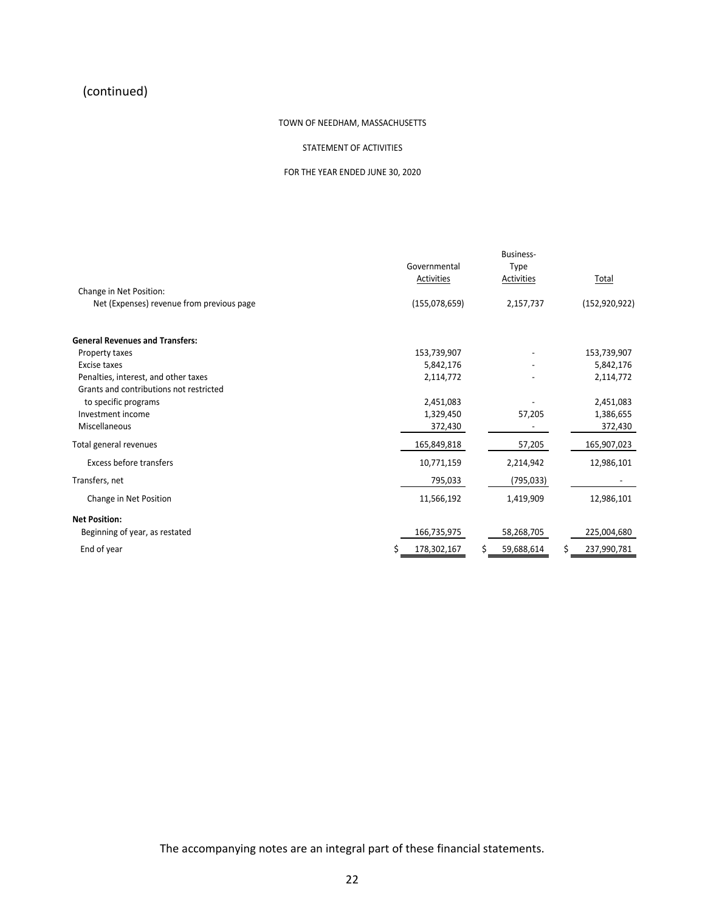(continued)

TOWN OF NEEDHAM, MASSACHUSETTS

STATEMENT OF ACTIVITIES

FOR THE YEAR ENDED JUNE 30, 2020

| | Governmental Activities | Business-Type Activities | Total |
|---|---|---|---|
| Change in Net Position: | | | |
| Net (Expenses) revenue from previous page | (155,078,659) | 2,157,737 | (152,920,922) |
| **General Revenues and Transfers:** | | | |
| Property taxes | 153,739,907 | - | 153,739,907 |
| Excise taxes | 5,842,176 | - | 5,842,176 |
| Penalties, interest, and other taxes | 2,114,772 | - | 2,114,772 |
| Grants and contributions not restricted to specific programs | 2,451,083 | - | 2,451,083 |
| Investment income | 1,329,450 | 57,205 | 1,386,655 |
| Miscellaneous | 372,430 | - | 372,430 |
| Total general revenues | 165,849,818 | 57,205 | 165,907,023 |
| Excess before transfers | 10,771,159 | 2,214,942 | 12,986,101 |
| Transfers, net | 795,033 | (795,033) | - |
| Change in Net Position | 11,566,192 | 1,419,909 | 12,986,101 |
| **Net Position:** | | | |
| Beginning of year, as restated | 166,735,975 | 58,268,705 | 225,004,680 |
| End of year | $ 178,302,167 | $ 59,688,614 | $ 237,990,781 |

The accompanying notes are an integral part of these financial statements.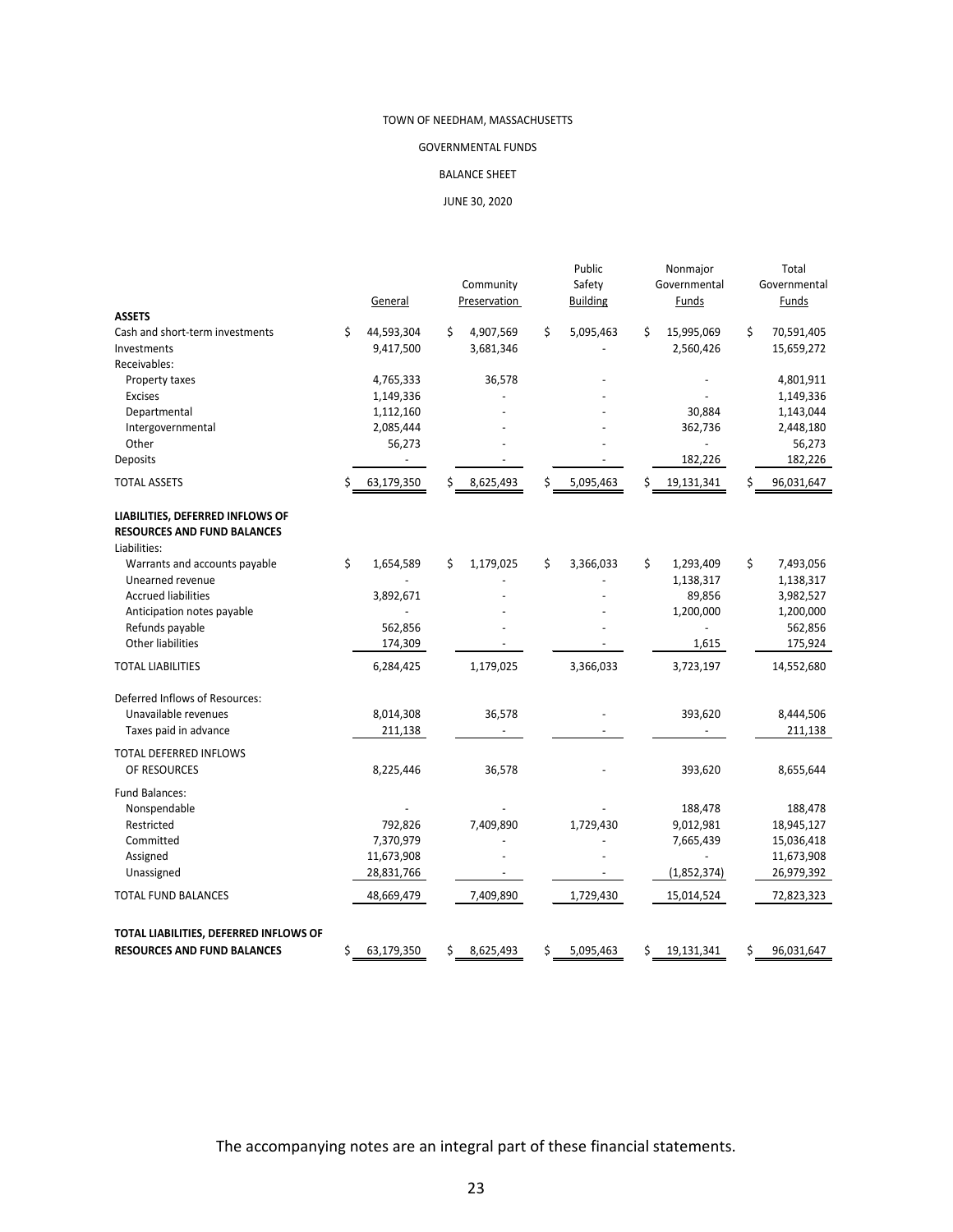TOWN OF NEEDHAM, MASSACHUSETTS

GOVERNMENTAL FUNDS

BALANCE SHEET

JUNE 30, 2020

| | General | Community Preservation | Public Safety Building | Nonmajor Governmental Funds | Total Governmental Funds |
|---|---|---|---|---|---|
| **ASSETS** | | | | | |
| Cash and short-term investments | $ 44,593,304 | $ 4,907,569 | $ 5,095,463 | $ 15,995,069 | $ 70,591,405 |
| Investments | 9,417,500 | 3,681,346 | - | 2,560,426 | 15,659,272 |
| Receivables: | | | | | |
| Property taxes | 4,765,333 | 36,578 | - | - | 4,801,911 |
| Excises | 1,149,336 | - | - | - | 1,149,336 |
| Departmental | 1,112,160 | - | - | 30,884 | 1,143,044 |
| Intergovernmental | 2,085,444 | - | - | 362,736 | 2,448,180 |
| Other | 56,273 | - | - | - | 56,273 |
| Deposits | - | - | - | 182,226 | 182,226 |
| TOTAL ASSETS | $ 63,179,350 | $ 8,625,493 | $ 5,095,463 | $ 19,131,341 | $ 96,031,647 |
| **LIABILITIES, DEFERRED INFLOWS OF RESOURCES AND FUND BALANCES** | | | | | |
| Liabilities: | | | | | |
| Warrants and accounts payable | $ 1,654,589 | $ 1,179,025 | $ 3,366,033 | $ 1,293,409 | $ 7,493,056 |
| Unearned revenue | - | - | - | 1,138,317 | 1,138,317 |
| Accrued liabilities | 3,892,671 | - | - | 89,856 | 3,982,527 |
| Anticipation notes payable | - | - | - | 1,200,000 | 1,200,000 |
| Refunds payable | 562,856 | - | - | - | 562,856 |
| Other liabilities | 174,309 | - | - | 1,615 | 175,924 |
| TOTAL LIABILITIES | 6,284,425 | 1,179,025 | 3,366,033 | 3,723,197 | 14,552,680 |
| Deferred Inflows of Resources: | | | | | |
| Unavailable revenues | 8,014,308 | 36,578 | - | 393,620 | 8,444,506 |
| Taxes paid in advance | 211,138 | - | - | - | 211,138 |
| TOTAL DEFERRED INFLOWS OF RESOURCES | 8,225,446 | 36,578 | - | 393,620 | 8,655,644 |
| Fund Balances: | | | | | |
| Nonspendable | - | - | - | 188,478 | 188,478 |
| Restricted | 792,826 | 7,409,890 | 1,729,430 | 9,012,981 | 18,945,127 |
| Committed | 7,370,979 | - | - | 7,665,439 | 15,036,418 |
| Assigned | 11,673,908 | - | - | - | 11,673,908 |
| Unassigned | 28,831,766 | - | - | (1,852,374) | 26,979,392 |
| TOTAL FUND BALANCES | 48,669,479 | 7,409,890 | 1,729,430 | 15,014,524 | 72,823,323 |
| **TOTAL LIABILITIES, DEFERRED INFLOWS OF RESOURCES AND FUND BALANCES** | $ 63,179,350 | $ 8,625,493 | $ 5,095,463 | $ 19,131,341 | $ 96,031,647 |

The accompanying notes are an integral part of these financial statements.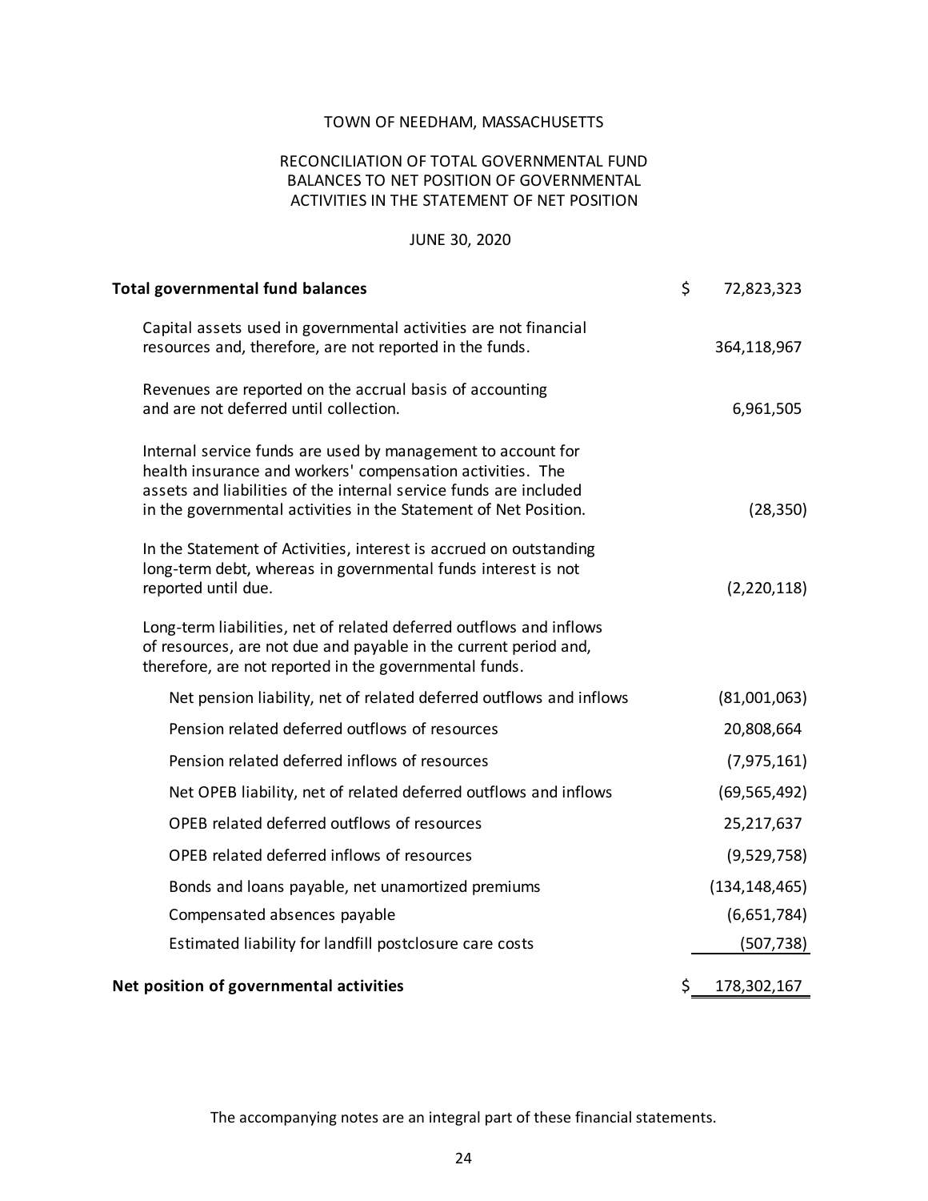# TOWN OF NEEDHAM, MASSACHUSETTS

## RECONCILIATION OF TOTAL GOVERNMENTAL FUND BALANCES TO NET POSITION OF GOVERNMENTAL ACTIVITIES IN THE STATEMENT OF NET POSITION

### JUNE 30, 2020

| | |
|---|---|
| **Total governmental fund balances** | $ 72,823,323 |
| Capital assets used in governmental activities are not financial resources and, therefore, are not reported in the funds. | 364,118,967 |
| Revenues are reported on the accrual basis of accounting and are not deferred until collection. | 6,961,505 |
| Internal service funds are used by management to account for health insurance and workers' compensation activities. The assets and liabilities of the internal service funds are included in the governmental activities in the Statement of Net Position. | (28,350) |
| In the Statement of Activities, interest is accrued on outstanding long-term debt, whereas in governmental funds interest is not reported until due. | (2,220,118) |
| Long-term liabilities, net of related deferred outflows and inflows of resources, are not due and payable in the current period and, therefore, are not reported in the governmental funds. | |
| Net pension liability, net of related deferred outflows and inflows | (81,001,063) |
| Pension related deferred outflows of resources | 20,808,664 |
| Pension related deferred inflows of resources | (7,975,161) |
| Net OPEB liability, net of related deferred outflows and inflows | (69,565,492) |
| OPEB related deferred outflows of resources | 25,217,637 |
| OPEB related deferred inflows of resources | (9,529,758) |
| Bonds and loans payable, net unamortized premiums | (134,148,465) |
| Compensated absences payable | (6,651,784) |
| Estimated liability for landfill postclosure care costs | (507,738) |
| **Net position of governmental activities** | $ 178,302,167 |

The accompanying notes are an integral part of these financial statements.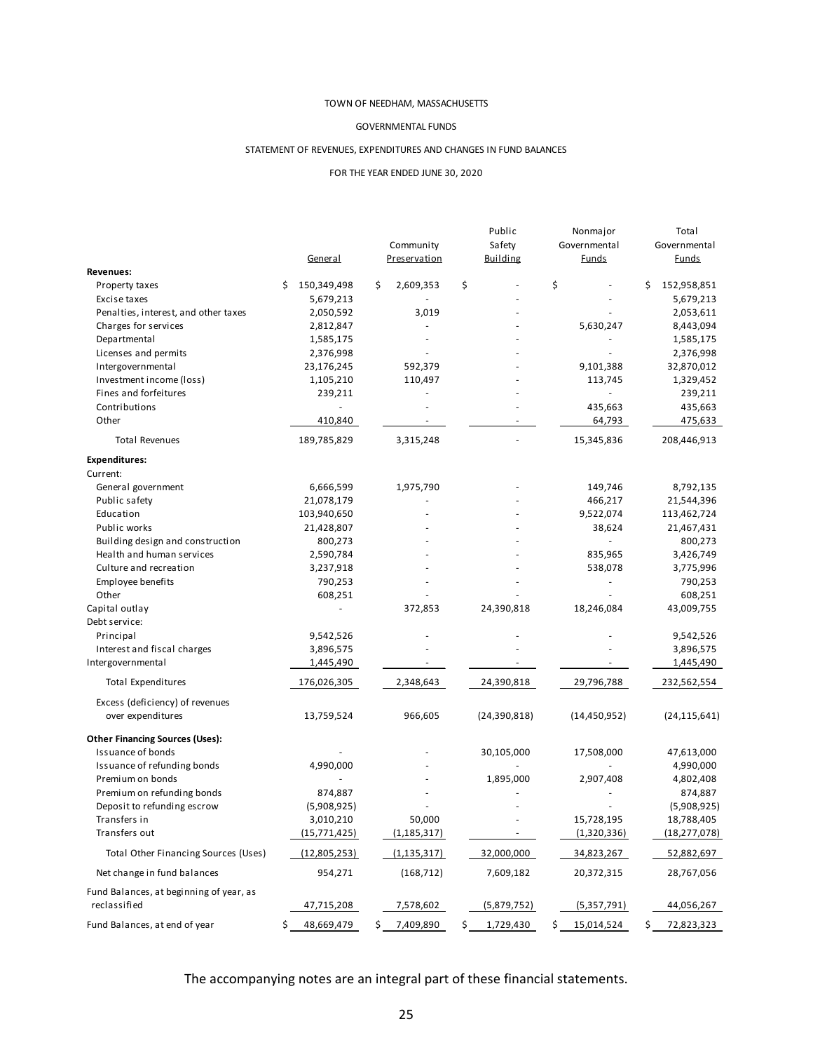TOWN OF NEEDHAM, MASSACHUSETTS

GOVERNMENTAL FUNDS

STATEMENT OF REVENUES, EXPENDITURES AND CHANGES IN FUND BALANCES

FOR THE YEAR ENDED JUNE 30, 2020

| | General | Community Preservation | Public Safety Building | Nonmajor Governmental Funds | Total Governmental Funds |
|---|---|---|---|---|---|
| **Revenues:** | | | | | |
| Property taxes | $ 150,349,498 | $ 2,609,353 | $ - | $ - | $ 152,958,851 |
| Excise taxes | 5,679,213 | - | - | - | 5,679,213 |
| Penalties, interest, and other taxes | 2,050,592 | 3,019 | - | - | 2,053,611 |
| Charges for services | 2,812,847 | - | - | 5,630,247 | 8,443,094 |
| Departmental | 1,585,175 | - | - | - | 1,585,175 |
| Licenses and permits | 2,376,998 | - | - | - | 2,376,998 |
| Intergovernmental | 23,176,245 | 592,379 | - | 9,101,388 | 32,870,012 |
| Investment income (loss) | 1,105,210 | 110,497 | - | 113,745 | 1,329,452 |
| Fines and forfeitures | 239,211 | - | - | - | 239,211 |
| Contributions | - | - | - | 435,663 | 435,663 |
| Other | 410,840 | - | - | 64,793 | 475,633 |
| Total Revenues | 189,785,829 | 3,315,248 | - | 15,345,836 | 208,446,913 |
| **Expenditures:** | | | | | |
| Current: | | | | | |
| General government | 6,666,599 | 1,975,790 | - | 149,746 | 8,792,135 |
| Public safety | 21,078,179 | - | - | 466,217 | 21,544,396 |
| Education | 103,940,650 | - | - | 9,522,074 | 113,462,724 |
| Public works | 21,428,807 | - | - | 38,624 | 21,467,431 |
| Building design and construction | 800,273 | - | - | - | 800,273 |
| Health and human services | 2,590,784 | - | - | 835,965 | 3,426,749 |
| Culture and recreation | 3,237,918 | - | - | 538,078 | 3,775,996 |
| Employee benefits | 790,253 | - | - | - | 790,253 |
| Other | 608,251 | - | - | - | 608,251 |
| Capital outlay | - | 372,853 | 24,390,818 | 18,246,084 | 43,009,755 |
| Debt service: | | | | | |
| Principal | 9,542,526 | - | - | - | 9,542,526 |
| Interest and fiscal charges | 3,896,575 | - | - | - | 3,896,575 |
| Intergovernmental | 1,445,490 | - | - | - | 1,445,490 |
| Total Expenditures | 176,026,305 | 2,348,643 | 24,390,818 | 29,796,788 | 232,562,554 |
| Excess (deficiency) of revenues over expenditures | 13,759,524 | 966,605 | (24,390,818) | (14,450,952) | (24,115,641) |
| **Other Financing Sources (Uses):** | | | | | |
| Issuance of bonds | - | - | 30,105,000 | 17,508,000 | 47,613,000 |
| Issuance of refunding bonds | 4,990,000 | - | - | - | 4,990,000 |
| Premium on bonds | - | - | 1,895,000 | 2,907,408 | 4,802,408 |
| Premium on refunding bonds | 874,887 | - | - | - | 874,887 |
| Deposit to refunding escrow | (5,908,925) | - | - | - | (5,908,925) |
| Transfers in | 3,010,210 | 50,000 | - | 15,728,195 | 18,788,405 |
| Transfers out | (15,771,425) | (1,185,317) | - | (1,320,336) | (18,277,078) |
| Total Other Financing Sources (Uses) | (12,805,253) | (1,135,317) | 32,000,000 | 34,823,267 | 52,882,697 |
| Net change in fund balances | 954,271 | (168,712) | 7,609,182 | 20,372,315 | 28,767,056 |
| Fund Balances, at beginning of year, as reclassified | 47,715,208 | 7,578,602 | (5,879,752) | (5,357,791) | 44,056,267 |
| Fund Balances, at end of year | $ 48,669,479 | $ 7,409,890 | $ 1,729,430 | $ 15,014,524 | $ 72,823,323 |

The accompanying notes are an integral part of these financial statements.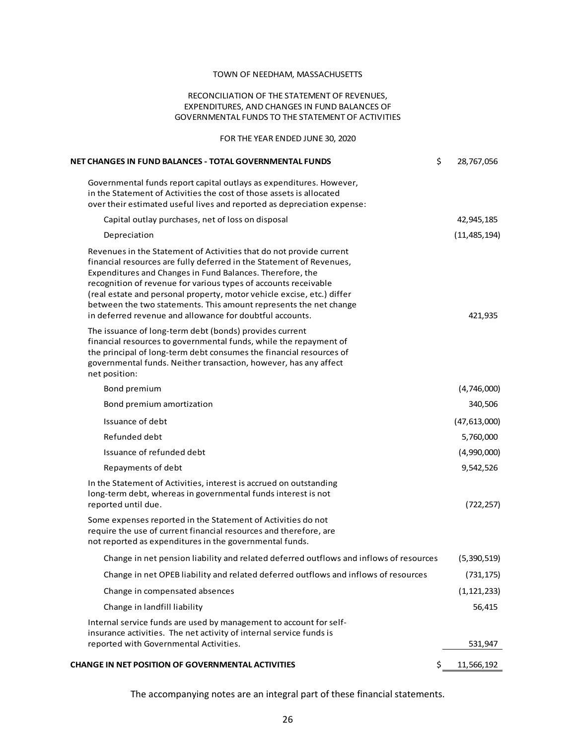TOWN OF NEEDHAM, MASSACHUSETTS

RECONCILIATION OF THE STATEMENT OF REVENUES, EXPENDITURES, AND CHANGES IN FUND BALANCES OF GOVERNMENTAL FUNDS TO THE STATEMENT OF ACTIVITIES

FOR THE YEAR ENDED JUNE 30, 2020

| | |
|---|---|
| **NET CHANGES IN FUND BALANCES - TOTAL GOVERNMENTAL FUNDS** | $ 28,767,056 |
| Governmental funds report capital outlays as expenditures. However, in the Statement of Activities the cost of those assets is allocated over their estimated useful lives and reported as depreciation expense: | |
| Capital outlay purchases, net of loss on disposal | 42,945,185 |
| Depreciation | (11,485,194) |
| Revenues in the Statement of Activities that do not provide current financial resources are fully deferred in the Statement of Revenues, Expenditures and Changes in Fund Balances. Therefore, the recognition of revenue for various types of accounts receivable (real estate and personal property, motor vehicle excise, etc.) differ between the two statements. This amount represents the net change in deferred revenue and allowance for doubtful accounts. | 421,935 |
| The issuance of long-term debt (bonds) provides current financial resources to governmental funds, while the repayment of the principal of long-term debt consumes the financial resources of governmental funds. Neither transaction, however, has any affect net position: | |
| Bond premium | (4,746,000) |
| Bond premium amortization | 340,506 |
| Issuance of debt | (47,613,000) |
| Refunded debt | 5,760,000 |
| Issuance of refunded debt | (4,990,000) |
| Repayments of debt | 9,542,526 |
| In the Statement of Activities, interest is accrued on outstanding long-term debt, whereas in governmental funds interest is not reported until due. | (722,257) |
| Some expenses reported in the Statement of Activities do not require the use of current financial resources and therefore, are not reported as expenditures in the governmental funds. | |
| Change in net pension liability and related deferred outflows and inflows of resources | (5,390,519) |
| Change in net OPEB liability and related deferred outflows and inflows of resources | (731,175) |
| Change in compensated absences | (1,121,233) |
| Change in landfill liability | 56,415 |
| Internal service funds are used by management to account for self-insurance activities. The net activity of internal service funds is reported with Governmental Activities. | 531,947 |
| **CHANGE IN NET POSITION OF GOVERNMENTAL ACTIVITIES** | $ 11,566,192 |

The accompanying notes are an integral part of these financial statements.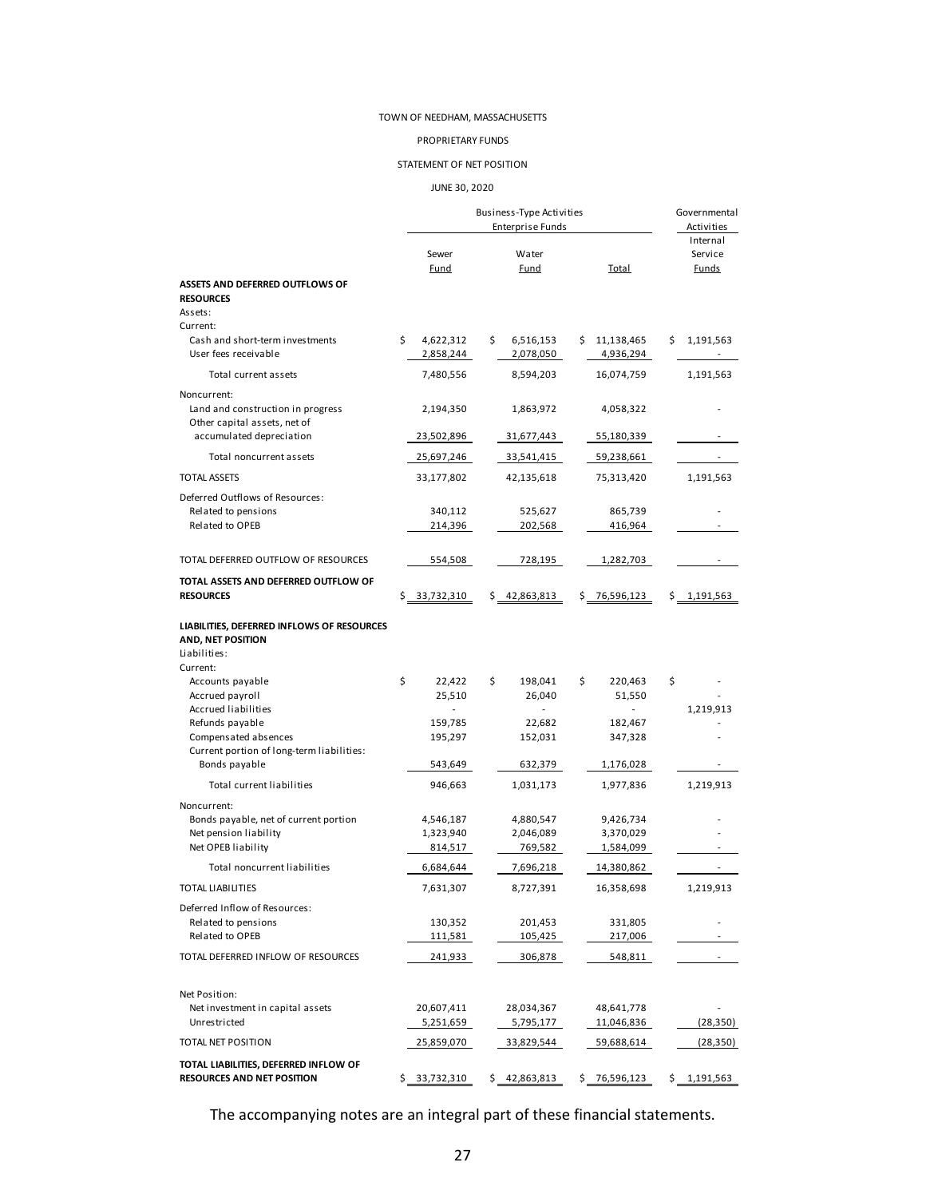TOWN OF NEEDHAM, MASSACHUSETTS

PROPRIETARY FUNDS

STATEMENT OF NET POSITION

JUNE 30, 2020

| | Business-Type Activities Enterprise Funds | | | Governmental Activities |
|---|---|---|---|---|
| | Sewer Fund | Water Fund | Total | Internal Service Funds |
| **ASSETS AND DEFERRED OUTFLOWS OF RESOURCES** | | | | |
| Assets: | | | | |
| Current: | | | | |
| Cash and short-term investments | $ 4,622,312 | $ 6,516,153 | $ 11,138,465 | $ 1,191,563 |
| User fees receivable | 2,858,244 | 2,078,050 | 4,936,294 | - |
| Total current assets | 7,480,556 | 8,594,203 | 16,074,759 | 1,191,563 |
| Noncurrent: | | | | |
| Land and construction in progress | 2,194,350 | 1,863,972 | 4,058,322 | - |
| Other capital assets, net of accumulated depreciation | 23,502,896 | 31,677,443 | 55,180,339 | - |
| Total noncurrent assets | 25,697,246 | 33,541,415 | 59,238,661 | - |
| TOTAL ASSETS | 33,177,802 | 42,135,618 | 75,313,420 | 1,191,563 |
| Deferred Outflows of Resources: | | | | |
| Related to pensions | 340,112 | 525,627 | 865,739 | - |
| Related to OPEB | 214,396 | 202,568 | 416,964 | - |
| TOTAL DEFERRED OUTFLOW OF RESOURCES | 554,508 | 728,195 | 1,282,703 | - |
| **TOTAL ASSETS AND DEFERRED OUTFLOW OF RESOURCES** | $ 33,732,310 | $ 42,863,813 | $ 76,596,123 | $ 1,191,563 |
| **LIABILITIES, DEFERRED INFLOWS OF RESOURCES AND, NET POSITION** | | | | |
| Liabilities: | | | | |
| Current: | | | | |
| Accounts payable | $ 22,422 | $ 198,041 | $ 220,463 | $ - |
| Accrued payroll | 25,510 | 26,040 | 51,550 | - |
| Accrued liabilities | - | - | - | 1,219,913 |
| Refunds payable | 159,785 | 22,682 | 182,467 | - |
| Compensated absences | 195,297 | 152,031 | 347,328 | - |
| Current portion of long-term liabilities: | | | | |
| Bonds payable | 543,649 | 632,379 | 1,176,028 | - |
| Total current liabilities | 946,663 | 1,031,173 | 1,977,836 | 1,219,913 |
| Noncurrent: | | | | |
| Bonds payable, net of current portion | 4,546,187 | 4,880,547 | 9,426,734 | - |
| Net pension liability | 1,323,940 | 2,046,089 | 3,370,029 | - |
| Net OPEB liability | 814,517 | 769,582 | 1,584,099 | - |
| Total noncurrent liabilities | 6,684,644 | 7,696,218 | 14,380,862 | - |
| TOTAL LIABILITIES | 7,631,307 | 8,727,391 | 16,358,698 | 1,219,913 |
| Deferred Inflow of Resources: | | | | |
| Related to pensions | 130,352 | 201,453 | 331,805 | - |
| Related to OPEB | 111,581 | 105,425 | 217,006 | - |
| TOTAL DEFERRED INFLOW OF RESOURCES | 241,933 | 306,878 | 548,811 | - |
| Net Position: | | | | |
| Net investment in capital assets | 20,607,411 | 28,034,367 | 48,641,778 | - |
| Unrestricted | 5,251,659 | 5,795,177 | 11,046,836 | (28,350) |
| TOTAL NET POSITION | 25,859,070 | 33,829,544 | 59,688,614 | (28,350) |
| **TOTAL LIABILITIES, DEFERRED INFLOW OF RESOURCES AND NET POSITION** | $ 33,732,310 | $ 42,863,813 | $ 76,596,123 | $ 1,191,563 |

The accompanying notes are an integral part of these financial statements.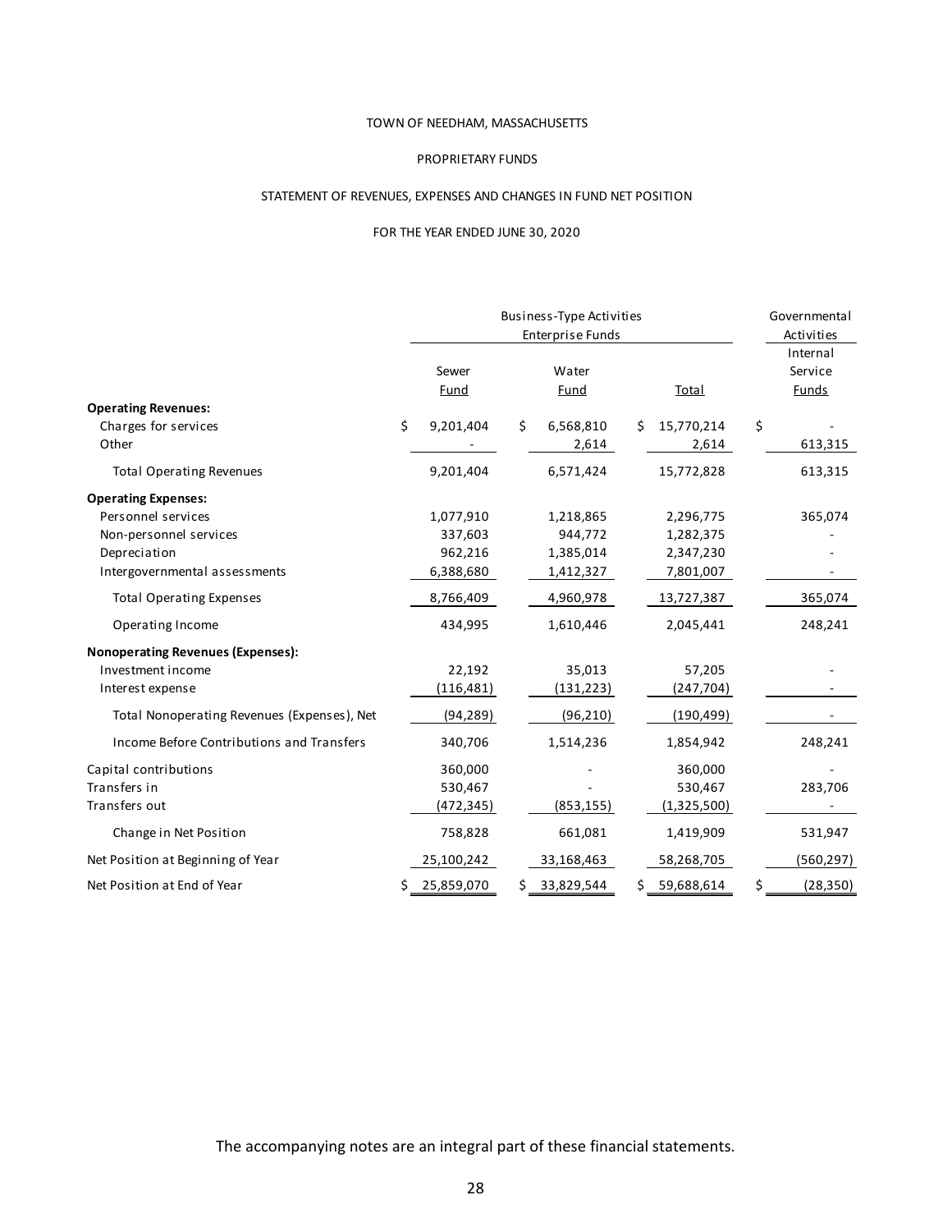TOWN OF NEEDHAM, MASSACHUSETTS

PROPRIETARY FUNDS

STATEMENT OF REVENUES, EXPENSES AND CHANGES IN FUND NET POSITION

FOR THE YEAR ENDED JUNE 30, 2020

| | Business-Type Activities Enterprise Funds | | | Governmental Activities |
|---|---|---|---|---|
| | Sewer Fund | Water Fund | Total | Internal Service Funds |
| **Operating Revenues:** | | | | |
| Charges for services | $ 9,201,404 | $ 6,568,810 | $ 15,770,214 | $ - |
| Other | - | 2,614 | 2,614 | 613,315 |
| Total Operating Revenues | 9,201,404 | 6,571,424 | 15,772,828 | 613,315 |
| **Operating Expenses:** | | | | |
| Personnel services | 1,077,910 | 1,218,865 | 2,296,775 | 365,074 |
| Non-personnel services | 337,603 | 944,772 | 1,282,375 | - |
| Depreciation | 962,216 | 1,385,014 | 2,347,230 | - |
| Intergovernmental assessments | 6,388,680 | 1,412,327 | 7,801,007 | - |
| Total Operating Expenses | 8,766,409 | 4,960,978 | 13,727,387 | 365,074 |
| Operating Income | 434,995 | 1,610,446 | 2,045,441 | 248,241 |
| **Nonoperating Revenues (Expenses):** | | | | |
| Investment income | 22,192 | 35,013 | 57,205 | - |
| Interest expense | (116,481) | (131,223) | (247,704) | - |
| Total Nonoperating Revenues (Expenses), Net | (94,289) | (96,210) | (190,499) | - |
| Income Before Contributions and Transfers | 340,706 | 1,514,236 | 1,854,942 | 248,241 |
| Capital contributions | 360,000 | - | 360,000 | - |
| Transfers in | 530,467 | - | 530,467 | 283,706 |
| Transfers out | (472,345) | (853,155) | (1,325,500) | - |
| Change in Net Position | 758,828 | 661,081 | 1,419,909 | 531,947 |
| Net Position at Beginning of Year | 25,100,242 | 33,168,463 | 58,268,705 | (560,297) |
| Net Position at End of Year | $ 25,859,070 | $ 33,829,544 | $ 59,688,614 | $ (28,350) |

The accompanying notes are an integral part of these financial statements.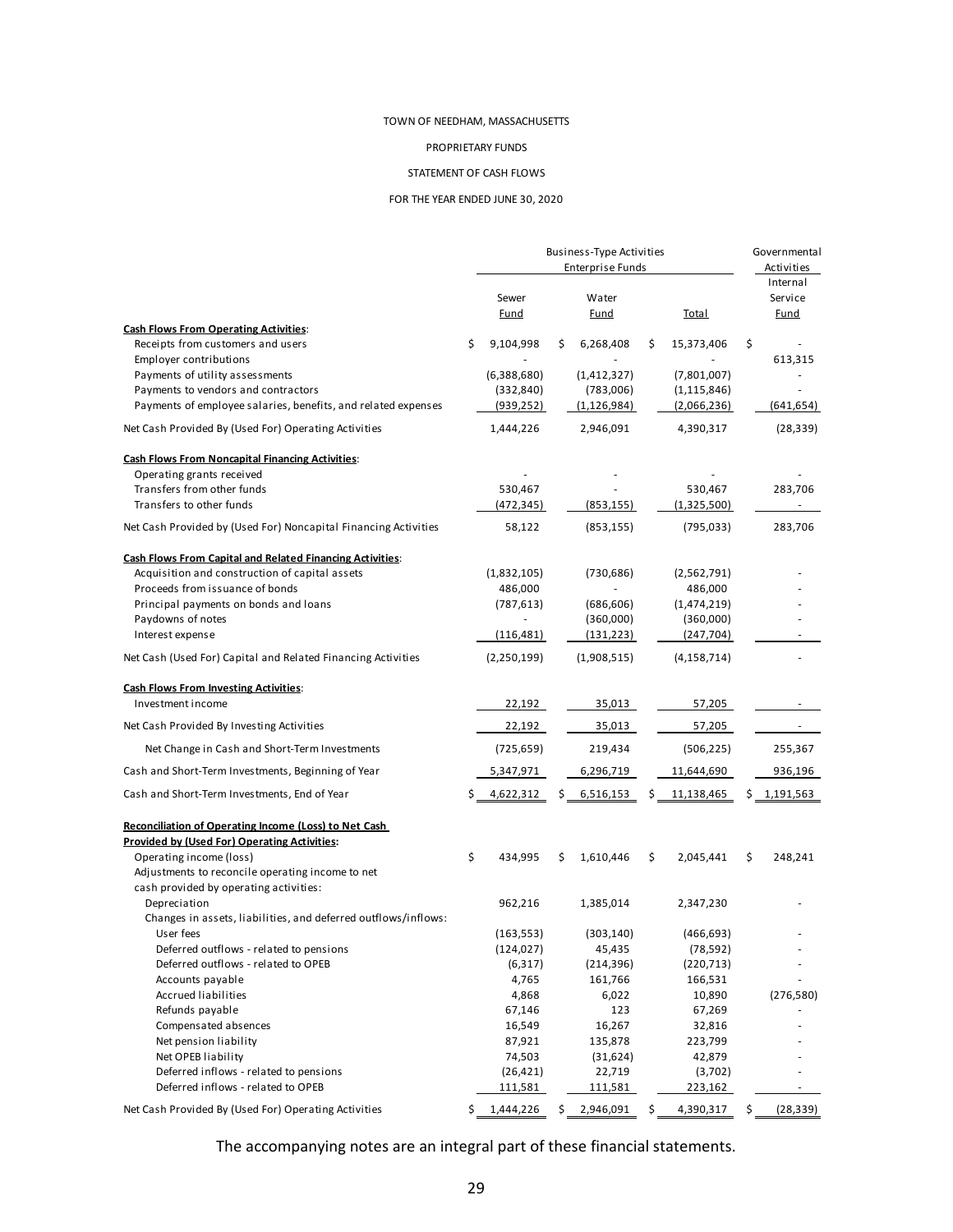TOWN OF NEEDHAM, MASSACHUSETTS

PROPRIETARY FUNDS

STATEMENT OF CASH FLOWS

FOR THE YEAR ENDED JUNE 30, 2020

| | Business-Type Activities Enterprise Funds | | | Governmental Activities |
|---|---|---|---|---|
| | Sewer Fund | Water Fund | Total | Internal Service Fund |
| **Cash Flows From Operating Activities**: | | | | |
| Receipts from customers and users | $ 9,104,998 | $ 6,268,408 | $ 15,373,406 | $ - |
| Employer contributions | - | - | - | 613,315 |
| Payments of utility assessments | (6,388,680) | (1,412,327) | (7,801,007) | - |
| Payments to vendors and contractors | (332,840) | (783,006) | (1,115,846) | - |
| Payments of employee salaries, benefits, and related expenses | (939,252) | (1,126,984) | (2,066,236) | (641,654) |
| Net Cash Provided By (Used For) Operating Activities | 1,444,226 | 2,946,091 | 4,390,317 | (28,339) |
| **Cash Flows From Noncapital Financing Activities**: | | | | |
| Operating grants received | - | - | - | - |
| Transfers from other funds | 530,467 | - | 530,467 | 283,706 |
| Transfers to other funds | (472,345) | (853,155) | (1,325,500) | - |
| Net Cash Provided by (Used For) Noncapital Financing Activities | 58,122 | (853,155) | (795,033) | 283,706 |
| **Cash Flows From Capital and Related Financing Activities**: | | | | |
| Acquisition and construction of capital assets | (1,832,105) | (730,686) | (2,562,791) | - |
| Proceeds from issuance of bonds | 486,000 | - | 486,000 | - |
| Principal payments on bonds and loans | (787,613) | (686,606) | (1,474,219) | - |
| Paydowns of notes | - | (360,000) | (360,000) | - |
| Interest expense | (116,481) | (131,223) | (247,704) | - |
| Net Cash (Used For) Capital and Related Financing Activities | (2,250,199) | (1,908,515) | (4,158,714) | - |
| **Cash Flows From Investing Activities**: | | | | |
| Investment income | 22,192 | 35,013 | 57,205 | - |
| Net Cash Provided By Investing Activities | 22,192 | 35,013 | 57,205 | - |
| Net Change in Cash and Short-Term Investments | (725,659) | 219,434 | (506,225) | 255,367 |
| Cash and Short-Term Investments, Beginning of Year | 5,347,971 | 6,296,719 | 11,644,690 | 936,196 |
| Cash and Short-Term Investments, End of Year | $ 4,622,312 | $ 6,516,153 | $ 11,138,465 | $ 1,191,563 |
| **Reconciliation of Operating Income (Loss) to Net Cash Provided by (Used For) Operating Activities:** | | | | |
| Operating income (loss) | $ 434,995 | $ 1,610,446 | $ 2,045,441 | $ 248,241 |
| Adjustments to reconcile operating income to net cash provided by operating activities: | | | | |
| Depreciation | 962,216 | 1,385,014 | 2,347,230 | - |
| Changes in assets, liabilities, and deferred outflows/inflows: | | | | |
| User fees | (163,553) | (303,140) | (466,693) | - |
| Deferred outflows - related to pensions | (124,027) | 45,435 | (78,592) | - |
| Deferred outflows - related to OPEB | (6,317) | (214,396) | (220,713) | - |
| Accounts payable | 4,765 | 161,766 | 166,531 | - |
| Accrued liabilities | 4,868 | 6,022 | 10,890 | (276,580) |
| Refunds payable | 67,146 | 123 | 67,269 | - |
| Compensated absences | 16,549 | 16,267 | 32,816 | - |
| Net pension liability | 87,921 | 135,878 | 223,799 | - |
| Net OPEB liability | 74,503 | (31,624) | 42,879 | - |
| Deferred inflows - related to pensions | (26,421) | 22,719 | (3,702) | - |
| Deferred inflows - related to OPEB | 111,581 | 111,581 | 223,162 | - |
| Net Cash Provided By (Used For) Operating Activities | $ 1,444,226 | $ 2,946,091 | $ 4,390,317 | $ (28,339) |

The accompanying notes are an integral part of these financial statements.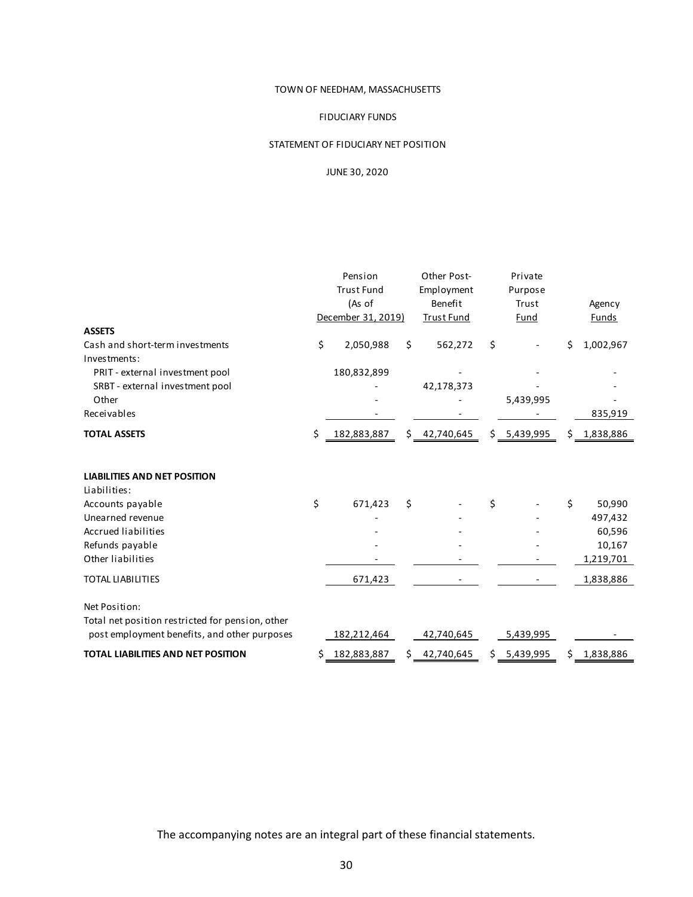TOWN OF NEEDHAM, MASSACHUSETTS

FIDUCIARY FUNDS

STATEMENT OF FIDUCIARY NET POSITION

JUNE 30, 2020

| | Pension Trust Fund (As of December 31, 2019) | Other Post-Employment Benefit Trust Fund | Private Purpose Trust Fund | Agency Funds |
|---|---|---|---|---|
| **ASSETS** | | | | |
| Cash and short-term investments | $ 2,050,988 | $ 562,272 | $ - | $ 1,002,967 |
| Investments: | | | | |
| PRIT - external investment pool | 180,832,899 | - | - | - |
| SRBT - external investment pool | - | 42,178,373 | - | - |
| Other | - | - | 5,439,995 | - |
| Receivables | - | - | - | 835,919 |
| **TOTAL ASSETS** | $ 182,883,887 | $ 42,740,645 | $ 5,439,995 | $ 1,838,886 |
| **LIABILITIES AND NET POSITION** | | | | |
| Liabilities: | | | | |
| Accounts payable | $ 671,423 | $ - | $ - | $ 50,990 |
| Unearned revenue | - | - | - | 497,432 |
| Accrued liabilities | - | - | - | 60,596 |
| Refunds payable | - | - | - | 10,167 |
| Other liabilities | - | - | - | 1,219,701 |
| TOTAL LIABILITIES | 671,423 | - | - | 1,838,886 |
| Net Position: | | | | |
| Total net position restricted for pension, other post employment benefits, and other purposes | 182,212,464 | 42,740,645 | 5,439,995 | - |
| **TOTAL LIABILITIES AND NET POSITION** | $ 182,883,887 | $ 42,740,645 | $ 5,439,995 | $ 1,838,886 |

The accompanying notes are an integral part of these financial statements.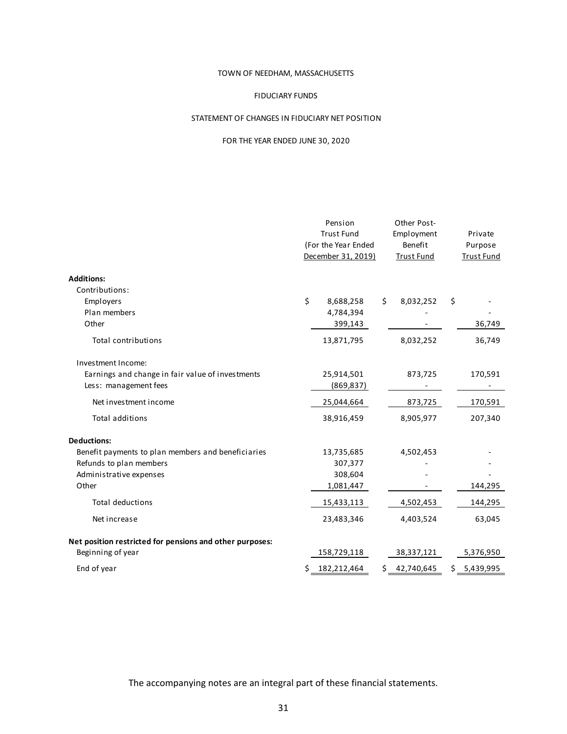TOWN OF NEEDHAM, MASSACHUSETTS

FIDUCIARY FUNDS

STATEMENT OF CHANGES IN FIDUCIARY NET POSITION

FOR THE YEAR ENDED JUNE 30, 2020

| | Pension Trust Fund (For the Year Ended December 31, 2019) | Other Post-Employment Benefit Trust Fund | Private Purpose Trust Fund |
|---|---|---|---|
| **Additions:** | | | |
| Contributions: | | | |
| Employers | $ 8,688,258 | $ 8,032,252 | $ - |
| Plan members | 4,784,394 | - | - |
| Other | 399,143 | - | 36,749 |
| Total contributions | 13,871,795 | 8,032,252 | 36,749 |
| Investment Income: | | | |
| Earnings and change in fair value of investments | 25,914,501 | 873,725 | 170,591 |
| Less: management fees | (869,837) | - | - |
| Net investment income | 25,044,664 | 873,725 | 170,591 |
| Total additions | 38,916,459 | 8,905,977 | 207,340 |
| **Deductions:** | | | |
| Benefit payments to plan members and beneficiaries | 13,735,685 | 4,502,453 | - |
| Refunds to plan members | 307,377 | - | - |
| Administrative expenses | 308,604 | - | - |
| Other | 1,081,447 | - | 144,295 |
| Total deductions | 15,433,113 | 4,502,453 | 144,295 |
| Net increase | 23,483,346 | 4,403,524 | 63,045 |
| **Net position restricted for pensions and other purposes:** | | | |
| Beginning of year | 158,729,118 | 38,337,121 | 5,376,950 |
| End of year | $ 182,212,464 | $ 42,740,645 | $ 5,439,995 |

The accompanying notes are an integral part of these financial statements.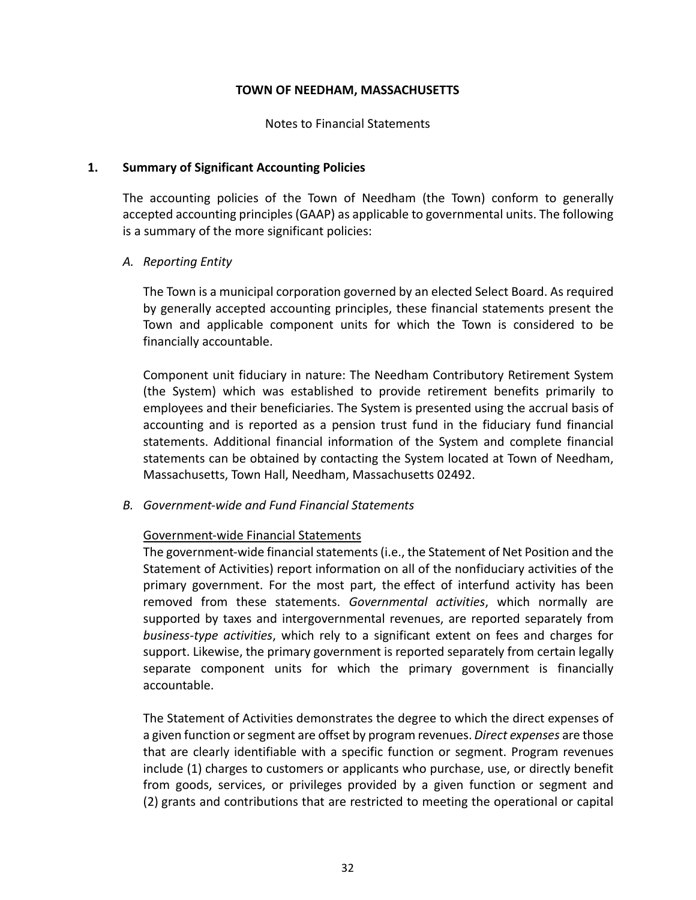## TOWN OF NEEDHAM, MASSACHUSETTS

Notes to Financial Statements

### 1. Summary of Significant Accounting Policies

The accounting policies of the Town of Needham (the Town) conform to generally accepted accounting principles (GAAP) as applicable to governmental units. The following is a summary of the more significant policies:

*A. Reporting Entity*

The Town is a municipal corporation governed by an elected Select Board. As required by generally accepted accounting principles, these financial statements present the Town and applicable component units for which the Town is considered to be financially accountable.

Component unit fiduciary in nature: The Needham Contributory Retirement System (the System) which was established to provide retirement benefits primarily to employees and their beneficiaries. The System is presented using the accrual basis of accounting and is reported as a pension trust fund in the fiduciary fund financial statements. Additional financial information of the System and complete financial statements can be obtained by contacting the System located at Town of Needham, Massachusetts, Town Hall, Needham, Massachusetts 02492.

*B. Government-wide and Fund Financial Statements*

Government-wide Financial Statements

The government-wide financial statements (i.e., the Statement of Net Position and the Statement of Activities) report information on all of the nonfiduciary activities of the primary government. For the most part, the effect of interfund activity has been removed from these statements. *Governmental activities*, which normally are supported by taxes and intergovernmental revenues, are reported separately from *business-type activities*, which rely to a significant extent on fees and charges for support. Likewise, the primary government is reported separately from certain legally separate component units for which the primary government is financially accountable.

The Statement of Activities demonstrates the degree to which the direct expenses of a given function or segment are offset by program revenues. *Direct expenses* are those that are clearly identifiable with a specific function or segment. Program revenues include (1) charges to customers or applicants who purchase, use, or directly benefit from goods, services, or privileges provided by a given function or segment and (2) grants and contributions that are restricted to meeting the operational or capital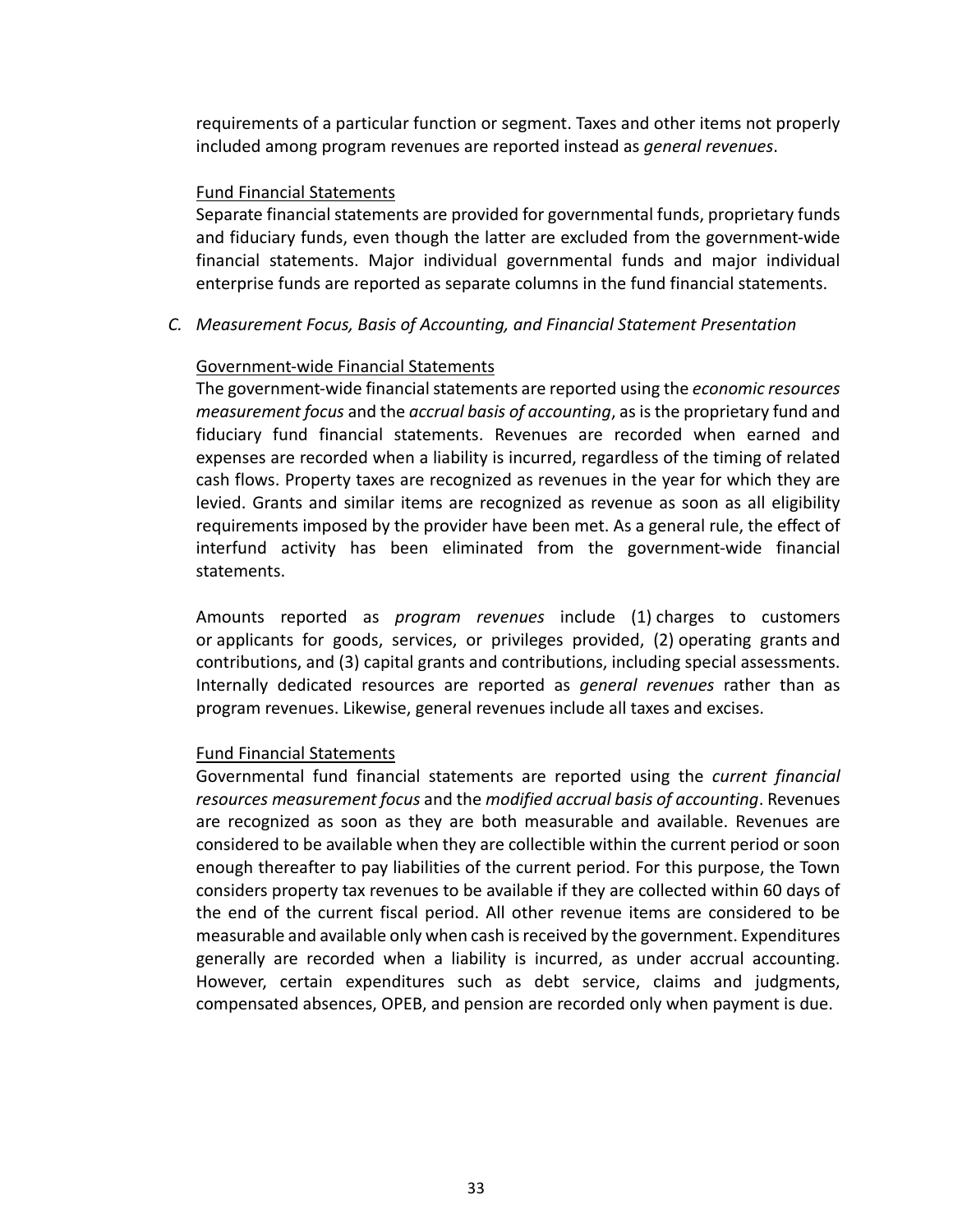requirements of a particular function or segment. Taxes and other items not properly included among program revenues are reported instead as *general revenues*.

Fund Financial Statements

Separate financial statements are provided for governmental funds, proprietary funds and fiduciary funds, even though the latter are excluded from the government-wide financial statements. Major individual governmental funds and major individual enterprise funds are reported as separate columns in the fund financial statements.

*C. Measurement Focus, Basis of Accounting, and Financial Statement Presentation*

Government-wide Financial Statements

The government-wide financial statements are reported using the *economic resources measurement focus* and the *accrual basis of accounting*, as is the proprietary fund and fiduciary fund financial statements. Revenues are recorded when earned and expenses are recorded when a liability is incurred, regardless of the timing of related cash flows. Property taxes are recognized as revenues in the year for which they are levied. Grants and similar items are recognized as revenue as soon as all eligibility requirements imposed by the provider have been met. As a general rule, the effect of interfund activity has been eliminated from the government-wide financial statements.

Amounts reported as *program revenues* include (1) charges to customers or applicants for goods, services, or privileges provided, (2) operating grants and contributions, and (3) capital grants and contributions, including special assessments. Internally dedicated resources are reported as *general revenues* rather than as program revenues. Likewise, general revenues include all taxes and excises.

Fund Financial Statements

Governmental fund financial statements are reported using the *current financial resources measurement focus* and the *modified accrual basis of accounting*. Revenues are recognized as soon as they are both measurable and available. Revenues are considered to be available when they are collectible within the current period or soon enough thereafter to pay liabilities of the current period. For this purpose, the Town considers property tax revenues to be available if they are collected within 60 days of the end of the current fiscal period. All other revenue items are considered to be measurable and available only when cash is received by the government. Expenditures generally are recorded when a liability is incurred, as under accrual accounting. However, certain expenditures such as debt service, claims and judgments, compensated absences, OPEB, and pension are recorded only when payment is due.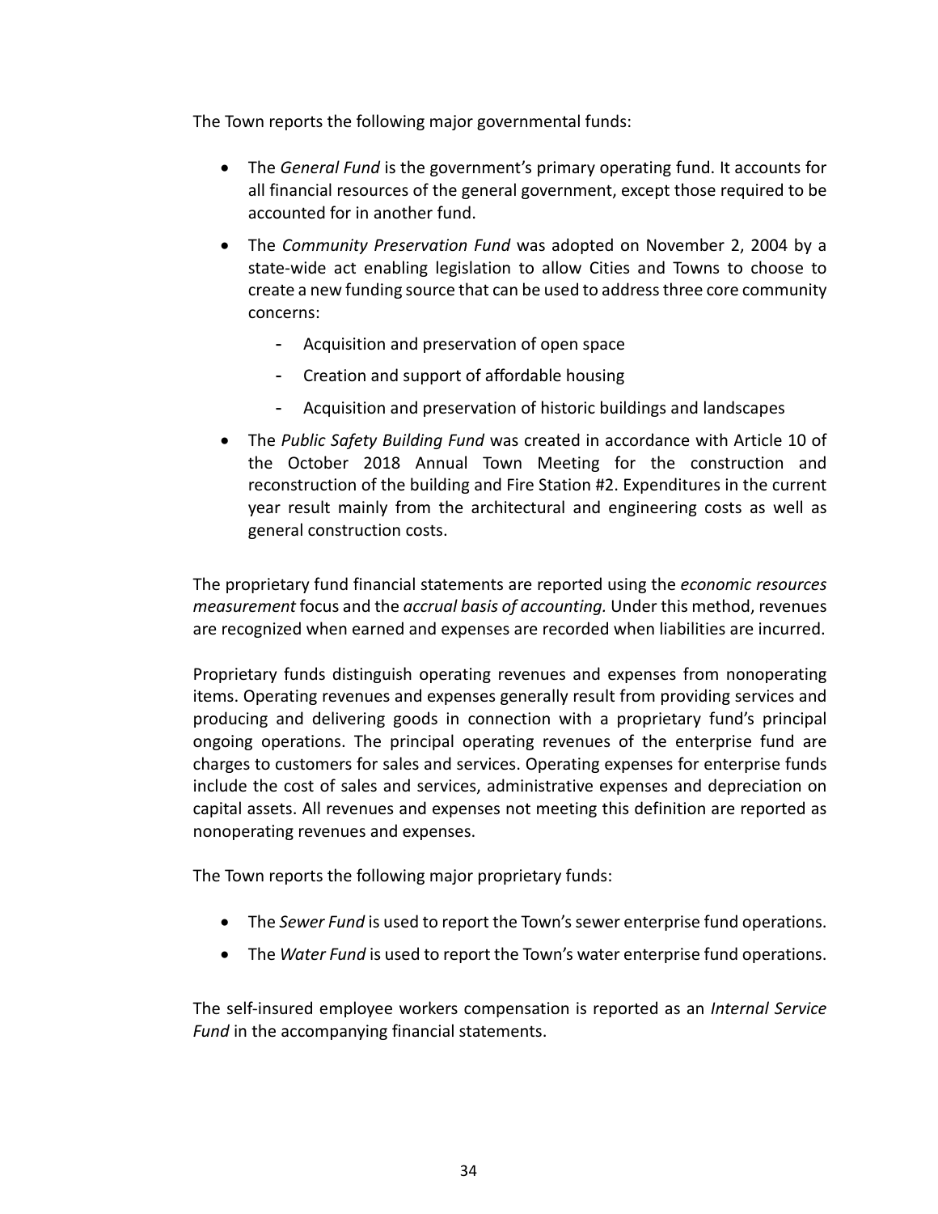The Town reports the following major governmental funds:

- The *General Fund* is the government's primary operating fund. It accounts for all financial resources of the general government, except those required to be accounted for in another fund.
- The *Community Preservation Fund* was adopted on November 2, 2004 by a state-wide act enabling legislation to allow Cities and Towns to choose to create a new funding source that can be used to address three core community concerns:
    - Acquisition and preservation of open space
    - Creation and support of affordable housing
    - Acquisition and preservation of historic buildings and landscapes
- The *Public Safety Building Fund* was created in accordance with Article 10 of the October 2018 Annual Town Meeting for the construction and reconstruction of the building and Fire Station #2. Expenditures in the current year result mainly from the architectural and engineering costs as well as general construction costs.

The proprietary fund financial statements are reported using the *economic resources measurement* focus and the *accrual basis of accounting.* Under this method, revenues are recognized when earned and expenses are recorded when liabilities are incurred.

Proprietary funds distinguish operating revenues and expenses from nonoperating items. Operating revenues and expenses generally result from providing services and producing and delivering goods in connection with a proprietary fund's principal ongoing operations. The principal operating revenues of the enterprise fund are charges to customers for sales and services. Operating expenses for enterprise funds include the cost of sales and services, administrative expenses and depreciation on capital assets. All revenues and expenses not meeting this definition are reported as nonoperating revenues and expenses.

The Town reports the following major proprietary funds:

- The *Sewer Fund* is used to report the Town's sewer enterprise fund operations.
- The *Water Fund* is used to report the Town's water enterprise fund operations.

The self-insured employee workers compensation is reported as an *Internal Service Fund* in the accompanying financial statements.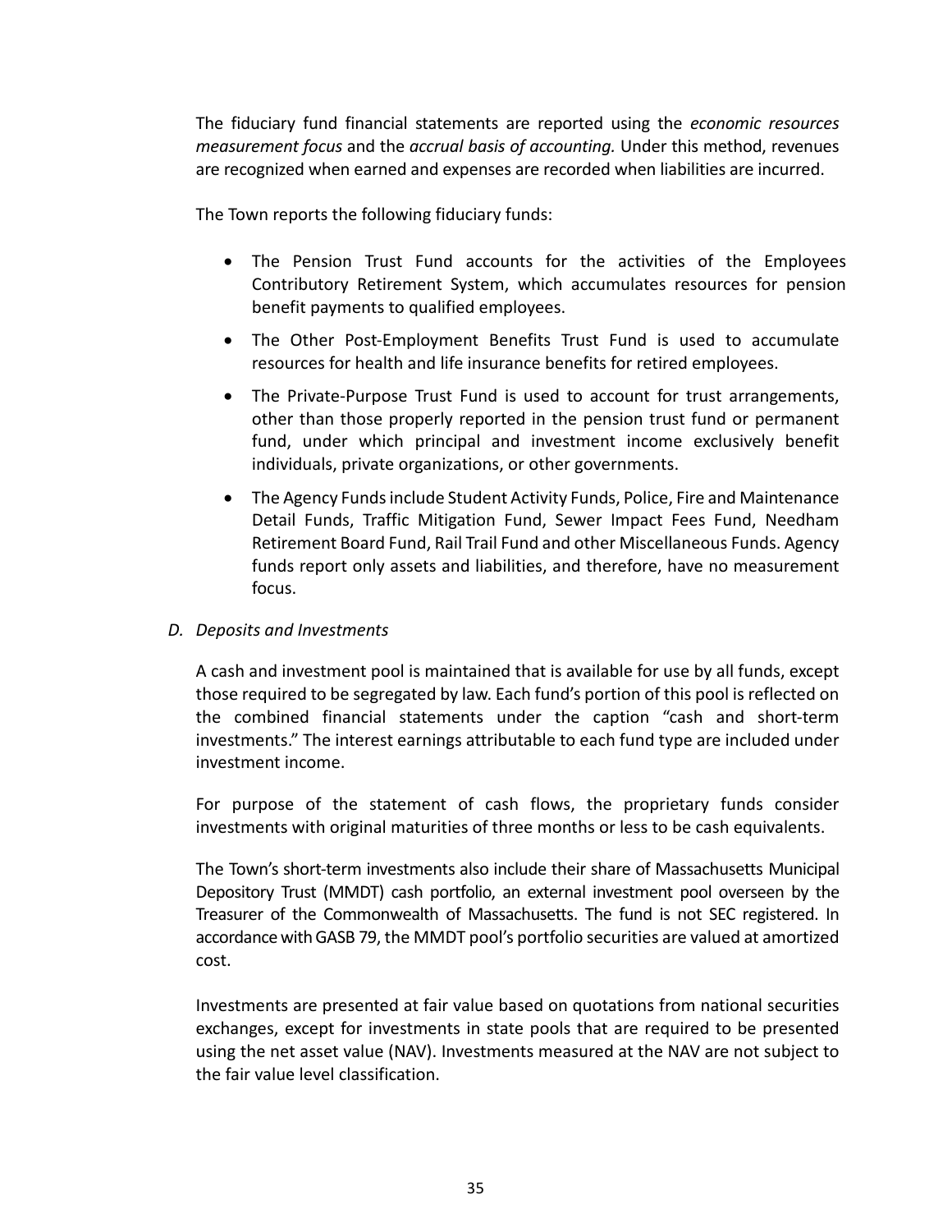The fiduciary fund financial statements are reported using the *economic resources measurement focus* and the *accrual basis of accounting.* Under this method, revenues are recognized when earned and expenses are recorded when liabilities are incurred.

The Town reports the following fiduciary funds:

- The Pension Trust Fund accounts for the activities of the Employees Contributory Retirement System, which accumulates resources for pension benefit payments to qualified employees.
- The Other Post-Employment Benefits Trust Fund is used to accumulate resources for health and life insurance benefits for retired employees.
- The Private-Purpose Trust Fund is used to account for trust arrangements, other than those properly reported in the pension trust fund or permanent fund, under which principal and investment income exclusively benefit individuals, private organizations, or other governments.
- The Agency Funds include Student Activity Funds, Police, Fire and Maintenance Detail Funds, Traffic Mitigation Fund, Sewer Impact Fees Fund, Needham Retirement Board Fund, Rail Trail Fund and other Miscellaneous Funds. Agency funds report only assets and liabilities, and therefore, have no measurement focus.

*D. Deposits and Investments*

A cash and investment pool is maintained that is available for use by all funds, except those required to be segregated by law. Each fund's portion of this pool is reflected on the combined financial statements under the caption "cash and short-term investments." The interest earnings attributable to each fund type are included under investment income.

For purpose of the statement of cash flows, the proprietary funds consider investments with original maturities of three months or less to be cash equivalents.

The Town's short-term investments also include their share of Massachusetts Municipal Depository Trust (MMDT) cash portfolio, an external investment pool overseen by the Treasurer of the Commonwealth of Massachusetts. The fund is not SEC registered. In accordance with GASB 79, the MMDT pool's portfolio securities are valued at amortized cost.

Investments are presented at fair value based on quotations from national securities exchanges, except for investments in state pools that are required to be presented using the net asset value (NAV). Investments measured at the NAV are not subject to the fair value level classification.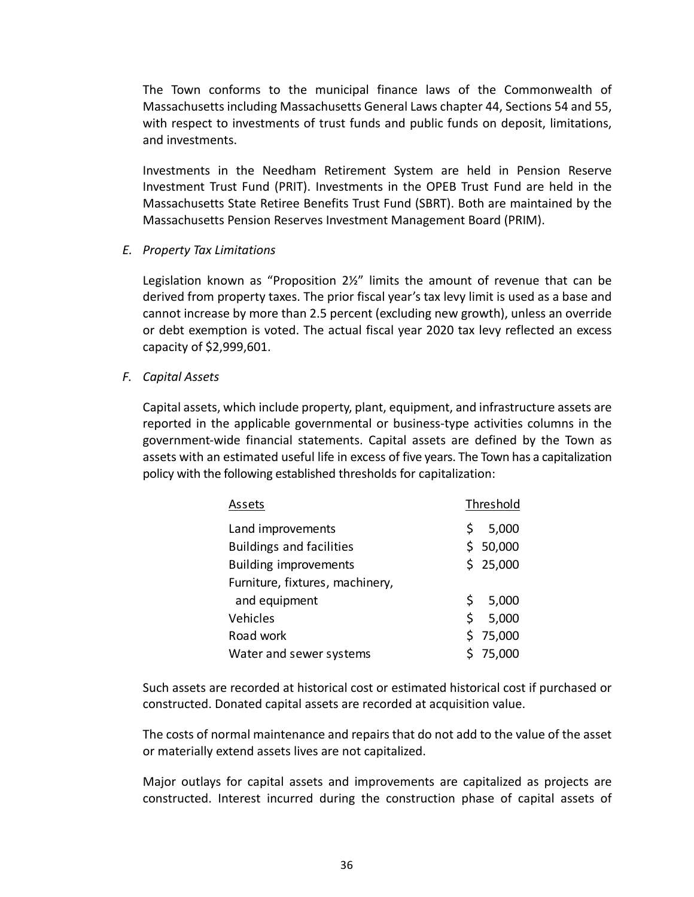The Town conforms to the municipal finance laws of the Commonwealth of Massachusetts including Massachusetts General Laws chapter 44, Sections 54 and 55, with respect to investments of trust funds and public funds on deposit, limitations, and investments.

Investments in the Needham Retirement System are held in Pension Reserve Investment Trust Fund (PRIT). Investments in the OPEB Trust Fund are held in the Massachusetts State Retiree Benefits Trust Fund (SBRT). Both are maintained by the Massachusetts Pension Reserves Investment Management Board (PRIM).

*E. Property Tax Limitations*

Legislation known as "Proposition 2½" limits the amount of revenue that can be derived from property taxes. The prior fiscal year's tax levy limit is used as a base and cannot increase by more than 2.5 percent (excluding new growth), unless an override or debt exemption is voted. The actual fiscal year 2020 tax levy reflected an excess capacity of $2,999,601.

*F. Capital Assets*

Capital assets, which include property, plant, equipment, and infrastructure assets are reported in the applicable governmental or business-type activities columns in the government-wide financial statements. Capital assets are defined by the Town as assets with an estimated useful life in excess of five years. The Town has a capitalization policy with the following established thresholds for capitalization:

| Assets | Threshold |
|---|---|
| Land improvements | $ 5,000 |
| Buildings and facilities | $ 50,000 |
| Building improvements | $ 25,000 |
| Furniture, fixtures, machinery, and equipment | $ 5,000 |
| Vehicles | $ 5,000 |
| Road work | $ 75,000 |
| Water and sewer systems | $ 75,000 |

Such assets are recorded at historical cost or estimated historical cost if purchased or constructed. Donated capital assets are recorded at acquisition value.

The costs of normal maintenance and repairs that do not add to the value of the asset or materially extend assets lives are not capitalized.

Major outlays for capital assets and improvements are capitalized as projects are constructed. Interest incurred during the construction phase of capital assets of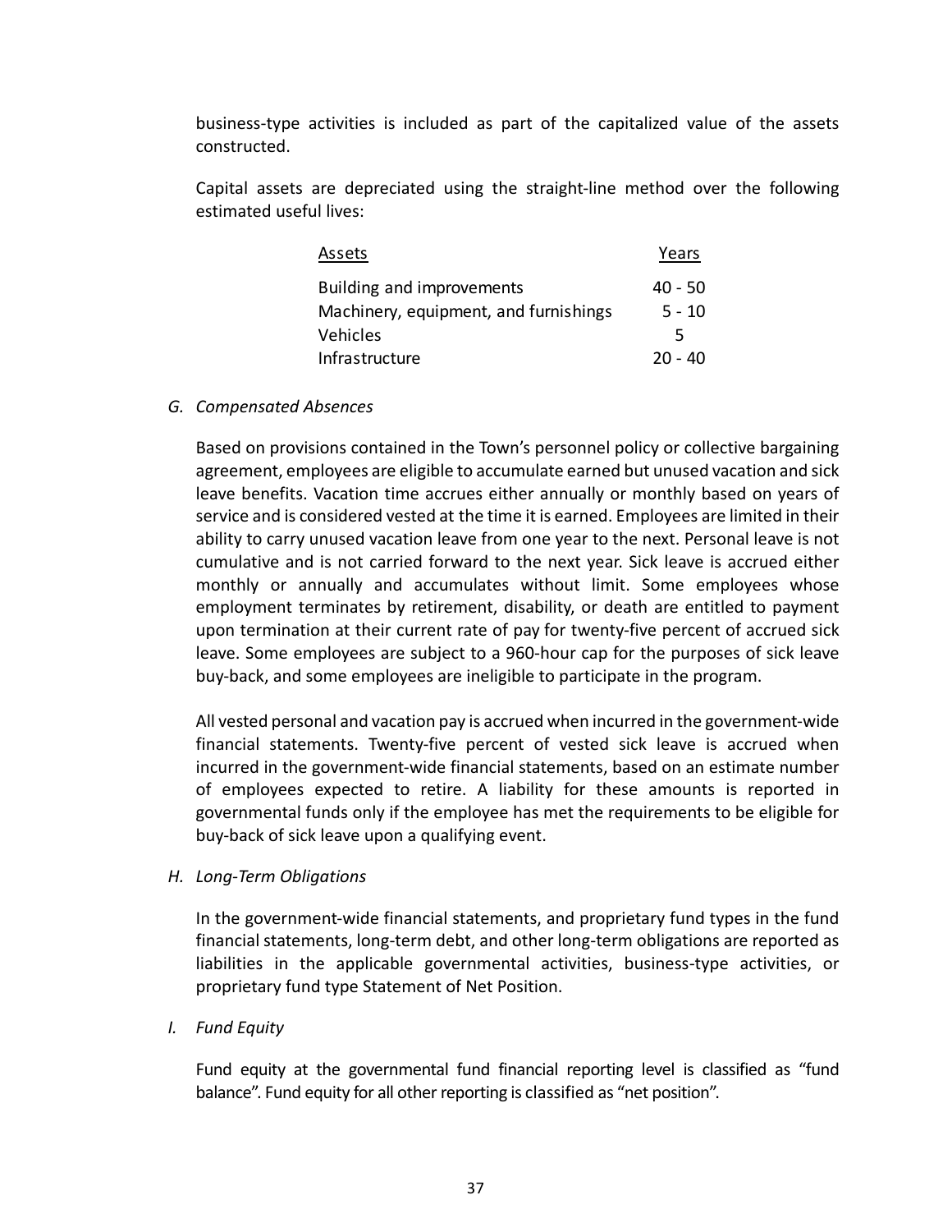business-type activities is included as part of the capitalized value of the assets constructed.

Capital assets are depreciated using the straight-line method over the following estimated useful lives:

| Assets | Years |
|---|---|
| Building and improvements | 40 - 50 |
| Machinery, equipment, and furnishings | 5 - 10 |
| Vehicles | 5 |
| Infrastructure | 20 - 40 |

*G. Compensated Absences*

Based on provisions contained in the Town's personnel policy or collective bargaining agreement, employees are eligible to accumulate earned but unused vacation and sick leave benefits. Vacation time accrues either annually or monthly based on years of service and is considered vested at the time it is earned. Employees are limited in their ability to carry unused vacation leave from one year to the next. Personal leave is not cumulative and is not carried forward to the next year. Sick leave is accrued either monthly or annually and accumulates without limit. Some employees whose employment terminates by retirement, disability, or death are entitled to payment upon termination at their current rate of pay for twenty-five percent of accrued sick leave. Some employees are subject to a 960-hour cap for the purposes of sick leave buy-back, and some employees are ineligible to participate in the program.

All vested personal and vacation pay is accrued when incurred in the government-wide financial statements. Twenty-five percent of vested sick leave is accrued when incurred in the government-wide financial statements, based on an estimate number of employees expected to retire. A liability for these amounts is reported in governmental funds only if the employee has met the requirements to be eligible for buy-back of sick leave upon a qualifying event.

*H. Long-Term Obligations*

In the government-wide financial statements, and proprietary fund types in the fund financial statements, long-term debt, and other long-term obligations are reported as liabilities in the applicable governmental activities, business-type activities, or proprietary fund type Statement of Net Position.

*I. Fund Equity*

Fund equity at the governmental fund financial reporting level is classified as "fund balance". Fund equity for all other reporting is classified as "net position".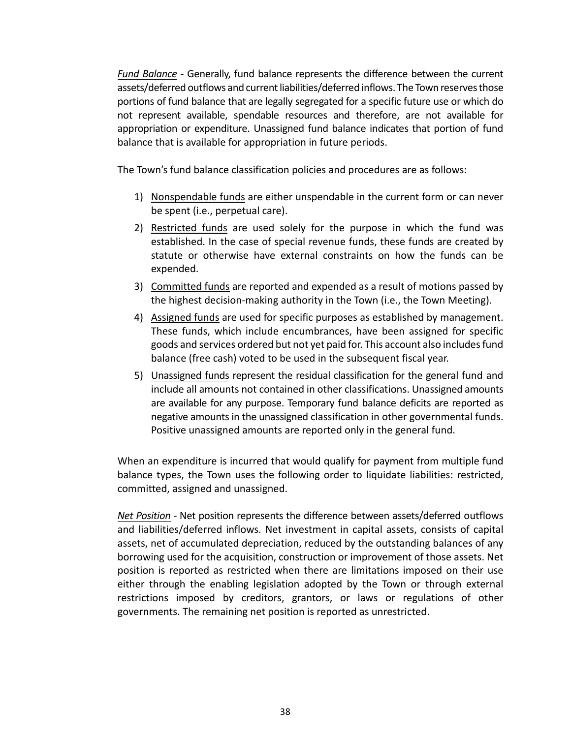*Fund Balance* - Generally, fund balance represents the difference between the current assets/deferred outflows and current liabilities/deferred inflows. The Town reserves those portions of fund balance that are legally segregated for a specific future use or which do not represent available, spendable resources and therefore, are not available for appropriation or expenditure. Unassigned fund balance indicates that portion of fund balance that is available for appropriation in future periods.

The Town's fund balance classification policies and procedures are as follows:

1) Nonspendable funds are either unspendable in the current form or can never be spent (i.e., perpetual care).
2) Restricted funds are used solely for the purpose in which the fund was established. In the case of special revenue funds, these funds are created by statute or otherwise have external constraints on how the funds can be expended.
3) Committed funds are reported and expended as a result of motions passed by the highest decision-making authority in the Town (i.e., the Town Meeting).
4) Assigned funds are used for specific purposes as established by management. These funds, which include encumbrances, have been assigned for specific goods and services ordered but not yet paid for. This account also includes fund balance (free cash) voted to be used in the subsequent fiscal year.
5) Unassigned funds represent the residual classification for the general fund and include all amounts not contained in other classifications. Unassigned amounts are available for any purpose. Temporary fund balance deficits are reported as negative amounts in the unassigned classification in other governmental funds. Positive unassigned amounts are reported only in the general fund.

When an expenditure is incurred that would qualify for payment from multiple fund balance types, the Town uses the following order to liquidate liabilities: restricted, committed, assigned and unassigned.

*Net Position* - Net position represents the difference between assets/deferred outflows and liabilities/deferred inflows. Net investment in capital assets, consists of capital assets, net of accumulated depreciation, reduced by the outstanding balances of any borrowing used for the acquisition, construction or improvement of those assets. Net position is reported as restricted when there are limitations imposed on their use either through the enabling legislation adopted by the Town or through external restrictions imposed by creditors, grantors, or laws or regulations of other governments. The remaining net position is reported as unrestricted.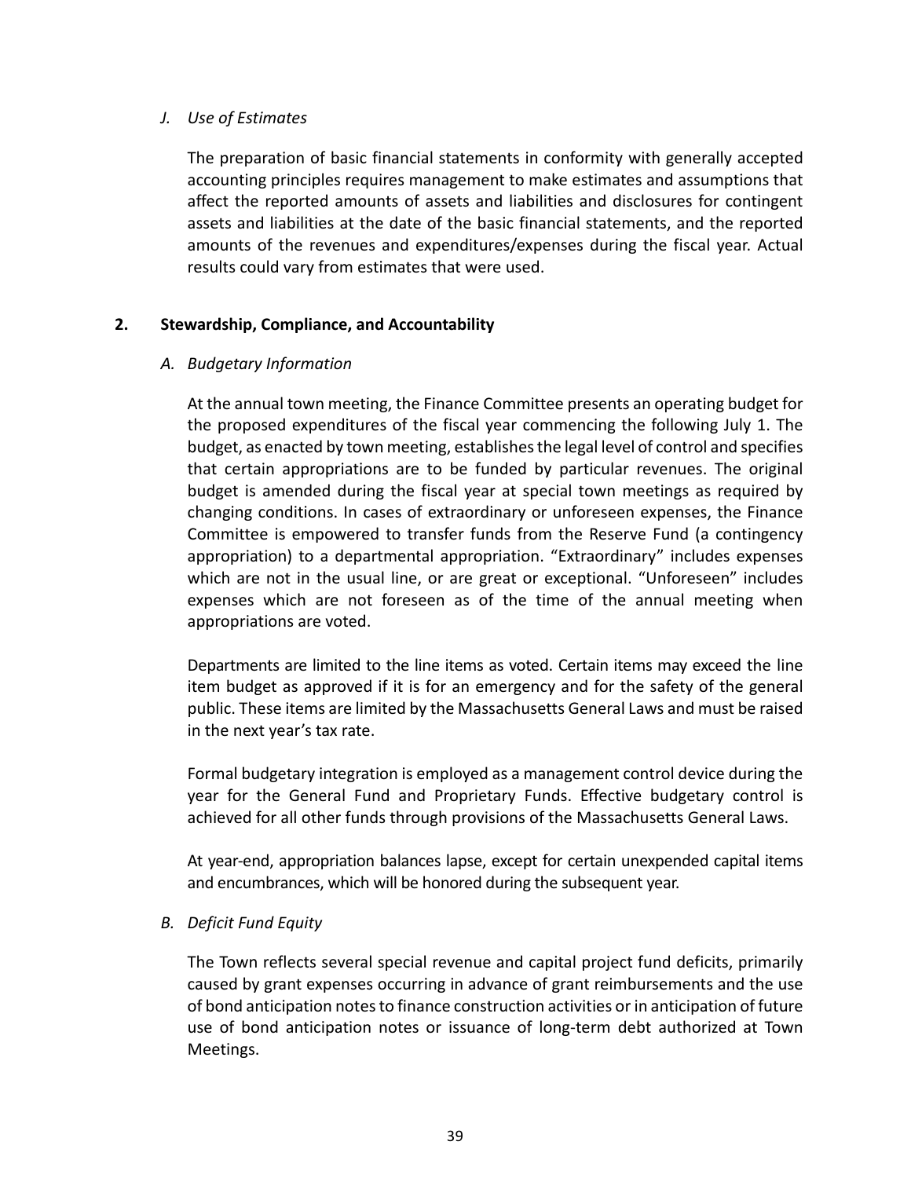*J. Use of Estimates*

The preparation of basic financial statements in conformity with generally accepted accounting principles requires management to make estimates and assumptions that affect the reported amounts of assets and liabilities and disclosures for contingent assets and liabilities at the date of the basic financial statements, and the reported amounts of the revenues and expenditures/expenses during the fiscal year. Actual results could vary from estimates that were used.

## 2. Stewardship, Compliance, and Accountability

*A. Budgetary Information*

At the annual town meeting, the Finance Committee presents an operating budget for the proposed expenditures of the fiscal year commencing the following July 1. The budget, as enacted by town meeting, establishes the legal level of control and specifies that certain appropriations are to be funded by particular revenues. The original budget is amended during the fiscal year at special town meetings as required by changing conditions. In cases of extraordinary or unforeseen expenses, the Finance Committee is empowered to transfer funds from the Reserve Fund (a contingency appropriation) to a departmental appropriation. "Extraordinary" includes expenses which are not in the usual line, or are great or exceptional. "Unforeseen" includes expenses which are not foreseen as of the time of the annual meeting when appropriations are voted.

Departments are limited to the line items as voted. Certain items may exceed the line item budget as approved if it is for an emergency and for the safety of the general public. These items are limited by the Massachusetts General Laws and must be raised in the next year's tax rate.

Formal budgetary integration is employed as a management control device during the year for the General Fund and Proprietary Funds. Effective budgetary control is achieved for all other funds through provisions of the Massachusetts General Laws.

At year-end, appropriation balances lapse, except for certain unexpended capital items and encumbrances, which will be honored during the subsequent year.

*B. Deficit Fund Equity*

The Town reflects several special revenue and capital project fund deficits, primarily caused by grant expenses occurring in advance of grant reimbursements and the use of bond anticipation notes to finance construction activities or in anticipation of future use of bond anticipation notes or issuance of long-term debt authorized at Town Meetings.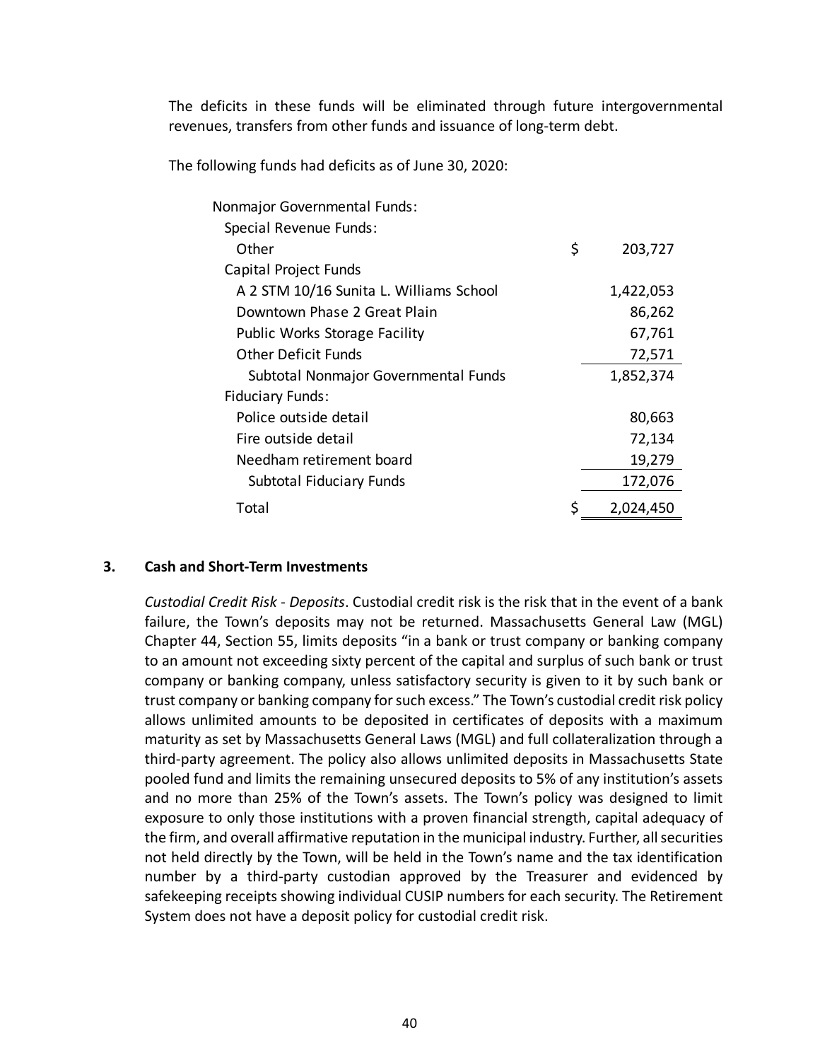The deficits in these funds will be eliminated through future intergovernmental revenues, transfers from other funds and issuance of long-term debt.

The following funds had deficits as of June 30, 2020:

| | |
|---|---|
| Nonmajor Governmental Funds: | |
| Special Revenue Funds: | |
| Other | $ 203,727 |
| Capital Project Funds | |
| A 2 STM 10/16 Sunita L. Williams School | 1,422,053 |
| Downtown Phase 2 Great Plain | 86,262 |
| Public Works Storage Facility | 67,761 |
| Other Deficit Funds | 72,571 |
| Subtotal Nonmajor Governmental Funds | 1,852,374 |
| Fiduciary Funds: | |
| Police outside detail | 80,663 |
| Fire outside detail | 72,134 |
| Needham retirement board | 19,279 |
| Subtotal Fiduciary Funds | 172,076 |
| Total | $ 2,024,450 |

## 3. Cash and Short-Term Investments

*Custodial Credit Risk - Deposits*. Custodial credit risk is the risk that in the event of a bank failure, the Town's deposits may not be returned. Massachusetts General Law (MGL) Chapter 44, Section 55, limits deposits "in a bank or trust company or banking company to an amount not exceeding sixty percent of the capital and surplus of such bank or trust company or banking company, unless satisfactory security is given to it by such bank or trust company or banking company for such excess." The Town's custodial credit risk policy allows unlimited amounts to be deposited in certificates of deposits with a maximum maturity as set by Massachusetts General Laws (MGL) and full collateralization through a third-party agreement. The policy also allows unlimited deposits in Massachusetts State pooled fund and limits the remaining unsecured deposits to 5% of any institution's assets and no more than 25% of the Town's assets. The Town's policy was designed to limit exposure to only those institutions with a proven financial strength, capital adequacy of the firm, and overall affirmative reputation in the municipal industry. Further, all securities not held directly by the Town, will be held in the Town's name and the tax identification number by a third-party custodian approved by the Treasurer and evidenced by safekeeping receipts showing individual CUSIP numbers for each security. The Retirement System does not have a deposit policy for custodial credit risk.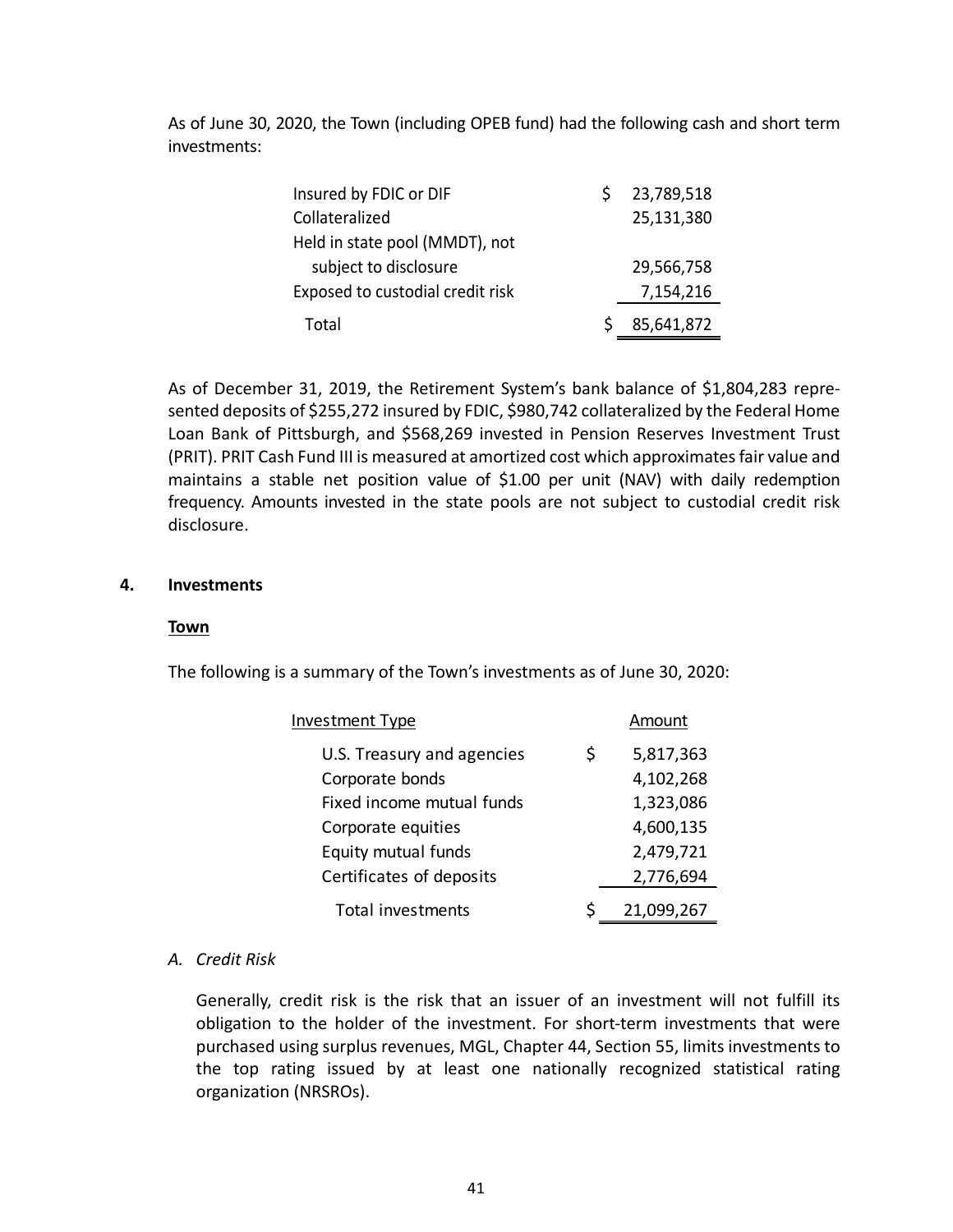As of June 30, 2020, the Town (including OPEB fund) had the following cash and short term investments:

| | | |
|---|---|---|
| Insured by FDIC or DIF | $ | 23,789,518 |
| Collateralized | | 25,131,380 |
| Held in state pool (MMDT), not subject to disclosure | | 29,566,758 |
| Exposed to custodial credit risk | | 7,154,216 |
| Total | $ | 85,641,872 |

As of December 31, 2019, the Retirement System's bank balance of $1,804,283 represented deposits of $255,272 insured by FDIC, $980,742 collateralized by the Federal Home Loan Bank of Pittsburgh, and $568,269 invested in Pension Reserves Investment Trust (PRIT). PRIT Cash Fund III is measured at amortized cost which approximates fair value and maintains a stable net position value of $1.00 per unit (NAV) with daily redemption frequency. Amounts invested in the state pools are not subject to custodial credit risk disclosure.

## 4. Investments

### Town

The following is a summary of the Town's investments as of June 30, 2020:

| Investment Type | | Amount |
|---|---|---|
| U.S. Treasury and agencies | $ | 5,817,363 |
| Corporate bonds | | 4,102,268 |
| Fixed income mutual funds | | 1,323,086 |
| Corporate equities | | 4,600,135 |
| Equity mutual funds | | 2,479,721 |
| Certificates of deposits | | 2,776,694 |
| Total investments | $ | 21,099,267 |

*A. Credit Risk*

Generally, credit risk is the risk that an issuer of an investment will not fulfill its obligation to the holder of the investment. For short-term investments that were purchased using surplus revenues, MGL, Chapter 44, Section 55, limits investments to the top rating issued by at least one nationally recognized statistical rating organization (NRSROs).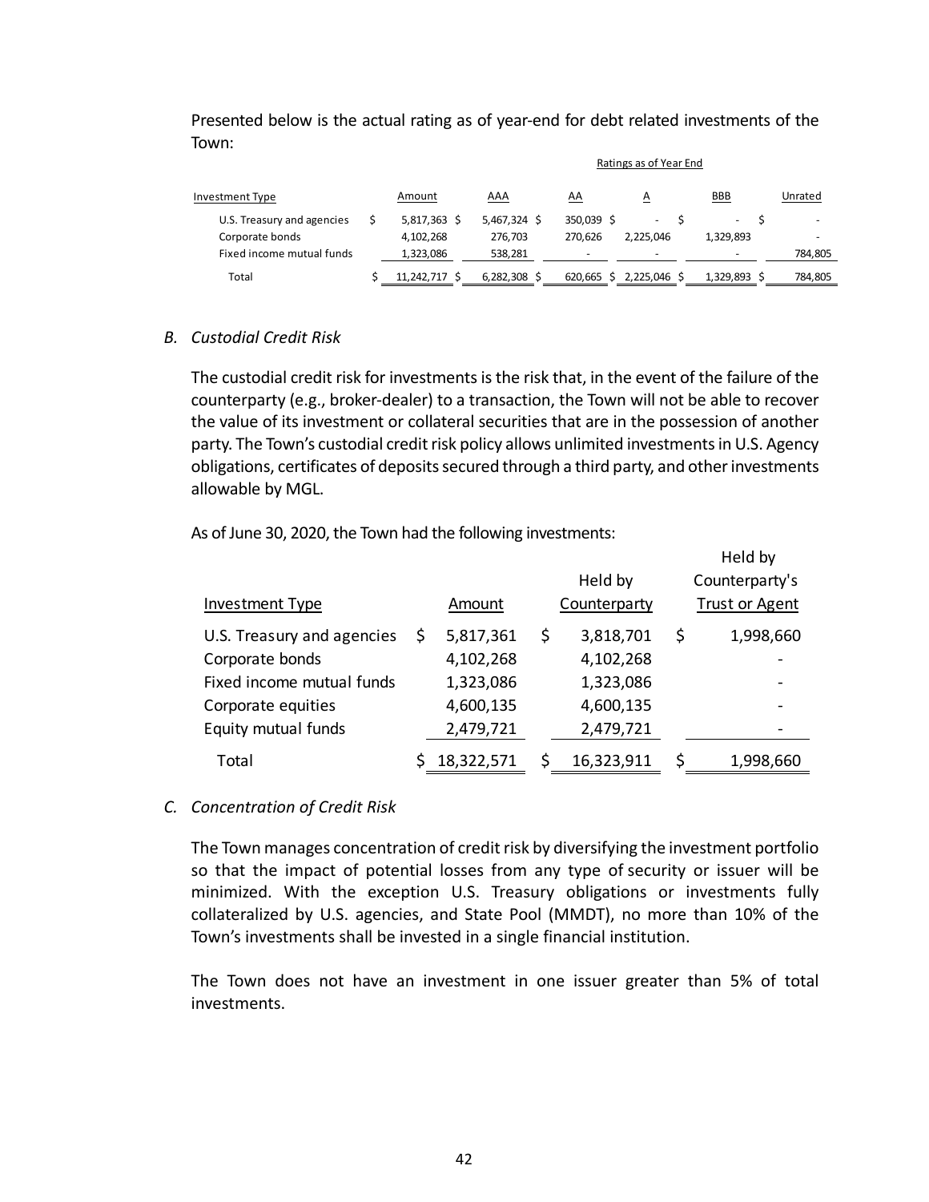Presented below is the actual rating as of year-end for debt related investments of the Town:

| Investment Type | Amount | Ratings as of Year End | | | | |
|---|---|---|---|---|---|---|
| | | AAA | AA | A | BBB | Unrated |
| U.S. Treasury and agencies | $ 5,817,363 | $ 5,467,324 | $ 350,039 | $ - | $ - | $ - |
| Corporate bonds | 4,102,268 | 276,703 | 270,626 | 2,225,046 | 1,329,893 | - |
| Fixed income mutual funds | 1,323,086 | 538,281 | - | - | - | 784,805 |
| Total | $ 11,242,717 | $ 6,282,308 | $ 620,665 | $ 2,225,046 | $ 1,329,893 | $ 784,805 |

*B. Custodial Credit Risk*

The custodial credit risk for investments is the risk that, in the event of the failure of the counterparty (e.g., broker-dealer) to a transaction, the Town will not be able to recover the value of its investment or collateral securities that are in the possession of another party. The Town's custodial credit risk policy allows unlimited investments in U.S. Agency obligations, certificates of deposits secured through a third party, and other investments allowable by MGL.

As of June 30, 2020, the Town had the following investments:

| Investment Type | Amount | Held by Counterparty | Held by Counterparty's Trust or Agent |
|---|---|---|---|
| U.S. Treasury and agencies | $ 5,817,361 | $ 3,818,701 | $ 1,998,660 |
| Corporate bonds | 4,102,268 | 4,102,268 | - |
| Fixed income mutual funds | 1,323,086 | 1,323,086 | - |
| Corporate equities | 4,600,135 | 4,600,135 | - |
| Equity mutual funds | 2,479,721 | 2,479,721 | - |
| Total | $ 18,322,571 | $ 16,323,911 | $ 1,998,660 |

*C. Concentration of Credit Risk*

The Town manages concentration of credit risk by diversifying the investment portfolio so that the impact of potential losses from any type of security or issuer will be minimized. With the exception U.S. Treasury obligations or investments fully collateralized by U.S. agencies, and State Pool (MMDT), no more than 10% of the Town's investments shall be invested in a single financial institution.

The Town does not have an investment in one issuer greater than 5% of total investments.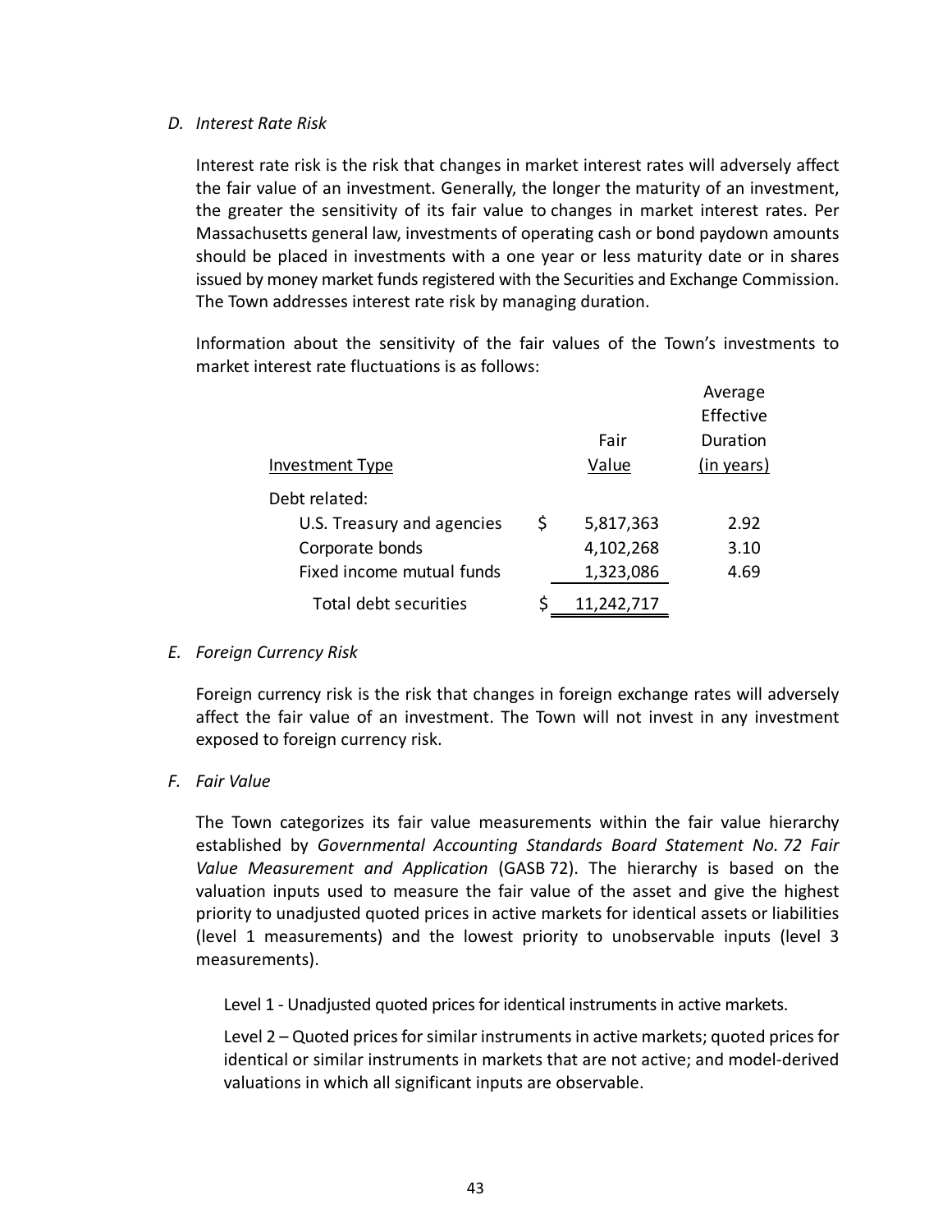*D. Interest Rate Risk*

Interest rate risk is the risk that changes in market interest rates will adversely affect the fair value of an investment. Generally, the longer the maturity of an investment, the greater the sensitivity of its fair value to changes in market interest rates. Per Massachusetts general law, investments of operating cash or bond paydown amounts should be placed in investments with a one year or less maturity date or in shares issued by money market funds registered with the Securities and Exchange Commission. The Town addresses interest rate risk by managing duration.

Information about the sensitivity of the fair values of the Town's investments to market interest rate fluctuations is as follows:

| Investment Type | Fair Value | Average Effective Duration (in years) |
|---|---|---|
| Debt related: | | |
| U.S. Treasury and agencies | $ 5,817,363 | 2.92 |
| Corporate bonds | 4,102,268 | 3.10 |
| Fixed income mutual funds | 1,323,086 | 4.69 |
| Total debt securities | $ 11,242,717 | |

*E. Foreign Currency Risk*

Foreign currency risk is the risk that changes in foreign exchange rates will adversely affect the fair value of an investment. The Town will not invest in any investment exposed to foreign currency risk.

*F. Fair Value*

The Town categorizes its fair value measurements within the fair value hierarchy established by *Governmental Accounting Standards Board Statement No. 72 Fair Value Measurement and Application* (GASB 72). The hierarchy is based on the valuation inputs used to measure the fair value of the asset and give the highest priority to unadjusted quoted prices in active markets for identical assets or liabilities (level 1 measurements) and the lowest priority to unobservable inputs (level 3 measurements).

Level 1 - Unadjusted quoted prices for identical instruments in active markets.

Level 2 – Quoted prices for similar instruments in active markets; quoted prices for identical or similar instruments in markets that are not active; and model-derived valuations in which all significant inputs are observable.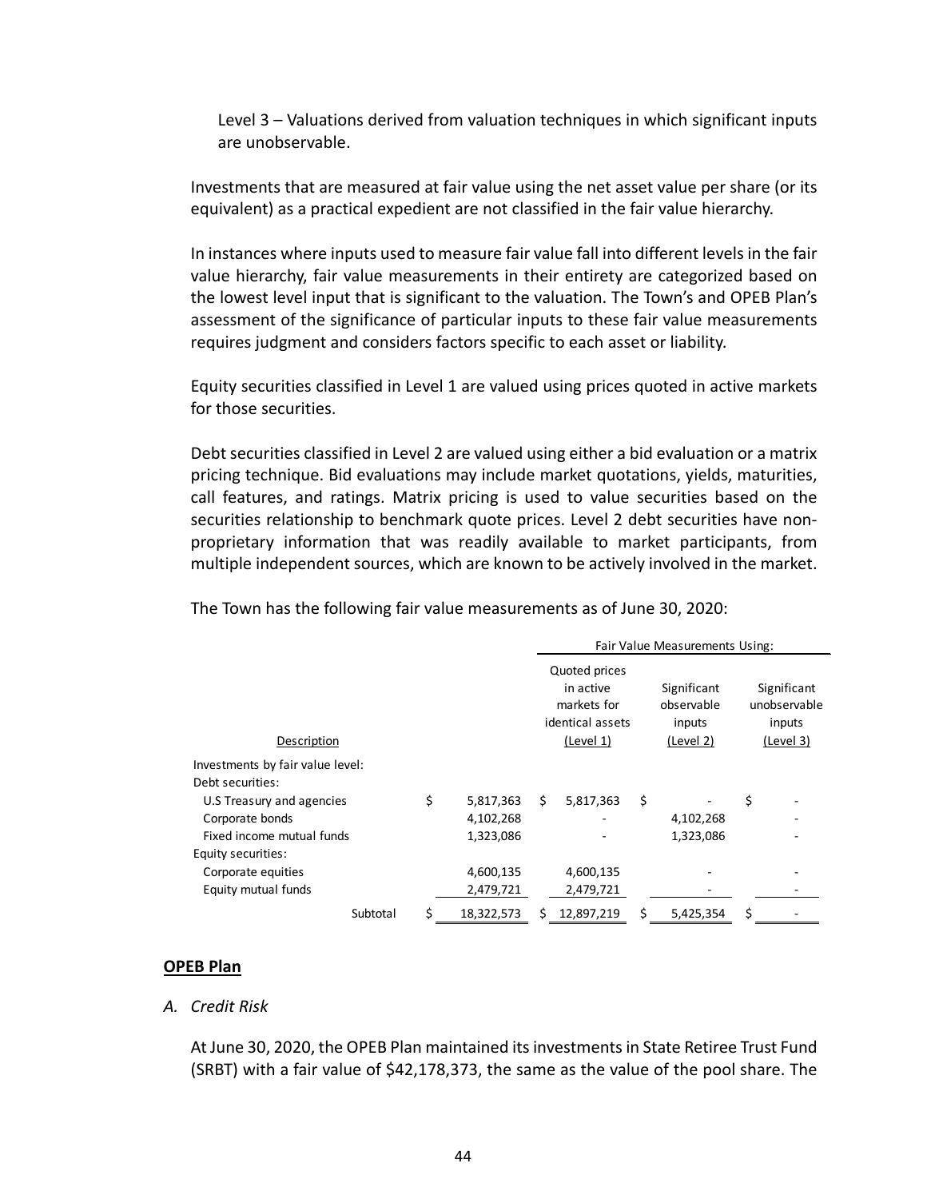Level 3 – Valuations derived from valuation techniques in which significant inputs are unobservable.

Investments that are measured at fair value using the net asset value per share (or its equivalent) as a practical expedient are not classified in the fair value hierarchy.

In instances where inputs used to measure fair value fall into different levels in the fair value hierarchy, fair value measurements in their entirety are categorized based on the lowest level input that is significant to the valuation. The Town's and OPEB Plan's assessment of the significance of particular inputs to these fair value measurements requires judgment and considers factors specific to each asset or liability.

Equity securities classified in Level 1 are valued using prices quoted in active markets for those securities.

Debt securities classified in Level 2 are valued using either a bid evaluation or a matrix pricing technique. Bid evaluations may include market quotations, yields, maturities, call features, and ratings. Matrix pricing is used to value securities based on the securities relationship to benchmark quote prices. Level 2 debt securities have non-proprietary information that was readily available to market participants, from multiple independent sources, which are known to be actively involved in the market.

The Town has the following fair value measurements as of June 30, 2020:

| | | Fair Value Measurements Using: | | |
|---|---|---|---|---|
| Description | | Quoted prices in active markets for identical assets (Level 1) | Significant observable inputs (Level 2) | Significant unobservable inputs (Level 3) |
| Investments by fair value level: | | | | |
| Debt securities: | | | | |
| U.S Treasury and agencies | $ 5,817,363 | $ 5,817,363 | $ - | $ - |
| Corporate bonds | 4,102,268 | - | 4,102,268 | - |
| Fixed income mutual funds | 1,323,086 | - | 1,323,086 | - |
| Equity securities: | | | | |
| Corporate equities | 4,600,135 | 4,600,135 | - | - |
| Equity mutual funds | 2,479,721 | 2,479,721 | - | - |
| Subtotal | $ 18,322,573 | $ 12,897,219 | $ 5,425,354 | $ - |

## OPEB Plan

*A. Credit Risk*

At June 30, 2020, the OPEB Plan maintained its investments in State Retiree Trust Fund (SRBT) with a fair value of $42,178,373, the same as the value of the pool share. The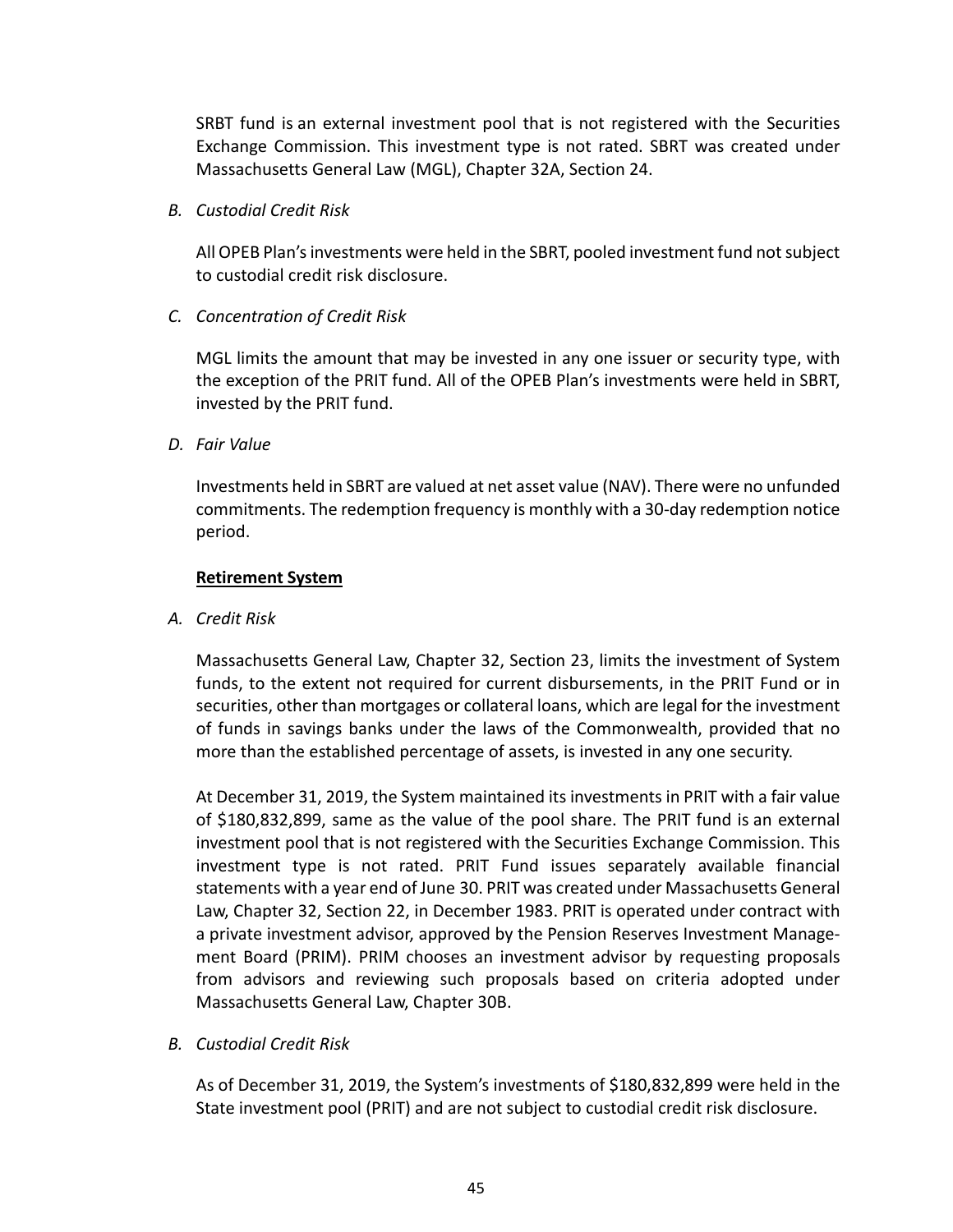SRBT fund is an external investment pool that is not registered with the Securities Exchange Commission. This investment type is not rated. SBRT was created under Massachusetts General Law (MGL), Chapter 32A, Section 24.

*B. Custodial Credit Risk*

All OPEB Plan's investments were held in the SBRT, pooled investment fund not subject to custodial credit risk disclosure.

*C. Concentration of Credit Risk*

MGL limits the amount that may be invested in any one issuer or security type, with the exception of the PRIT fund. All of the OPEB Plan's investments were held in SBRT, invested by the PRIT fund.

*D. Fair Value*

Investments held in SBRT are valued at net asset value (NAV). There were no unfunded commitments. The redemption frequency is monthly with a 30-day redemption notice period.

**Retirement System**

*A. Credit Risk*

Massachusetts General Law, Chapter 32, Section 23, limits the investment of System funds, to the extent not required for current disbursements, in the PRIT Fund or in securities, other than mortgages or collateral loans, which are legal for the investment of funds in savings banks under the laws of the Commonwealth, provided that no more than the established percentage of assets, is invested in any one security.

At December 31, 2019, the System maintained its investments in PRIT with a fair value of $180,832,899, same as the value of the pool share. The PRIT fund is an external investment pool that is not registered with the Securities Exchange Commission. This investment type is not rated. PRIT Fund issues separately available financial statements with a year end of June 30. PRIT was created under Massachusetts General Law, Chapter 32, Section 22, in December 1983. PRIT is operated under contract with a private investment advisor, approved by the Pension Reserves Investment Management Board (PRIM). PRIM chooses an investment advisor by requesting proposals from advisors and reviewing such proposals based on criteria adopted under Massachusetts General Law, Chapter 30B.

*B. Custodial Credit Risk*

As of December 31, 2019, the System's investments of $180,832,899 were held in the State investment pool (PRIT) and are not subject to custodial credit risk disclosure.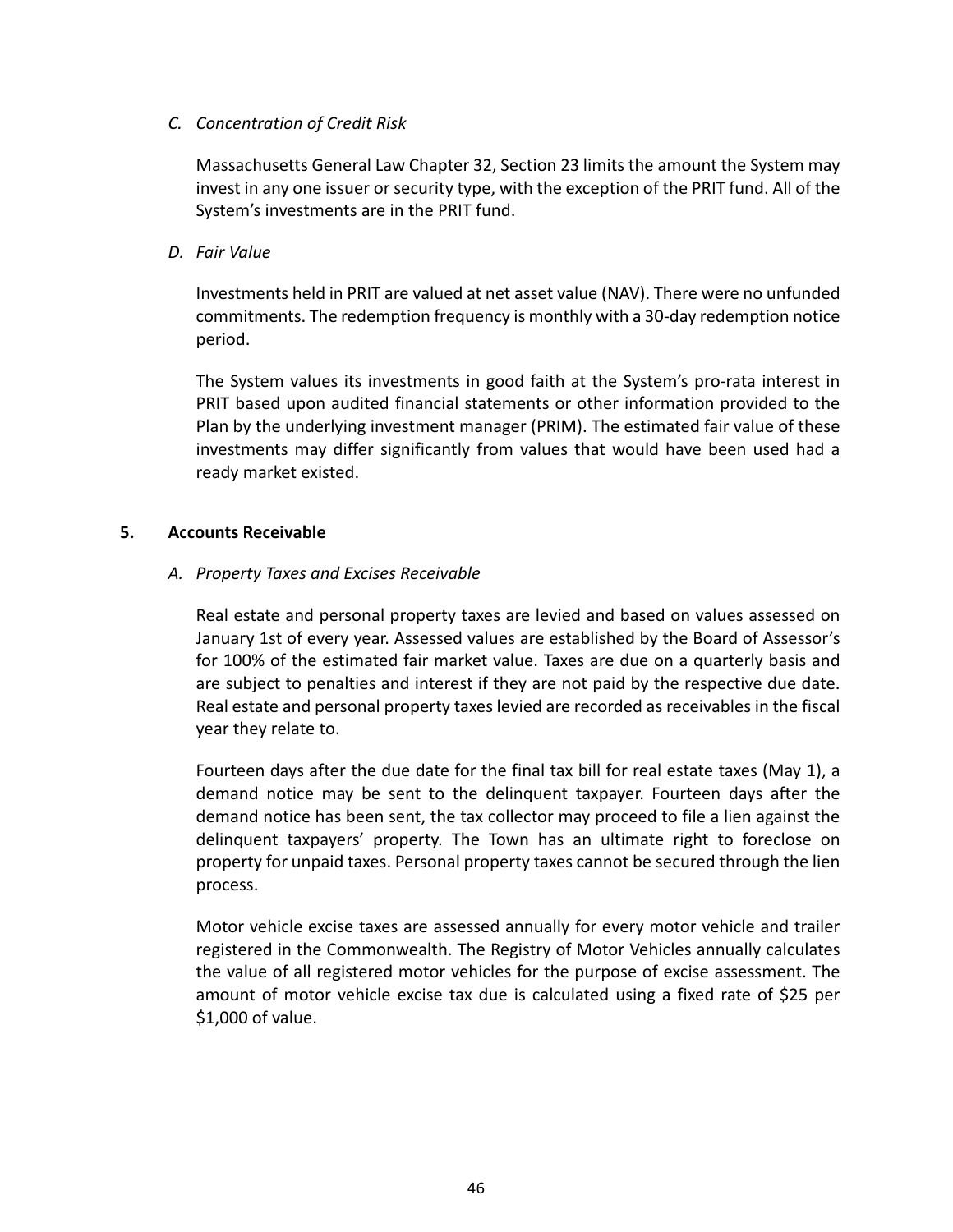*C. Concentration of Credit Risk*

Massachusetts General Law Chapter 32, Section 23 limits the amount the System may invest in any one issuer or security type, with the exception of the PRIT fund. All of the System's investments are in the PRIT fund.

*D. Fair Value*

Investments held in PRIT are valued at net asset value (NAV). There were no unfunded commitments. The redemption frequency is monthly with a 30-day redemption notice period.

The System values its investments in good faith at the System's pro-rata interest in PRIT based upon audited financial statements or other information provided to the Plan by the underlying investment manager (PRIM). The estimated fair value of these investments may differ significantly from values that would have been used had a ready market existed.

## 5. Accounts Receivable

*A. Property Taxes and Excises Receivable*

Real estate and personal property taxes are levied and based on values assessed on January 1st of every year. Assessed values are established by the Board of Assessor's for 100% of the estimated fair market value. Taxes are due on a quarterly basis and are subject to penalties and interest if they are not paid by the respective due date. Real estate and personal property taxes levied are recorded as receivables in the fiscal year they relate to.

Fourteen days after the due date for the final tax bill for real estate taxes (May 1), a demand notice may be sent to the delinquent taxpayer. Fourteen days after the demand notice has been sent, the tax collector may proceed to file a lien against the delinquent taxpayers' property. The Town has an ultimate right to foreclose on property for unpaid taxes. Personal property taxes cannot be secured through the lien process.

Motor vehicle excise taxes are assessed annually for every motor vehicle and trailer registered in the Commonwealth. The Registry of Motor Vehicles annually calculates the value of all registered motor vehicles for the purpose of excise assessment. The amount of motor vehicle excise tax due is calculated using a fixed rate of $25 per $1,000 of value.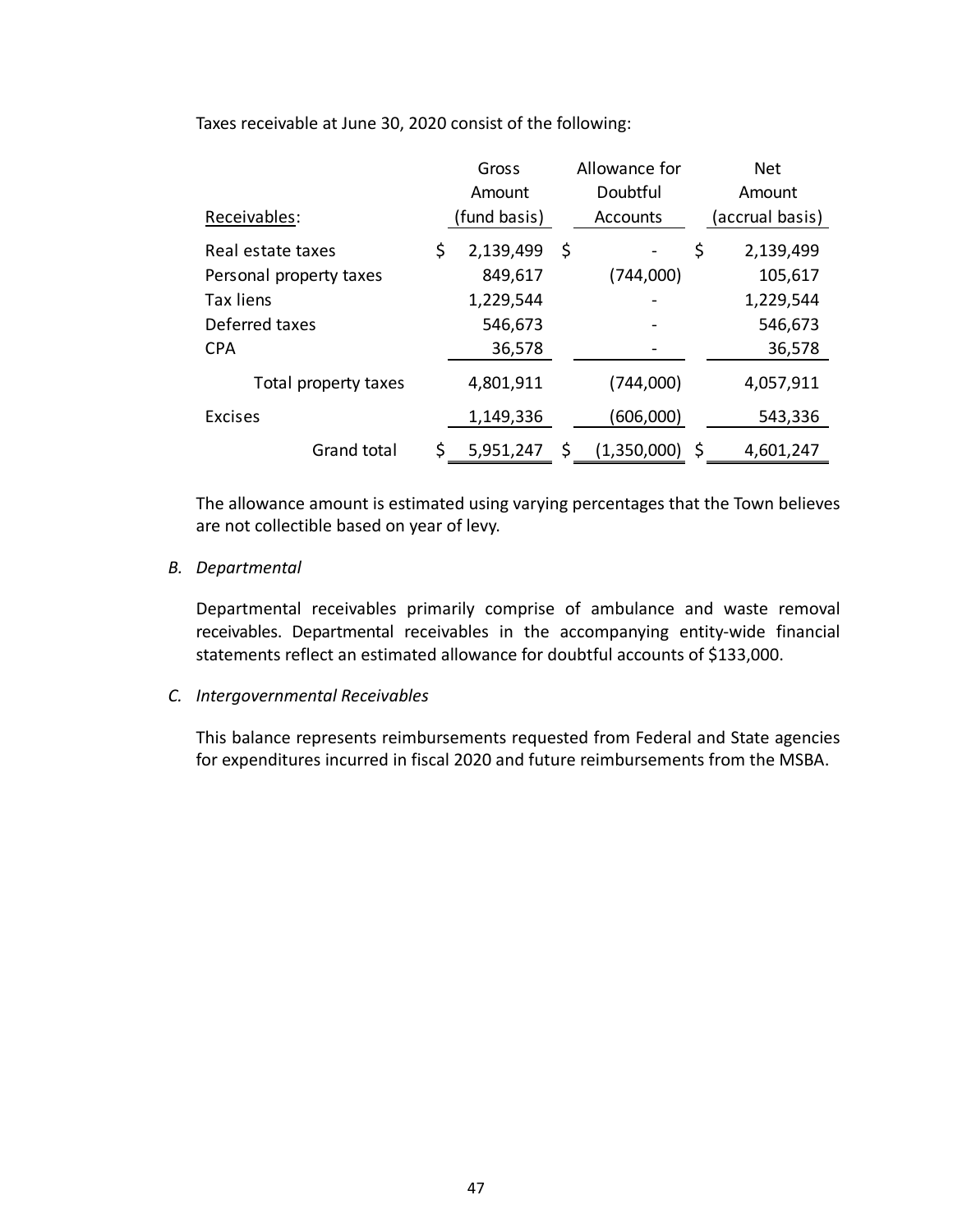Taxes receivable at June 30, 2020 consist of the following:

| Receivables: | Gross Amount (fund basis) | Allowance for Doubtful Accounts | Net Amount (accrual basis) |
|---|---|---|---|
| Real estate taxes | $ 2,139,499 | $ - | $ 2,139,499 |
| Personal property taxes | 849,617 | (744,000) | 105,617 |
| Tax liens | 1,229,544 | - | 1,229,544 |
| Deferred taxes | 546,673 | - | 546,673 |
| CPA | 36,578 | - | 36,578 |
| Total property taxes | 4,801,911 | (744,000) | 4,057,911 |
| Excises | 1,149,336 | (606,000) | 543,336 |
| Grand total | $ 5,951,247 | $ (1,350,000) | $ 4,601,247 |

The allowance amount is estimated using varying percentages that the Town believes are not collectible based on year of levy.

*B. Departmental*

Departmental receivables primarily comprise of ambulance and waste removal receivables. Departmental receivables in the accompanying entity-wide financial statements reflect an estimated allowance for doubtful accounts of $133,000.

*C. Intergovernmental Receivables*

This balance represents reimbursements requested from Federal and State agencies for expenditures incurred in fiscal 2020 and future reimbursements from the MSBA.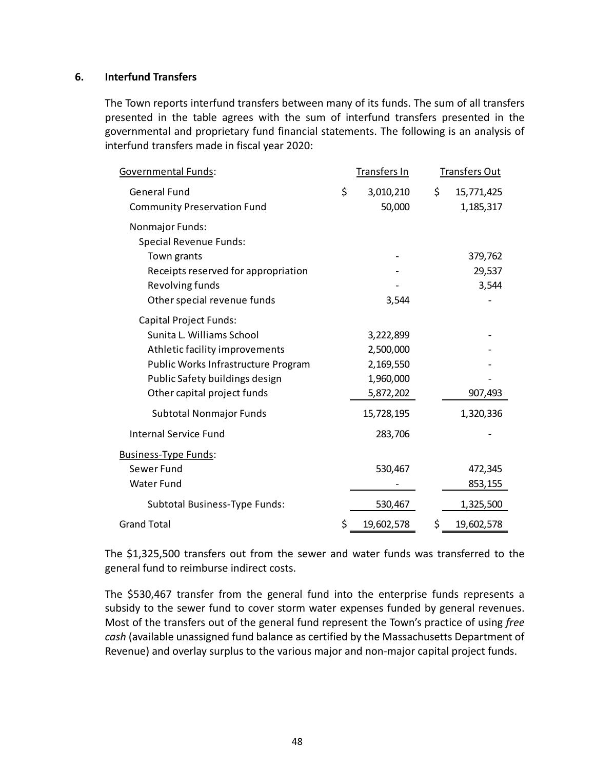## 6. Interfund Transfers

The Town reports interfund transfers between many of its funds. The sum of all transfers presented in the table agrees with the sum of interfund transfers presented in the governmental and proprietary fund financial statements. The following is an analysis of interfund transfers made in fiscal year 2020:

| Governmental Funds: | Transfers In | Transfers Out |
|---|---|---|
| General Fund | $ 3,010,210 | $ 15,771,425 |
| Community Preservation Fund | 50,000 | 1,185,317 |
| Nonmajor Funds: | | |
| Special Revenue Funds: | | |
| Town grants | - | 379,762 |
| Receipts reserved for appropriation | - | 29,537 |
| Revolving funds | - | 3,544 |
| Other special revenue funds | 3,544 | - |
| Capital Project Funds: | | |
| Sunita L. Williams School | 3,222,899 | - |
| Athletic facility improvements | 2,500,000 | - |
| Public Works Infrastructure Program | 2,169,550 | - |
| Public Safety buildings design | 1,960,000 | - |
| Other capital project funds | 5,872,202 | 907,493 |
| Subtotal Nonmajor Funds | 15,728,195 | 1,320,336 |
| Internal Service Fund | 283,706 | - |
| Business-Type Funds: | | |
| Sewer Fund | 530,467 | 472,345 |
| Water Fund | - | 853,155 |
| Subtotal Business-Type Funds: | 530,467 | 1,325,500 |
| Grand Total | $ 19,602,578 | $ 19,602,578 |

The $1,325,500 transfers out from the sewer and water funds was transferred to the general fund to reimburse indirect costs.

The $530,467 transfer from the general fund into the enterprise funds represents a subsidy to the sewer fund to cover storm water expenses funded by general revenues. Most of the transfers out of the general fund represent the Town's practice of using *free cash* (available unassigned fund balance as certified by the Massachusetts Department of Revenue) and overlay surplus to the various major and non-major capital project funds.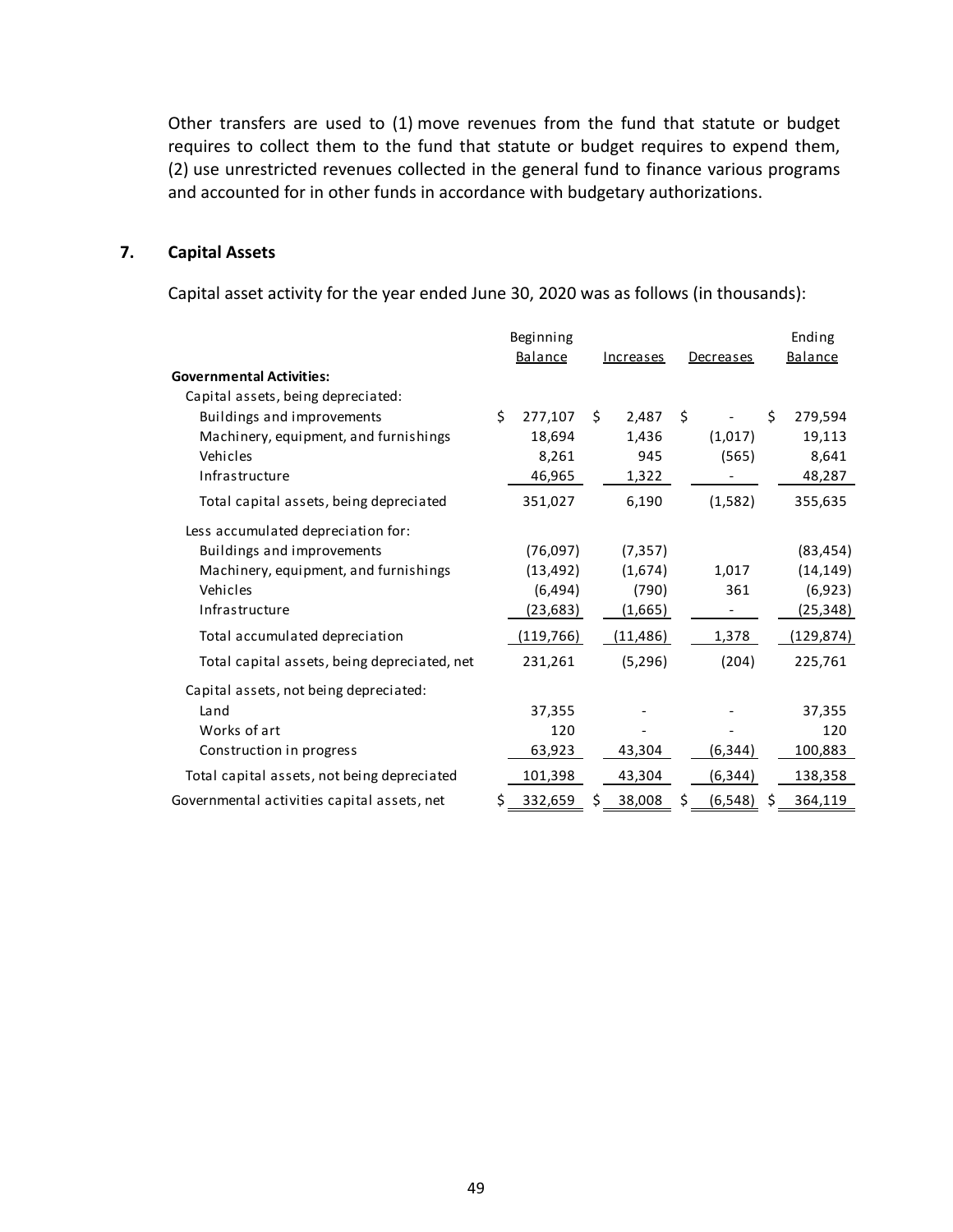Other transfers are used to (1) move revenues from the fund that statute or budget requires to collect them to the fund that statute or budget requires to expend them, (2) use unrestricted revenues collected in the general fund to finance various programs and accounted for in other funds in accordance with budgetary authorizations.

## 7. Capital Assets

Capital asset activity for the year ended June 30, 2020 was as follows (in thousands):

| | Beginning Balance | Increases | Decreases | Ending Balance |
|---|---|---|---|---|
| **Governmental Activities:** | | | | |
| Capital assets, being depreciated: | | | | |
| Buildings and improvements | $ 277,107 | $ 2,487 | $ - | $ 279,594 |
| Machinery, equipment, and furnishings | 18,694 | 1,436 | (1,017) | 19,113 |
| Vehicles | 8,261 | 945 | (565) | 8,641 |
| Infrastructure | 46,965 | 1,322 | - | 48,287 |
| Total capital assets, being depreciated | 351,027 | 6,190 | (1,582) | 355,635 |
| Less accumulated depreciation for: | | | | |
| Buildings and improvements | (76,097) | (7,357) | | (83,454) |
| Machinery, equipment, and furnishings | (13,492) | (1,674) | 1,017 | (14,149) |
| Vehicles | (6,494) | (790) | 361 | (6,923) |
| Infrastructure | (23,683) | (1,665) | - | (25,348) |
| Total accumulated depreciation | (119,766) | (11,486) | 1,378 | (129,874) |
| Total capital assets, being depreciated, net | 231,261 | (5,296) | (204) | 225,761 |
| Capital assets, not being depreciated: | | | | |
| Land | 37,355 | - | - | 37,355 |
| Works of art | 120 | - | - | 120 |
| Construction in progress | 63,923 | 43,304 | (6,344) | 100,883 |
| Total capital assets, not being depreciated | 101,398 | 43,304 | (6,344) | 138,358 |
| Governmental activities capital assets, net | $ 332,659 | $ 38,008 | $ (6,548) | $ 364,119 |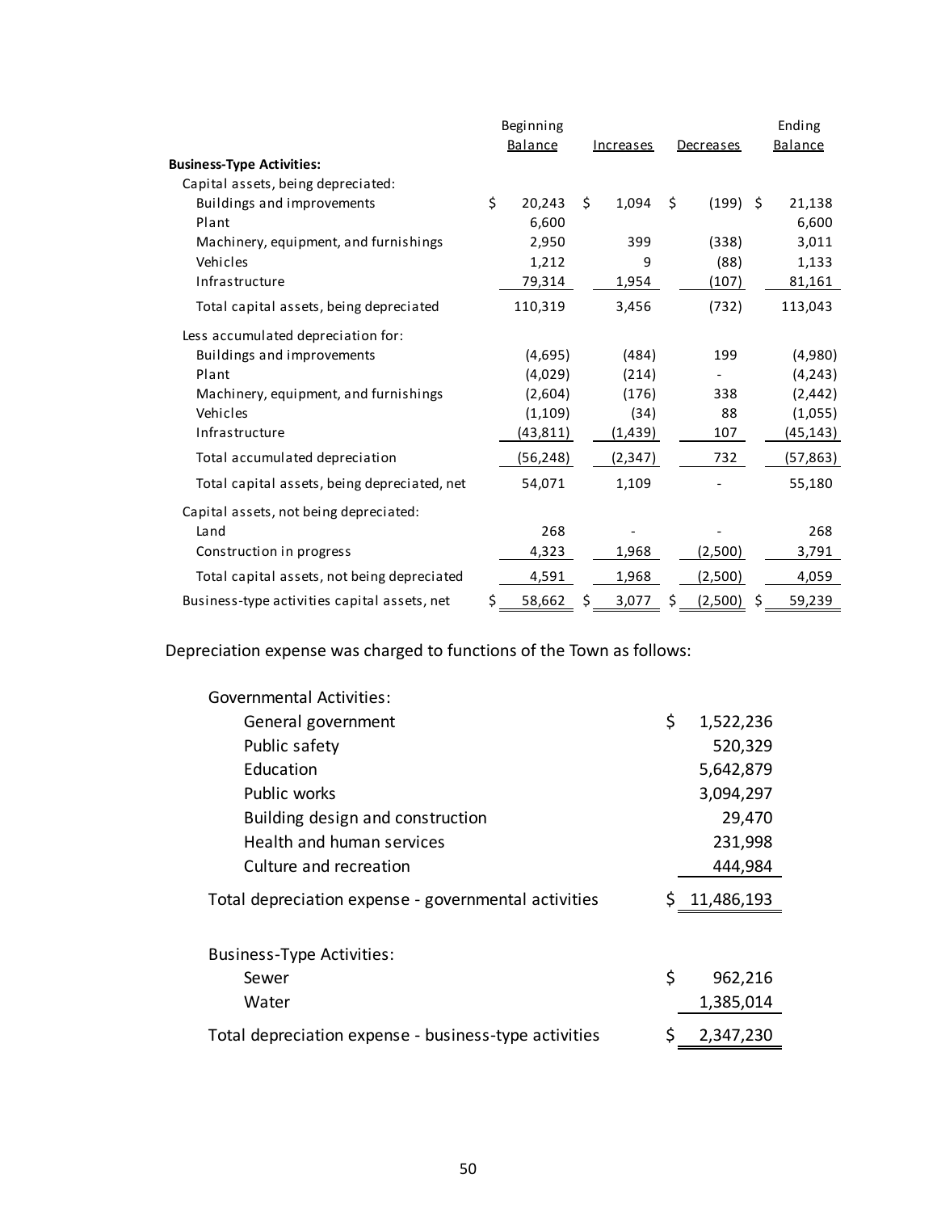| | Beginning Balance | Increases | Decreases | Ending Balance |
|---|---|---|---|---|
| **Business-Type Activities:** | | | | |
| Capital assets, being depreciated: | | | | |
| Buildings and improvements | $ 20,243 | $ 1,094 | $ (199) | $ 21,138 |
| Plant | 6,600 | | | 6,600 |
| Machinery, equipment, and furnishings | 2,950 | 399 | (338) | 3,011 |
| Vehicles | 1,212 | 9 | (88) | 1,133 |
| Infrastructure | 79,314 | 1,954 | (107) | 81,161 |
| Total capital assets, being depreciated | 110,319 | 3,456 | (732) | 113,043 |
| Less accumulated depreciation for: | | | | |
| Buildings and improvements | (4,695) | (484) | 199 | (4,980) |
| Plant | (4,029) | (214) | - | (4,243) |
| Machinery, equipment, and furnishings | (2,604) | (176) | 338 | (2,442) |
| Vehicles | (1,109) | (34) | 88 | (1,055) |
| Infrastructure | (43,811) | (1,439) | 107 | (45,143) |
| Total accumulated depreciation | (56,248) | (2,347) | 732 | (57,863) |
| Total capital assets, being depreciated, net | 54,071 | 1,109 | - | 55,180 |
| Capital assets, not being depreciated: | | | | |
| Land | 268 | - | - | 268 |
| Construction in progress | 4,323 | 1,968 | (2,500) | 3,791 |
| Total capital assets, not being depreciated | 4,591 | 1,968 | (2,500) | 4,059 |
| Business-type activities capital assets, net | $ 58,662 | $ 3,077 | $ (2,500) | $ 59,239 |

Depreciation expense was charged to functions of the Town as follows:

| | |
|---|---|
| Governmental Activities: | |
| General government | $ 1,522,236 |
| Public safety | 520,329 |
| Education | 5,642,879 |
| Public works | 3,094,297 |
| Building design and construction | 29,470 |
| Health and human services | 231,998 |
| Culture and recreation | 444,984 |
| Total depreciation expense - governmental activities | $ 11,486,193 |
| | |
| Business-Type Activities: | |
| Sewer | $ 962,216 |
| Water | 1,385,014 |
| Total depreciation expense - business-type activities | $ 2,347,230 |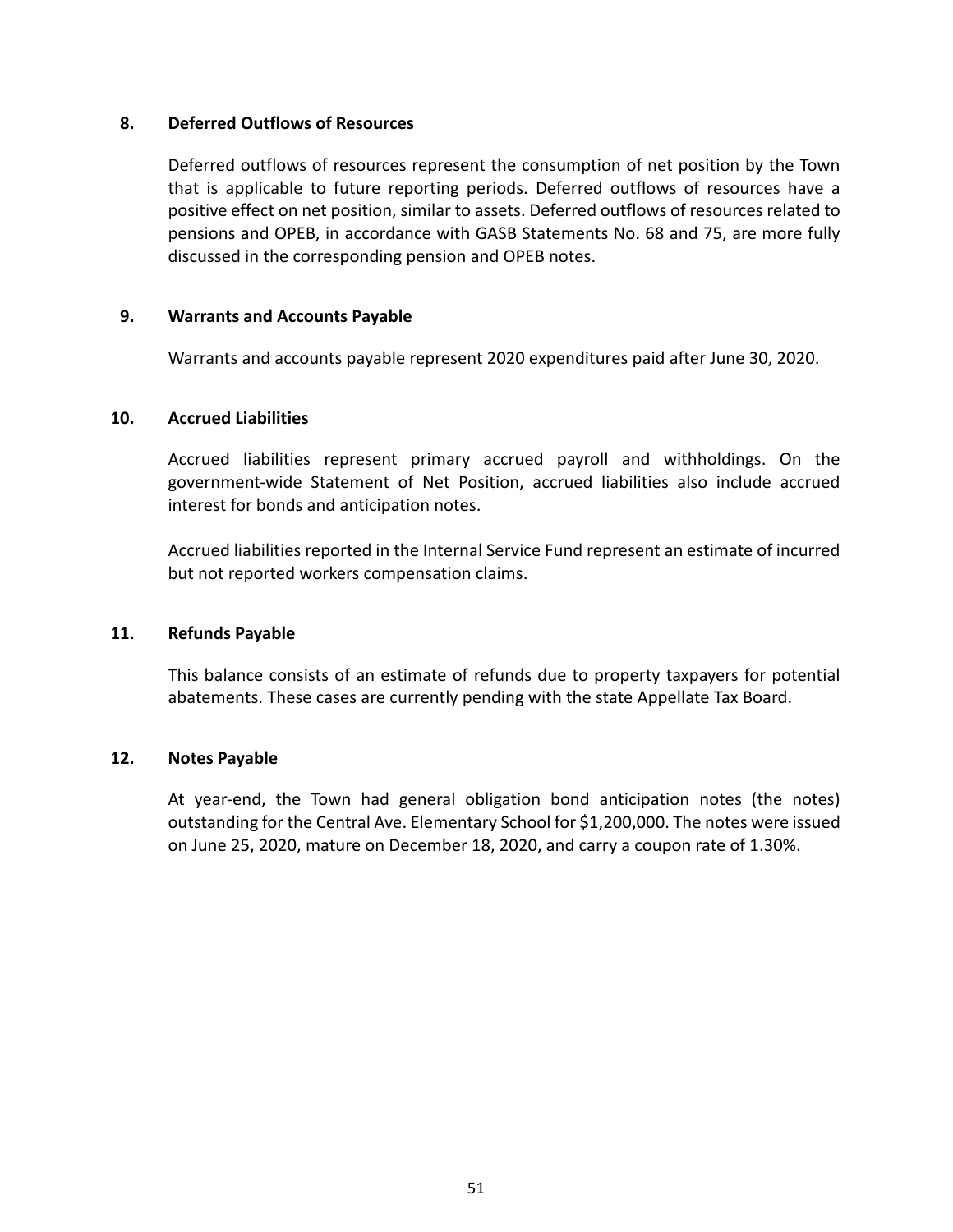## 8. Deferred Outflows of Resources

Deferred outflows of resources represent the consumption of net position by the Town that is applicable to future reporting periods. Deferred outflows of resources have a positive effect on net position, similar to assets. Deferred outflows of resources related to pensions and OPEB, in accordance with GASB Statements No. 68 and 75, are more fully discussed in the corresponding pension and OPEB notes.

## 9. Warrants and Accounts Payable

Warrants and accounts payable represent 2020 expenditures paid after June 30, 2020.

## 10. Accrued Liabilities

Accrued liabilities represent primary accrued payroll and withholdings. On the government-wide Statement of Net Position, accrued liabilities also include accrued interest for bonds and anticipation notes.

Accrued liabilities reported in the Internal Service Fund represent an estimate of incurred but not reported workers compensation claims.

## 11. Refunds Payable

This balance consists of an estimate of refunds due to property taxpayers for potential abatements. These cases are currently pending with the state Appellate Tax Board.

## 12. Notes Payable

At year-end, the Town had general obligation bond anticipation notes (the notes) outstanding for the Central Ave. Elementary School for $1,200,000. The notes were issued on June 25, 2020, mature on December 18, 2020, and carry a coupon rate of 1.30%.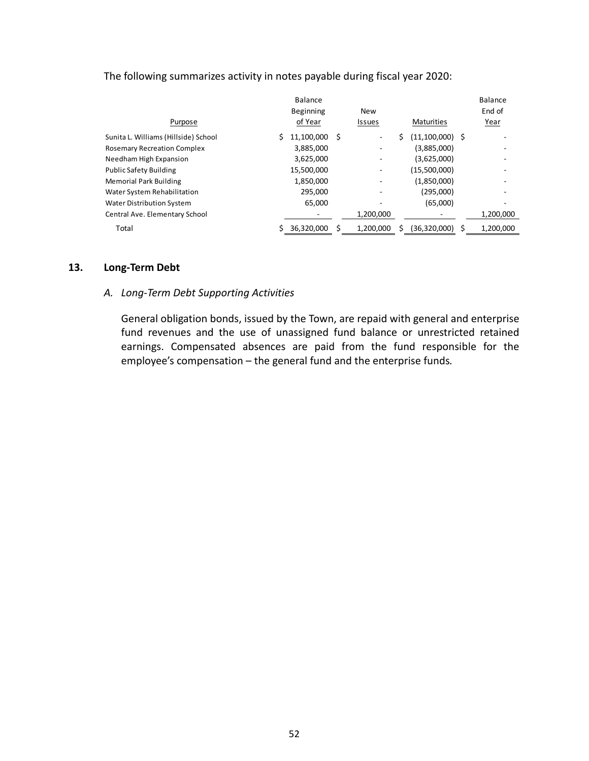The following summarizes activity in notes payable during fiscal year 2020:

| Purpose | Balance Beginning of Year | New Issues | Maturities | Balance End of Year |
|---|---|---|---|---|
| Sunita L. Williams (Hillside) School | $ 11,100,000 | $ - | $ (11,100,000) | $ - |
| Rosemary Recreation Complex | 3,885,000 | - | (3,885,000) | - |
| Needham High Expansion | 3,625,000 | - | (3,625,000) | - |
| Public Safety Building | 15,500,000 | - | (15,500,000) | - |
| Memorial Park Building | 1,850,000 | - | (1,850,000) | - |
| Water System Rehabilitation | 295,000 | - | (295,000) | - |
| Water Distribution System | 65,000 | - | (65,000) | - |
| Central Ave. Elementary School | - | 1,200,000 | - | 1,200,000 |
| Total | $ 36,320,000 | $ 1,200,000 | $ (36,320,000) | $ 1,200,000 |

## 13. Long-Term Debt

### *A. Long-Term Debt Supporting Activities*

General obligation bonds, issued by the Town, are repaid with general and enterprise fund revenues and the use of unassigned fund balance or unrestricted retained earnings. Compensated absences are paid from the fund responsible for the employee's compensation – the general fund and the enterprise funds.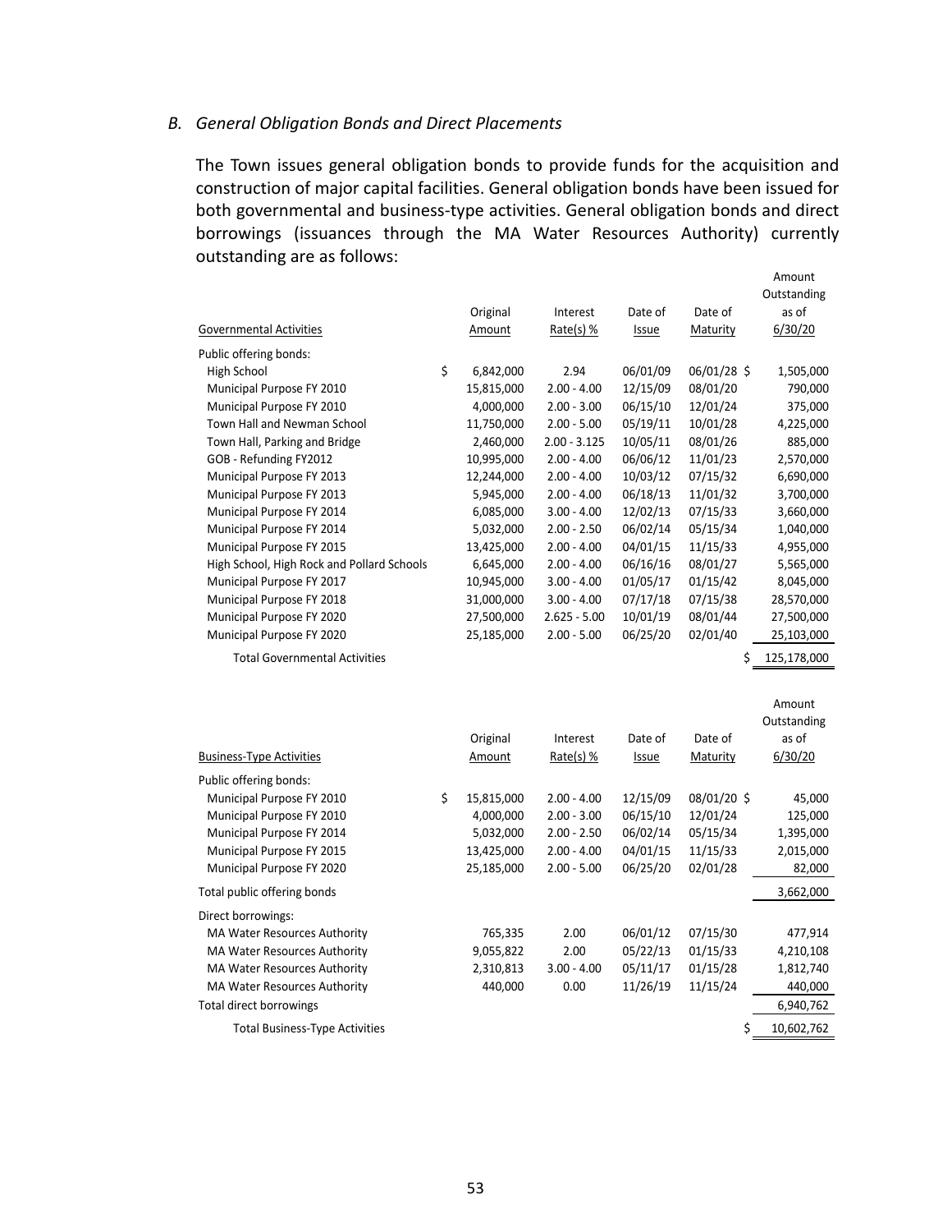### *B. General Obligation Bonds and Direct Placements*

The Town issues general obligation bonds to provide funds for the acquisition and construction of major capital facilities. General obligation bonds have been issued for both governmental and business-type activities. General obligation bonds and direct borrowings (issuances through the MA Water Resources Authority) currently outstanding are as follows:

| Governmental Activities | Original Amount | Interest Rate(s) % | Date of Issue | Date of Maturity | Amount Outstanding as of 6/30/20 |
|---|---|---|---|---|---|
| Public offering bonds: | | | | | |
| High School | $ 6,842,000 | 2.94 | 06/01/09 | 06/01/28 | $ 1,505,000 |
| Municipal Purpose FY 2010 | 15,815,000 | 2.00 - 4.00 | 12/15/09 | 08/01/20 | 790,000 |
| Municipal Purpose FY 2010 | 4,000,000 | 2.00 - 3.00 | 06/15/10 | 12/01/24 | 375,000 |
| Town Hall and Newman School | 11,750,000 | 2.00 - 5.00 | 05/19/11 | 10/01/28 | 4,225,000 |
| Town Hall, Parking and Bridge | 2,460,000 | 2.00 - 3.125 | 10/05/11 | 08/01/26 | 885,000 |
| GOB - Refunding FY2012 | 10,995,000 | 2.00 - 4.00 | 06/06/12 | 11/01/23 | 2,570,000 |
| Municipal Purpose FY 2013 | 12,244,000 | 2.00 - 4.00 | 10/03/12 | 07/15/32 | 6,690,000 |
| Municipal Purpose FY 2013 | 5,945,000 | 2.00 - 4.00 | 06/18/13 | 11/01/32 | 3,700,000 |
| Municipal Purpose FY 2014 | 6,085,000 | 3.00 - 4.00 | 12/02/13 | 07/15/33 | 3,660,000 |
| Municipal Purpose FY 2014 | 5,032,000 | 2.00 - 2.50 | 06/02/14 | 05/15/34 | 1,040,000 |
| Municipal Purpose FY 2015 | 13,425,000 | 2.00 - 4.00 | 04/01/15 | 11/15/33 | 4,955,000 |
| High School, High Rock and Pollard Schools | 6,645,000 | 2.00 - 4.00 | 06/16/16 | 08/01/27 | 5,565,000 |
| Municipal Purpose FY 2017 | 10,945,000 | 3.00 - 4.00 | 01/05/17 | 01/15/42 | 8,045,000 |
| Municipal Purpose FY 2018 | 31,000,000 | 3.00 - 4.00 | 07/17/18 | 07/15/38 | 28,570,000 |
| Municipal Purpose FY 2020 | 27,500,000 | 2.625 - 5.00 | 10/01/19 | 08/01/44 | 27,500,000 |
| Municipal Purpose FY 2020 | 25,185,000 | 2.00 - 5.00 | 06/25/20 | 02/01/40 | 25,103,000 |
| Total Governmental Activities | | | | | $ 125,178,000 |

| Business-Type Activities | Original Amount | Interest Rate(s) % | Date of Issue | Date of Maturity | Amount Outstanding as of 6/30/20 |
|---|---|---|---|---|---|
| Public offering bonds: | | | | | |
| Municipal Purpose FY 2010 | $ 15,815,000 | 2.00 - 4.00 | 12/15/09 | 08/01/20 | $ 45,000 |
| Municipal Purpose FY 2010 | 4,000,000 | 2.00 - 3.00 | 06/15/10 | 12/01/24 | 125,000 |
| Municipal Purpose FY 2014 | 5,032,000 | 2.00 - 2.50 | 06/02/14 | 05/15/34 | 1,395,000 |
| Municipal Purpose FY 2015 | 13,425,000 | 2.00 - 4.00 | 04/01/15 | 11/15/33 | 2,015,000 |
| Municipal Purpose FY 2020 | 25,185,000 | 2.00 - 5.00 | 06/25/20 | 02/01/28 | 82,000 |
| Total public offering bonds | | | | | 3,662,000 |
| Direct borrowings: | | | | | |
| MA Water Resources Authority | 765,335 | 2.00 | 06/01/12 | 07/15/30 | 477,914 |
| MA Water Resources Authority | 9,055,822 | 2.00 | 05/22/13 | 01/15/33 | 4,210,108 |
| MA Water Resources Authority | 2,310,813 | 3.00 - 4.00 | 05/11/17 | 01/15/28 | 1,812,740 |
| MA Water Resources Authority | 440,000 | 0.00 | 11/26/19 | 11/15/24 | 440,000 |
| Total direct borrowings | | | | | 6,940,762 |
| Total Business-Type Activities | | | | | $ 10,602,762 |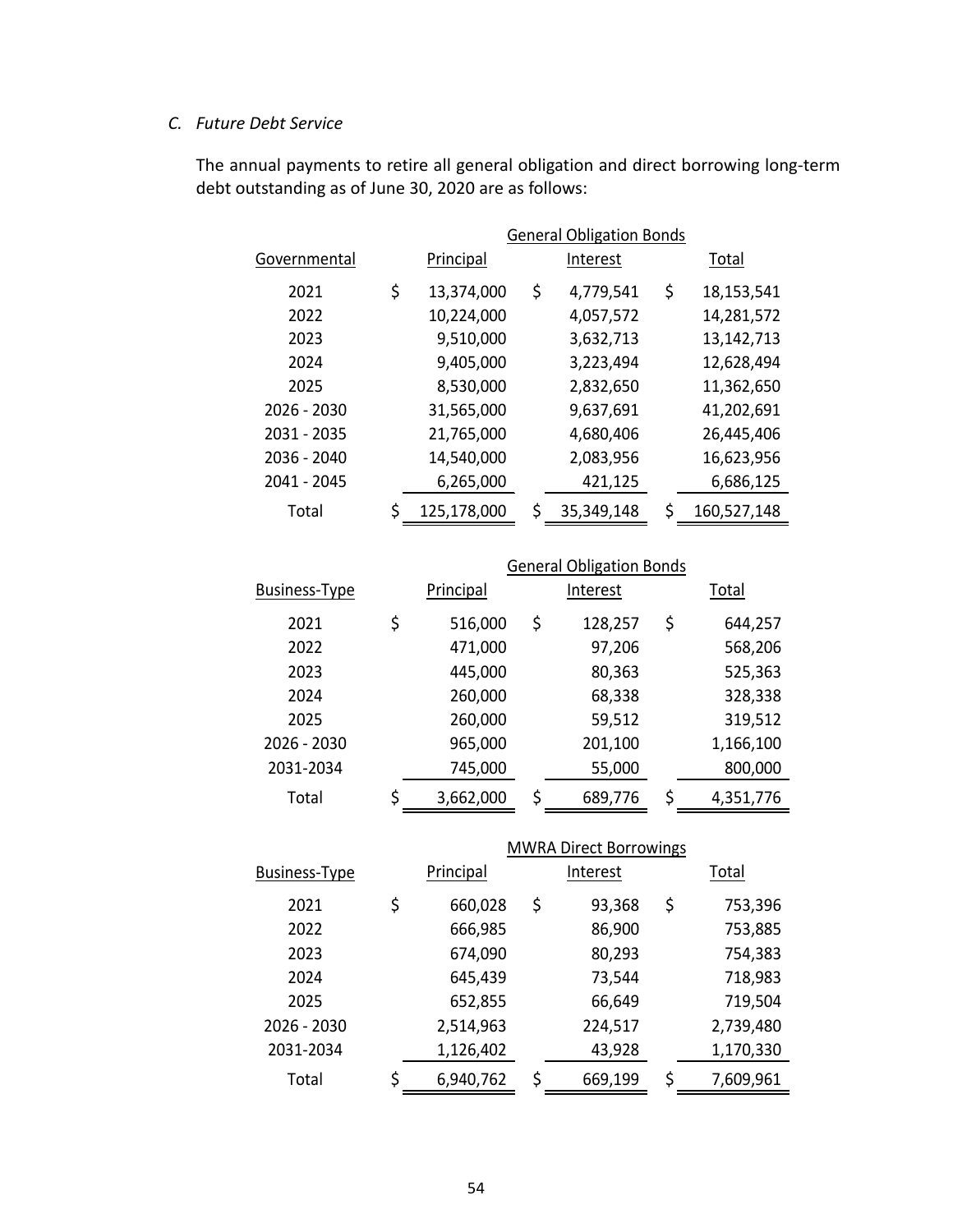*C. Future Debt Service*

The annual payments to retire all general obligation and direct borrowing long-term debt outstanding as of June 30, 2020 are as follows:

| | General Obligation Bonds | | |
|---|---|---|---|
| Governmental | Principal | Interest | Total |
| 2021 | $ 13,374,000 | $ 4,779,541 | $ 18,153,541 |
| 2022 | 10,224,000 | 4,057,572 | 14,281,572 |
| 2023 | 9,510,000 | 3,632,713 | 13,142,713 |
| 2024 | 9,405,000 | 3,223,494 | 12,628,494 |
| 2025 | 8,530,000 | 2,832,650 | 11,362,650 |
| 2026 - 2030 | 31,565,000 | 9,637,691 | 41,202,691 |
| 2031 - 2035 | 21,765,000 | 4,680,406 | 26,445,406 |
| 2036 - 2040 | 14,540,000 | 2,083,956 | 16,623,956 |
| 2041 - 2045 | 6,265,000 | 421,125 | 6,686,125 |
| Total | $ 125,178,000 | $ 35,349,148 | $ 160,527,148 |

| | General Obligation Bonds | | |
|---|---|---|---|
| Business-Type | Principal | Interest | Total |
| 2021 | $ 516,000 | $ 128,257 | $ 644,257 |
| 2022 | 471,000 | 97,206 | 568,206 |
| 2023 | 445,000 | 80,363 | 525,363 |
| 2024 | 260,000 | 68,338 | 328,338 |
| 2025 | 260,000 | 59,512 | 319,512 |
| 2026 - 2030 | 965,000 | 201,100 | 1,166,100 |
| 2031-2034 | 745,000 | 55,000 | 800,000 |
| Total | $ 3,662,000 | $ 689,776 | $ 4,351,776 |

| | MWRA Direct Borrowings | | |
|---|---|---|---|
| Business-Type | Principal | Interest | Total |
| 2021 | $ 660,028 | $ 93,368 | $ 753,396 |
| 2022 | 666,985 | 86,900 | 753,885 |
| 2023 | 674,090 | 80,293 | 754,383 |
| 2024 | 645,439 | 73,544 | 718,983 |
| 2025 | 652,855 | 66,649 | 719,504 |
| 2026 - 2030 | 2,514,963 | 224,517 | 2,739,480 |
| 2031-2034 | 1,126,402 | 43,928 | 1,170,330 |
| Total | $ 6,940,762 | $ 669,199 | $ 7,609,961 |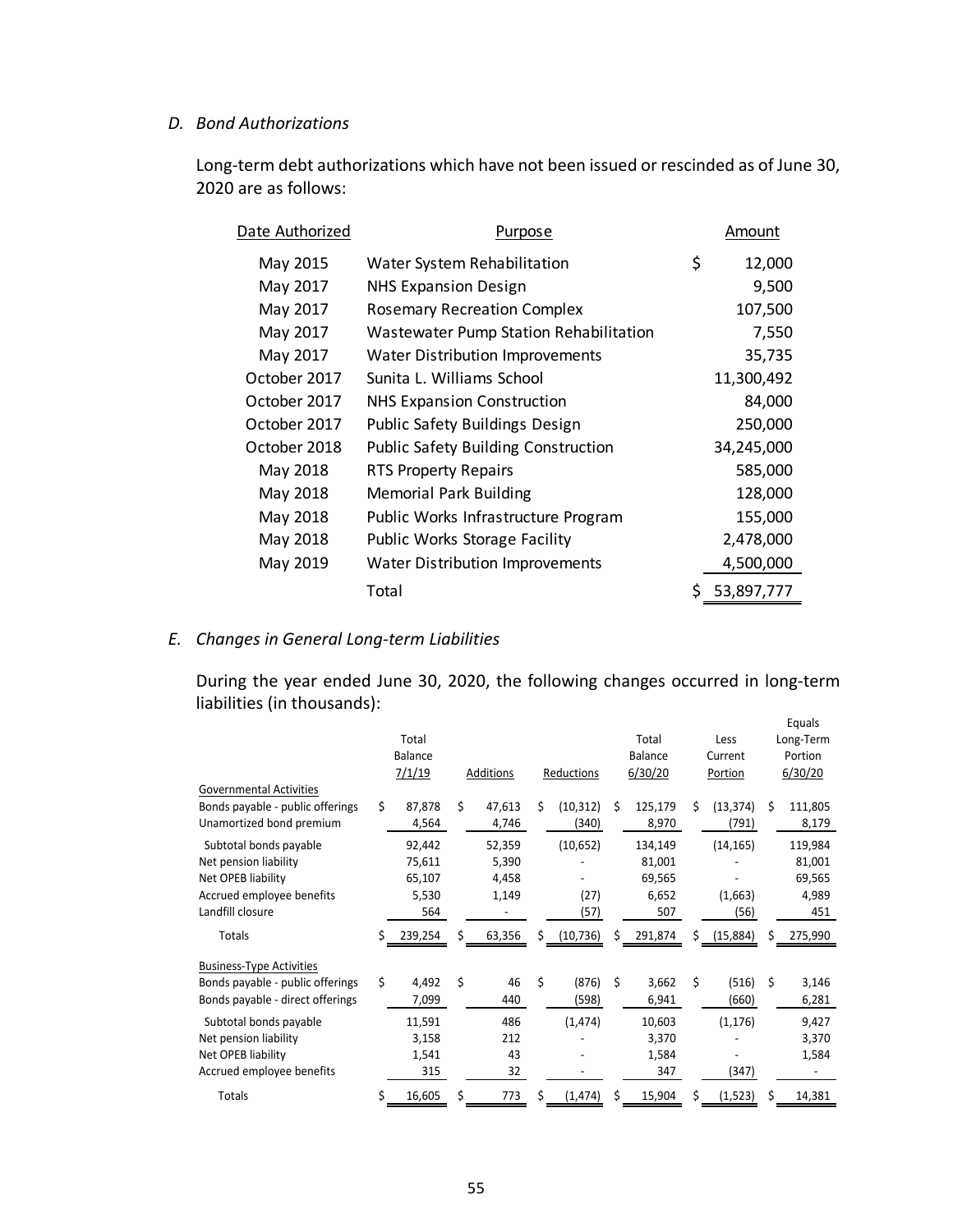### D. Bond Authorizations

Long-term debt authorizations which have not been issued or rescinded as of June 30, 2020 are as follows:

| Date Authorized | Purpose | Amount |
|---|---|---|
| May 2015 | Water System Rehabilitation | $ 12,000 |
| May 2017 | NHS Expansion Design | 9,500 |
| May 2017 | Rosemary Recreation Complex | 107,500 |
| May 2017 | Wastewater Pump Station Rehabilitation | 7,550 |
| May 2017 | Water Distribution Improvements | 35,735 |
| October 2017 | Sunita L. Williams School | 11,300,492 |
| October 2017 | NHS Expansion Construction | 84,000 |
| October 2017 | Public Safety Buildings Design | 250,000 |
| October 2018 | Public Safety Building Construction | 34,245,000 |
| May 2018 | RTS Property Repairs | 585,000 |
| May 2018 | Memorial Park Building | 128,000 |
| May 2018 | Public Works Infrastructure Program | 155,000 |
| May 2018 | Public Works Storage Facility | 2,478,000 |
| May 2019 | Water Distribution Improvements | 4,500,000 |
| | Total | $ 53,897,777 |

### E. Changes in General Long-term Liabilities

During the year ended June 30, 2020, the following changes occurred in long-term liabilities (in thousands):

| | Total Balance 7/1/19 | Additions | Reductions | Total Balance 6/30/20 | Less Current Portion | Equals Long-Term Portion 6/30/20 |
|---|---|---|---|---|---|---|
| Governmental Activities | | | | | | |
| Bonds payable - public offerings | $ 87,878 | $ 47,613 | $ (10,312) | $ 125,179 | $ (13,374) | $ 111,805 |
| Unamortized bond premium | 4,564 | 4,746 | (340) | 8,970 | (791) | 8,179 |
| Subtotal bonds payable | 92,442 | 52,359 | (10,652) | 134,149 | (14,165) | 119,984 |
| Net pension liability | 75,611 | 5,390 | - | 81,001 | - | 81,001 |
| Net OPEB liability | 65,107 | 4,458 | - | 69,565 | - | 69,565 |
| Accrued employee benefits | 5,530 | 1,149 | (27) | 6,652 | (1,663) | 4,989 |
| Landfill closure | 564 | - | (57) | 507 | (56) | 451 |
| Totals | $ 239,254 | $ 63,356 | $ (10,736) | $ 291,874 | $ (15,884) | $ 275,990 |
| Business-Type Activities | | | | | | |
| Bonds payable - public offerings | $ 4,492 | $ 46 | $ (876) | $ 3,662 | $ (516) | $ 3,146 |
| Bonds payable - direct offerings | 7,099 | 440 | (598) | 6,941 | (660) | 6,281 |
| Subtotal bonds payable | 11,591 | 486 | (1,474) | 10,603 | (1,176) | 9,427 |
| Net pension liability | 3,158 | 212 | - | 3,370 | - | 3,370 |
| Net OPEB liability | 1,541 | 43 | - | 1,584 | - | 1,584 |
| Accrued employee benefits | 315 | 32 | - | 347 | (347) | - |
| Totals | $ 16,605 | $ 773 | $ (1,474) | $ 15,904 | $ (1,523) | $ 14,381 |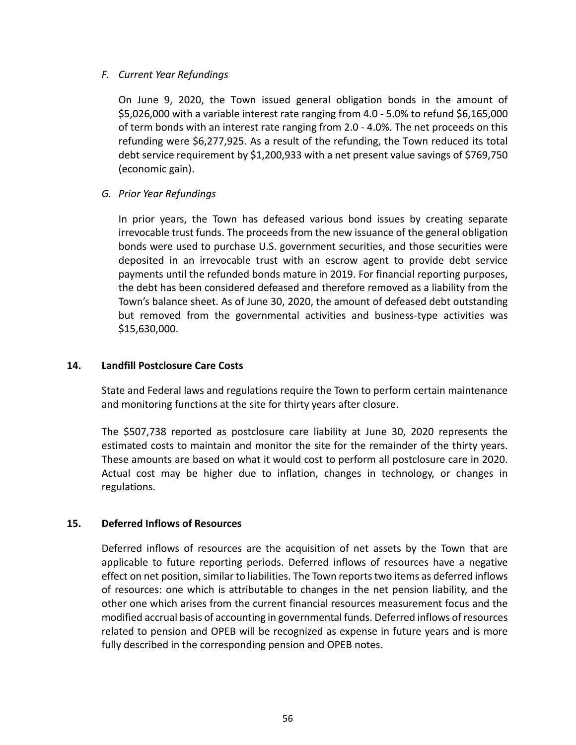*F. Current Year Refundings*

On June 9, 2020, the Town issued general obligation bonds in the amount of $5,026,000 with a variable interest rate ranging from 4.0 - 5.0% to refund $6,165,000 of term bonds with an interest rate ranging from 2.0 - 4.0%. The net proceeds on this refunding were $6,277,925. As a result of the refunding, the Town reduced its total debt service requirement by $1,200,933 with a net present value savings of $769,750 (economic gain).

*G. Prior Year Refundings*

In prior years, the Town has defeased various bond issues by creating separate irrevocable trust funds. The proceeds from the new issuance of the general obligation bonds were used to purchase U.S. government securities, and those securities were deposited in an irrevocable trust with an escrow agent to provide debt service payments until the refunded bonds mature in 2019. For financial reporting purposes, the debt has been considered defeased and therefore removed as a liability from the Town's balance sheet. As of June 30, 2020, the amount of defeased debt outstanding but removed from the governmental activities and business-type activities was $15,630,000.

## 14. Landfill Postclosure Care Costs

State and Federal laws and regulations require the Town to perform certain maintenance and monitoring functions at the site for thirty years after closure.

The $507,738 reported as postclosure care liability at June 30, 2020 represents the estimated costs to maintain and monitor the site for the remainder of the thirty years. These amounts are based on what it would cost to perform all postclosure care in 2020. Actual cost may be higher due to inflation, changes in technology, or changes in regulations.

## 15. Deferred Inflows of Resources

Deferred inflows of resources are the acquisition of net assets by the Town that are applicable to future reporting periods. Deferred inflows of resources have a negative effect on net position, similar to liabilities. The Town reports two items as deferred inflows of resources: one which is attributable to changes in the net pension liability, and the other one which arises from the current financial resources measurement focus and the modified accrual basis of accounting in governmental funds. Deferred inflows of resources related to pension and OPEB will be recognized as expense in future years and is more fully described in the corresponding pension and OPEB notes.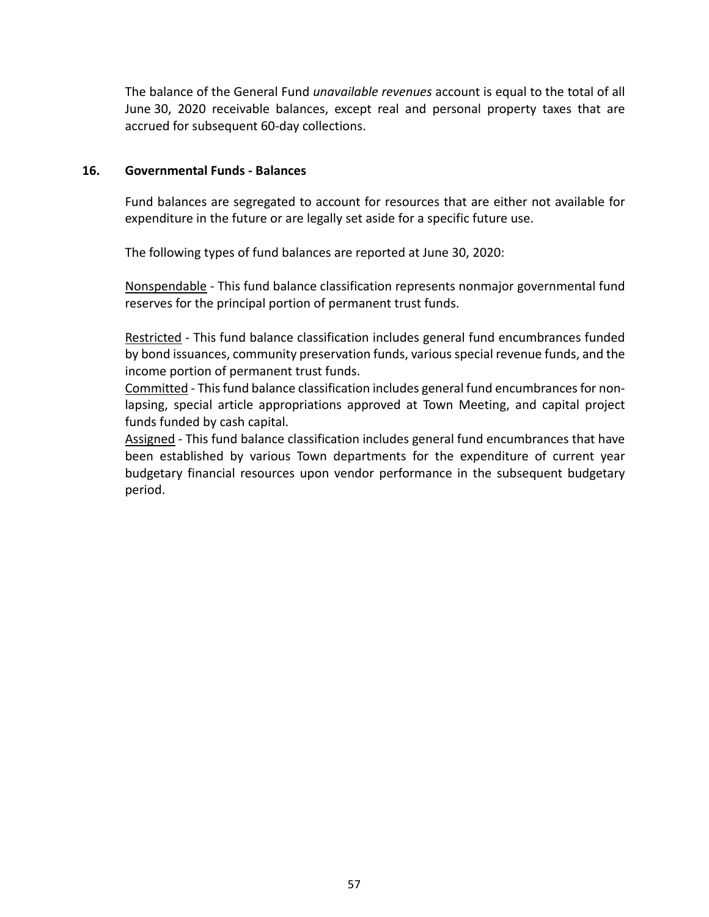The balance of the General Fund *unavailable revenues* account is equal to the total of all June 30, 2020 receivable balances, except real and personal property taxes that are accrued for subsequent 60-day collections.

## 16. Governmental Funds - Balances

Fund balances are segregated to account for resources that are either not available for expenditure in the future or are legally set aside for a specific future use.

The following types of fund balances are reported at June 30, 2020:

Nonspendable - This fund balance classification represents nonmajor governmental fund reserves for the principal portion of permanent trust funds.

Restricted - This fund balance classification includes general fund encumbrances funded by bond issuances, community preservation funds, various special revenue funds, and the income portion of permanent trust funds.

Committed - This fund balance classification includes general fund encumbrances for non-lapsing, special article appropriations approved at Town Meeting, and capital project funds funded by cash capital.

Assigned - This fund balance classification includes general fund encumbrances that have been established by various Town departments for the expenditure of current year budgetary financial resources upon vendor performance in the subsequent budgetary period.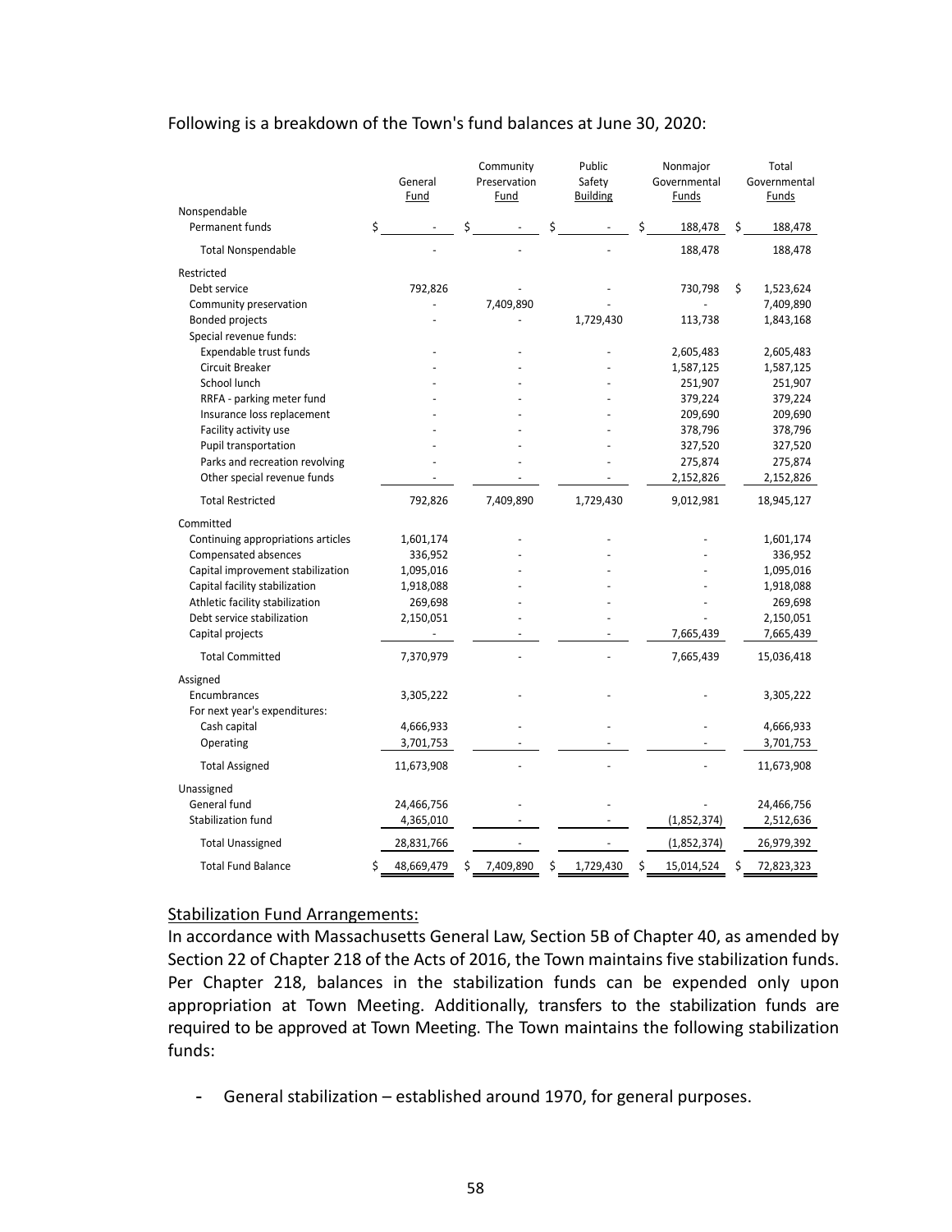Following is a breakdown of the Town's fund balances at June 30, 2020:

| | General Fund | Community Preservation Fund | Public Safety Building | Nonmajor Governmental Funds | Total Governmental Funds |
|---|---|---|---|---|---|
| Nonspendable | | | | | |
| Permanent funds | $ - | $ - | $ - | $ 188,478 | $ 188,478 |
| Total Nonspendable | - | - | - | 188,478 | 188,478 |
| Restricted | | | | | |
| Debt service | 792,826 | - | - | 730,798 | $ 1,523,624 |
| Community preservation | - | 7,409,890 | - | - | 7,409,890 |
| Bonded projects | - | - | 1,729,430 | 113,738 | 1,843,168 |
| Special revenue funds: | | | | | |
| Expendable trust funds | - | - | - | 2,605,483 | 2,605,483 |
| Circuit Breaker | - | - | - | 1,587,125 | 1,587,125 |
| School lunch | - | - | - | 251,907 | 251,907 |
| RRFA - parking meter fund | - | - | - | 379,224 | 379,224 |
| Insurance loss replacement | - | - | - | 209,690 | 209,690 |
| Facility activity use | - | - | - | 378,796 | 378,796 |
| Pupil transportation | - | - | - | 327,520 | 327,520 |
| Parks and recreation revolving | - | - | - | 275,874 | 275,874 |
| Other special revenue funds | - | - | - | 2,152,826 | 2,152,826 |
| Total Restricted | 792,826 | 7,409,890 | 1,729,430 | 9,012,981 | 18,945,127 |
| Committed | | | | | |
| Continuing appropriations articles | 1,601,174 | - | - | - | 1,601,174 |
| Compensated absences | 336,952 | - | - | - | 336,952 |
| Capital improvement stabilization | 1,095,016 | - | - | - | 1,095,016 |
| Capital facility stabilization | 1,918,088 | - | - | - | 1,918,088 |
| Athletic facility stabilization | 269,698 | - | - | - | 269,698 |
| Debt service stabilization | 2,150,051 | - | - | - | 2,150,051 |
| Capital projects | - | - | - | 7,665,439 | 7,665,439 |
| Total Committed | 7,370,979 | - | - | 7,665,439 | 15,036,418 |
| Assigned | | | | | |
| Encumbrances | 3,305,222 | - | - | - | 3,305,222 |
| For next year's expenditures: | | | | | |
| Cash capital | 4,666,933 | - | - | - | 4,666,933 |
| Operating | 3,701,753 | - | - | - | 3,701,753 |
| Total Assigned | 11,673,908 | - | - | - | 11,673,908 |
| Unassigned | | | | | |
| General fund | 24,466,756 | - | - | - | 24,466,756 |
| Stabilization fund | 4,365,010 | - | - | (1,852,374) | 2,512,636 |
| Total Unassigned | 28,831,766 | - | - | (1,852,374) | 26,979,392 |
| Total Fund Balance | $ 48,669,479 | $ 7,409,890 | $ 1,729,430 | $ 15,014,524 | $ 72,823,323 |

Stabilization Fund Arrangements:

In accordance with Massachusetts General Law, Section 5B of Chapter 40, as amended by Section 22 of Chapter 218 of the Acts of 2016, the Town maintains five stabilization funds. Per Chapter 218, balances in the stabilization funds can be expended only upon appropriation at Town Meeting. Additionally, transfers to the stabilization funds are required to be approved at Town Meeting. The Town maintains the following stabilization funds:

- General stabilization – established around 1970, for general purposes.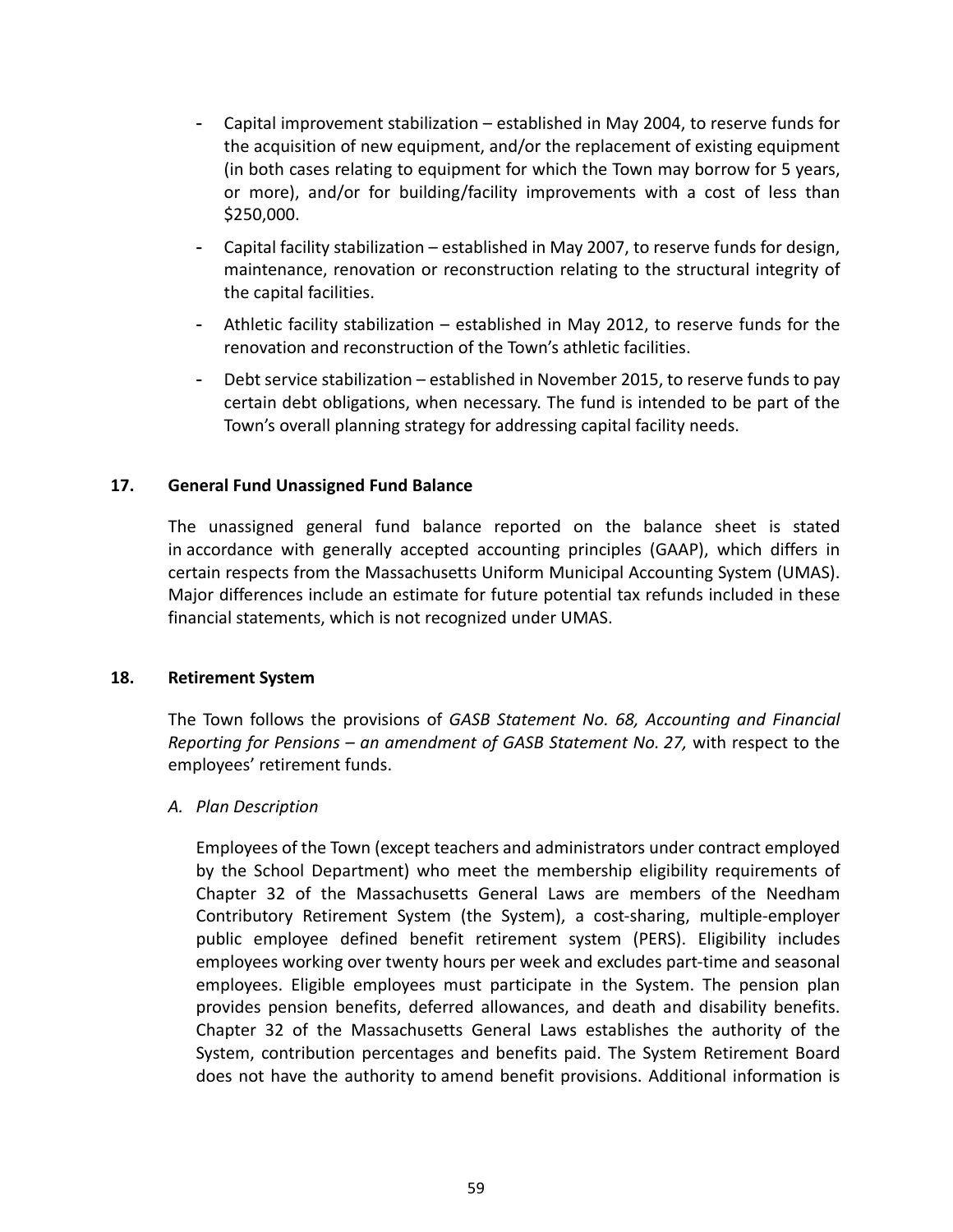- Capital improvement stabilization – established in May 2004, to reserve funds for the acquisition of new equipment, and/or the replacement of existing equipment (in both cases relating to equipment for which the Town may borrow for 5 years, or more), and/or for building/facility improvements with a cost of less than $250,000.
- Capital facility stabilization – established in May 2007, to reserve funds for design, maintenance, renovation or reconstruction relating to the structural integrity of the capital facilities.
- Athletic facility stabilization – established in May 2012, to reserve funds for the renovation and reconstruction of the Town's athletic facilities.
- Debt service stabilization – established in November 2015, to reserve funds to pay certain debt obligations, when necessary. The fund is intended to be part of the Town's overall planning strategy for addressing capital facility needs.

## 17. General Fund Unassigned Fund Balance

The unassigned general fund balance reported on the balance sheet is stated in accordance with generally accepted accounting principles (GAAP), which differs in certain respects from the Massachusetts Uniform Municipal Accounting System (UMAS). Major differences include an estimate for future potential tax refunds included in these financial statements, which is not recognized under UMAS.

## 18. Retirement System

The Town follows the provisions of *GASB Statement No. 68, Accounting and Financial Reporting for Pensions – an amendment of GASB Statement No. 27,* with respect to the employees' retirement funds.

*A. Plan Description*

Employees of the Town (except teachers and administrators under contract employed by the School Department) who meet the membership eligibility requirements of Chapter 32 of the Massachusetts General Laws are members of the Needham Contributory Retirement System (the System), a cost-sharing, multiple-employer public employee defined benefit retirement system (PERS). Eligibility includes employees working over twenty hours per week and excludes part-time and seasonal employees. Eligible employees must participate in the System. The pension plan provides pension benefits, deferred allowances, and death and disability benefits. Chapter 32 of the Massachusetts General Laws establishes the authority of the System, contribution percentages and benefits paid. The System Retirement Board does not have the authority to amend benefit provisions. Additional information is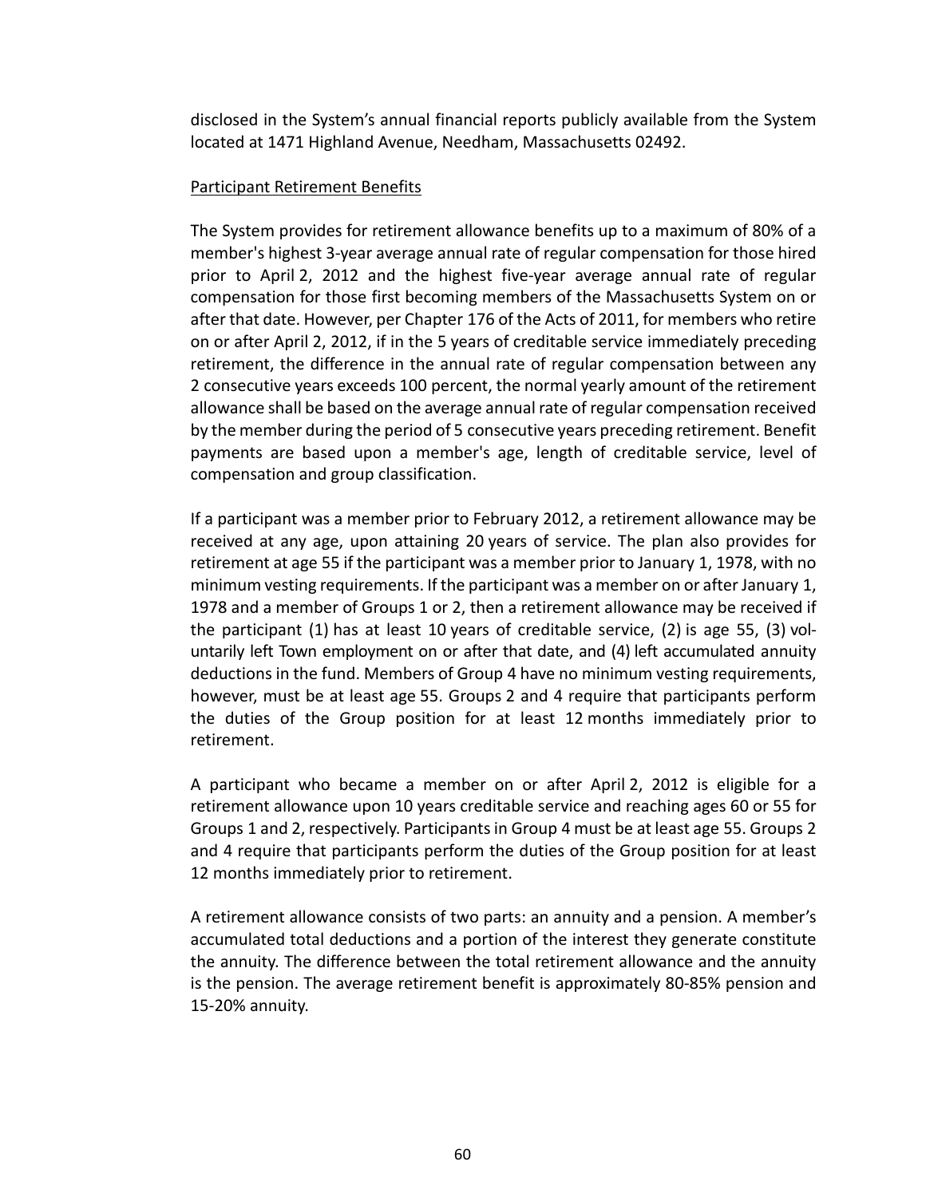disclosed in the System's annual financial reports publicly available from the System located at 1471 Highland Avenue, Needham, Massachusetts 02492.

Participant Retirement Benefits

The System provides for retirement allowance benefits up to a maximum of 80% of a member's highest 3-year average annual rate of regular compensation for those hired prior to April 2, 2012 and the highest five-year average annual rate of regular compensation for those first becoming members of the Massachusetts System on or after that date. However, per Chapter 176 of the Acts of 2011, for members who retire on or after April 2, 2012, if in the 5 years of creditable service immediately preceding retirement, the difference in the annual rate of regular compensation between any 2 consecutive years exceeds 100 percent, the normal yearly amount of the retirement allowance shall be based on the average annual rate of regular compensation received by the member during the period of 5 consecutive years preceding retirement. Benefit payments are based upon a member's age, length of creditable service, level of compensation and group classification.

If a participant was a member prior to February 2012, a retirement allowance may be received at any age, upon attaining 20 years of service. The plan also provides for retirement at age 55 if the participant was a member prior to January 1, 1978, with no minimum vesting requirements. If the participant was a member on or after January 1, 1978 and a member of Groups 1 or 2, then a retirement allowance may be received if the participant (1) has at least 10 years of creditable service, (2) is age 55, (3) voluntarily left Town employment on or after that date, and (4) left accumulated annuity deductions in the fund. Members of Group 4 have no minimum vesting requirements, however, must be at least age 55. Groups 2 and 4 require that participants perform the duties of the Group position for at least 12 months immediately prior to retirement.

A participant who became a member on or after April 2, 2012 is eligible for a retirement allowance upon 10 years creditable service and reaching ages 60 or 55 for Groups 1 and 2, respectively. Participants in Group 4 must be at least age 55. Groups 2 and 4 require that participants perform the duties of the Group position for at least 12 months immediately prior to retirement.

A retirement allowance consists of two parts: an annuity and a pension. A member's accumulated total deductions and a portion of the interest they generate constitute the annuity. The difference between the total retirement allowance and the annuity is the pension. The average retirement benefit is approximately 80-85% pension and 15-20% annuity.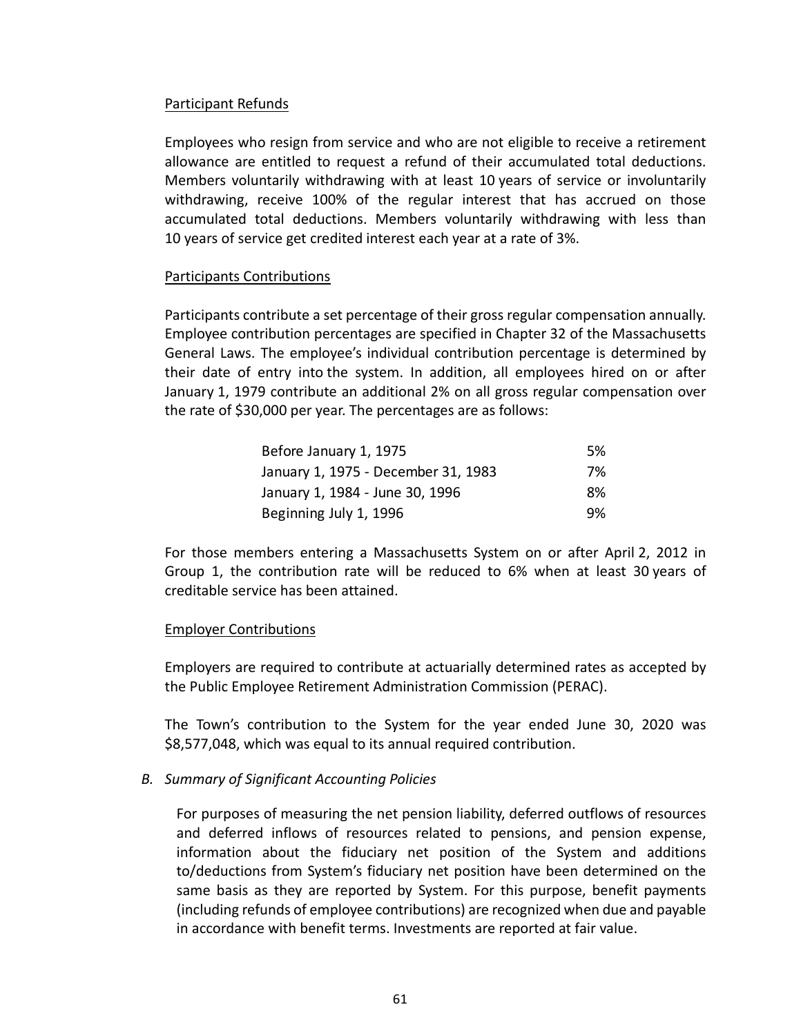Participant Refunds

Employees who resign from service and who are not eligible to receive a retirement allowance are entitled to request a refund of their accumulated total deductions. Members voluntarily withdrawing with at least 10 years of service or involuntarily withdrawing, receive 100% of the regular interest that has accrued on those accumulated total deductions. Members voluntarily withdrawing with less than 10 years of service get credited interest each year at a rate of 3%.

Participants Contributions

Participants contribute a set percentage of their gross regular compensation annually. Employee contribution percentages are specified in Chapter 32 of the Massachusetts General Laws. The employee's individual contribution percentage is determined by their date of entry into the system. In addition, all employees hired on or after January 1, 1979 contribute an additional 2% on all gross regular compensation over the rate of $30,000 per year. The percentages are as follows:

| | |
|---|---|
| Before January 1, 1975 | 5% |
| January 1, 1975 - December 31, 1983 | 7% |
| January 1, 1984 - June 30, 1996 | 8% |
| Beginning July 1, 1996 | 9% |

For those members entering a Massachusetts System on or after April 2, 2012 in Group 1, the contribution rate will be reduced to 6% when at least 30 years of creditable service has been attained.

Employer Contributions

Employers are required to contribute at actuarially determined rates as accepted by the Public Employee Retirement Administration Commission (PERAC).

The Town's contribution to the System for the year ended June 30, 2020 was $8,577,048, which was equal to its annual required contribution.

*B. Summary of Significant Accounting Policies*

For purposes of measuring the net pension liability, deferred outflows of resources and deferred inflows of resources related to pensions, and pension expense, information about the fiduciary net position of the System and additions to/deductions from System's fiduciary net position have been determined on the same basis as they are reported by System. For this purpose, benefit payments (including refunds of employee contributions) are recognized when due and payable in accordance with benefit terms. Investments are reported at fair value.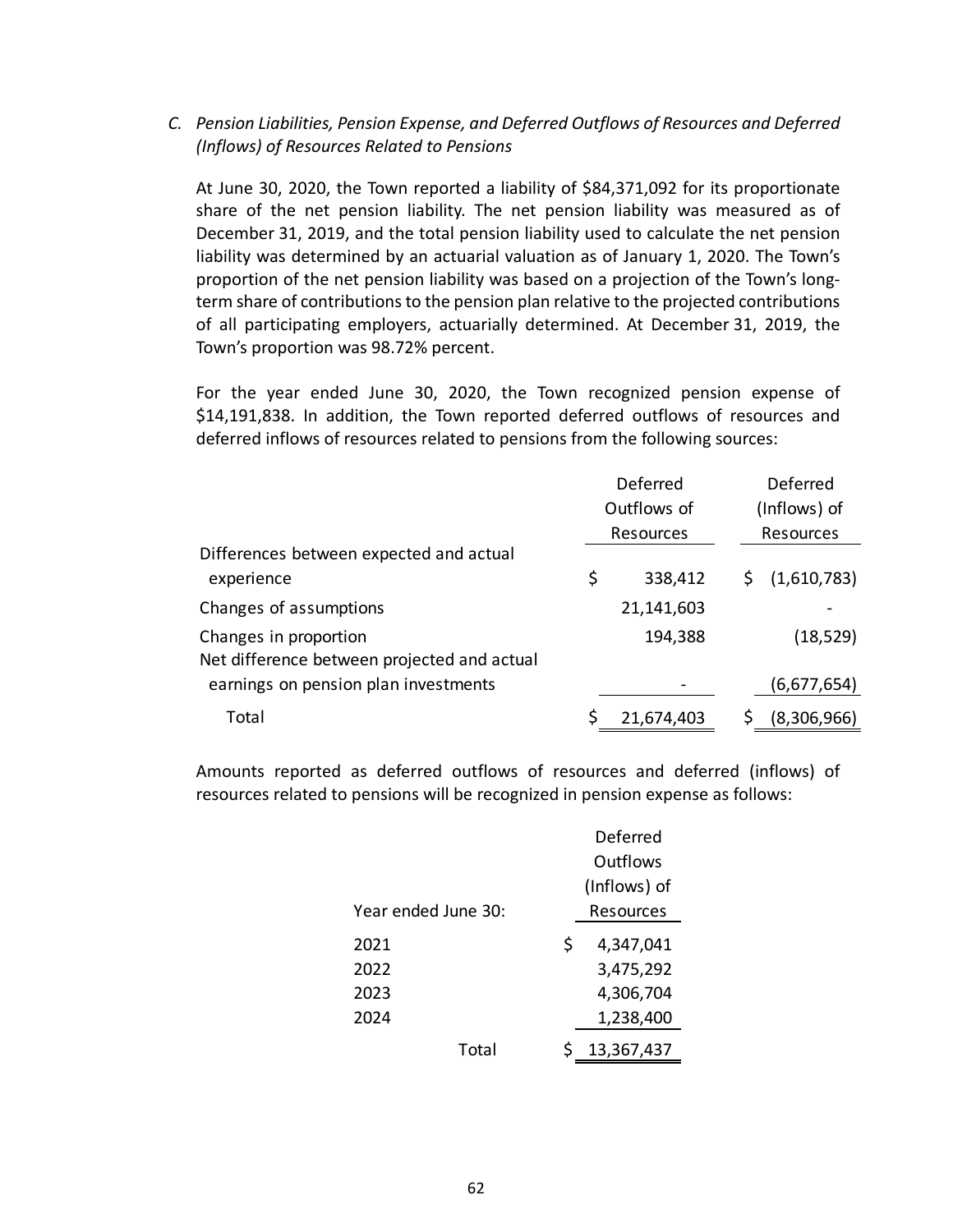*C. Pension Liabilities, Pension Expense, and Deferred Outflows of Resources and Deferred (Inflows) of Resources Related to Pensions*

At June 30, 2020, the Town reported a liability of $84,371,092 for its proportionate share of the net pension liability. The net pension liability was measured as of December 31, 2019, and the total pension liability used to calculate the net pension liability was determined by an actuarial valuation as of January 1, 2020. The Town's proportion of the net pension liability was based on a projection of the Town's long-term share of contributions to the pension plan relative to the projected contributions of all participating employers, actuarially determined. At December 31, 2019, the Town's proportion was 98.72% percent.

For the year ended June 30, 2020, the Town recognized pension expense of $14,191,838. In addition, the Town reported deferred outflows of resources and deferred inflows of resources related to pensions from the following sources:

| | Deferred Outflows of Resources | Deferred (Inflows) of Resources |
|---|---|---|
| Differences between expected and actual experience | $ 338,412 | $ (1,610,783) |
| Changes of assumptions | 21,141,603 | - |
| Changes in proportion | 194,388 | (18,529) |
| Net difference between projected and actual earnings on pension plan investments | - | (6,677,654) |
| Total | $ 21,674,403 | $ (8,306,966) |

Amounts reported as deferred outflows of resources and deferred (inflows) of resources related to pensions will be recognized in pension expense as follows:

| Year ended June 30: | Deferred Outflows (Inflows) of Resources |
|---|---|
| 2021 | $ 4,347,041 |
| 2022 | 3,475,292 |
| 2023 | 4,306,704 |
| 2024 | 1,238,400 |
| Total | $ 13,367,437 |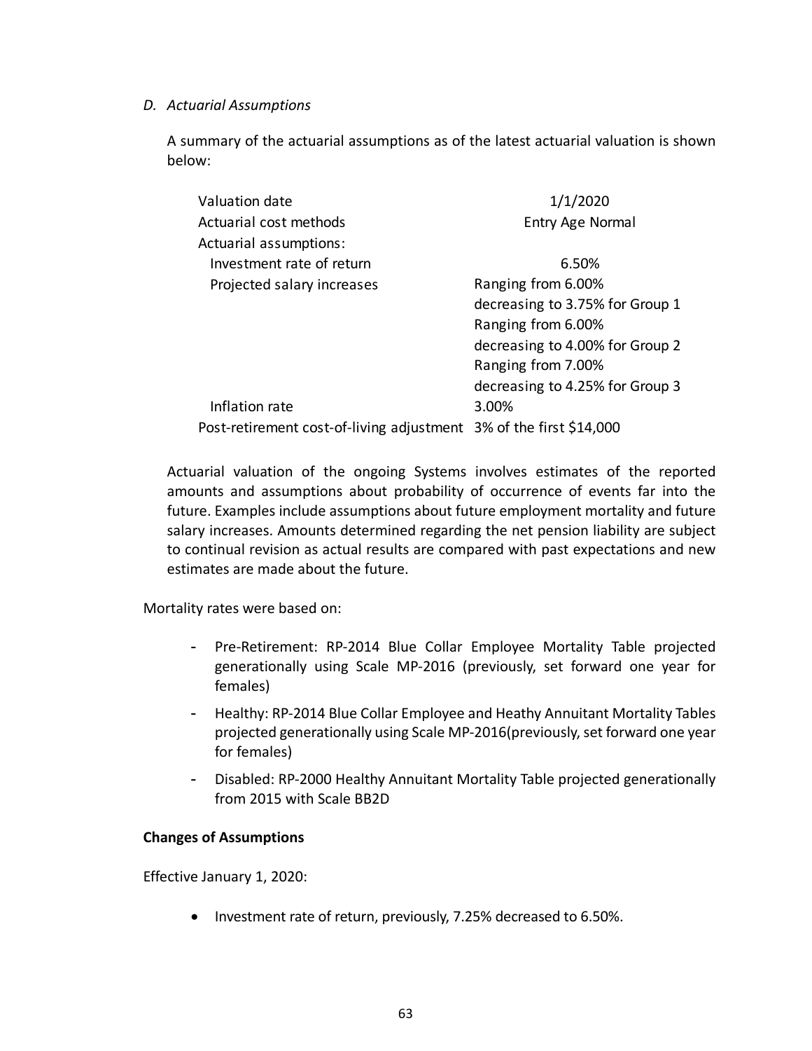*D. Actuarial Assumptions*

A summary of the actuarial assumptions as of the latest actuarial valuation is shown below:

| | |
|---|---|
| Valuation date | 1/1/2020 |
| Actuarial cost methods | Entry Age Normal |
| Actuarial assumptions: | |
| Investment rate of return | 6.50% |
| Projected salary increases | Ranging from 6.00% decreasing to 3.75% for Group 1 |
| | Ranging from 6.00% decreasing to 4.00% for Group 2 |
| | Ranging from 7.00% decreasing to 4.25% for Group 3 |
| Inflation rate | 3.00% |
| Post-retirement cost-of-living adjustment | 3% of the first $14,000 |

Actuarial valuation of the ongoing Systems involves estimates of the reported amounts and assumptions about probability of occurrence of events far into the future. Examples include assumptions about future employment mortality and future salary increases. Amounts determined regarding the net pension liability are subject to continual revision as actual results are compared with past expectations and new estimates are made about the future.

Mortality rates were based on:

- Pre-Retirement: RP-2014 Blue Collar Employee Mortality Table projected generationally using Scale MP-2016 (previously, set forward one year for females)
- Healthy: RP-2014 Blue Collar Employee and Heathy Annuitant Mortality Tables projected generationally using Scale MP-2016(previously, set forward one year for females)
- Disabled: RP-2000 Healthy Annuitant Mortality Table projected generationally from 2015 with Scale BB2D

**Changes of Assumptions**

Effective January 1, 2020:

- Investment rate of return, previously, 7.25% decreased to 6.50%.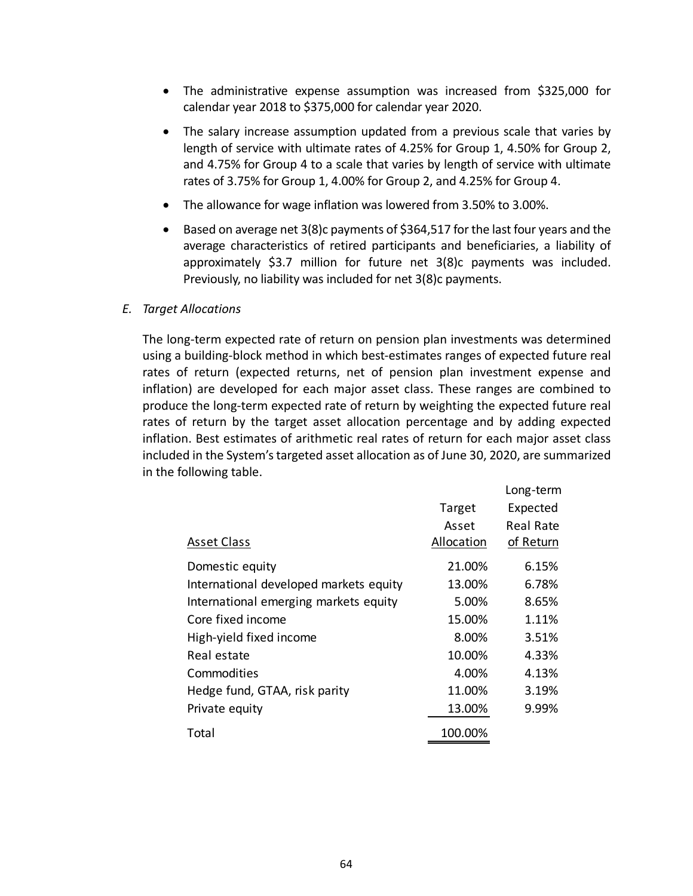- The administrative expense assumption was increased from \$325,000 for calendar year 2018 to \$375,000 for calendar year 2020.
- The salary increase assumption updated from a previous scale that varies by length of service with ultimate rates of 4.25% for Group 1, 4.50% for Group 2, and 4.75% for Group 4 to a scale that varies by length of service with ultimate rates of 3.75% for Group 1, 4.00% for Group 2, and 4.25% for Group 4.
- The allowance for wage inflation was lowered from 3.50% to 3.00%.
- Based on average net 3(8)c payments of \$364,517 for the last four years and the average characteristics of retired participants and beneficiaries, a liability of approximately \$3.7 million for future net 3(8)c payments was included. Previously, no liability was included for net 3(8)c payments.

*E. Target Allocations*

The long-term expected rate of return on pension plan investments was determined using a building-block method in which best-estimates ranges of expected future real rates of return (expected returns, net of pension plan investment expense and inflation) are developed for each major asset class. These ranges are combined to produce the long-term expected rate of return by weighting the expected future real rates of return by the target asset allocation percentage and by adding expected inflation. Best estimates of arithmetic real rates of return for each major asset class included in the System's targeted asset allocation as of June 30, 2020, are summarized in the following table.

| Asset Class | Target Asset Allocation | Long-term Expected Real Rate of Return |
|---|---|---|
| Domestic equity | 21.00% | 6.15% |
| International developed markets equity | 13.00% | 6.78% |
| International emerging markets equity | 5.00% | 8.65% |
| Core fixed income | 15.00% | 1.11% |
| High-yield fixed income | 8.00% | 3.51% |
| Real estate | 10.00% | 4.33% |
| Commodities | 4.00% | 4.13% |
| Hedge fund, GTAA, risk parity | 11.00% | 3.19% |
| Private equity | 13.00% | 9.99% |
| Total | 100.00% | |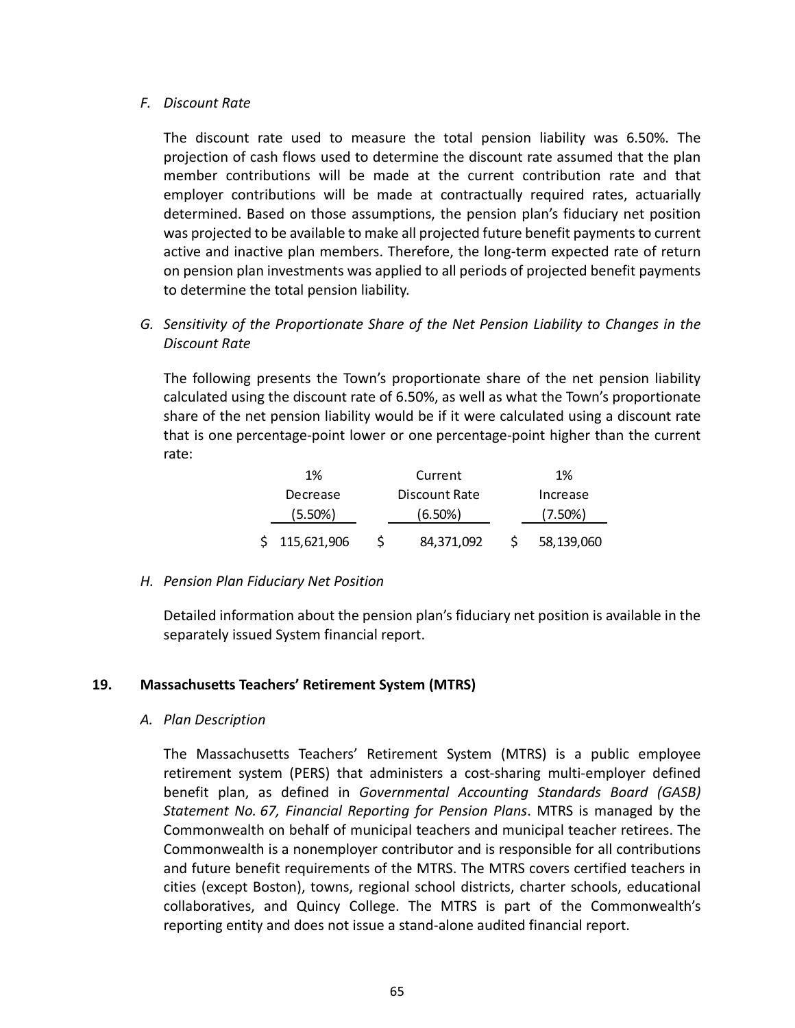*F. Discount Rate*

The discount rate used to measure the total pension liability was 6.50%. The projection of cash flows used to determine the discount rate assumed that the plan member contributions will be made at the current contribution rate and that employer contributions will be made at contractually required rates, actuarially determined. Based on those assumptions, the pension plan's fiduciary net position was projected to be available to make all projected future benefit payments to current active and inactive plan members. Therefore, the long-term expected rate of return on pension plan investments was applied to all periods of projected benefit payments to determine the total pension liability.

*G. Sensitivity of the Proportionate Share of the Net Pension Liability to Changes in the Discount Rate*

The following presents the Town's proportionate share of the net pension liability calculated using the discount rate of 6.50%, as well as what the Town's proportionate share of the net pension liability would be if it were calculated using a discount rate that is one percentage-point lower or one percentage-point higher than the current rate:

| 1% Decrease (5.50%) | Current Discount Rate (6.50%) | 1% Increase (7.50%) |
|---|---|---|
| $ 115,621,906 | $ 84,371,092 | $ 58,139,060 |

*H. Pension Plan Fiduciary Net Position*

Detailed information about the pension plan's fiduciary net position is available in the separately issued System financial report.

## 19. Massachusetts Teachers' Retirement System (MTRS)

*A. Plan Description*

The Massachusetts Teachers' Retirement System (MTRS) is a public employee retirement system (PERS) that administers a cost-sharing multi-employer defined benefit plan, as defined in *Governmental Accounting Standards Board (GASB) Statement No. 67, Financial Reporting for Pension Plans*. MTRS is managed by the Commonwealth on behalf of municipal teachers and municipal teacher retirees. The Commonwealth is a nonemployer contributor and is responsible for all contributions and future benefit requirements of the MTRS. The MTRS covers certified teachers in cities (except Boston), towns, regional school districts, charter schools, educational collaboratives, and Quincy College. The MTRS is part of the Commonwealth's reporting entity and does not issue a stand-alone audited financial report.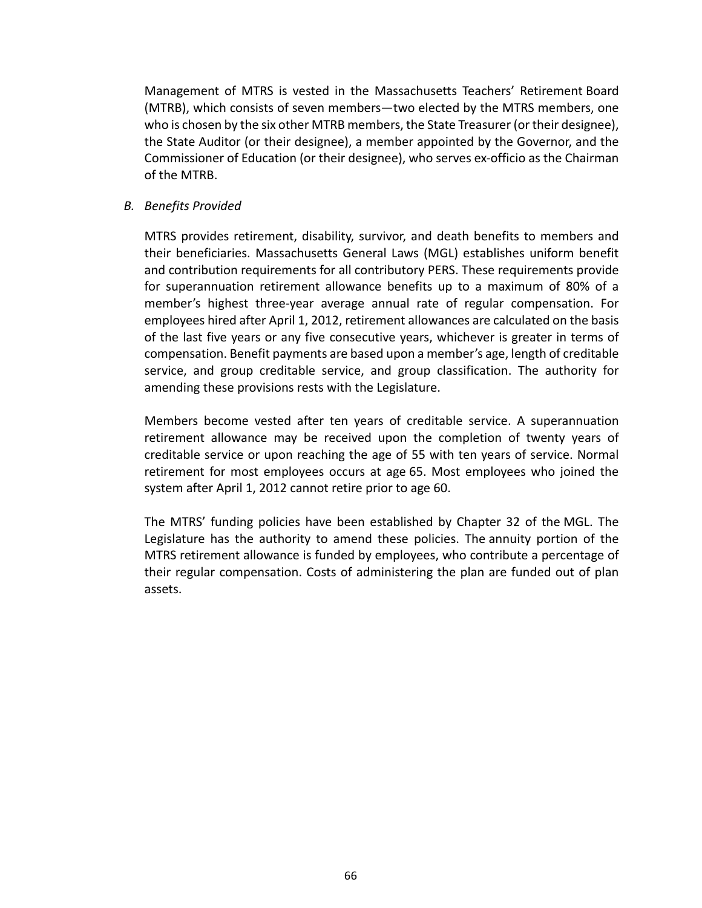Management of MTRS is vested in the Massachusetts Teachers' Retirement Board (MTRB), which consists of seven members—two elected by the MTRS members, one who is chosen by the six other MTRB members, the State Treasurer (or their designee), the State Auditor (or their designee), a member appointed by the Governor, and the Commissioner of Education (or their designee), who serves ex-officio as the Chairman of the MTRB.

*B. Benefits Provided*

MTRS provides retirement, disability, survivor, and death benefits to members and their beneficiaries. Massachusetts General Laws (MGL) establishes uniform benefit and contribution requirements for all contributory PERS. These requirements provide for superannuation retirement allowance benefits up to a maximum of 80% of a member's highest three-year average annual rate of regular compensation. For employees hired after April 1, 2012, retirement allowances are calculated on the basis of the last five years or any five consecutive years, whichever is greater in terms of compensation. Benefit payments are based upon a member's age, length of creditable service, and group creditable service, and group classification. The authority for amending these provisions rests with the Legislature.

Members become vested after ten years of creditable service. A superannuation retirement allowance may be received upon the completion of twenty years of creditable service or upon reaching the age of 55 with ten years of service. Normal retirement for most employees occurs at age 65. Most employees who joined the system after April 1, 2012 cannot retire prior to age 60.

The MTRS' funding policies have been established by Chapter 32 of the MGL. The Legislature has the authority to amend these policies. The annuity portion of the MTRS retirement allowance is funded by employees, who contribute a percentage of their regular compensation. Costs of administering the plan are funded out of plan assets.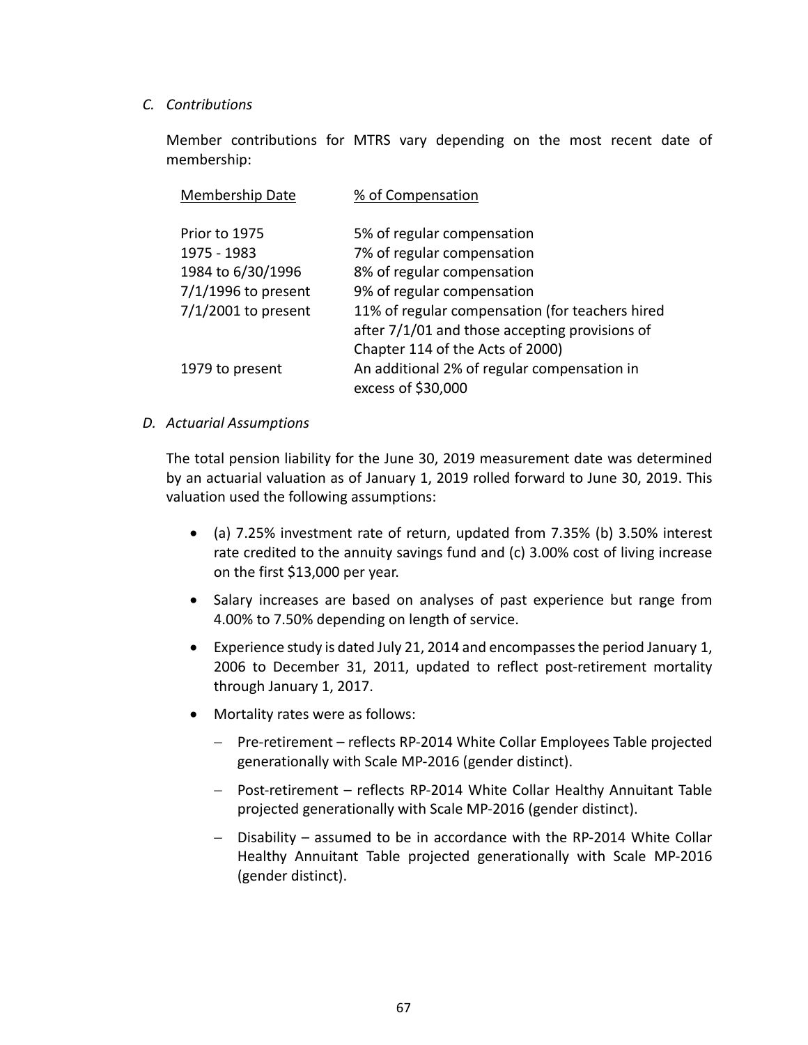*C. Contributions*

Member contributions for MTRS vary depending on the most recent date of membership:

| Membership Date | % of Compensation |
|---|---|
| Prior to 1975 | 5% of regular compensation |
| 1975 - 1983 | 7% of regular compensation |
| 1984 to 6/30/1996 | 8% of regular compensation |
| 7/1/1996 to present | 9% of regular compensation |
| 7/1/2001 to present | 11% of regular compensation (for teachers hired after 7/1/01 and those accepting provisions of Chapter 114 of the Acts of 2000) |
| 1979 to present | An additional 2% of regular compensation in excess of $30,000 |

*D. Actuarial Assumptions*

The total pension liability for the June 30, 2019 measurement date was determined by an actuarial valuation as of January 1, 2019 rolled forward to June 30, 2019. This valuation used the following assumptions:

- (a) 7.25% investment rate of return, updated from 7.35% (b) 3.50% interest rate credited to the annuity savings fund and (c) 3.00% cost of living increase on the first $13,000 per year.
- Salary increases are based on analyses of past experience but range from 4.00% to 7.50% depending on length of service.
- Experience study is dated July 21, 2014 and encompasses the period January 1, 2006 to December 31, 2011, updated to reflect post-retirement mortality through January 1, 2017.
- Mortality rates were as follows:
  - Pre-retirement – reflects RP-2014 White Collar Employees Table projected generationally with Scale MP-2016 (gender distinct).
  - Post-retirement – reflects RP-2014 White Collar Healthy Annuitant Table projected generationally with Scale MP-2016 (gender distinct).
  - Disability – assumed to be in accordance with the RP-2014 White Collar Healthy Annuitant Table projected generationally with Scale MP-2016 (gender distinct).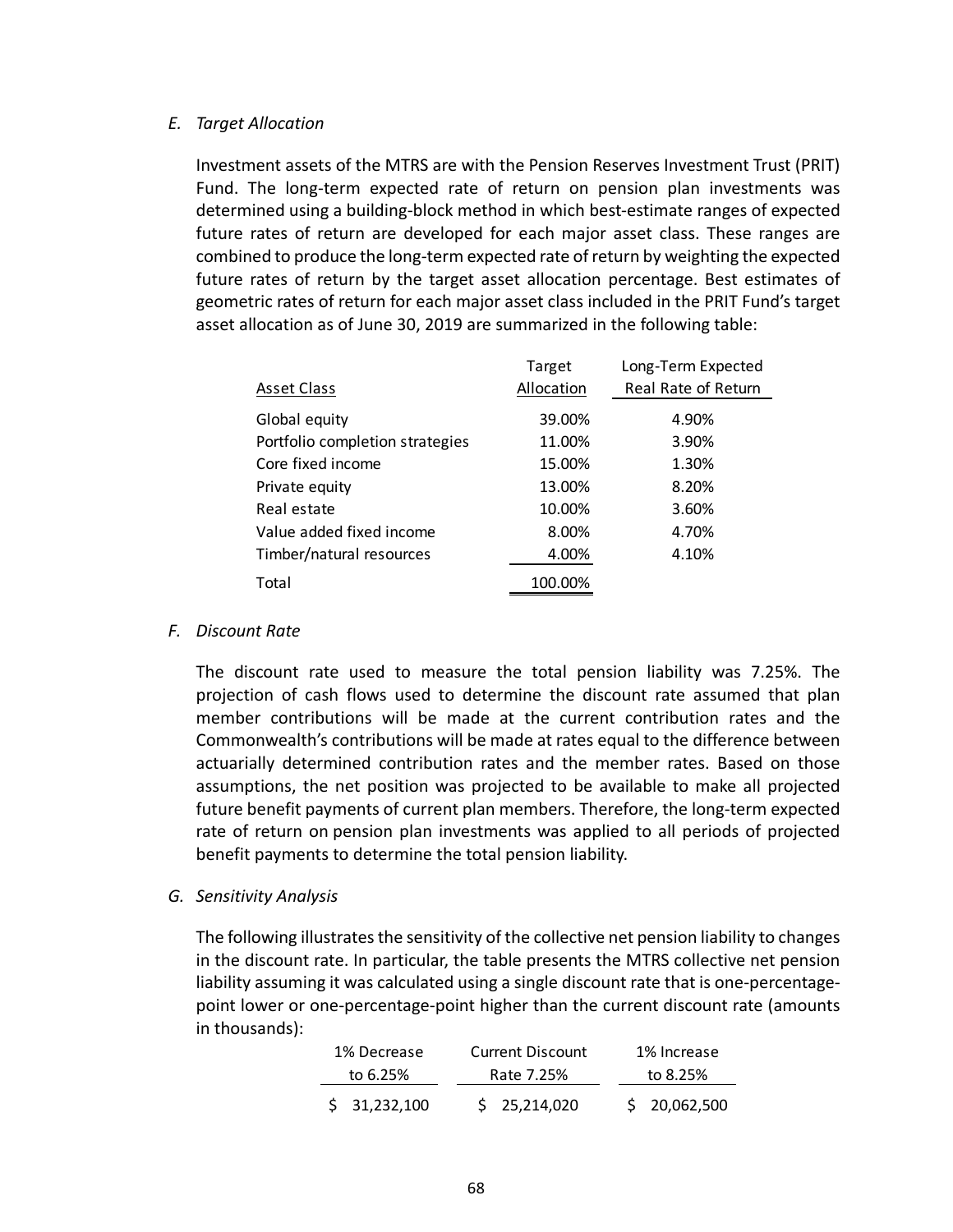### E. *Target Allocation*

Investment assets of the MTRS are with the Pension Reserves Investment Trust (PRIT) Fund. The long-term expected rate of return on pension plan investments was determined using a building-block method in which best-estimate ranges of expected future rates of return are developed for each major asset class. These ranges are combined to produce the long-term expected rate of return by weighting the expected future rates of return by the target asset allocation percentage. Best estimates of geometric rates of return for each major asset class included in the PRIT Fund's target asset allocation as of June 30, 2019 are summarized in the following table:

| Asset Class | Target Allocation | Long-Term Expected Real Rate of Return |
|---|---|---|
| Global equity | 39.00% | 4.90% |
| Portfolio completion strategies | 11.00% | 3.90% |
| Core fixed income | 15.00% | 1.30% |
| Private equity | 13.00% | 8.20% |
| Real estate | 10.00% | 3.60% |
| Value added fixed income | 8.00% | 4.70% |
| Timber/natural resources | 4.00% | 4.10% |
| Total | 100.00% | |

### F. *Discount Rate*

The discount rate used to measure the total pension liability was 7.25%. The projection of cash flows used to determine the discount rate assumed that plan member contributions will be made at the current contribution rates and the Commonwealth's contributions will be made at rates equal to the difference between actuarially determined contribution rates and the member rates. Based on those assumptions, the net position was projected to be available to make all projected future benefit payments of current plan members. Therefore, the long-term expected rate of return on pension plan investments was applied to all periods of projected benefit payments to determine the total pension liability.

### G. *Sensitivity Analysis*

The following illustrates the sensitivity of the collective net pension liability to changes in the discount rate. In particular, the table presents the MTRS collective net pension liability assuming it was calculated using a single discount rate that is one-percentage-point lower or one-percentage-point higher than the current discount rate (amounts in thousands):

| 1% Decrease to 6.25% | Current Discount Rate 7.25% | 1% Increase to 8.25% |
|---|---|---|
| $ 31,232,100 | $ 25,214,020 | $ 20,062,500 |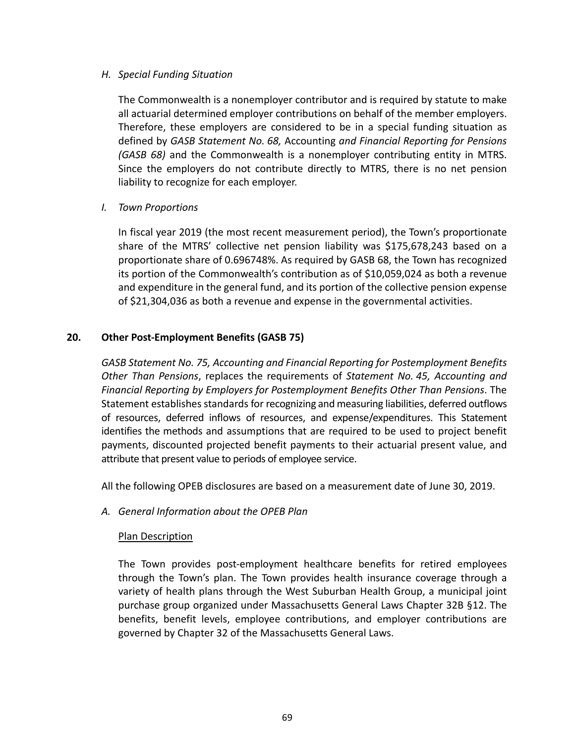*H. Special Funding Situation*

The Commonwealth is a nonemployer contributor and is required by statute to make all actuarial determined employer contributions on behalf of the member employers. Therefore, these employers are considered to be in a special funding situation as defined by *GASB Statement No. 68,* Accounting *and Financial Reporting for Pensions (GASB 68)* and the Commonwealth is a nonemployer contributing entity in MTRS. Since the employers do not contribute directly to MTRS, there is no net pension liability to recognize for each employer.

*I. Town Proportions*

In fiscal year 2019 (the most recent measurement period), the Town's proportionate share of the MTRS' collective net pension liability was $175,678,243 based on a proportionate share of 0.696748%. As required by GASB 68, the Town has recognized its portion of the Commonwealth's contribution as of $10,059,024 as both a revenue and expenditure in the general fund, and its portion of the collective pension expense of $21,304,036 as both a revenue and expense in the governmental activities.

## 20. Other Post-Employment Benefits (GASB 75)

*GASB Statement No. 75, Accounting and Financial Reporting for Postemployment Benefits Other Than Pensions*, replaces the requirements of *Statement No. 45, Accounting and Financial Reporting by Employers for Postemployment Benefits Other Than Pensions*. The Statement establishes standards for recognizing and measuring liabilities, deferred outflows of resources, deferred inflows of resources, and expense/expenditures. This Statement identifies the methods and assumptions that are required to be used to project benefit payments, discounted projected benefit payments to their actuarial present value, and attribute that present value to periods of employee service.

All the following OPEB disclosures are based on a measurement date of June 30, 2019.

*A. General Information about the OPEB Plan*

Plan Description

The Town provides post-employment healthcare benefits for retired employees through the Town's plan. The Town provides health insurance coverage through a variety of health plans through the West Suburban Health Group, a municipal joint purchase group organized under Massachusetts General Laws Chapter 32B §12. The benefits, benefit levels, employee contributions, and employer contributions are governed by Chapter 32 of the Massachusetts General Laws.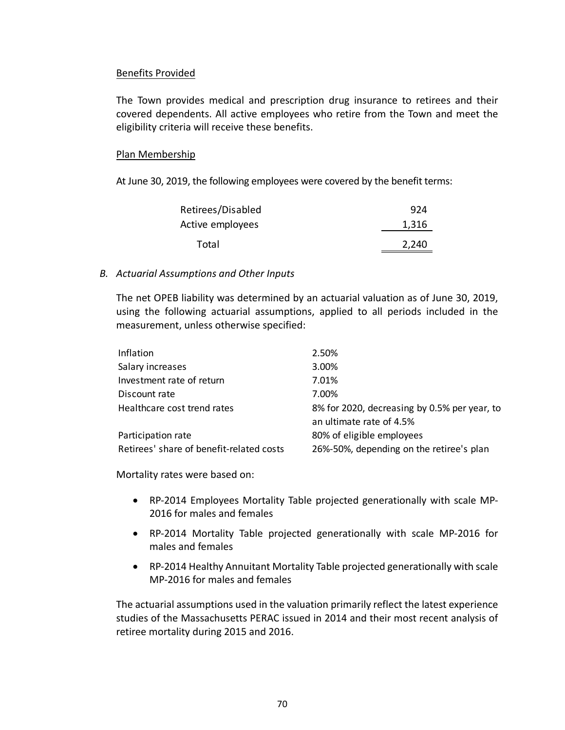Benefits Provided

The Town provides medical and prescription drug insurance to retirees and their covered dependents. All active employees who retire from the Town and meet the eligibility criteria will receive these benefits.

Plan Membership

At June 30, 2019, the following employees were covered by the benefit terms:

| | |
|---|---|
| Retirees/Disabled | 924 |
| Active employees | 1,316 |
| Total | 2,240 |

*B. Actuarial Assumptions and Other Inputs*

The net OPEB liability was determined by an actuarial valuation as of June 30, 2019, using the following actuarial assumptions, applied to all periods included in the measurement, unless otherwise specified:

| | |
|---|---|
| Inflation | 2.50% |
| Salary increases | 3.00% |
| Investment rate of return | 7.01% |
| Discount rate | 7.00% |
| Healthcare cost trend rates | 8% for 2020, decreasing by 0.5% per year, to an ultimate rate of 4.5% |
| Participation rate | 80% of eligible employees |
| Retirees' share of benefit-related costs | 26%-50%, depending on the retiree's plan |

Mortality rates were based on:

- RP-2014 Employees Mortality Table projected generationally with scale MP-2016 for males and females
- RP-2014 Mortality Table projected generationally with scale MP-2016 for males and females
- RP-2014 Healthy Annuitant Mortality Table projected generationally with scale MP-2016 for males and females

The actuarial assumptions used in the valuation primarily reflect the latest experience studies of the Massachusetts PERAC issued in 2014 and their most recent analysis of retiree mortality during 2015 and 2016.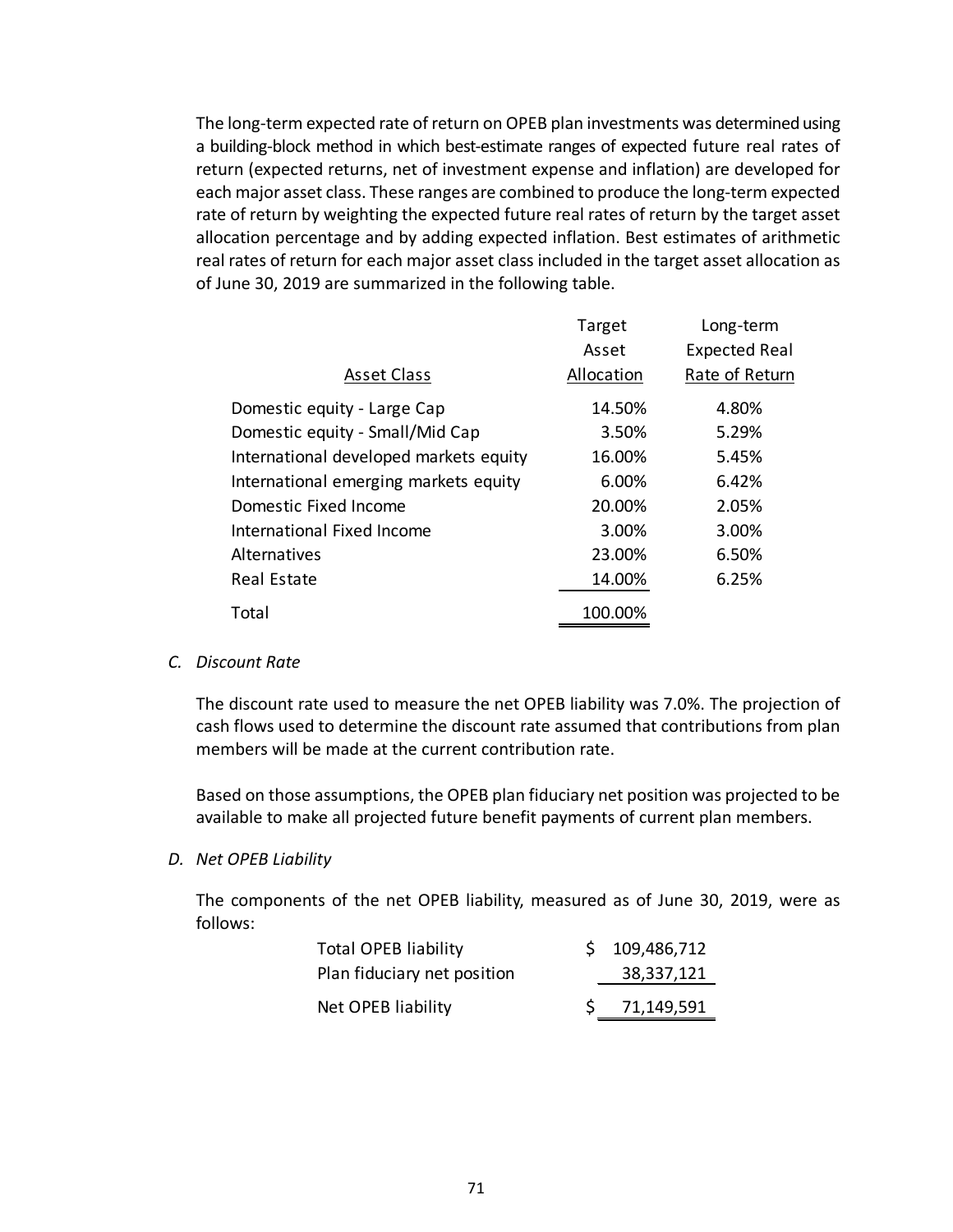The long-term expected rate of return on OPEB plan investments was determined using a building-block method in which best-estimate ranges of expected future real rates of return (expected returns, net of investment expense and inflation) are developed for each major asset class. These ranges are combined to produce the long-term expected rate of return by weighting the expected future real rates of return by the target asset allocation percentage and by adding expected inflation. Best estimates of arithmetic real rates of return for each major asset class included in the target asset allocation as of June 30, 2019 are summarized in the following table.

| Asset Class | Target Asset Allocation | Long-term Expected Real Rate of Return |
|---|---|---|
| Domestic equity - Large Cap | 14.50% | 4.80% |
| Domestic equity - Small/Mid Cap | 3.50% | 5.29% |
| International developed markets equity | 16.00% | 5.45% |
| International emerging markets equity | 6.00% | 6.42% |
| Domestic Fixed Income | 20.00% | 2.05% |
| International Fixed Income | 3.00% | 3.00% |
| Alternatives | 23.00% | 6.50% |
| Real Estate | 14.00% | 6.25% |
| Total | 100.00% | |

*C. Discount Rate*

The discount rate used to measure the net OPEB liability was 7.0%. The projection of cash flows used to determine the discount rate assumed that contributions from plan members will be made at the current contribution rate.

Based on those assumptions, the OPEB plan fiduciary net position was projected to be available to make all projected future benefit payments of current plan members.

*D. Net OPEB Liability*

The components of the net OPEB liability, measured as of June 30, 2019, were as follows:

| | |
|---|---|
| Total OPEB liability | $ 109,486,712 |
| Plan fiduciary net position | 38,337,121 |
| Net OPEB liability | $ 71,149,591 |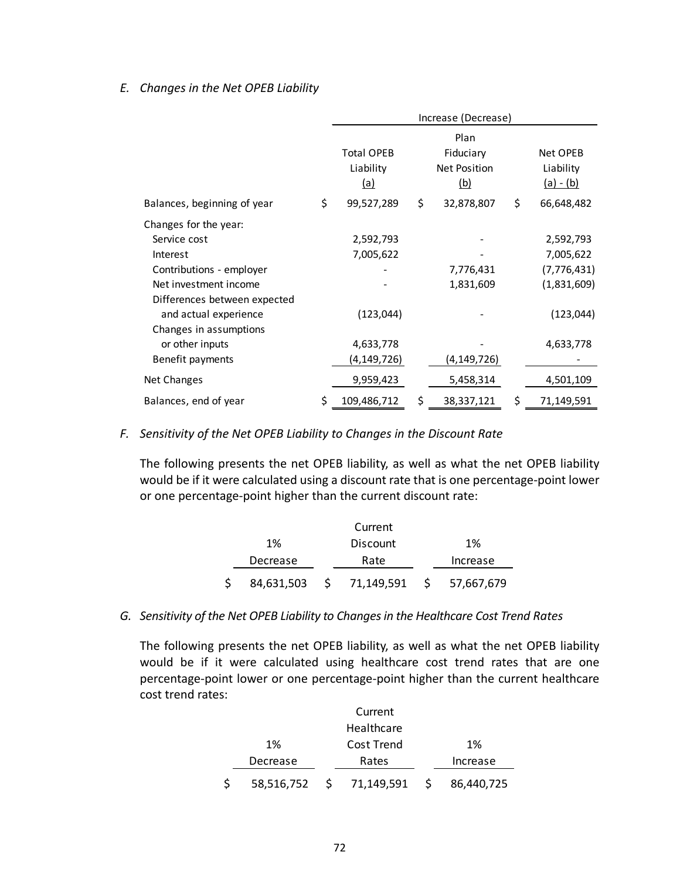*E. Changes in the Net OPEB Liability*

| | Increase (Decrease) | | |
|---|---|---|---|
| | Total OPEB Liability (a) | Plan Fiduciary Net Position (b) | Net OPEB Liability (a) - (b) |
| Balances, beginning of year | $ 99,527,289 | $ 32,878,807 | $ 66,648,482 |
| Changes for the year: | | | |
| Service cost | 2,592,793 | - | 2,592,793 |
| Interest | 7,005,622 | - | 7,005,622 |
| Contributions - employer | - | 7,776,431 | (7,776,431) |
| Net investment income | - | 1,831,609 | (1,831,609) |
| Differences between expected and actual experience | (123,044) | - | (123,044) |
| Changes in assumptions or other inputs | 4,633,778 | - | 4,633,778 |
| Benefit payments | (4,149,726) | (4,149,726) | - |
| Net Changes | 9,959,423 | 5,458,314 | 4,501,109 |
| Balances, end of year | $ 109,486,712 | $ 38,337,121 | $ 71,149,591 |

*F. Sensitivity of the Net OPEB Liability to Changes in the Discount Rate*

The following presents the net OPEB liability, as well as what the net OPEB liability would be if it were calculated using a discount rate that is one percentage-point lower or one percentage-point higher than the current discount rate:

| 1% Decrease | Current Discount Rate | 1% Increase |
|---|---|---|
| $ 84,631,503 | $ 71,149,591 | $ 57,667,679 |

*G. Sensitivity of the Net OPEB Liability to Changes in the Healthcare Cost Trend Rates*

The following presents the net OPEB liability, as well as what the net OPEB liability would be if it were calculated using healthcare cost trend rates that are one percentage-point lower or one percentage-point higher than the current healthcare cost trend rates:

| 1% Decrease | Current Healthcare Cost Trend Rates | 1% Increase |
|---|---|---|
| $ 58,516,752 | $ 71,149,591 | $ 86,440,725 |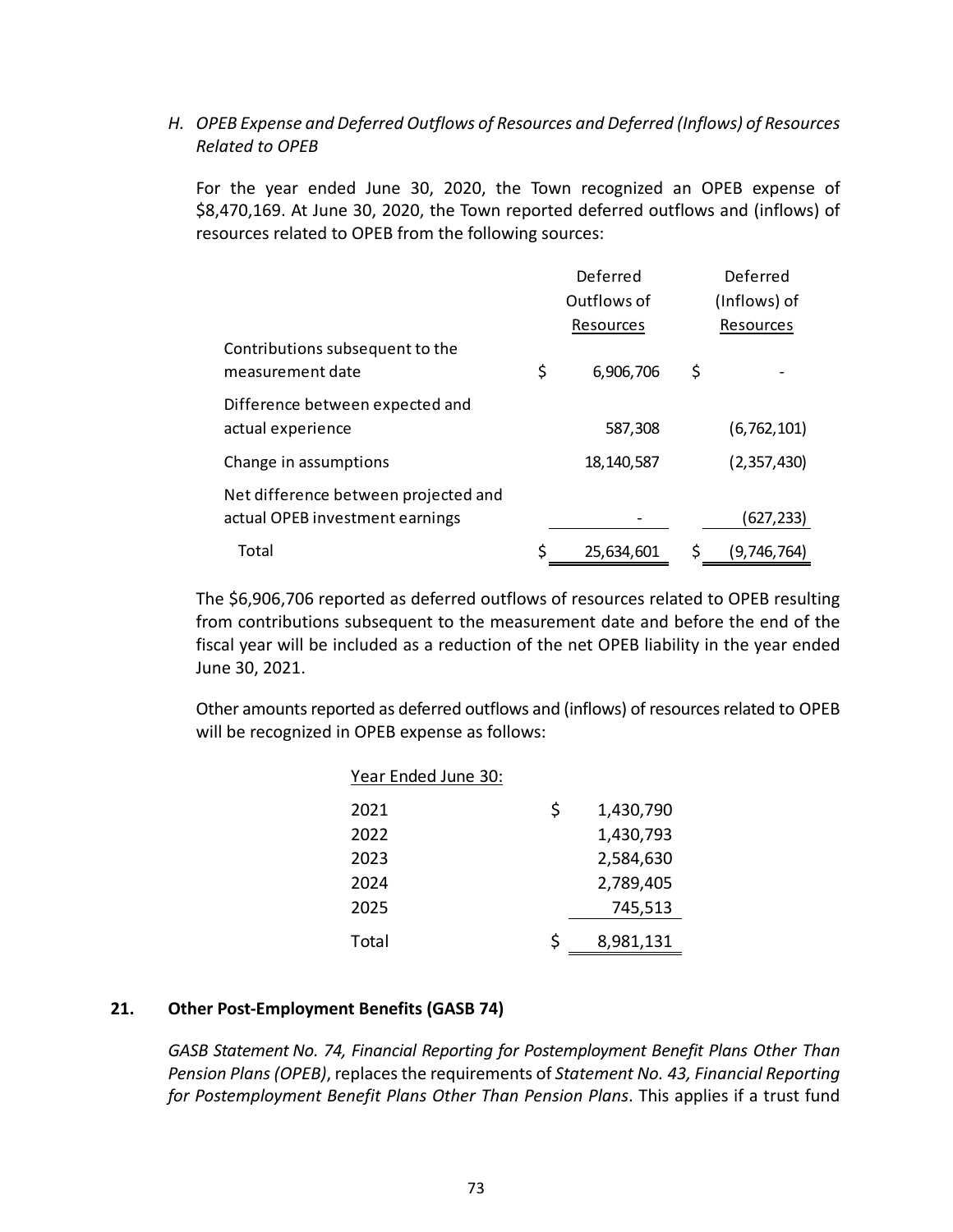*H. OPEB Expense and Deferred Outflows of Resources and Deferred (Inflows) of Resources Related to OPEB*

For the year ended June 30, 2020, the Town recognized an OPEB expense of $8,470,169. At June 30, 2020, the Town reported deferred outflows and (inflows) of resources related to OPEB from the following sources:

| | Deferred Outflows of Resources | Deferred (Inflows) of Resources |
|---|---|---|
| Contributions subsequent to the measurement date | $ 6,906,706 | $ - |
| Difference between expected and actual experience | 587,308 | (6,762,101) |
| Change in assumptions | 18,140,587 | (2,357,430) |
| Net difference between projected and actual OPEB investment earnings | - | (627,233) |
| Total | $ 25,634,601 | $ (9,746,764) |

The $6,906,706 reported as deferred outflows of resources related to OPEB resulting from contributions subsequent to the measurement date and before the end of the fiscal year will be included as a reduction of the net OPEB liability in the year ended June 30, 2021.

Other amounts reported as deferred outflows and (inflows) of resources related to OPEB will be recognized in OPEB expense as follows:

| Year Ended June 30: | |
|---|---|
| 2021 | $ 1,430,790 |
| 2022 | 1,430,793 |
| 2023 | 2,584,630 |
| 2024 | 2,789,405 |
| 2025 | 745,513 |
| Total | $ 8,981,131 |

## 21. Other Post-Employment Benefits (GASB 74)

*GASB Statement No. 74, Financial Reporting for Postemployment Benefit Plans Other Than Pension Plans (OPEB)*, replaces the requirements of *Statement No. 43, Financial Reporting for Postemployment Benefit Plans Other Than Pension Plans*. This applies if a trust fund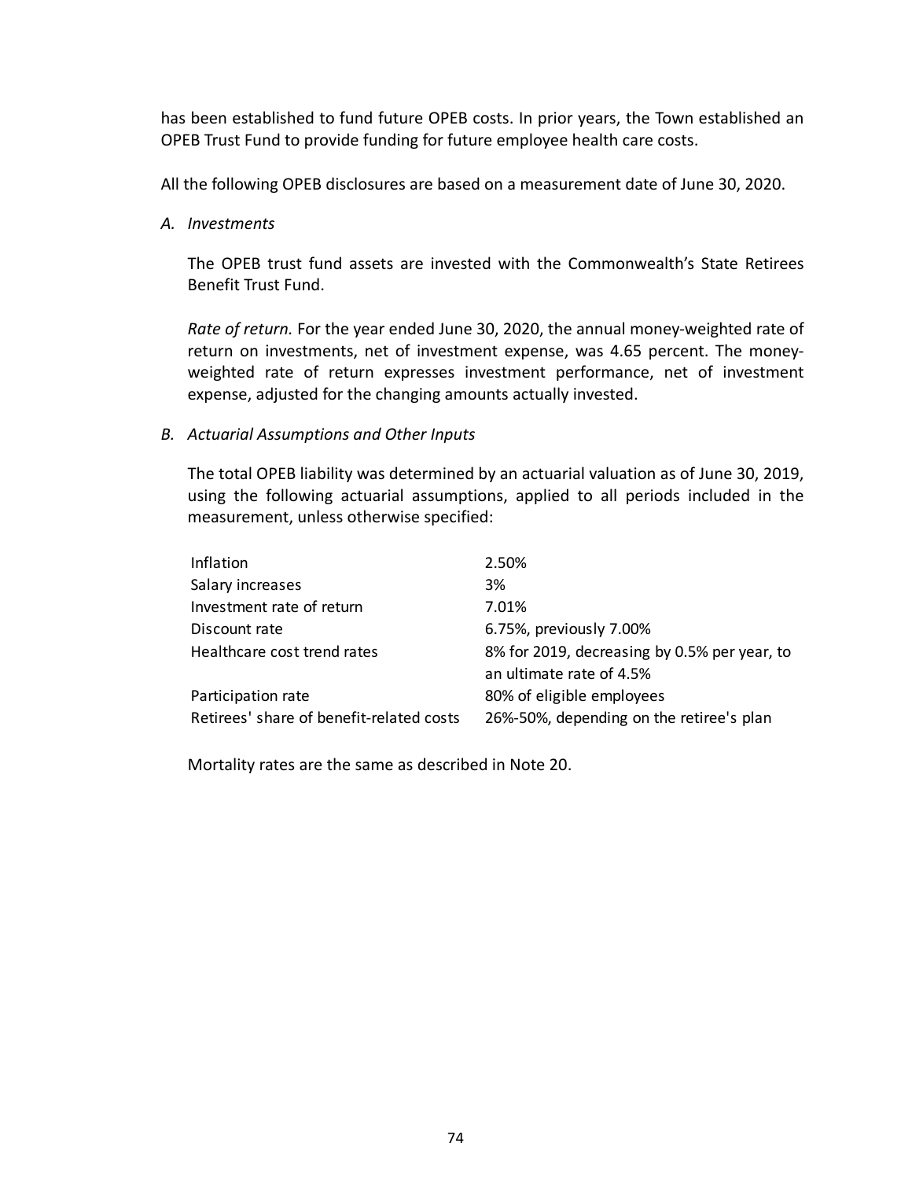has been established to fund future OPEB costs. In prior years, the Town established an OPEB Trust Fund to provide funding for future employee health care costs.

All the following OPEB disclosures are based on a measurement date of June 30, 2020.

*A. Investments*

The OPEB trust fund assets are invested with the Commonwealth's State Retirees Benefit Trust Fund.

*Rate of return.* For the year ended June 30, 2020, the annual money-weighted rate of return on investments, net of investment expense, was 4.65 percent. The money-weighted rate of return expresses investment performance, net of investment expense, adjusted for the changing amounts actually invested.

*B. Actuarial Assumptions and Other Inputs*

The total OPEB liability was determined by an actuarial valuation as of June 30, 2019, using the following actuarial assumptions, applied to all periods included in the measurement, unless otherwise specified:

| | |
|---|---|
| Inflation | 2.50% |
| Salary increases | 3% |
| Investment rate of return | 7.01% |
| Discount rate | 6.75%, previously 7.00% |
| Healthcare cost trend rates | 8% for 2019, decreasing by 0.5% per year, to an ultimate rate of 4.5% |
| Participation rate | 80% of eligible employees |
| Retirees' share of benefit-related costs | 26%-50%, depending on the retiree's plan |

Mortality rates are the same as described in Note 20.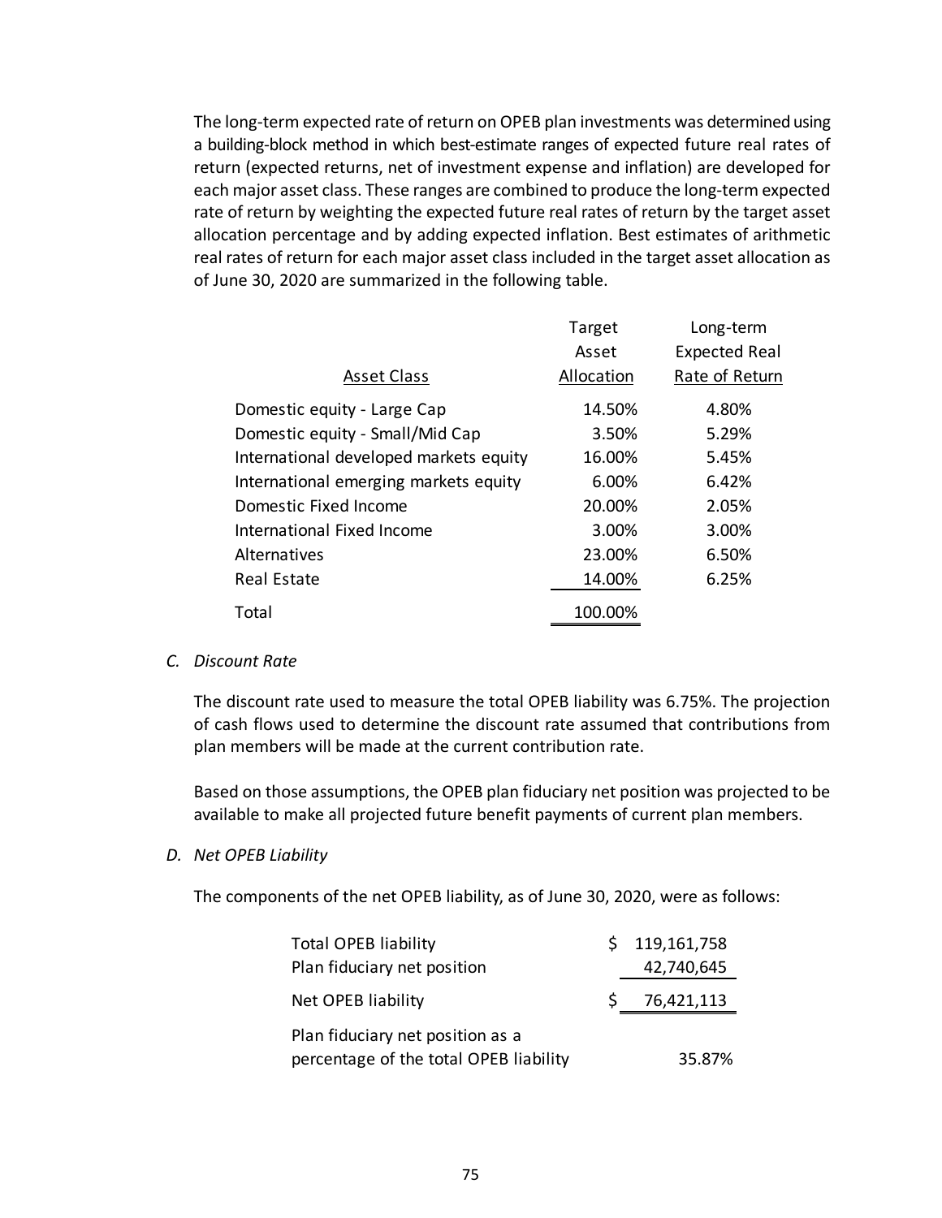The long-term expected rate of return on OPEB plan investments was determined using a building-block method in which best-estimate ranges of expected future real rates of return (expected returns, net of investment expense and inflation) are developed for each major asset class. These ranges are combined to produce the long-term expected rate of return by weighting the expected future real rates of return by the target asset allocation percentage and by adding expected inflation. Best estimates of arithmetic real rates of return for each major asset class included in the target asset allocation as of June 30, 2020 are summarized in the following table.

| Asset Class | Target Asset Allocation | Long-term Expected Real Rate of Return |
|---|---|---|
| Domestic equity - Large Cap | 14.50% | 4.80% |
| Domestic equity - Small/Mid Cap | 3.50% | 5.29% |
| International developed markets equity | 16.00% | 5.45% |
| International emerging markets equity | 6.00% | 6.42% |
| Domestic Fixed Income | 20.00% | 2.05% |
| International Fixed Income | 3.00% | 3.00% |
| Alternatives | 23.00% | 6.50% |
| Real Estate | 14.00% | 6.25% |
| Total | 100.00% | |

*C. Discount Rate*

The discount rate used to measure the total OPEB liability was 6.75%. The projection of cash flows used to determine the discount rate assumed that contributions from plan members will be made at the current contribution rate.

Based on those assumptions, the OPEB plan fiduciary net position was projected to be available to make all projected future benefit payments of current plan members.

*D. Net OPEB Liability*

The components of the net OPEB liability, as of June 30, 2020, were as follows:

| | |
|---|---|
| Total OPEB liability | $ 119,161,758 |
| Plan fiduciary net position | 42,740,645 |
| Net OPEB liability | $ 76,421,113 |
| Plan fiduciary net position as a percentage of the total OPEB liability | 35.87% |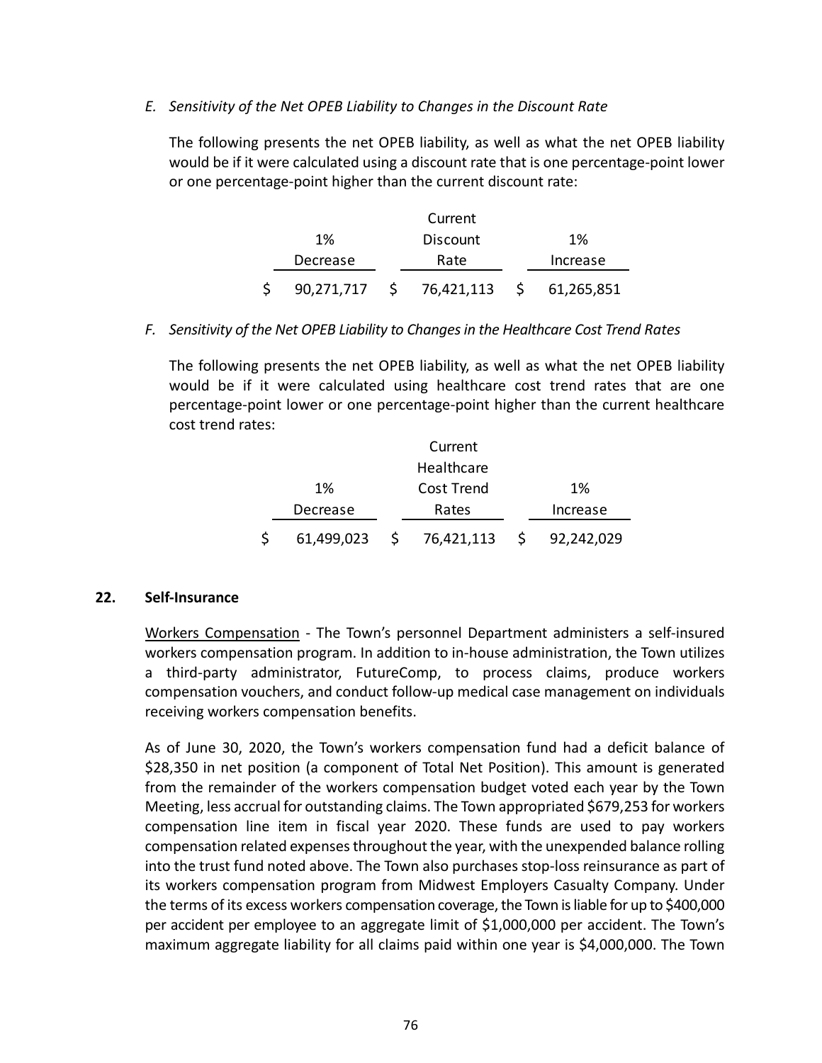*E. Sensitivity of the Net OPEB Liability to Changes in the Discount Rate*

The following presents the net OPEB liability, as well as what the net OPEB liability would be if it were calculated using a discount rate that is one percentage-point lower or one percentage-point higher than the current discount rate:

| 1% Decrease | Current Discount Rate | 1% Increase |
|---|---|---|
| $ 90,271,717 | $ 76,421,113 | $ 61,265,851 |

*F. Sensitivity of the Net OPEB Liability to Changes in the Healthcare Cost Trend Rates*

The following presents the net OPEB liability, as well as what the net OPEB liability would be if it were calculated using healthcare cost trend rates that are one percentage-point lower or one percentage-point higher than the current healthcare cost trend rates:

| 1% Decrease | Current Healthcare Cost Trend Rates | 1% Increase |
|---|---|---|
| $ 61,499,023 | $ 76,421,113 | $ 92,242,029 |

## 22. Self-Insurance

Workers Compensation - The Town's personnel Department administers a self-insured workers compensation program. In addition to in-house administration, the Town utilizes a third-party administrator, FutureComp, to process claims, produce workers compensation vouchers, and conduct follow-up medical case management on individuals receiving workers compensation benefits.

As of June 30, 2020, the Town's workers compensation fund had a deficit balance of $28,350 in net position (a component of Total Net Position). This amount is generated from the remainder of the workers compensation budget voted each year by the Town Meeting, less accrual for outstanding claims. The Town appropriated $679,253 for workers compensation line item in fiscal year 2020. These funds are used to pay workers compensation related expenses throughout the year, with the unexpended balance rolling into the trust fund noted above. The Town also purchases stop-loss reinsurance as part of its workers compensation program from Midwest Employers Casualty Company. Under the terms of its excess workers compensation coverage, the Town is liable for up to $400,000 per accident per employee to an aggregate limit of $1,000,000 per accident. The Town's maximum aggregate liability for all claims paid within one year is $4,000,000. The Town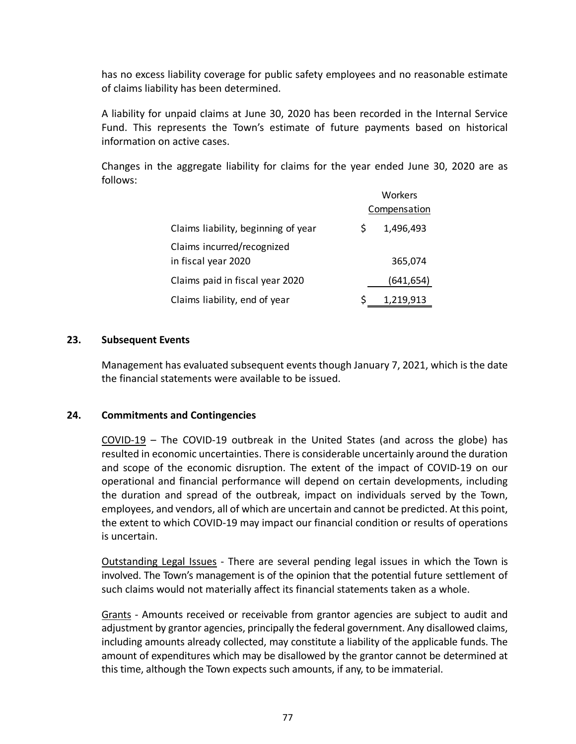has no excess liability coverage for public safety employees and no reasonable estimate of claims liability has been determined.

A liability for unpaid claims at June 30, 2020 has been recorded in the Internal Service Fund. This represents the Town's estimate of future payments based on historical information on active cases.

Changes in the aggregate liability for claims for the year ended June 30, 2020 are as follows:

| | Workers Compensation |
|---|---|
| Claims liability, beginning of year | $ 1,496,493 |
| Claims incurred/recognized in fiscal year 2020 | 365,074 |
| Claims paid in fiscal year 2020 | (641,654) |
| Claims liability, end of year | $ 1,219,913 |

## 23. Subsequent Events

Management has evaluated subsequent events though January 7, 2021, which is the date the financial statements were available to be issued.

## 24. Commitments and Contingencies

COVID-19 – The COVID-19 outbreak in the United States (and across the globe) has resulted in economic uncertainties. There is considerable uncertainly around the duration and scope of the economic disruption. The extent of the impact of COVID-19 on our operational and financial performance will depend on certain developments, including the duration and spread of the outbreak, impact on individuals served by the Town, employees, and vendors, all of which are uncertain and cannot be predicted. At this point, the extent to which COVID-19 may impact our financial condition or results of operations is uncertain.

Outstanding Legal Issues - There are several pending legal issues in which the Town is involved. The Town's management is of the opinion that the potential future settlement of such claims would not materially affect its financial statements taken as a whole.

Grants - Amounts received or receivable from grantor agencies are subject to audit and adjustment by grantor agencies, principally the federal government. Any disallowed claims, including amounts already collected, may constitute a liability of the applicable funds. The amount of expenditures which may be disallowed by the grantor cannot be determined at this time, although the Town expects such amounts, if any, to be immaterial.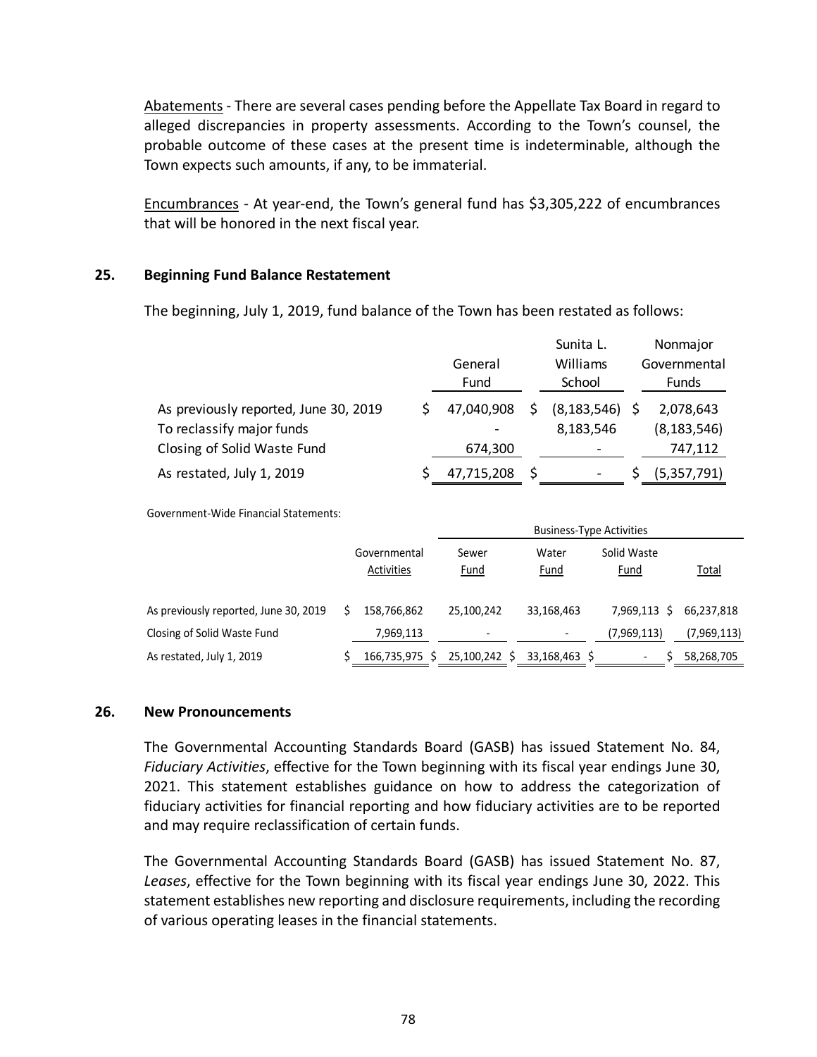Abatements - There are several cases pending before the Appellate Tax Board in regard to alleged discrepancies in property assessments. According to the Town's counsel, the probable outcome of these cases at the present time is indeterminable, although the Town expects such amounts, if any, to be immaterial.

Encumbrances - At year-end, the Town's general fund has $3,305,222 of encumbrances that will be honored in the next fiscal year.

## 25. Beginning Fund Balance Restatement

The beginning, July 1, 2019, fund balance of the Town has been restated as follows:

| | General Fund | Sunita L. Williams School | Nonmajor Governmental Funds |
|---|---|---|---|
| As previously reported, June 30, 2019 | $ 47,040,908 | $ (8,183,546) | $ 2,078,643 |
| To reclassify major funds | - | 8,183,546 | (8,183,546) |
| Closing of Solid Waste Fund | 674,300 | - | 747,112 |
| As restated, July 1, 2019 | $ 47,715,208 | $ - | $ (5,357,791) |

Government-Wide Financial Statements:

| | | Business-Type Activities | | | |
|---|---|---|---|---|---|
| | Governmental Activities | Sewer Fund | Water Fund | Solid Waste Fund | Total |
| As previously reported, June 30, 2019 | $ 158,766,862 | 25,100,242 | 33,168,463 | 7,969,113 | $ 66,237,818 |
| Closing of Solid Waste Fund | 7,969,113 | - | - | (7,969,113) | (7,969,113) |
| As restated, July 1, 2019 | $ 166,735,975 | $ 25,100,242 | $ 33,168,463 | $ - | $ 58,268,705 |

## 26. New Pronouncements

The Governmental Accounting Standards Board (GASB) has issued Statement No. 84, *Fiduciary Activities*, effective for the Town beginning with its fiscal year endings June 30, 2021. This statement establishes guidance on how to address the categorization of fiduciary activities for financial reporting and how fiduciary activities are to be reported and may require reclassification of certain funds.

The Governmental Accounting Standards Board (GASB) has issued Statement No. 87, *Leases*, effective for the Town beginning with its fiscal year endings June 30, 2022. This statement establishes new reporting and disclosure requirements, including the recording of various operating leases in the financial statements.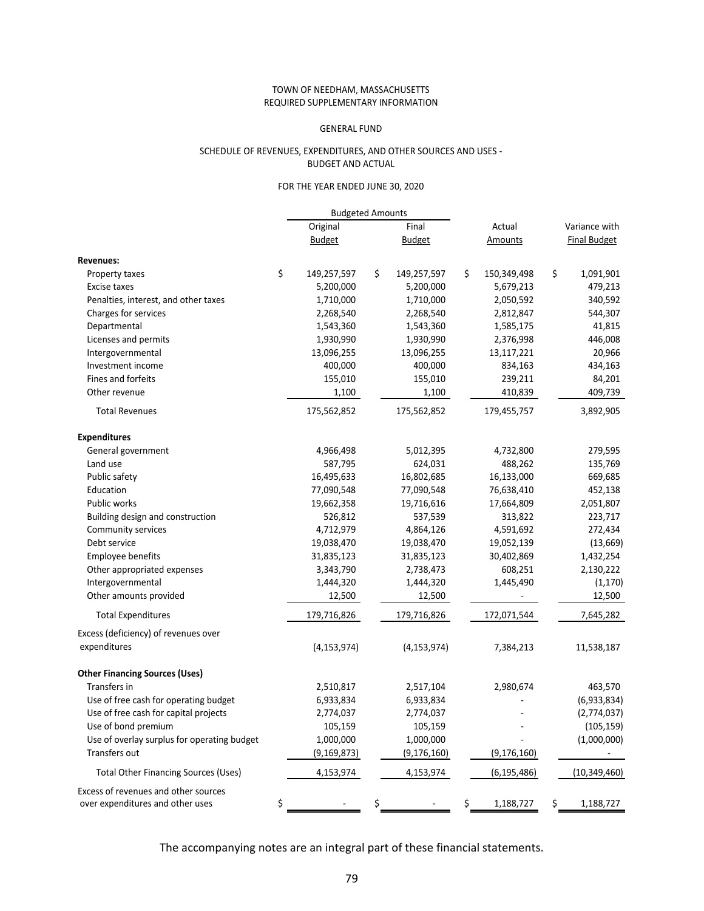TOWN OF NEEDHAM, MASSACHUSETTS
REQUIRED SUPPLEMENTARY INFORMATION

GENERAL FUND

SCHEDULE OF REVENUES, EXPENDITURES, AND OTHER SOURCES AND USES - BUDGET AND ACTUAL

FOR THE YEAR ENDED JUNE 30, 2020

| | Budgeted Amounts | | | |
|---|---|---|---|---|
| | Original Budget | Final Budget | Actual Amounts | Variance with Final Budget |
| **Revenues:** | | | | |
| Property taxes | $ 149,257,597 | $ 149,257,597 | $ 150,349,498 | $ 1,091,901 |
| Excise taxes | 5,200,000 | 5,200,000 | 5,679,213 | 479,213 |
| Penalties, interest, and other taxes | 1,710,000 | 1,710,000 | 2,050,592 | 340,592 |
| Charges for services | 2,268,540 | 2,268,540 | 2,812,847 | 544,307 |
| Departmental | 1,543,360 | 1,543,360 | 1,585,175 | 41,815 |
| Licenses and permits | 1,930,990 | 1,930,990 | 2,376,998 | 446,008 |
| Intergovernmental | 13,096,255 | 13,096,255 | 13,117,221 | 20,966 |
| Investment income | 400,000 | 400,000 | 834,163 | 434,163 |
| Fines and forfeits | 155,010 | 155,010 | 239,211 | 84,201 |
| Other revenue | 1,100 | 1,100 | 410,839 | 409,739 |
| Total Revenues | 175,562,852 | 175,562,852 | 179,455,757 | 3,892,905 |
| **Expenditures** | | | | |
| General government | 4,966,498 | 5,012,395 | 4,732,800 | 279,595 |
| Land use | 587,795 | 624,031 | 488,262 | 135,769 |
| Public safety | 16,495,633 | 16,802,685 | 16,133,000 | 669,685 |
| Education | 77,090,548 | 77,090,548 | 76,638,410 | 452,138 |
| Public works | 19,662,358 | 19,716,616 | 17,664,809 | 2,051,807 |
| Building design and construction | 526,812 | 537,539 | 313,822 | 223,717 |
| Community services | 4,712,979 | 4,864,126 | 4,591,692 | 272,434 |
| Debt service | 19,038,470 | 19,038,470 | 19,052,139 | (13,669) |
| Employee benefits | 31,835,123 | 31,835,123 | 30,402,869 | 1,432,254 |
| Other appropriated expenses | 3,343,790 | 2,738,473 | 608,251 | 2,130,222 |
| Intergovernmental | 1,444,320 | 1,444,320 | 1,445,490 | (1,170) |
| Other amounts provided | 12,500 | 12,500 | - | 12,500 |
| Total Expenditures | 179,716,826 | 179,716,826 | 172,071,544 | 7,645,282 |
| Excess (deficiency) of revenues over expenditures | (4,153,974) | (4,153,974) | 7,384,213 | 11,538,187 |
| **Other Financing Sources (Uses)** | | | | |
| Transfers in | 2,510,817 | 2,517,104 | 2,980,674 | 463,570 |
| Use of free cash for operating budget | 6,933,834 | 6,933,834 | - | (6,933,834) |
| Use of free cash for capital projects | 2,774,037 | 2,774,037 | - | (2,774,037) |
| Use of bond premium | 105,159 | 105,159 | - | (105,159) |
| Use of overlay surplus for operating budget | 1,000,000 | 1,000,000 | - | (1,000,000) |
| Transfers out | (9,169,873) | (9,176,160) | (9,176,160) | - |
| Total Other Financing Sources (Uses) | 4,153,974 | 4,153,974 | (6,195,486) | (10,349,460) |
| Excess of revenues and other sources over expenditures and other uses | $ - | $ - | $ 1,188,727 | $ 1,188,727 |

The accompanying notes are an integral part of these financial statements.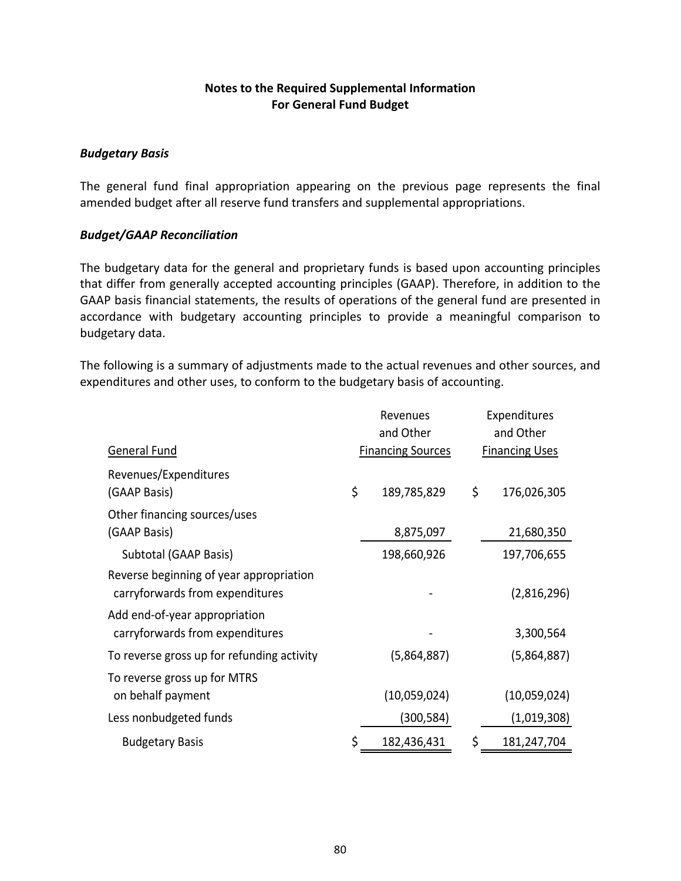## Notes to the Required Supplemental Information
## For General Fund Budget

***Budgetary Basis***

The general fund final appropriation appearing on the previous page represents the final amended budget after all reserve fund transfers and supplemental appropriations.

***Budget/GAAP Reconciliation***

The budgetary data for the general and proprietary funds is based upon accounting principles that differ from generally accepted accounting principles (GAAP). Therefore, in addition to the GAAP basis financial statements, the results of operations of the general fund are presented in accordance with budgetary accounting principles to provide a meaningful comparison to budgetary data.

The following is a summary of adjustments made to the actual revenues and other sources, and expenditures and other uses, to conform to the budgetary basis of accounting.

| General Fund | Revenues and Other Financing Sources | Expenditures and Other Financing Uses |
|---|---|---|
| Revenues/Expenditures (GAAP Basis) | $ 189,785,829 | $ 176,026,305 |
| Other financing sources/uses (GAAP Basis) | 8,875,097 | 21,680,350 |
| Subtotal (GAAP Basis) | 198,660,926 | 197,706,655 |
| Reverse beginning of year appropriation carryforwards from expenditures | - | (2,816,296) |
| Add end-of-year appropriation carryforwards from expenditures | - | 3,300,564 |
| To reverse gross up for refunding activity | (5,864,887) | (5,864,887) |
| To reverse gross up for MTRS on behalf payment | (10,059,024) | (10,059,024) |
| Less nonbudgeted funds | (300,584) | (1,019,308) |
| Budgetary Basis | $ 182,436,431 | $ 181,247,704 |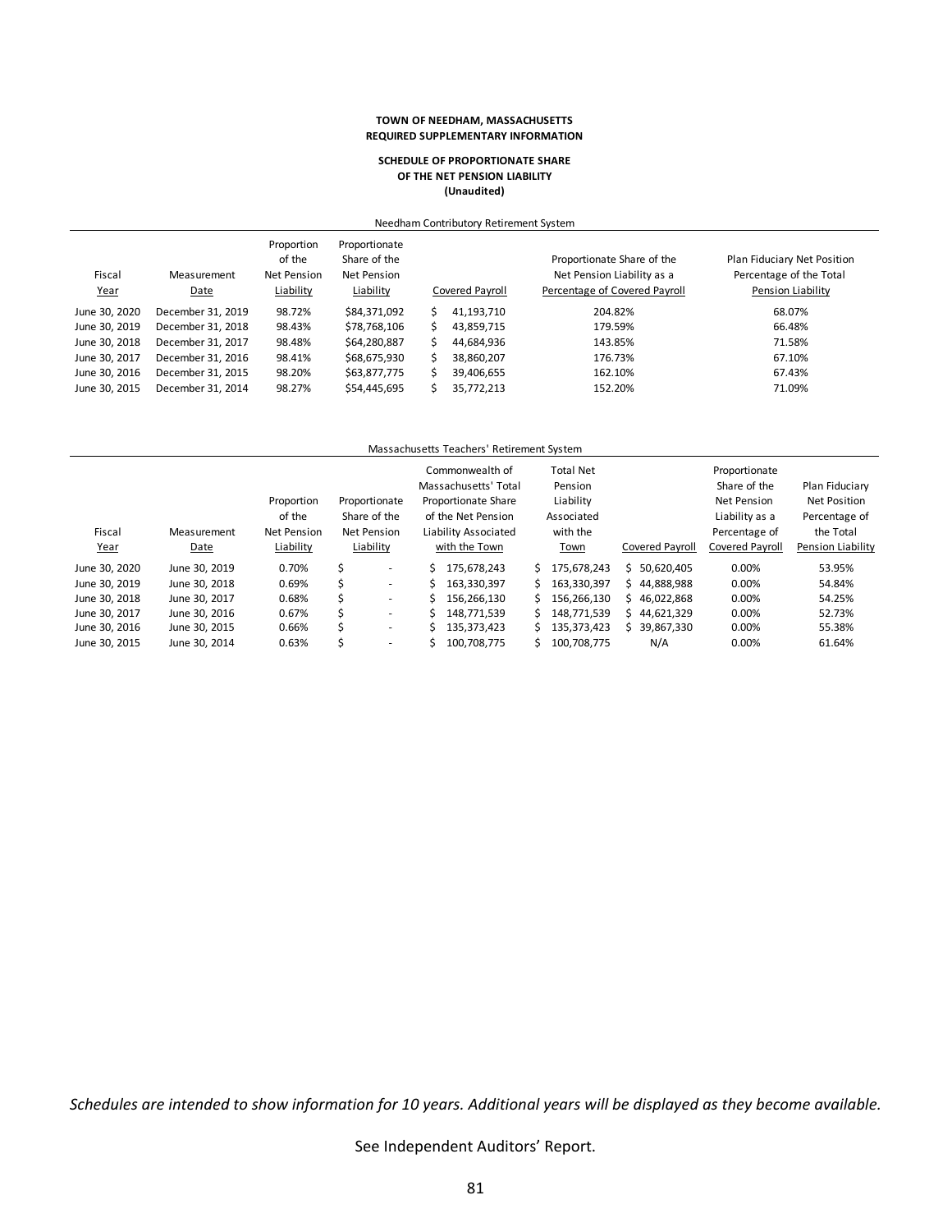**TOWN OF NEEDHAM, MASSACHUSETTS**
**REQUIRED SUPPLEMENTARY INFORMATION**

**SCHEDULE OF PROPORTIONATE SHARE OF THE NET PENSION LIABILITY**
**(Unaudited)**

Needham Contributory Retirement System

| Fiscal Year | Measurement Date | Proportion of the Net Pension Liability | Proportionate Share of the Net Pension Liability | Covered Payroll | Proportionate Share of the Net Pension Liability as a Percentage of Covered Payroll | Plan Fiduciary Net Position Percentage of the Total Pension Liability |
|---|---|---|---|---|---|---|
| June 30, 2020 | December 31, 2019 | 98.72% | $84,371,092 | $ 41,193,710 | 204.82% | 68.07% |
| June 30, 2019 | December 31, 2018 | 98.43% | $78,768,106 | $ 43,859,715 | 179.59% | 66.48% |
| June 30, 2018 | December 31, 2017 | 98.48% | $64,280,887 | $ 44,684,936 | 143.85% | 71.58% |
| June 30, 2017 | December 31, 2016 | 98.41% | $68,675,930 | $ 38,860,207 | 176.73% | 67.10% |
| June 30, 2016 | December 31, 2015 | 98.20% | $63,877,775 | $ 39,406,655 | 162.10% | 67.43% |
| June 30, 2015 | December 31, 2014 | 98.27% | $54,445,695 | $ 35,772,213 | 152.20% | 71.09% |

Massachusetts Teachers' Retirement System

| Fiscal Year | Measurement Date | Proportion of the Net Pension Liability | Proportionate Share of the Net Pension Liability | Commonwealth of Massachusetts' Total Proportionate Share of the Net Pension Liability Associated with the Town | Total Net Pension Liability Associated with the Town | Covered Payroll | Proportionate Share of the Net Pension Liability as a Percentage of Covered Payroll | Plan Fiduciary Net Position Percentage of the Total Pension Liability |
|---|---|---|---|---|---|---|---|---|
| June 30, 2020 | June 30, 2019 | 0.70% | $ - | $ 175,678,243 | $ 175,678,243 | $ 50,620,405 | 0.00% | 53.95% |
| June 30, 2019 | June 30, 2018 | 0.69% | $ - | $ 163,330,397 | $ 163,330,397 | $ 44,888,988 | 0.00% | 54.84% |
| June 30, 2018 | June 30, 2017 | 0.68% | $ - | $ 156,266,130 | $ 156,266,130 | $ 46,022,868 | 0.00% | 54.25% |
| June 30, 2017 | June 30, 2016 | 0.67% | $ - | $ 148,771,539 | $ 148,771,539 | $ 44,621,329 | 0.00% | 52.73% |
| June 30, 2016 | June 30, 2015 | 0.66% | $ - | $ 135,373,423 | $ 135,373,423 | $ 39,867,330 | 0.00% | 55.38% |
| June 30, 2015 | June 30, 2014 | 0.63% | $ - | $ 100,708,775 | $ 100,708,775 | N/A | 0.00% | 61.64% |

*Schedules are intended to show information for 10 years. Additional years will be displayed as they become available.*

See Independent Auditors' Report.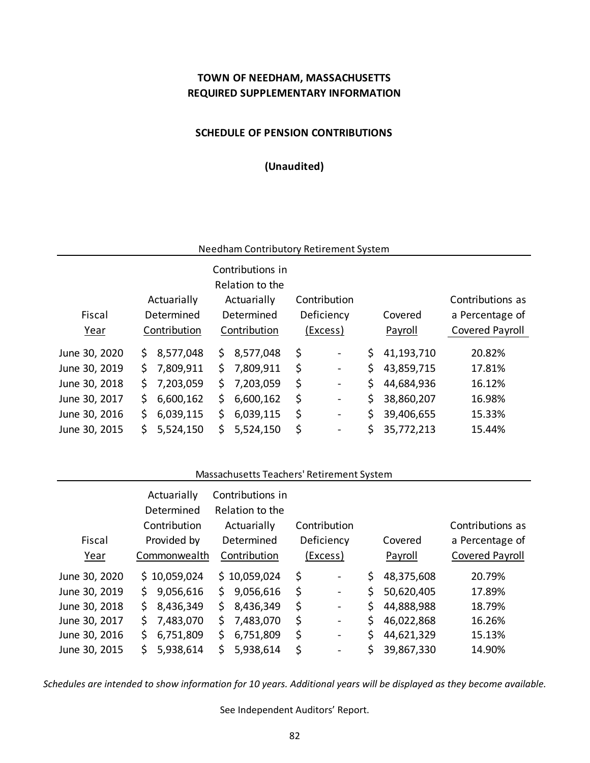# TOWN OF NEEDHAM, MASSACHUSETTS
# REQUIRED SUPPLEMENTARY INFORMATION

## SCHEDULE OF PENSION CONTRIBUTIONS

**(Unaudited)**

Needham Contributory Retirement System

| Fiscal Year | Actuarially Determined Contribution | Contributions in Relation to the Actuarially Determined Contribution | Contribution Deficiency (Excess) | Covered Payroll | Contributions as a Percentage of Covered Payroll |
|---|---|---|---|---|---|
| June 30, 2020 | $ 8,577,048 | $ 8,577,048 | $ - | $ 41,193,710 | 20.82% |
| June 30, 2019 | $ 7,809,911 | $ 7,809,911 | $ - | $ 43,859,715 | 17.81% |
| June 30, 2018 | $ 7,203,059 | $ 7,203,059 | $ - | $ 44,684,936 | 16.12% |
| June 30, 2017 | $ 6,600,162 | $ 6,600,162 | $ - | $ 38,860,207 | 16.98% |
| June 30, 2016 | $ 6,039,115 | $ 6,039,115 | $ - | $ 39,406,655 | 15.33% |
| June 30, 2015 | $ 5,524,150 | $ 5,524,150 | $ - | $ 35,772,213 | 15.44% |

Massachusetts Teachers' Retirement System

| Fiscal Year | Actuarially Determined Contribution Provided by Commonwealth | Contributions in Relation to the Actuarially Determined Contribution | Contribution Deficiency (Excess) | Covered Payroll | Contributions as a Percentage of Covered Payroll |
|---|---|---|---|---|---|
| June 30, 2020 | $ 10,059,024 | $ 10,059,024 | $ - | $ 48,375,608 | 20.79% |
| June 30, 2019 | $ 9,056,616 | $ 9,056,616 | $ - | $ 50,620,405 | 17.89% |
| June 30, 2018 | $ 8,436,349 | $ 8,436,349 | $ - | $ 44,888,988 | 18.79% |
| June 30, 2017 | $ 7,483,070 | $ 7,483,070 | $ - | $ 46,022,868 | 16.26% |
| June 30, 2016 | $ 6,751,809 | $ 6,751,809 | $ - | $ 44,621,329 | 15.13% |
| June 30, 2015 | $ 5,938,614 | $ 5,938,614 | $ - | $ 39,867,330 | 14.90% |

*Schedules are intended to show information for 10 years. Additional years will be displayed as they become available.*

See Independent Auditors' Report.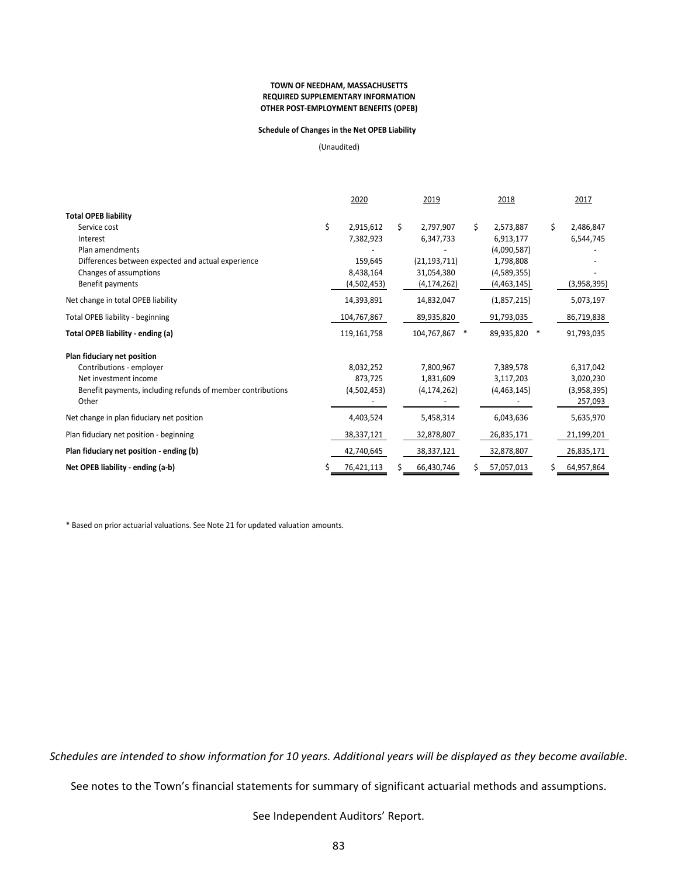**TOWN OF NEEDHAM, MASSACHUSETTS**
**REQUIRED SUPPLEMENTARY INFORMATION**
**OTHER POST-EMPLOYMENT BENEFITS (OPEB)**

**Schedule of Changes in the Net OPEB Liability**

(Unaudited)

| | 2020 | 2019 | 2018 | 2017 |
|---|---|---|---|---|
| **Total OPEB liability** | | | | |
| Service cost | $ 2,915,612 | $ 2,797,907 | $ 2,573,887 | $ 2,486,847 |
| Interest | 7,382,923 | 6,347,733 | 6,913,177 | 6,544,745 |
| Plan amendments | - | - | (4,090,587) | - |
| Differences between expected and actual experience | 159,645 | (21,193,711) | 1,798,808 | - |
| Changes of assumptions | 8,438,164 | 31,054,380 | (4,589,355) | - |
| Benefit payments | (4,502,453) | (4,174,262) | (4,463,145) | (3,958,395) |
| Net change in total OPEB liability | 14,393,891 | 14,832,047 | (1,857,215) | 5,073,197 |
| Total OPEB liability - beginning | 104,767,867 | 89,935,820 | 91,793,035 | 86,719,838 |
| **Total OPEB liability - ending (a)** | 119,161,758 | 104,767,867 * | 89,935,820 * | 91,793,035 |
| **Plan fiduciary net position** | | | | |
| Contributions - employer | 8,032,252 | 7,800,967 | 7,389,578 | 6,317,042 |
| Net investment income | 873,725 | 1,831,609 | 3,117,203 | 3,020,230 |
| Benefit payments, including refunds of member contributions | (4,502,453) | (4,174,262) | (4,463,145) | (3,958,395) |
| Other | - | - | - | 257,093 |
| Net change in plan fiduciary net position | 4,403,524 | 5,458,314 | 6,043,636 | 5,635,970 |
| Plan fiduciary net position - beginning | 38,337,121 | 32,878,807 | 26,835,171 | 21,199,201 |
| **Plan fiduciary net position - ending (b)** | 42,740,645 | 38,337,121 | 32,878,807 | 26,835,171 |
| **Net OPEB liability - ending (a-b)** | $ 76,421,113 | $ 66,430,746 | $ 57,057,013 | $ 64,957,864 |

* Based on prior actuarial valuations. See Note 21 for updated valuation amounts.

*Schedules are intended to show information for 10 years. Additional years will be displayed as they become available.*

See notes to the Town's financial statements for summary of significant actuarial methods and assumptions.

See Independent Auditors' Report.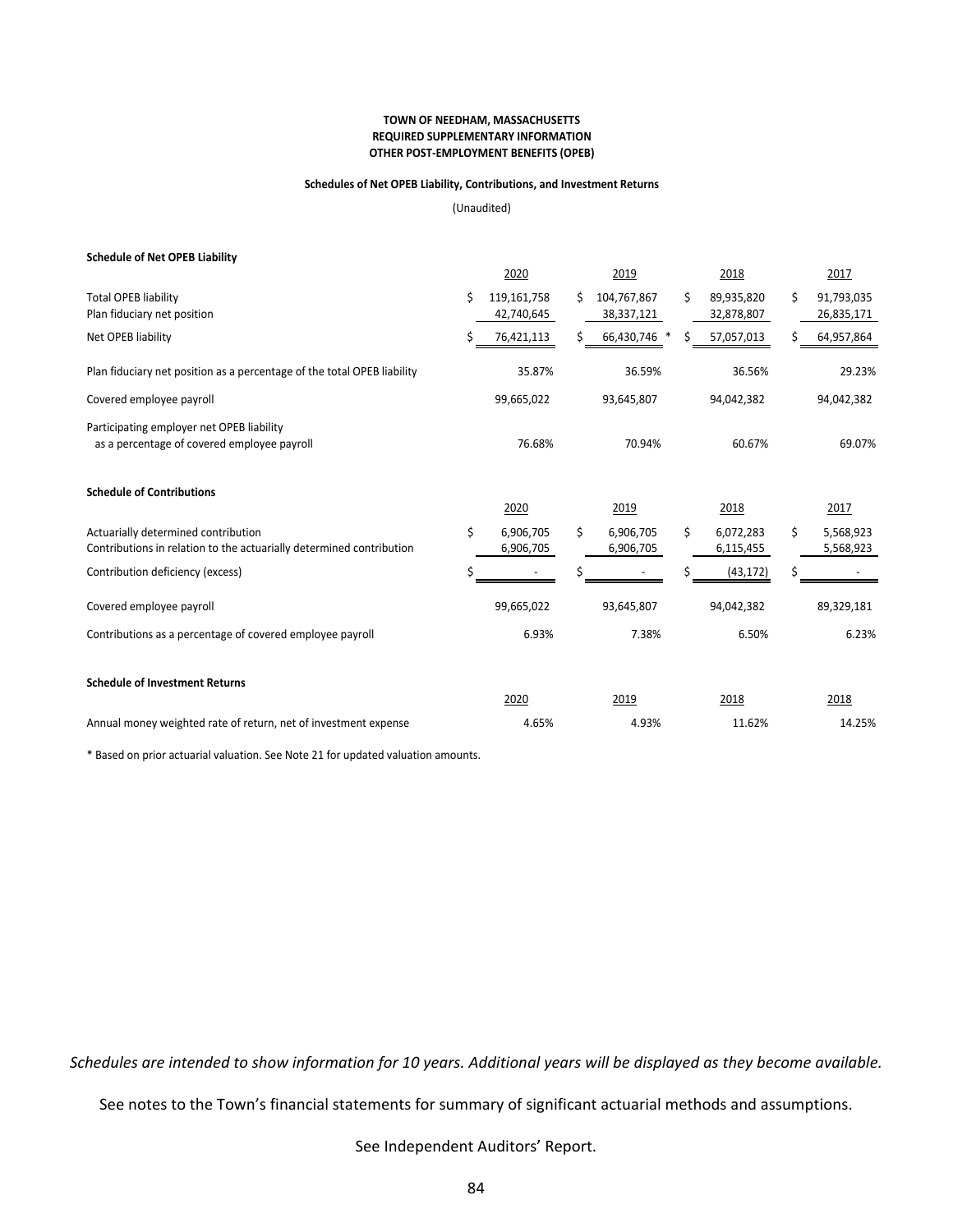**TOWN OF NEEDHAM, MASSACHUSETTS**
**REQUIRED SUPPLEMENTARY INFORMATION**
**OTHER POST-EMPLOYMENT BENEFITS (OPEB)**

**Schedules of Net OPEB Liability, Contributions, and Investment Returns**

(Unaudited)

**Schedule of Net OPEB Liability**

| | 2020 | 2019 | 2018 | 2017 |
|---|---|---|---|---|
| Total OPEB liability | $ 119,161,758 | $ 104,767,867 | $ 89,935,820 | $ 91,793,035 |
| Plan fiduciary net position | 42,740,645 | 38,337,121 | 32,878,807 | 26,835,171 |
| Net OPEB liability | $ 76,421,113 | $ 66,430,746 * | $ 57,057,013 | $ 64,957,864 |
| Plan fiduciary net position as a percentage of the total OPEB liability | 35.87% | 36.59% | 36.56% | 29.23% |
| Covered employee payroll | 99,665,022 | 93,645,807 | 94,042,382 | 94,042,382 |
| Participating employer net OPEB liability as a percentage of covered employee payroll | 76.68% | 70.94% | 60.67% | 69.07% |

**Schedule of Contributions**

| | 2020 | 2019 | 2018 | 2017 |
|---|---|---|---|---|
| Actuarially determined contribution | $ 6,906,705 | $ 6,906,705 | $ 6,072,283 | $ 5,568,923 |
| Contributions in relation to the actuarially determined contribution | 6,906,705 | 6,906,705 | 6,115,455 | 5,568,923 |
| Contribution deficiency (excess) | $ - | $ - | $ (43,172) | $ - |
| Covered employee payroll | 99,665,022 | 93,645,807 | 94,042,382 | 89,329,181 |
| Contributions as a percentage of covered employee payroll | 6.93% | 7.38% | 6.50% | 6.23% |

**Schedule of Investment Returns**

| | 2020 | 2019 | 2018 | 2018 |
|---|---|---|---|---|
| Annual money weighted rate of return, net of investment expense | 4.65% | 4.93% | 11.62% | 14.25% |

* Based on prior actuarial valuation. See Note 21 for updated valuation amounts.

*Schedules are intended to show information for 10 years. Additional years will be displayed as they become available.*

See notes to the Town's financial statements for summary of significant actuarial methods and assumptions.

See Independent Auditors' Report.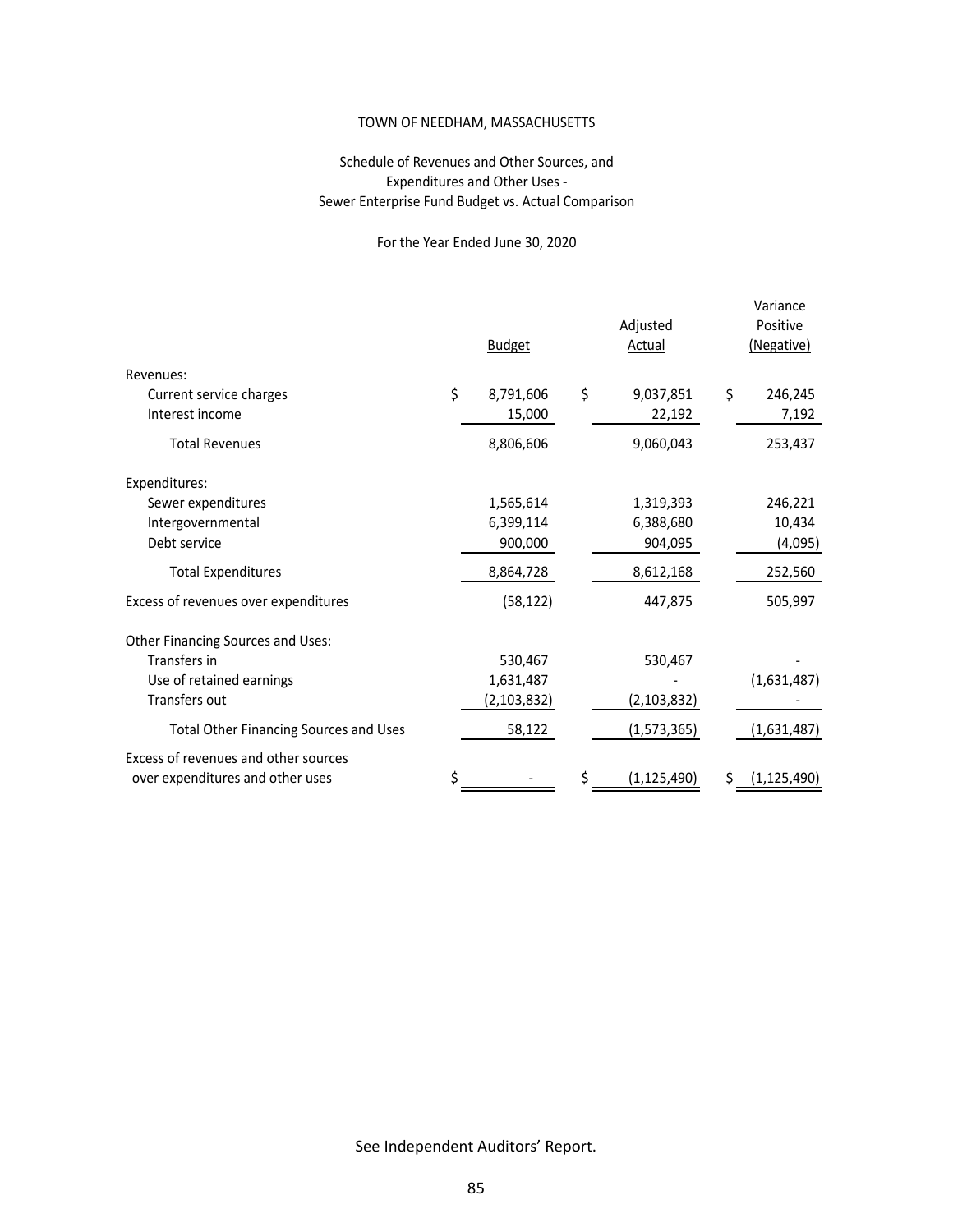TOWN OF NEEDHAM, MASSACHUSETTS

Schedule of Revenues and Other Sources, and Expenditures and Other Uses - Sewer Enterprise Fund Budget vs. Actual Comparison

For the Year Ended June 30, 2020

| | Budget | Adjusted Actual | Variance Positive (Negative) |
|---|---|---|---|
| Revenues: | | | |
| Current service charges | $ 8,791,606 | $ 9,037,851 | $ 246,245 |
| Interest income | 15,000 | 22,192 | 7,192 |
| Total Revenues | 8,806,606 | 9,060,043 | 253,437 |
| Expenditures: | | | |
| Sewer expenditures | 1,565,614 | 1,319,393 | 246,221 |
| Intergovernmental | 6,399,114 | 6,388,680 | 10,434 |
| Debt service | 900,000 | 904,095 | (4,095) |
| Total Expenditures | 8,864,728 | 8,612,168 | 252,560 |
| Excess of revenues over expenditures | (58,122) | 447,875 | 505,997 |
| Other Financing Sources and Uses: | | | |
| Transfers in | 530,467 | 530,467 | - |
| Use of retained earnings | 1,631,487 | - | (1,631,487) |
| Transfers out | (2,103,832) | (2,103,832) | - |
| Total Other Financing Sources and Uses | 58,122 | (1,573,365) | (1,631,487) |
| Excess of revenues and other sources over expenditures and other uses | $ - | $ (1,125,490) | $ (1,125,490) |

See Independent Auditors' Report.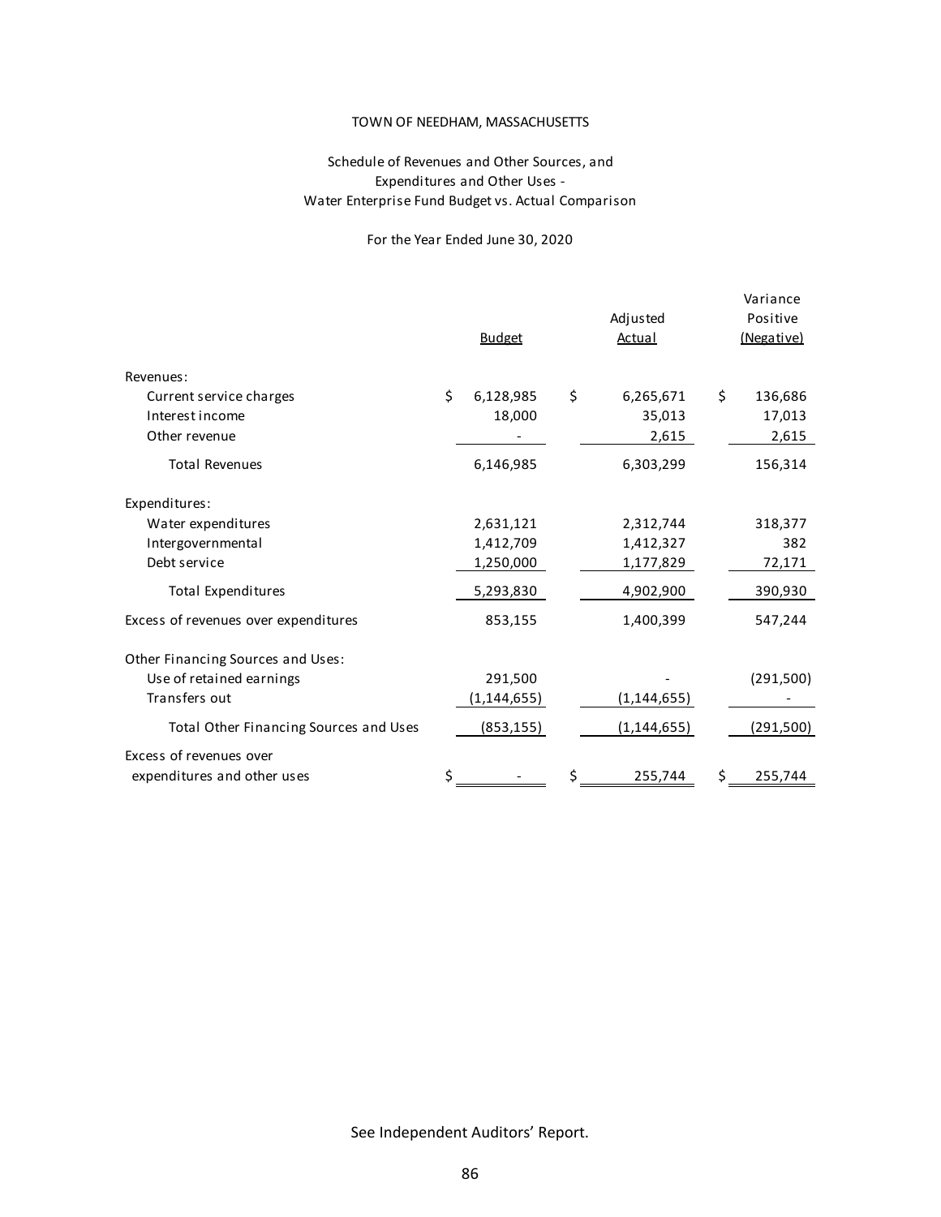TOWN OF NEEDHAM, MASSACHUSETTS

Schedule of Revenues and Other Sources, and
Expenditures and Other Uses -
Water Enterprise Fund Budget vs. Actual Comparison

For the Year Ended June 30, 2020

| | Budget | Adjusted Actual | Variance Positive (Negative) |
|---|---|---|---|
| Revenues: | | | |
| Current service charges | $ 6,128,985 | $ 6,265,671 | $ 136,686 |
| Interest income | 18,000 | 35,013 | 17,013 |
| Other revenue | - | 2,615 | 2,615 |
| Total Revenues | 6,146,985 | 6,303,299 | 156,314 |
| Expenditures: | | | |
| Water expenditures | 2,631,121 | 2,312,744 | 318,377 |
| Intergovernmental | 1,412,709 | 1,412,327 | 382 |
| Debt service | 1,250,000 | 1,177,829 | 72,171 |
| Total Expenditures | 5,293,830 | 4,902,900 | 390,930 |
| Excess of revenues over expenditures | 853,155 | 1,400,399 | 547,244 |
| Other Financing Sources and Uses: | | | |
| Use of retained earnings | 291,500 | - | (291,500) |
| Transfers out | (1,144,655) | (1,144,655) | - |
| Total Other Financing Sources and Uses | (853,155) | (1,144,655) | (291,500) |
| Excess of revenues over expenditures and other uses | $ - | $ 255,744 | $ 255,744 |

See Independent Auditors' Report.